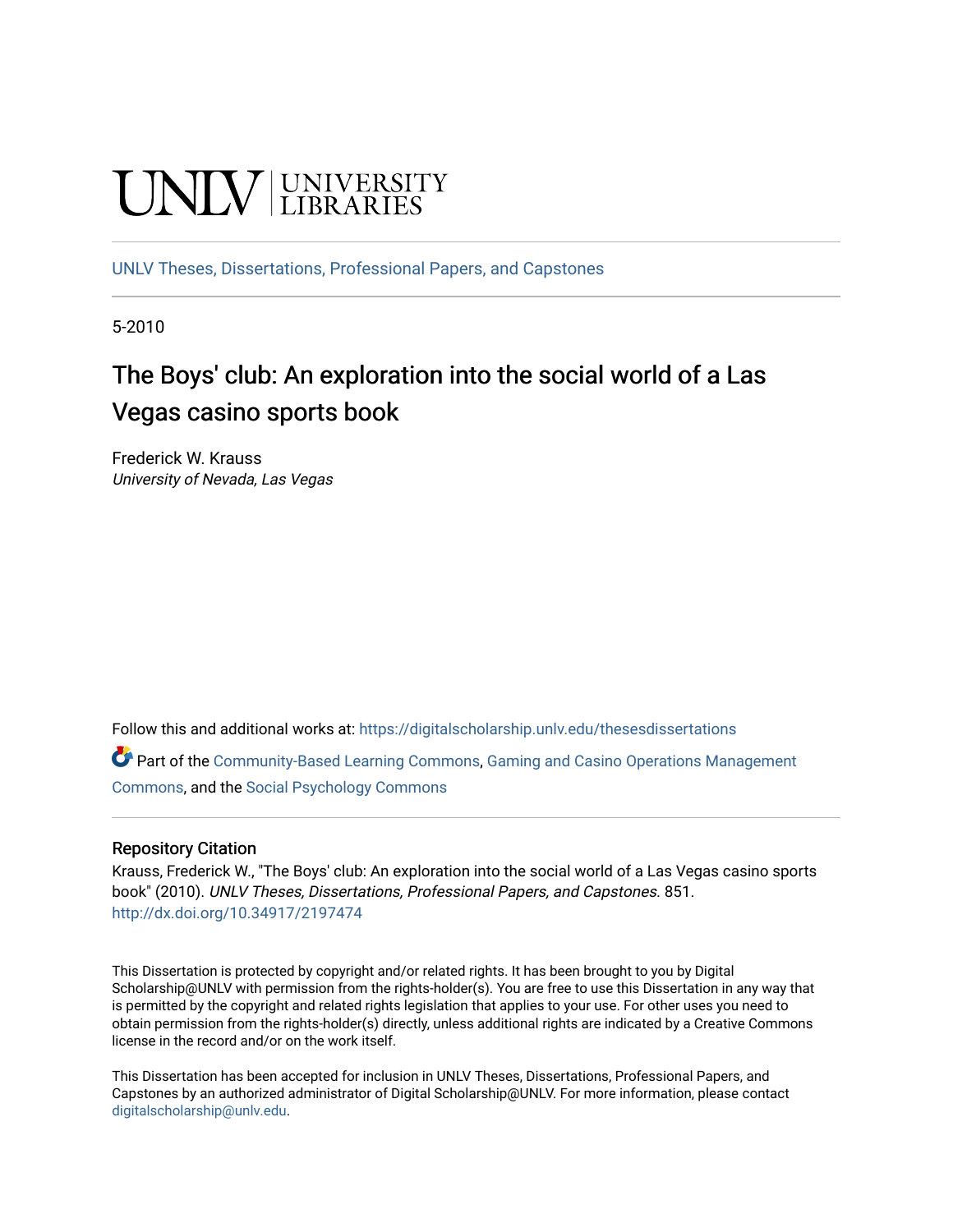UNLV | UNIVERSITY LIBRARIES

UNLV Theses, Dissertations, Professional Papers, and Capstones

5-2010

# The Boys' club: An exploration into the social world of a Las Vegas casino sports book

Frederick W. Krauss
*University of Nevada, Las Vegas*

Follow this and additional works at: https://digitalscholarship.unlv.edu/thesesdissertations

Part of the Community-Based Learning Commons, Gaming and Casino Operations Management Commons, and the Social Psychology Commons

## Repository Citation

Krauss, Frederick W., "The Boys' club: An exploration into the social world of a Las Vegas casino sports book" (2010). *UNLV Theses, Dissertations, Professional Papers, and Capstones*. 851.
http://dx.doi.org/10.34917/2197474

This Dissertation is protected by copyright and/or related rights. It has been brought to you by Digital Scholarship@UNLV with permission from the rights-holder(s). You are free to use this Dissertation in any way that is permitted by the copyright and related rights legislation that applies to your use. For other uses you need to obtain permission from the rights-holder(s) directly, unless additional rights are indicated by a Creative Commons license in the record and/or on the work itself.

This Dissertation has been accepted for inclusion in UNLV Theses, Dissertations, Professional Papers, and Capstones by an authorized administrator of Digital Scholarship@UNLV. For more information, please contact digitalscholarship@unlv.edu.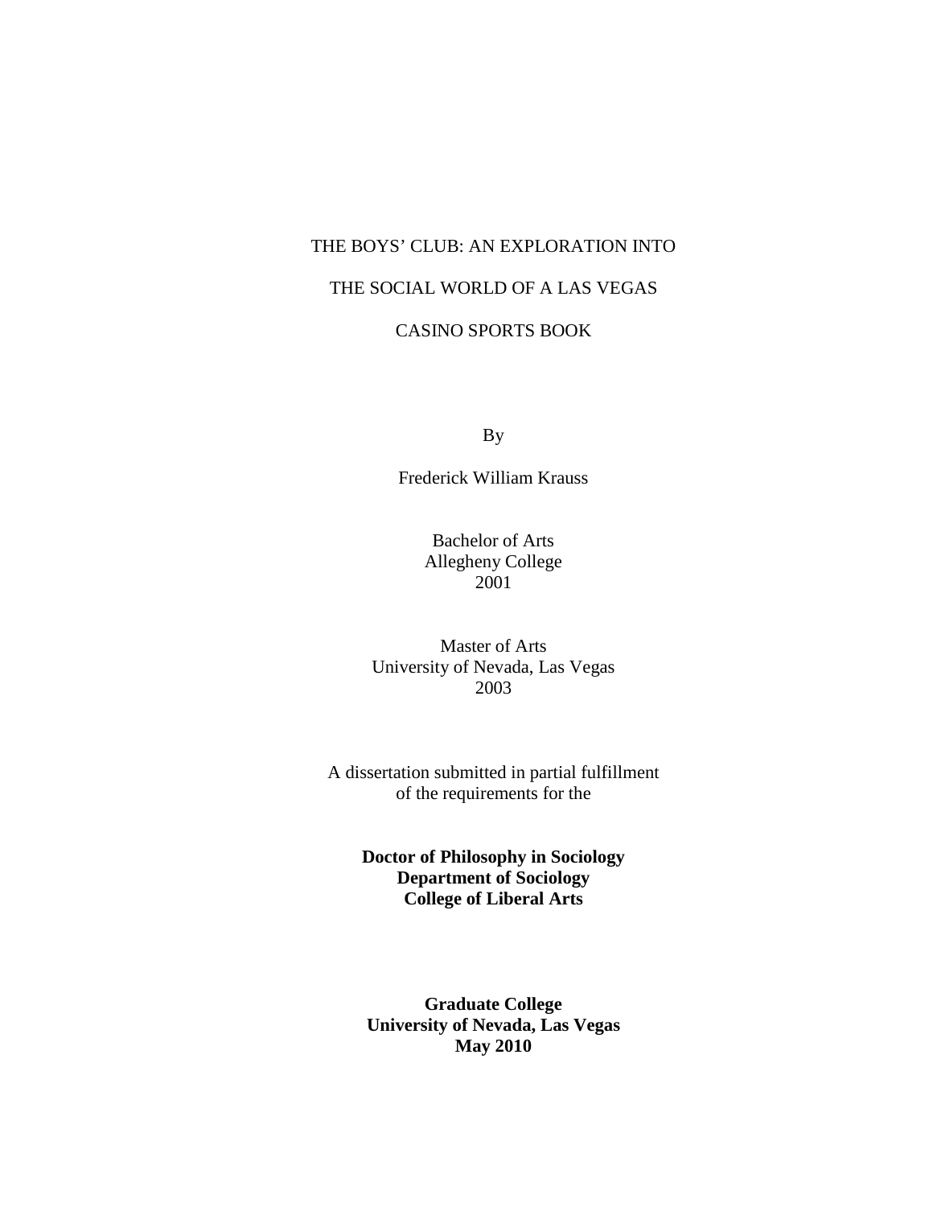# THE BOYS' CLUB: AN EXPLORATION INTO THE SOCIAL WORLD OF A LAS VEGAS CASINO SPORTS BOOK

By

Frederick William Krauss

Bachelor of Arts
Allegheny College
2001

Master of Arts
University of Nevada, Las Vegas
2003

A dissertation submitted in partial fulfillment
of the requirements for the

**Doctor of Philosophy in Sociology**
**Department of Sociology**
**College of Liberal Arts**

**Graduate College**
**University of Nevada, Las Vegas**
**May 2010**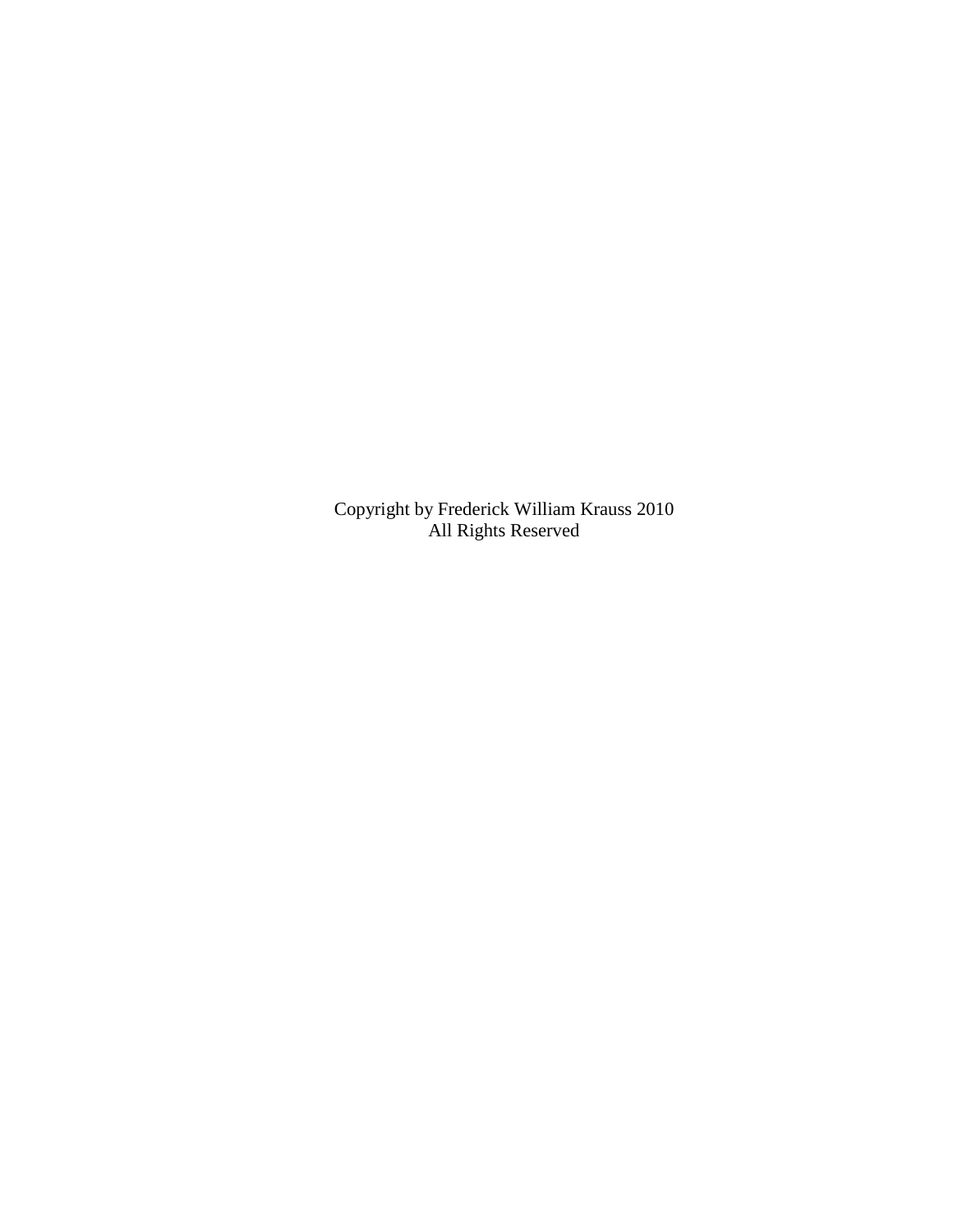Copyright by Frederick William Krauss 2010
All Rights Reserved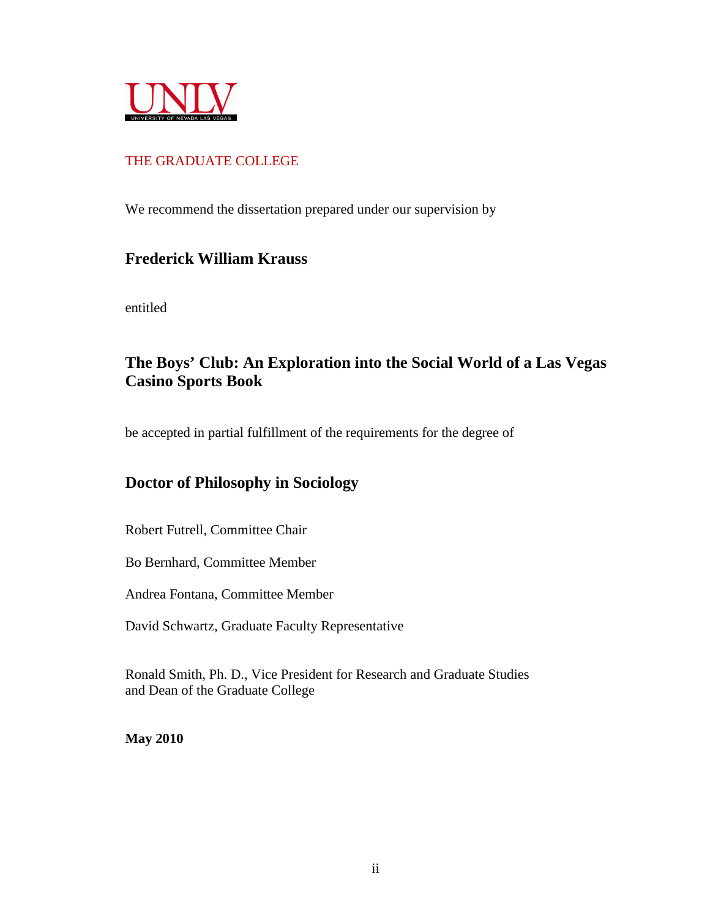UNLV
UNIVERSITY OF NEVADA LAS VEGAS

THE GRADUATE COLLEGE

We recommend the dissertation prepared under our supervision by

**Frederick William Krauss**

entitled

**The Boys' Club: An Exploration into the Social World of a Las Vegas Casino Sports Book**

be accepted in partial fulfillment of the requirements for the degree of

**Doctor of Philosophy in Sociology**

Robert Futrell, Committee Chair

Bo Bernhard, Committee Member

Andrea Fontana, Committee Member

David Schwartz, Graduate Faculty Representative

Ronald Smith, Ph. D., Vice President for Research and Graduate Studies
and Dean of the Graduate College

**May 2010**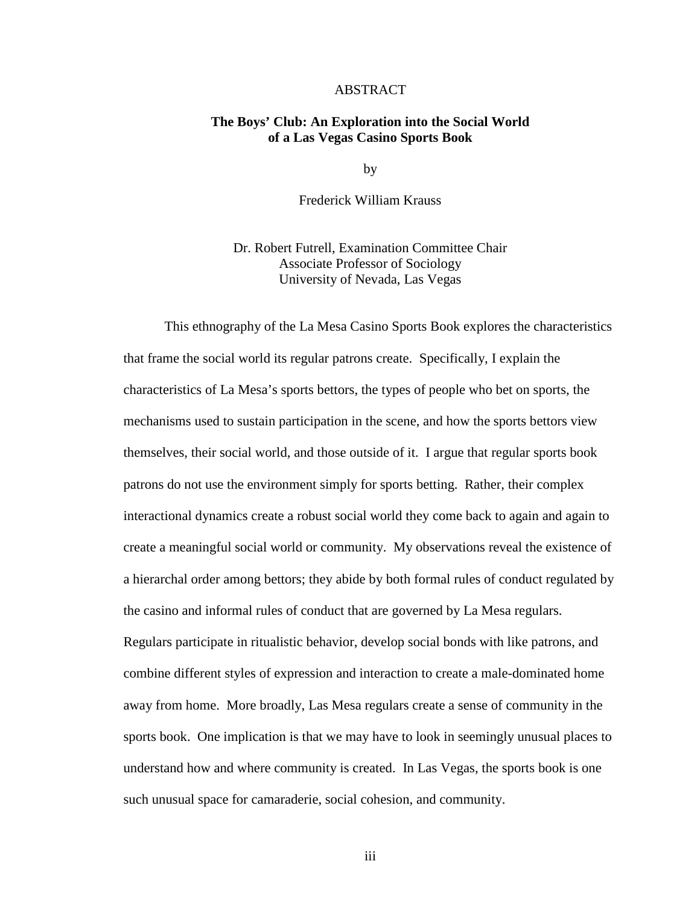# ABSTRACT

## The Boys' Club: An Exploration into the Social World of a Las Vegas Casino Sports Book

by

Frederick William Krauss

Dr. Robert Futrell, Examination Committee Chair
Associate Professor of Sociology
University of Nevada, Las Vegas

This ethnography of the La Mesa Casino Sports Book explores the characteristics that frame the social world its regular patrons create. Specifically, I explain the characteristics of La Mesa's sports bettors, the types of people who bet on sports, the mechanisms used to sustain participation in the scene, and how the sports bettors view themselves, their social world, and those outside of it. I argue that regular sports book patrons do not use the environment simply for sports betting. Rather, their complex interactional dynamics create a robust social world they come back to again and again to create a meaningful social world or community. My observations reveal the existence of a hierarchal order among bettors; they abide by both formal rules of conduct regulated by the casino and informal rules of conduct that are governed by La Mesa regulars. Regulars participate in ritualistic behavior, develop social bonds with like patrons, and combine different styles of expression and interaction to create a male-dominated home away from home. More broadly, Las Mesa regulars create a sense of community in the sports book. One implication is that we may have to look in seemingly unusual places to understand how and where community is created. In Las Vegas, the sports book is one such unusual space for camaraderie, social cohesion, and community.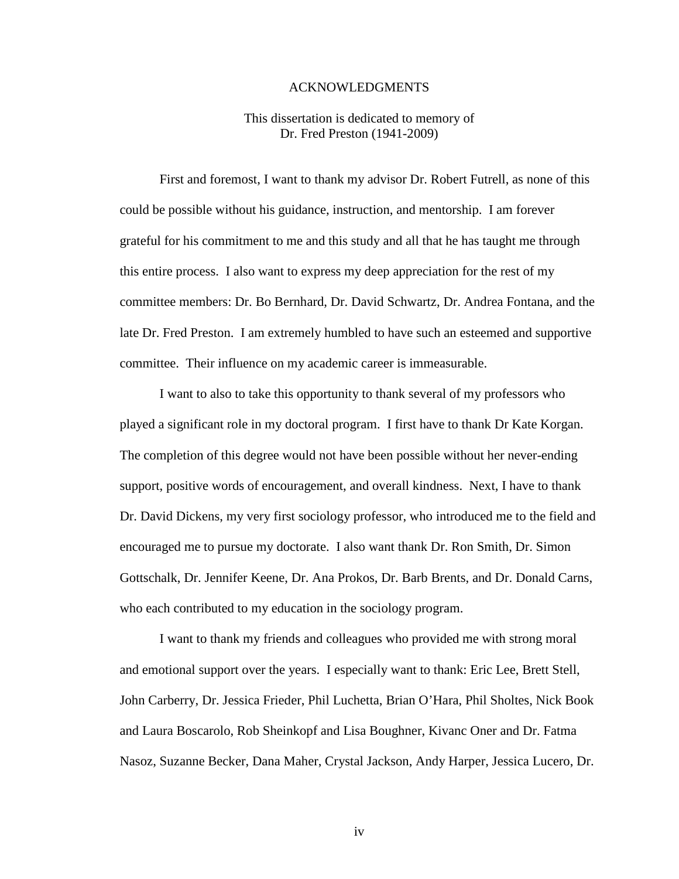# ACKNOWLEDGMENTS

This dissertation is dedicated to memory of
Dr. Fred Preston (1941-2009)

First and foremost, I want to thank my advisor Dr. Robert Futrell, as none of this could be possible without his guidance, instruction, and mentorship. I am forever grateful for his commitment to me and this study and all that he has taught me through this entire process. I also want to express my deep appreciation for the rest of my committee members: Dr. Bo Bernhard, Dr. David Schwartz, Dr. Andrea Fontana, and the late Dr. Fred Preston. I am extremely humbled to have such an esteemed and supportive committee. Their influence on my academic career is immeasurable.

I want to also to take this opportunity to thank several of my professors who played a significant role in my doctoral program. I first have to thank Dr Kate Korgan. The completion of this degree would not have been possible without her never-ending support, positive words of encouragement, and overall kindness. Next, I have to thank Dr. David Dickens, my very first sociology professor, who introduced me to the field and encouraged me to pursue my doctorate. I also want thank Dr. Ron Smith, Dr. Simon Gottschalk, Dr. Jennifer Keene, Dr. Ana Prokos, Dr. Barb Brents, and Dr. Donald Carns, who each contributed to my education in the sociology program.

I want to thank my friends and colleagues who provided me with strong moral and emotional support over the years. I especially want to thank: Eric Lee, Brett Stell, John Carberry, Dr. Jessica Frieder, Phil Luchetta, Brian O'Hara, Phil Sholtes, Nick Book and Laura Boscarolo, Rob Sheinkopf and Lisa Boughner, Kivanc Oner and Dr. Fatma Nasoz, Suzanne Becker, Dana Maher, Crystal Jackson, Andy Harper, Jessica Lucero, Dr.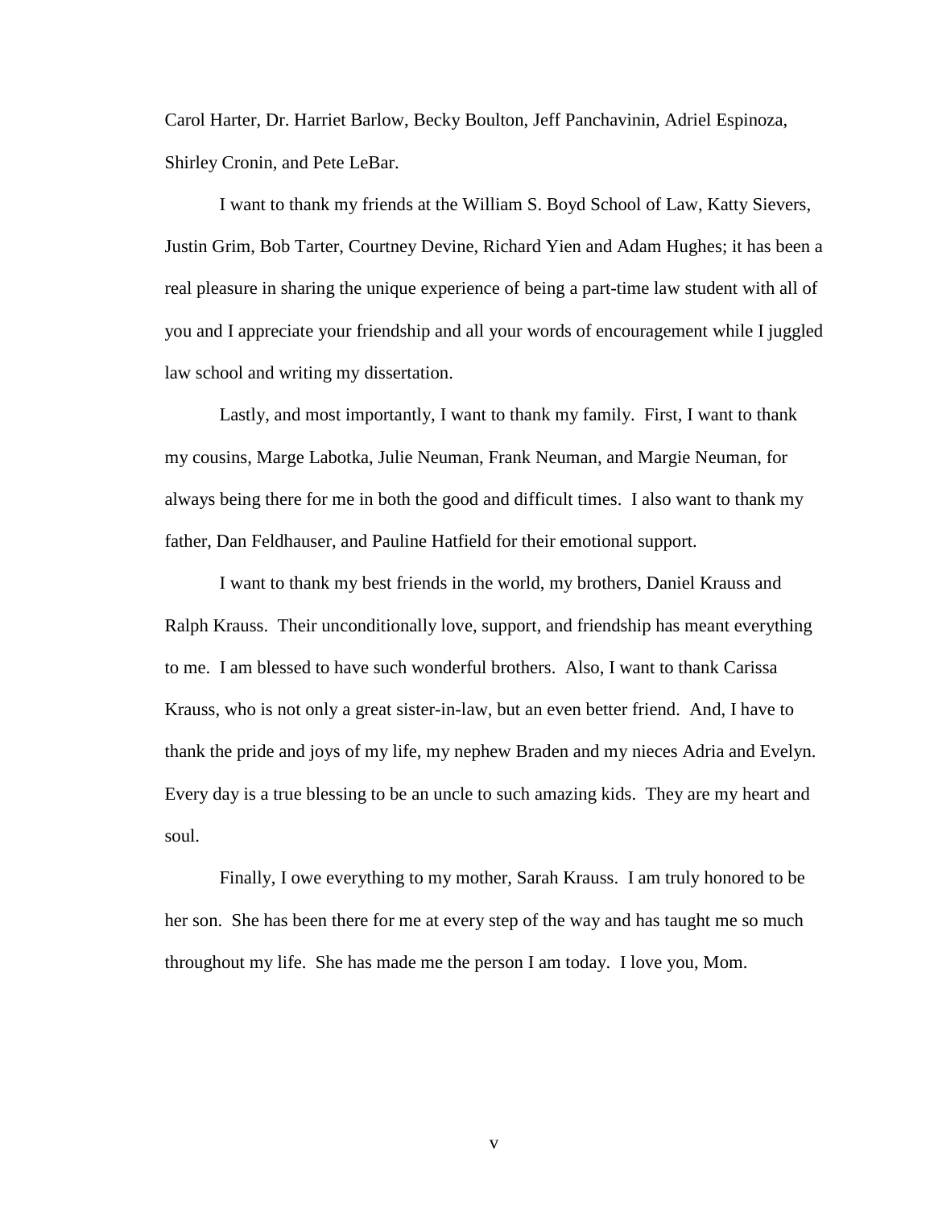Carol Harter, Dr. Harriet Barlow, Becky Boulton, Jeff Panchavinin, Adriel Espinoza, Shirley Cronin, and Pete LeBar.

I want to thank my friends at the William S. Boyd School of Law, Katty Sievers, Justin Grim, Bob Tarter, Courtney Devine, Richard Yien and Adam Hughes; it has been a real pleasure in sharing the unique experience of being a part-time law student with all of you and I appreciate your friendship and all your words of encouragement while I juggled law school and writing my dissertation.

Lastly, and most importantly, I want to thank my family. First, I want to thank my cousins, Marge Labotka, Julie Neuman, Frank Neuman, and Margie Neuman, for always being there for me in both the good and difficult times. I also want to thank my father, Dan Feldhauser, and Pauline Hatfield for their emotional support.

I want to thank my best friends in the world, my brothers, Daniel Krauss and Ralph Krauss. Their unconditionally love, support, and friendship has meant everything to me. I am blessed to have such wonderful brothers. Also, I want to thank Carissa Krauss, who is not only a great sister-in-law, but an even better friend. And, I have to thank the pride and joys of my life, my nephew Braden and my nieces Adria and Evelyn. Every day is a true blessing to be an uncle to such amazing kids. They are my heart and soul.

Finally, I owe everything to my mother, Sarah Krauss. I am truly honored to be her son. She has been there for me at every step of the way and has taught me so much throughout my life. She has made me the person I am today. I love you, Mom.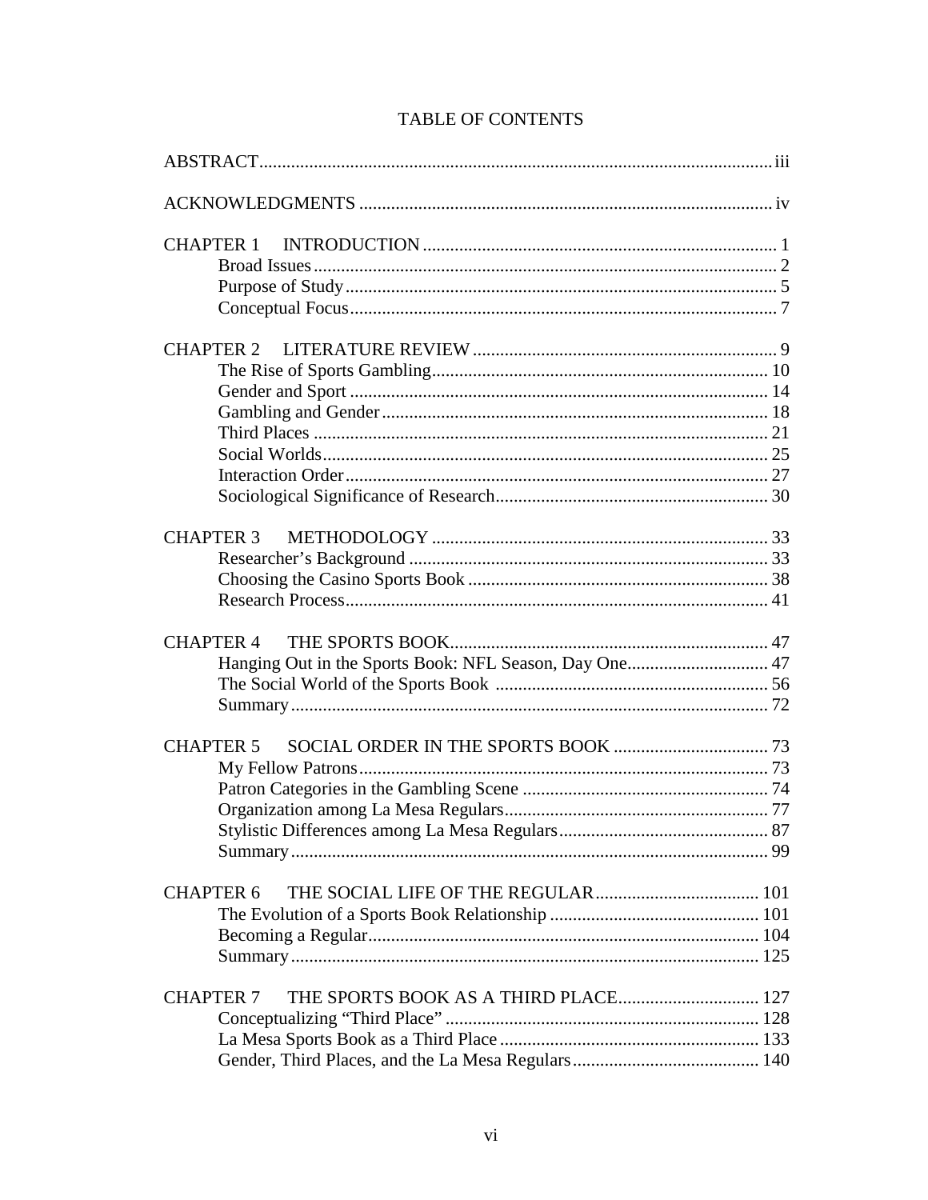# TABLE OF CONTENTS

ABSTRACT................................................................................................................iii

ACKNOWLEDGMENTS .......................................................................................... iv

CHAPTER 1 INTRODUCTION ............................................................................ 1
- Broad Issues..................................................................................................... 2
- Purpose of Study.............................................................................................. 5
- Conceptual Focus............................................................................................. 7

CHAPTER 2 LITERATURE REVIEW ................................................................. 9
- The Rise of Sports Gambling......................................................................... 10
- Gender and Sport ........................................................................................... 14
- Gambling and Gender .................................................................................... 18
- Third Places .................................................................................................... 21
- Social Worlds.................................................................................................. 25
- Interaction Order............................................................................................ 27
- Sociological Significance of Research........................................................... 30

CHAPTER 3 METHODOLOGY ......................................................................... 33
- Researcher's Background .............................................................................. 33
- Choosing the Casino Sports Book ................................................................. 38
- Research Process............................................................................................ 41

CHAPTER 4 THE SPORTS BOOK..................................................................... 47
- Hanging Out in the Sports Book: NFL Season, Day One............................... 47
- The Social World of the Sports Book ........................................................... 56
- Summary........................................................................................................ 72

CHAPTER 5 SOCIAL ORDER IN THE SPORTS BOOK .................................. 73
- My Fellow Patrons.......................................................................................... 73
- Patron Categories in the Gambling Scene ...................................................... 74
- Organization among La Mesa Regulars.......................................................... 77
- Stylistic Differences among La Mesa Regulars.............................................. 87
- Summary........................................................................................................ 99

CHAPTER 6 THE SOCIAL LIFE OF THE REGULAR.................................... 101
- The Evolution of a Sports Book Relationship ............................................. 101
- Becoming a Regular..................................................................................... 104
- Summary...................................................................................................... 125

CHAPTER 7 THE SPORTS BOOK AS A THIRD PLACE............................... 127
- Conceptualizing "Third Place" .................................................................... 128
- La Mesa Sports Book as a Third Place ........................................................ 133
- Gender, Third Places, and the La Mesa Regulars........................................ 140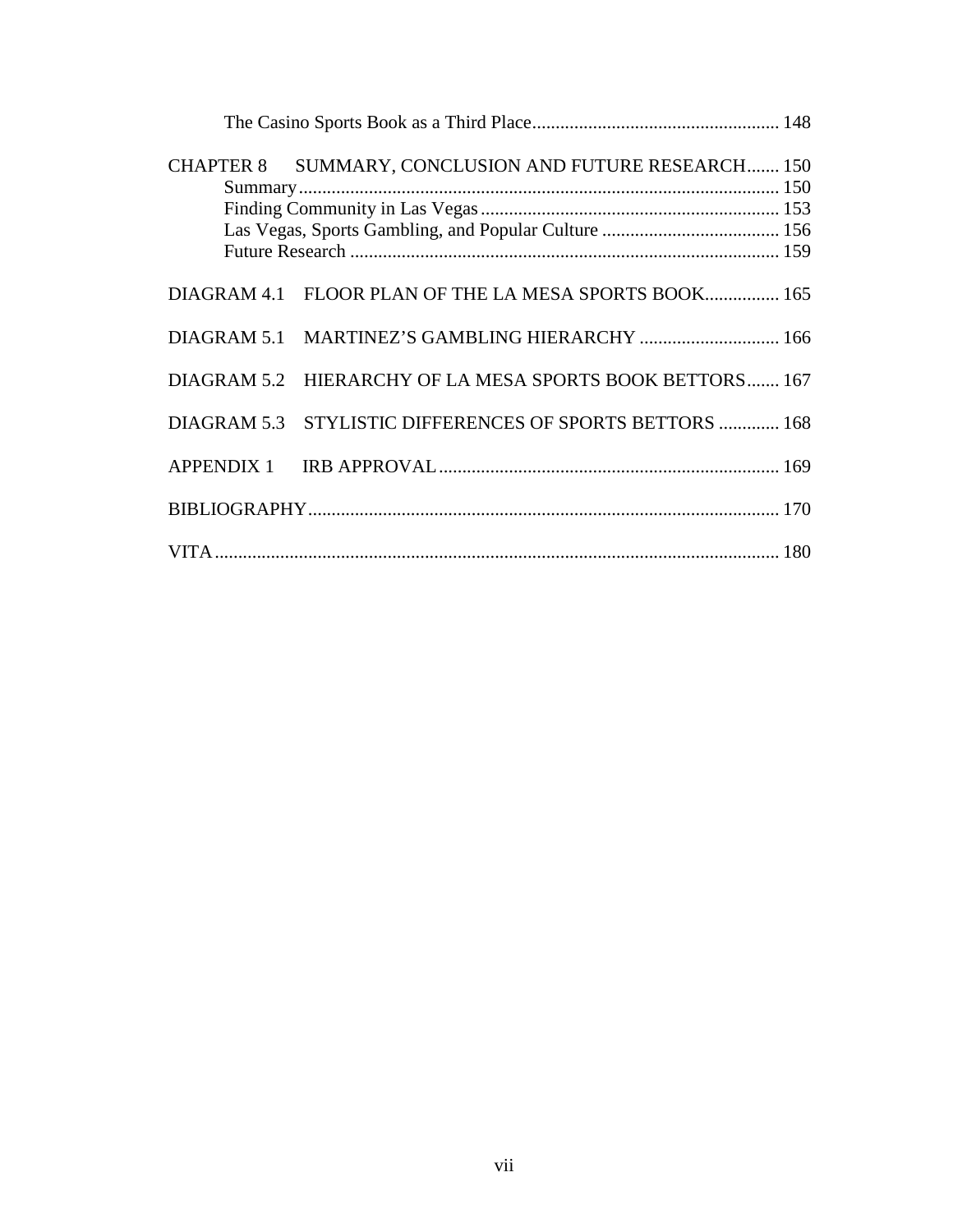The Casino Sports Book as a Third Place ..................................................... 148

CHAPTER 8 SUMMARY, CONCLUSION AND FUTURE RESEARCH ....... 150
Summary ...................................................................................................... 150
Finding Community in Las Vegas ............................................................... 153
Las Vegas, Sports Gambling, and Popular Culture ...................................... 156
Future Research ........................................................................................... 159

DIAGRAM 4.1 FLOOR PLAN OF THE LA MESA SPORTS BOOK ................ 165

DIAGRAM 5.1 MARTINEZ'S GAMBLING HIERARCHY .............................. 166

DIAGRAM 5.2 HIERARCHY OF LA MESA SPORTS BOOK BETTORS ....... 167

DIAGRAM 5.3 STYLISTIC DIFFERENCES OF SPORTS BETTORS ............. 168

APPENDIX 1 IRB APPROVAL ......................................................................... 169

BIBLIOGRAPHY ..................................................................................................... 170

VITA ........................................................................................................................ 180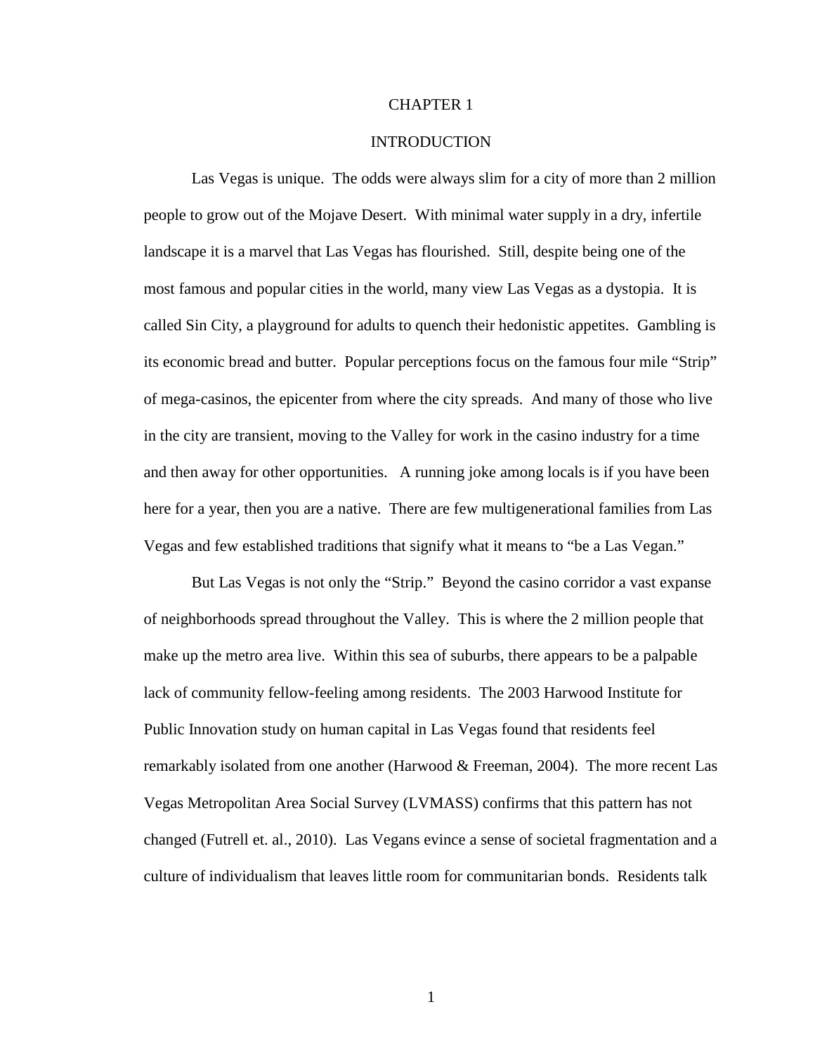# CHAPTER 1

# INTRODUCTION

Las Vegas is unique. The odds were always slim for a city of more than 2 million people to grow out of the Mojave Desert. With minimal water supply in a dry, infertile landscape it is a marvel that Las Vegas has flourished. Still, despite being one of the most famous and popular cities in the world, many view Las Vegas as a dystopia. It is called Sin City, a playground for adults to quench their hedonistic appetites. Gambling is its economic bread and butter. Popular perceptions focus on the famous four mile "Strip" of mega-casinos, the epicenter from where the city spreads. And many of those who live in the city are transient, moving to the Valley for work in the casino industry for a time and then away for other opportunities. A running joke among locals is if you have been here for a year, then you are a native. There are few multigenerational families from Las Vegas and few established traditions that signify what it means to "be a Las Vegan."

But Las Vegas is not only the "Strip." Beyond the casino corridor a vast expanse of neighborhoods spread throughout the Valley. This is where the 2 million people that make up the metro area live. Within this sea of suburbs, there appears to be a palpable lack of community fellow-feeling among residents. The 2003 Harwood Institute for Public Innovation study on human capital in Las Vegas found that residents feel remarkably isolated from one another (Harwood & Freeman, 2004). The more recent Las Vegas Metropolitan Area Social Survey (LVMASS) confirms that this pattern has not changed (Futrell et. al., 2010). Las Vegans evince a sense of societal fragmentation and a culture of individualism that leaves little room for communitarian bonds. Residents talk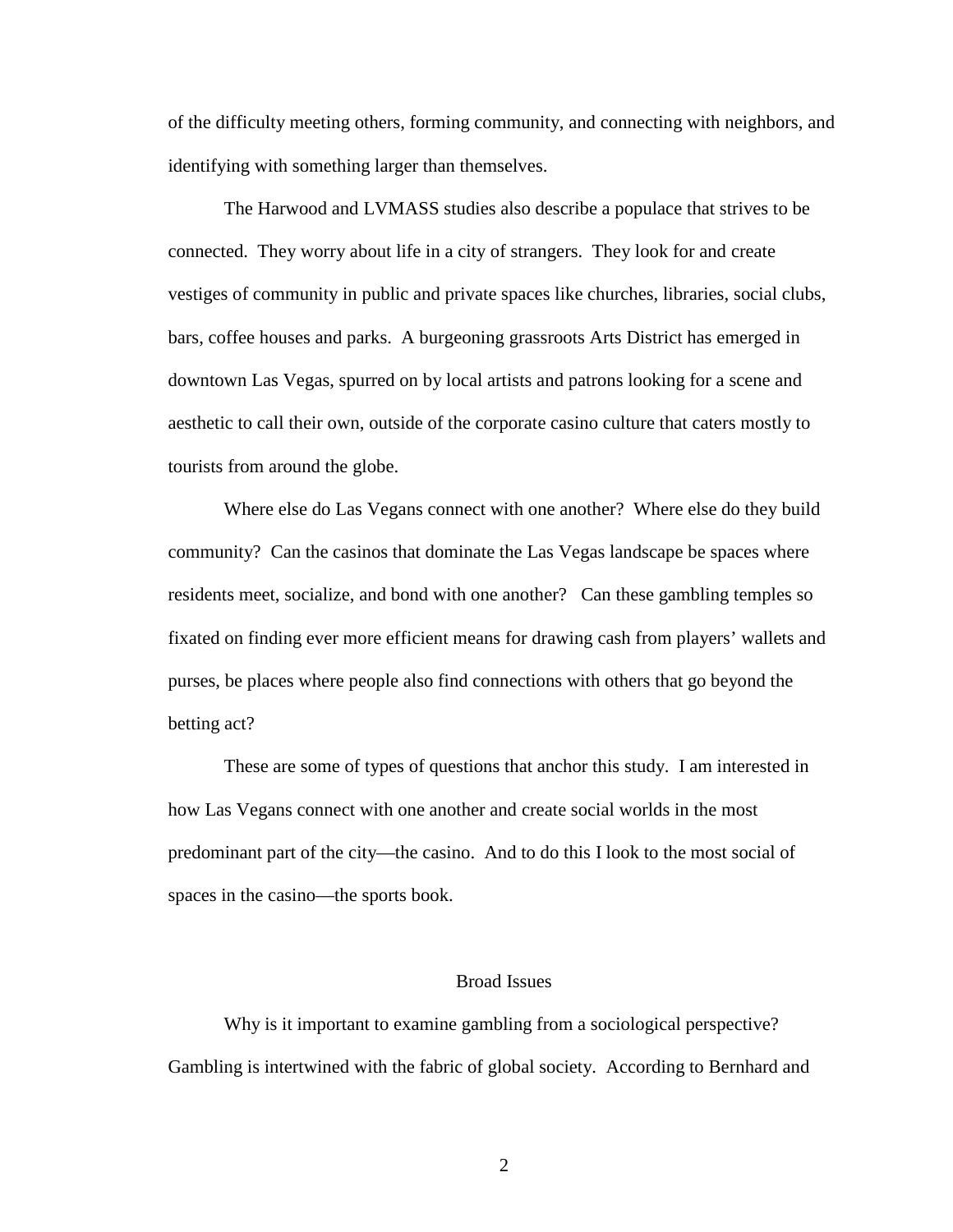of the difficulty meeting others, forming community, and connecting with neighbors, and identifying with something larger than themselves.

The Harwood and LVMASS studies also describe a populace that strives to be connected. They worry about life in a city of strangers. They look for and create vestiges of community in public and private spaces like churches, libraries, social clubs, bars, coffee houses and parks. A burgeoning grassroots Arts District has emerged in downtown Las Vegas, spurred on by local artists and patrons looking for a scene and aesthetic to call their own, outside of the corporate casino culture that caters mostly to tourists from around the globe.

Where else do Las Vegans connect with one another? Where else do they build community? Can the casinos that dominate the Las Vegas landscape be spaces where residents meet, socialize, and bond with one another? Can these gambling temples so fixated on finding ever more efficient means for drawing cash from players' wallets and purses, be places where people also find connections with others that go beyond the betting act?

These are some of types of questions that anchor this study. I am interested in how Las Vegans connect with one another and create social worlds in the most predominant part of the city—the casino. And to do this I look to the most social of spaces in the casino—the sports book.

## Broad Issues

Why is it important to examine gambling from a sociological perspective? Gambling is intertwined with the fabric of global society. According to Bernhard and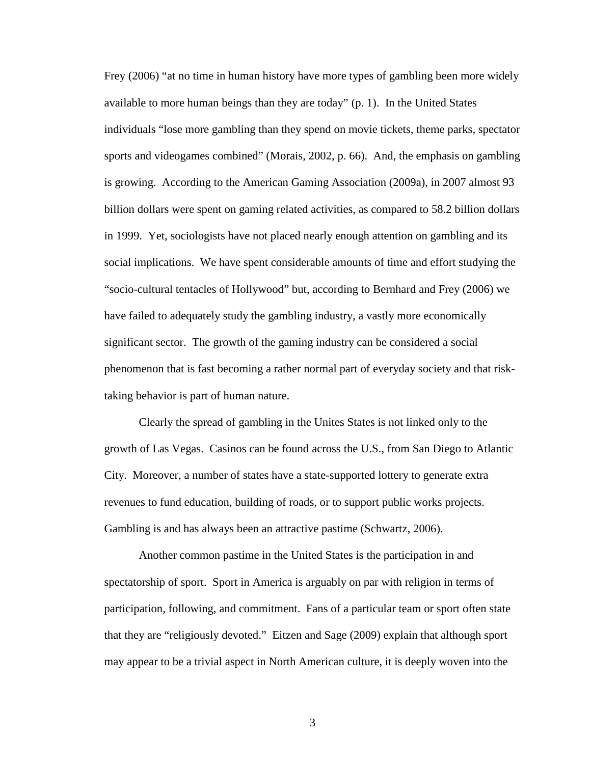Frey (2006) "at no time in human history have more types of gambling been more widely available to more human beings than they are today" (p. 1). In the United States individuals "lose more gambling than they spend on movie tickets, theme parks, spectator sports and videogames combined" (Morais, 2002, p. 66). And, the emphasis on gambling is growing. According to the American Gaming Association (2009a), in 2007 almost 93 billion dollars were spent on gaming related activities, as compared to 58.2 billion dollars in 1999. Yet, sociologists have not placed nearly enough attention on gambling and its social implications. We have spent considerable amounts of time and effort studying the "socio-cultural tentacles of Hollywood" but, according to Bernhard and Frey (2006) we have failed to adequately study the gambling industry, a vastly more economically significant sector. The growth of the gaming industry can be considered a social phenomenon that is fast becoming a rather normal part of everyday society and that risk-taking behavior is part of human nature.

Clearly the spread of gambling in the Unites States is not linked only to the growth of Las Vegas. Casinos can be found across the U.S., from San Diego to Atlantic City. Moreover, a number of states have a state-supported lottery to generate extra revenues to fund education, building of roads, or to support public works projects. Gambling is and has always been an attractive pastime (Schwartz, 2006).

Another common pastime in the United States is the participation in and spectatorship of sport. Sport in America is arguably on par with religion in terms of participation, following, and commitment. Fans of a particular team or sport often state that they are "religiously devoted." Eitzen and Sage (2009) explain that although sport may appear to be a trivial aspect in North American culture, it is deeply woven into the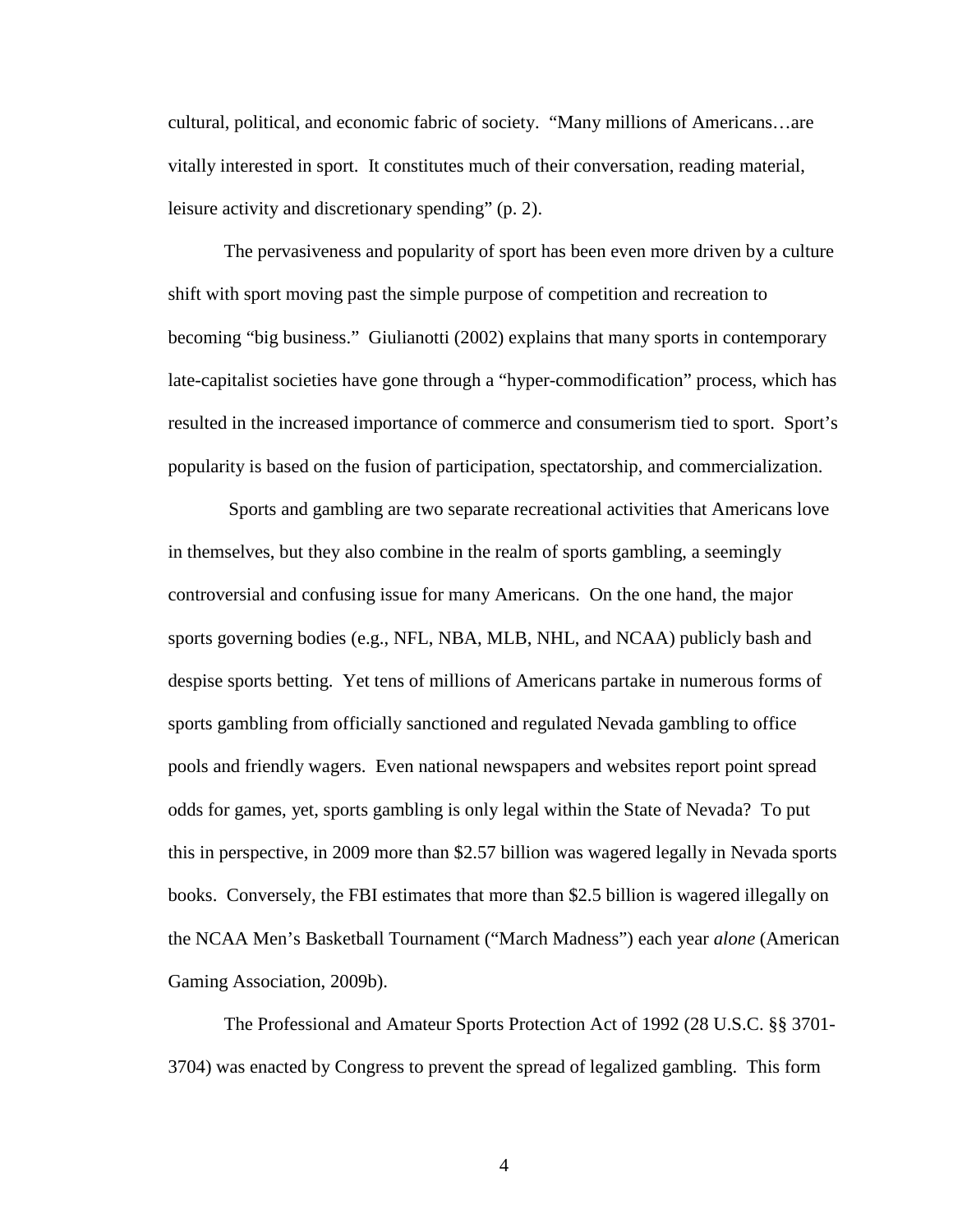cultural, political, and economic fabric of society. “Many millions of Americans…are vitally interested in sport. It constitutes much of their conversation, reading material, leisure activity and discretionary spending” (p. 2).

The pervasiveness and popularity of sport has been even more driven by a culture shift with sport moving past the simple purpose of competition and recreation to becoming “big business.” Giulianotti (2002) explains that many sports in contemporary late-capitalist societies have gone through a “hyper-commodification” process, which has resulted in the increased importance of commerce and consumerism tied to sport. Sport’s popularity is based on the fusion of participation, spectatorship, and commercialization.

Sports and gambling are two separate recreational activities that Americans love in themselves, but they also combine in the realm of sports gambling, a seemingly controversial and confusing issue for many Americans. On the one hand, the major sports governing bodies (e.g., NFL, NBA, MLB, NHL, and NCAA) publicly bash and despise sports betting. Yet tens of millions of Americans partake in numerous forms of sports gambling from officially sanctioned and regulated Nevada gambling to office pools and friendly wagers. Even national newspapers and websites report point spread odds for games, yet, sports gambling is only legal within the State of Nevada? To put this in perspective, in 2009 more than $2.57 billion was wagered legally in Nevada sports books. Conversely, the FBI estimates that more than $2.5 billion is wagered illegally on the NCAA Men’s Basketball Tournament (“March Madness”) each year *alone* (American Gaming Association, 2009b).

The Professional and Amateur Sports Protection Act of 1992 (28 U.S.C. §§ 3701-3704) was enacted by Congress to prevent the spread of legalized gambling. This form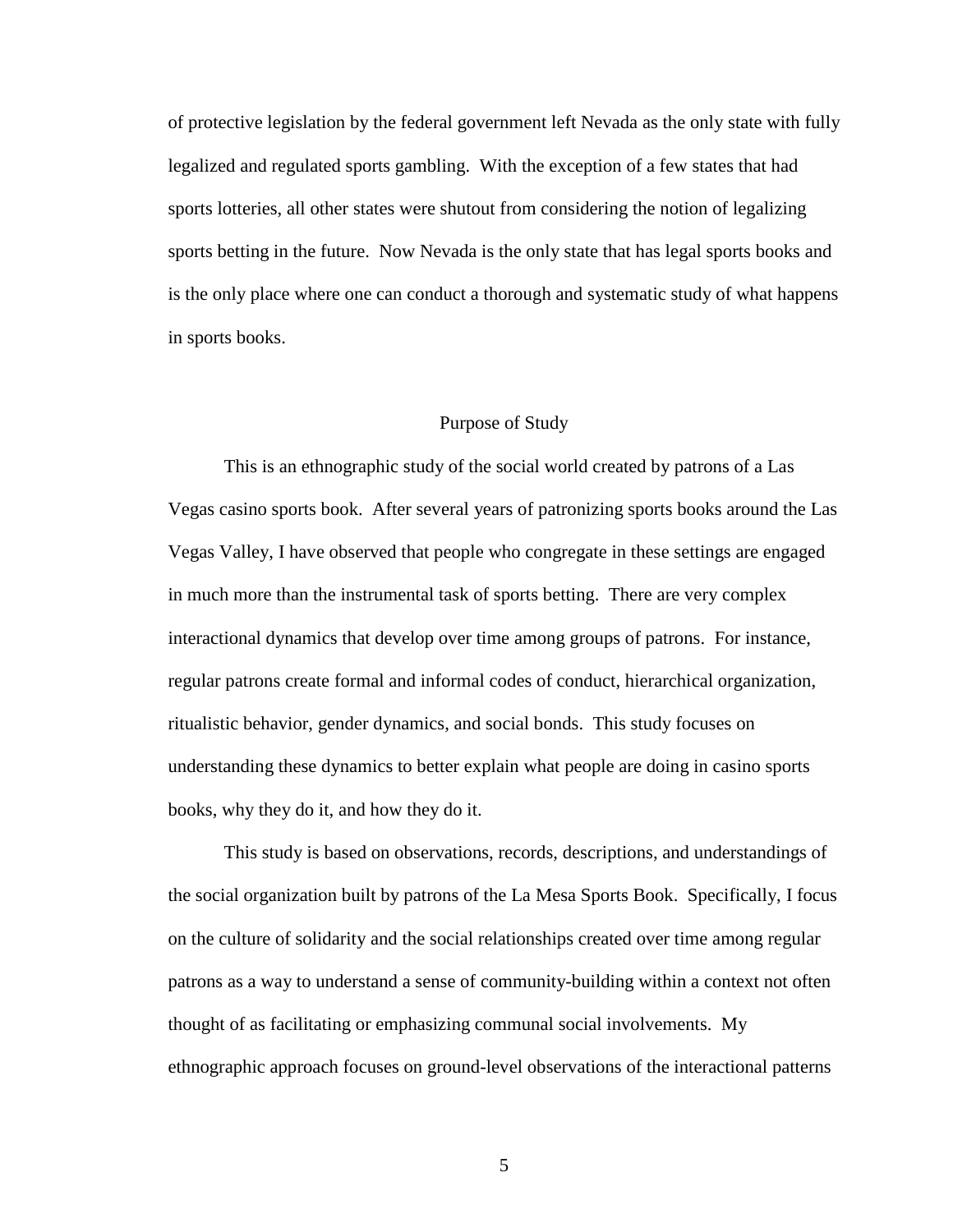of protective legislation by the federal government left Nevada as the only state with fully legalized and regulated sports gambling. With the exception of a few states that had sports lotteries, all other states were shutout from considering the notion of legalizing sports betting in the future. Now Nevada is the only state that has legal sports books and is the only place where one can conduct a thorough and systematic study of what happens in sports books.

## Purpose of Study

This is an ethnographic study of the social world created by patrons of a Las Vegas casino sports book. After several years of patronizing sports books around the Las Vegas Valley, I have observed that people who congregate in these settings are engaged in much more than the instrumental task of sports betting. There are very complex interactional dynamics that develop over time among groups of patrons. For instance, regular patrons create formal and informal codes of conduct, hierarchical organization, ritualistic behavior, gender dynamics, and social bonds. This study focuses on understanding these dynamics to better explain what people are doing in casino sports books, why they do it, and how they do it.

This study is based on observations, records, descriptions, and understandings of the social organization built by patrons of the La Mesa Sports Book. Specifically, I focus on the culture of solidarity and the social relationships created over time among regular patrons as a way to understand a sense of community-building within a context not often thought of as facilitating or emphasizing communal social involvements. My ethnographic approach focuses on ground-level observations of the interactional patterns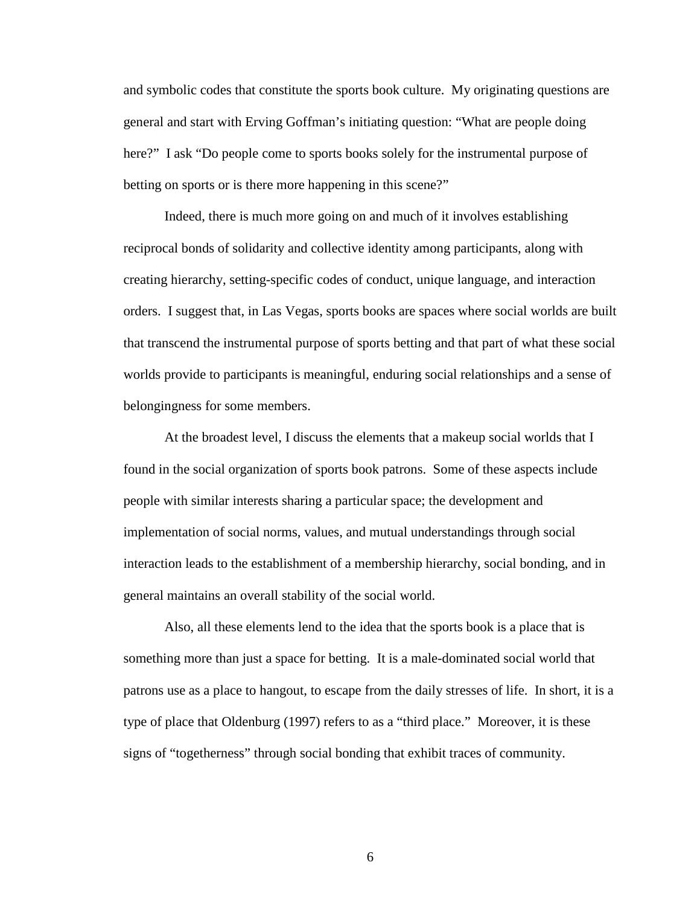and symbolic codes that constitute the sports book culture. My originating questions are general and start with Erving Goffman's initiating question: "What are people doing here?" I ask "Do people come to sports books solely for the instrumental purpose of betting on sports or is there more happening in this scene?"

Indeed, there is much more going on and much of it involves establishing reciprocal bonds of solidarity and collective identity among participants, along with creating hierarchy, setting-specific codes of conduct, unique language, and interaction orders. I suggest that, in Las Vegas, sports books are spaces where social worlds are built that transcend the instrumental purpose of sports betting and that part of what these social worlds provide to participants is meaningful, enduring social relationships and a sense of belongingness for some members.

At the broadest level, I discuss the elements that a makeup social worlds that I found in the social organization of sports book patrons. Some of these aspects include people with similar interests sharing a particular space; the development and implementation of social norms, values, and mutual understandings through social interaction leads to the establishment of a membership hierarchy, social bonding, and in general maintains an overall stability of the social world.

Also, all these elements lend to the idea that the sports book is a place that is something more than just a space for betting. It is a male-dominated social world that patrons use as a place to hangout, to escape from the daily stresses of life. In short, it is a type of place that Oldenburg (1997) refers to as a "third place." Moreover, it is these signs of "togetherness" through social bonding that exhibit traces of community.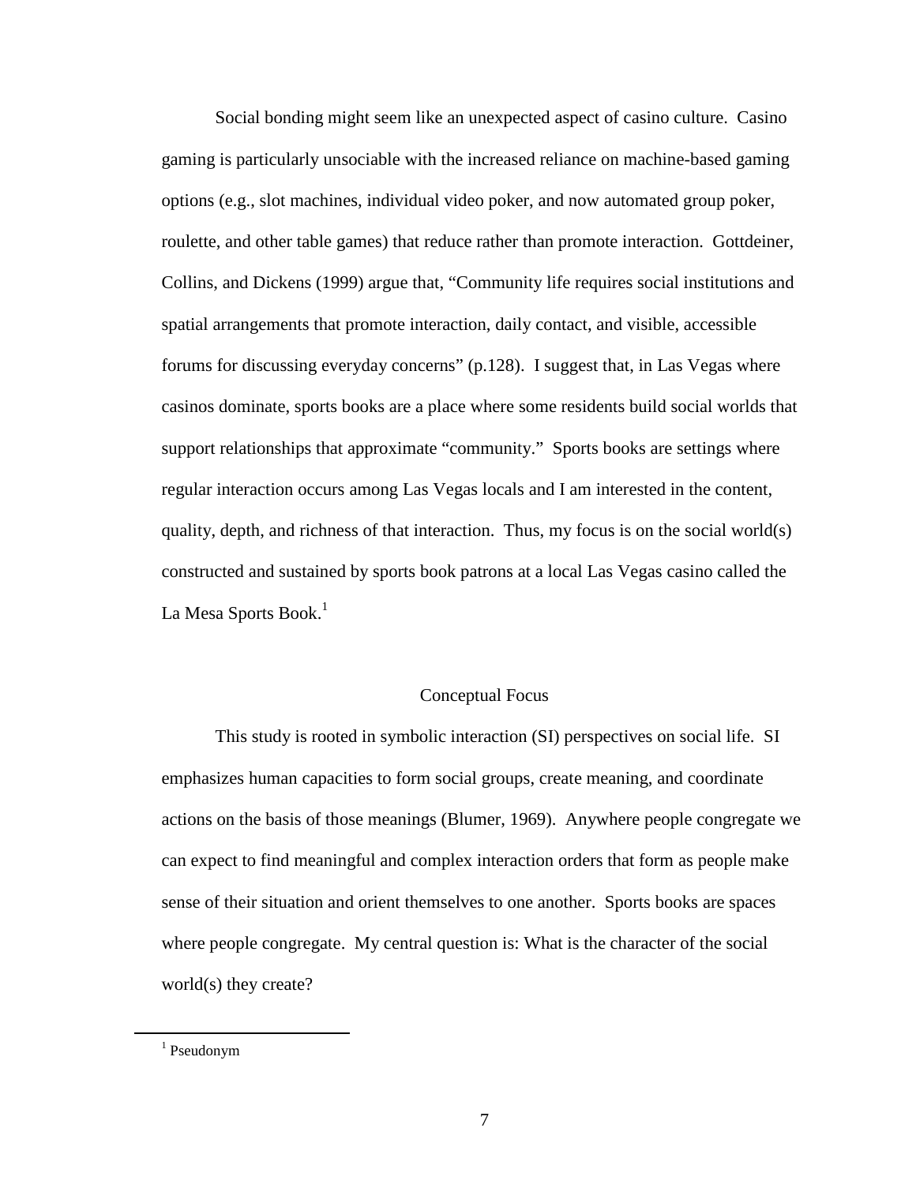Social bonding might seem like an unexpected aspect of casino culture. Casino gaming is particularly unsociable with the increased reliance on machine-based gaming options (e.g., slot machines, individual video poker, and now automated group poker, roulette, and other table games) that reduce rather than promote interaction. Gottdeiner, Collins, and Dickens (1999) argue that, "Community life requires social institutions and spatial arrangements that promote interaction, daily contact, and visible, accessible forums for discussing everyday concerns" (p.128). I suggest that, in Las Vegas where casinos dominate, sports books are a place where some residents build social worlds that support relationships that approximate "community." Sports books are settings where regular interaction occurs among Las Vegas locals and I am interested in the content, quality, depth, and richness of that interaction. Thus, my focus is on the social world(s) constructed and sustained by sports book patrons at a local Las Vegas casino called the La Mesa Sports Book.[1]

## Conceptual Focus

This study is rooted in symbolic interaction (SI) perspectives on social life. SI emphasizes human capacities to form social groups, create meaning, and coordinate actions on the basis of those meanings (Blumer, 1969). Anywhere people congregate we can expect to find meaningful and complex interaction orders that form as people make sense of their situation and orient themselves to one another. Sports books are spaces where people congregate. My central question is: What is the character of the social world(s) they create?

---

[1] Pseudonym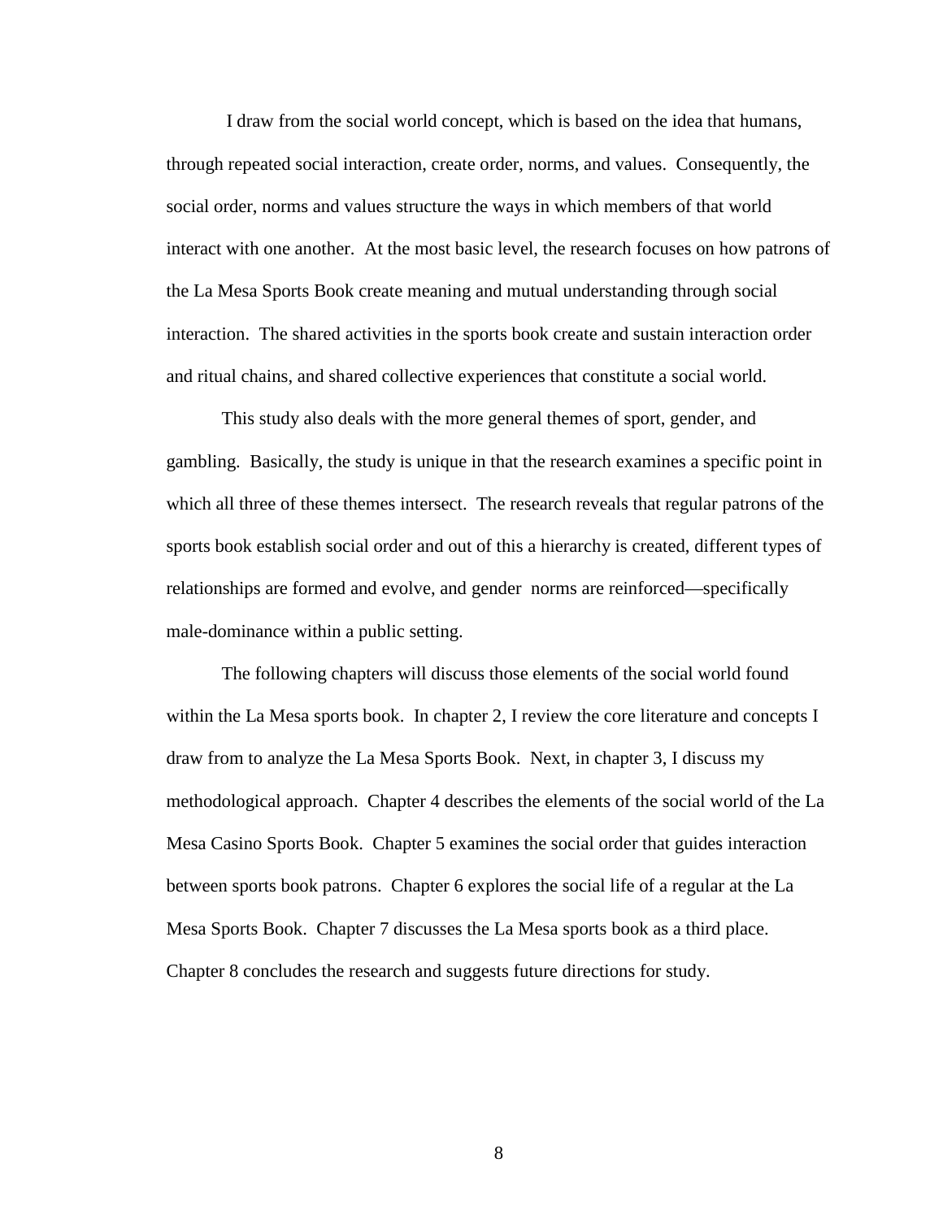I draw from the social world concept, which is based on the idea that humans, through repeated social interaction, create order, norms, and values. Consequently, the social order, norms and values structure the ways in which members of that world interact with one another. At the most basic level, the research focuses on how patrons of the La Mesa Sports Book create meaning and mutual understanding through social interaction. The shared activities in the sports book create and sustain interaction order and ritual chains, and shared collective experiences that constitute a social world.

This study also deals with the more general themes of sport, gender, and gambling. Basically, the study is unique in that the research examines a specific point in which all three of these themes intersect. The research reveals that regular patrons of the sports book establish social order and out of this a hierarchy is created, different types of relationships are formed and evolve, and gender norms are reinforced—specifically male-dominance within a public setting.

The following chapters will discuss those elements of the social world found within the La Mesa sports book. In chapter 2, I review the core literature and concepts I draw from to analyze the La Mesa Sports Book. Next, in chapter 3, I discuss my methodological approach. Chapter 4 describes the elements of the social world of the La Mesa Casino Sports Book. Chapter 5 examines the social order that guides interaction between sports book patrons. Chapter 6 explores the social life of a regular at the La Mesa Sports Book. Chapter 7 discusses the La Mesa sports book as a third place. Chapter 8 concludes the research and suggests future directions for study.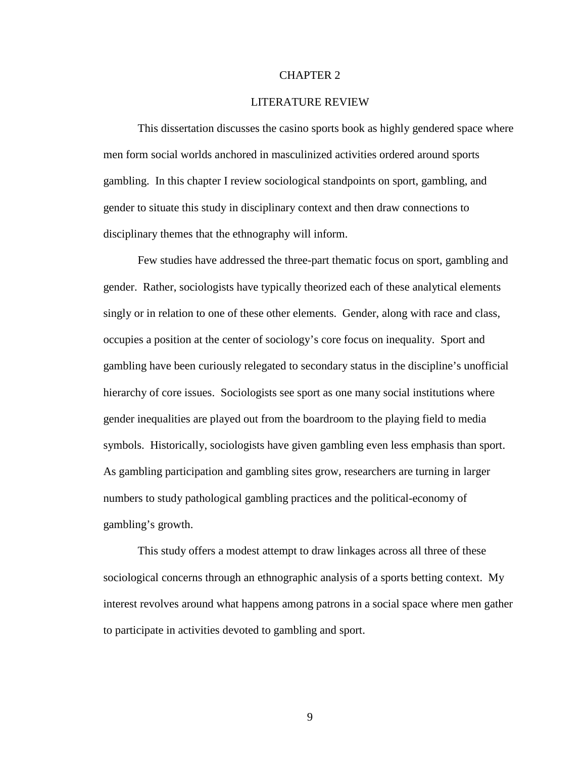# CHAPTER 2

## LITERATURE REVIEW

This dissertation discusses the casino sports book as highly gendered space where men form social worlds anchored in masculinized activities ordered around sports gambling. In this chapter I review sociological standpoints on sport, gambling, and gender to situate this study in disciplinary context and then draw connections to disciplinary themes that the ethnography will inform.

Few studies have addressed the three-part thematic focus on sport, gambling and gender. Rather, sociologists have typically theorized each of these analytical elements singly or in relation to one of these other elements. Gender, along with race and class, occupies a position at the center of sociology's core focus on inequality. Sport and gambling have been curiously relegated to secondary status in the discipline's unofficial hierarchy of core issues. Sociologists see sport as one many social institutions where gender inequalities are played out from the boardroom to the playing field to media symbols. Historically, sociologists have given gambling even less emphasis than sport. As gambling participation and gambling sites grow, researchers are turning in larger numbers to study pathological gambling practices and the political-economy of gambling's growth.

This study offers a modest attempt to draw linkages across all three of these sociological concerns through an ethnographic analysis of a sports betting context. My interest revolves around what happens among patrons in a social space where men gather to participate in activities devoted to gambling and sport.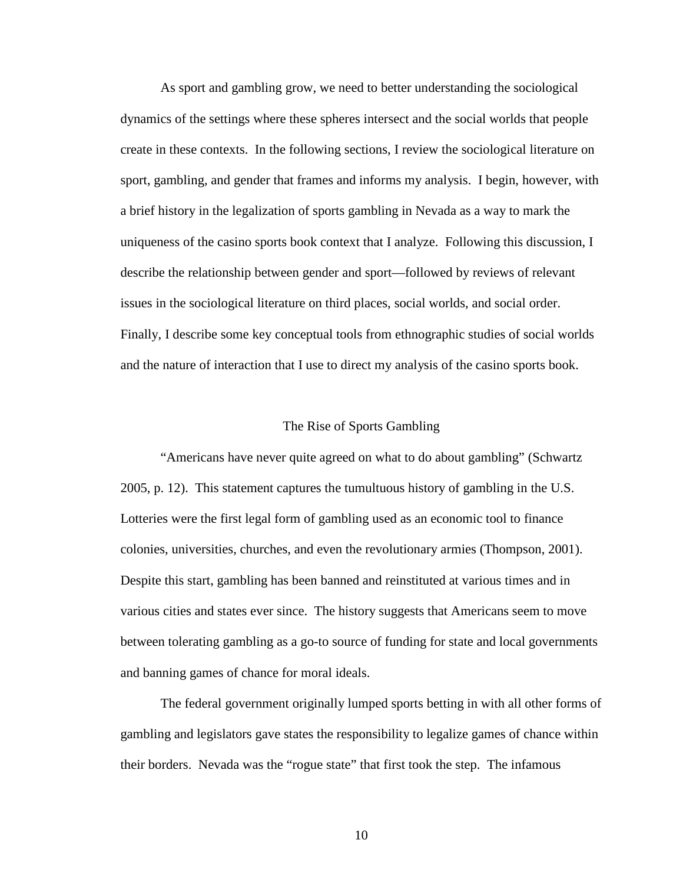As sport and gambling grow, we need to better understanding the sociological dynamics of the settings where these spheres intersect and the social worlds that people create in these contexts. In the following sections, I review the sociological literature on sport, gambling, and gender that frames and informs my analysis. I begin, however, with a brief history in the legalization of sports gambling in Nevada as a way to mark the uniqueness of the casino sports book context that I analyze. Following this discussion, I describe the relationship between gender and sport—followed by reviews of relevant issues in the sociological literature on third places, social worlds, and social order. Finally, I describe some key conceptual tools from ethnographic studies of social worlds and the nature of interaction that I use to direct my analysis of the casino sports book.

## The Rise of Sports Gambling

"Americans have never quite agreed on what to do about gambling" (Schwartz 2005, p. 12). This statement captures the tumultuous history of gambling in the U.S. Lotteries were the first legal form of gambling used as an economic tool to finance colonies, universities, churches, and even the revolutionary armies (Thompson, 2001). Despite this start, gambling has been banned and reinstituted at various times and in various cities and states ever since. The history suggests that Americans seem to move between tolerating gambling as a go-to source of funding for state and local governments and banning games of chance for moral ideals.

The federal government originally lumped sports betting in with all other forms of gambling and legislators gave states the responsibility to legalize games of chance within their borders. Nevada was the "rogue state" that first took the step. The infamous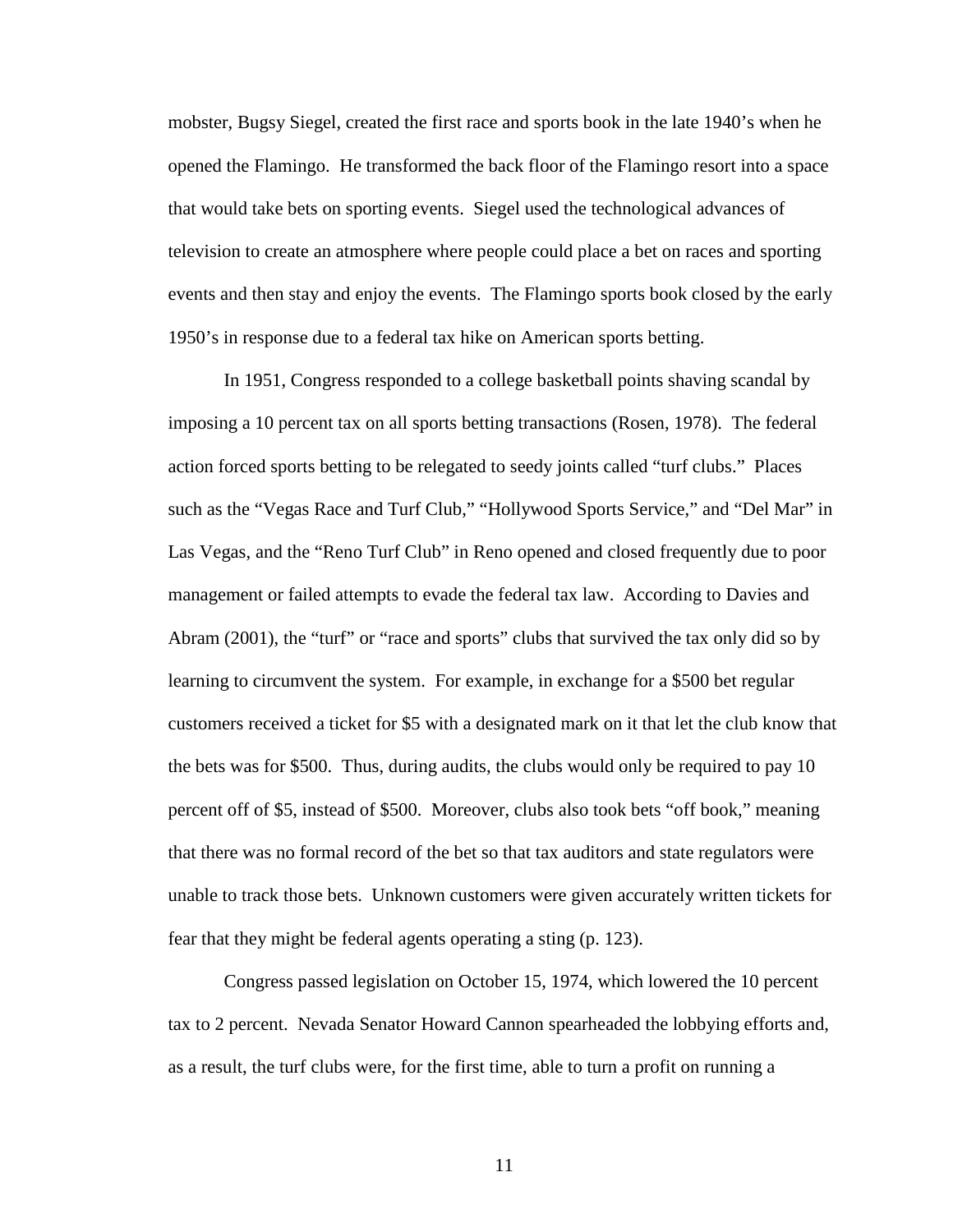mobster, Bugsy Siegel, created the first race and sports book in the late 1940's when he opened the Flamingo. He transformed the back floor of the Flamingo resort into a space that would take bets on sporting events. Siegel used the technological advances of television to create an atmosphere where people could place a bet on races and sporting events and then stay and enjoy the events. The Flamingo sports book closed by the early 1950's in response due to a federal tax hike on American sports betting.

In 1951, Congress responded to a college basketball points shaving scandal by imposing a 10 percent tax on all sports betting transactions (Rosen, 1978). The federal action forced sports betting to be relegated to seedy joints called "turf clubs." Places such as the "Vegas Race and Turf Club," "Hollywood Sports Service," and "Del Mar" in Las Vegas, and the "Reno Turf Club" in Reno opened and closed frequently due to poor management or failed attempts to evade the federal tax law. According to Davies and Abram (2001), the "turf" or "race and sports" clubs that survived the tax only did so by learning to circumvent the system. For example, in exchange for a $500 bet regular customers received a ticket for $5 with a designated mark on it that let the club know that the bets was for $500. Thus, during audits, the clubs would only be required to pay 10 percent off of $5, instead of $500. Moreover, clubs also took bets "off book," meaning that there was no formal record of the bet so that tax auditors and state regulators were unable to track those bets. Unknown customers were given accurately written tickets for fear that they might be federal agents operating a sting (p. 123).

Congress passed legislation on October 15, 1974, which lowered the 10 percent tax to 2 percent. Nevada Senator Howard Cannon spearheaded the lobbying efforts and, as a result, the turf clubs were, for the first time, able to turn a profit on running a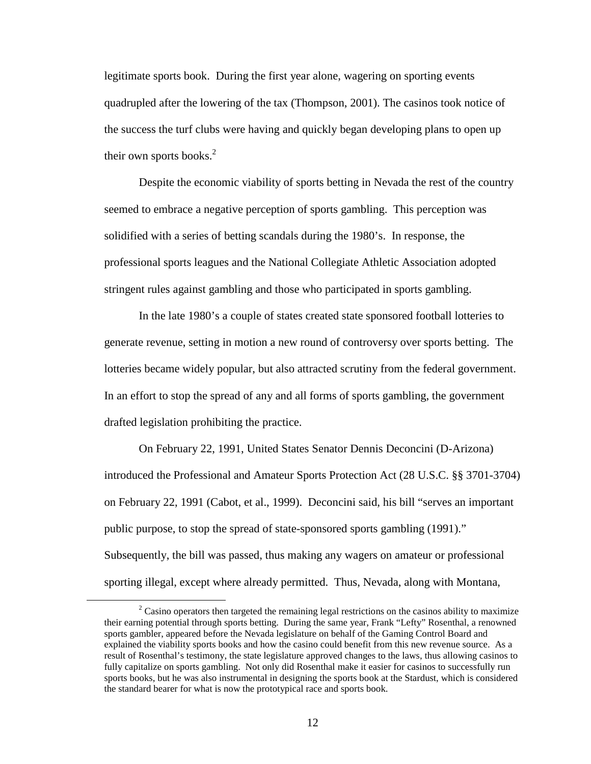legitimate sports book. During the first year alone, wagering on sporting events quadrupled after the lowering of the tax (Thompson, 2001). The casinos took notice of the success the turf clubs were having and quickly began developing plans to open up their own sports books.[2]

Despite the economic viability of sports betting in Nevada the rest of the country seemed to embrace a negative perception of sports gambling. This perception was solidified with a series of betting scandals during the 1980's. In response, the professional sports leagues and the National Collegiate Athletic Association adopted stringent rules against gambling and those who participated in sports gambling.

In the late 1980's a couple of states created state sponsored football lotteries to generate revenue, setting in motion a new round of controversy over sports betting. The lotteries became widely popular, but also attracted scrutiny from the federal government. In an effort to stop the spread of any and all forms of sports gambling, the government drafted legislation prohibiting the practice.

On February 22, 1991, United States Senator Dennis Deconcini (D-Arizona) introduced the Professional and Amateur Sports Protection Act (28 U.S.C. §§ 3701-3704) on February 22, 1991 (Cabot, et al., 1999). Deconcini said, his bill "serves an important public purpose, to stop the spread of state-sponsored sports gambling (1991)." Subsequently, the bill was passed, thus making any wagers on amateur or professional sporting illegal, except where already permitted. Thus, Nevada, along with Montana,

[2] Casino operators then targeted the remaining legal restrictions on the casinos ability to maximize their earning potential through sports betting. During the same year, Frank "Lefty" Rosenthal, a renowned sports gambler, appeared before the Nevada legislature on behalf of the Gaming Control Board and explained the viability sports books and how the casino could benefit from this new revenue source. As a result of Rosenthal's testimony, the state legislature approved changes to the laws, thus allowing casinos to fully capitalize on sports gambling. Not only did Rosenthal make it easier for casinos to successfully run sports books, but he was also instrumental in designing the sports book at the Stardust, which is considered the standard bearer for what is now the prototypical race and sports book.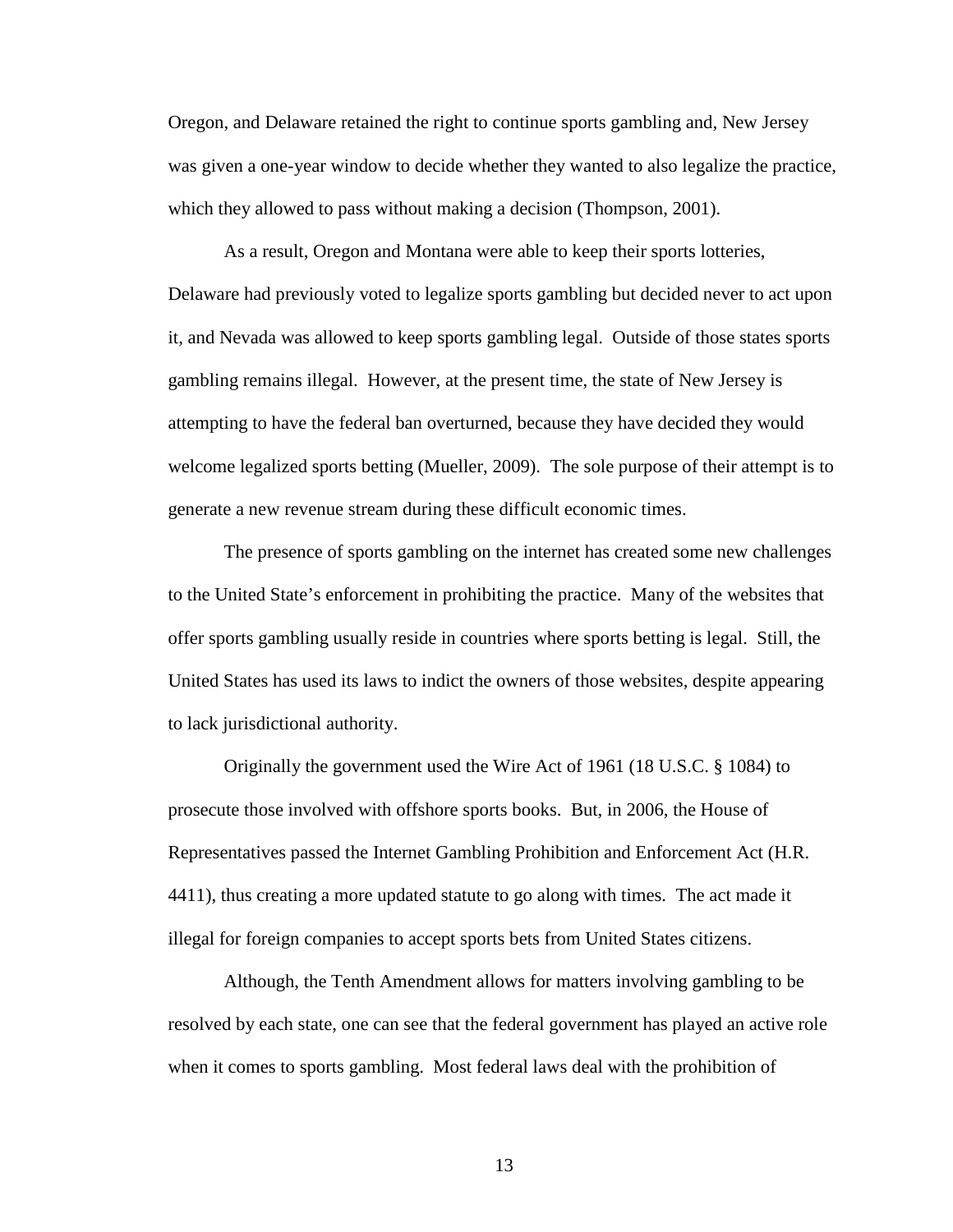Oregon, and Delaware retained the right to continue sports gambling and, New Jersey was given a one-year window to decide whether they wanted to also legalize the practice, which they allowed to pass without making a decision (Thompson, 2001).

As a result, Oregon and Montana were able to keep their sports lotteries, Delaware had previously voted to legalize sports gambling but decided never to act upon it, and Nevada was allowed to keep sports gambling legal. Outside of those states sports gambling remains illegal. However, at the present time, the state of New Jersey is attempting to have the federal ban overturned, because they have decided they would welcome legalized sports betting (Mueller, 2009). The sole purpose of their attempt is to generate a new revenue stream during these difficult economic times.

The presence of sports gambling on the internet has created some new challenges to the United State's enforcement in prohibiting the practice. Many of the websites that offer sports gambling usually reside in countries where sports betting is legal. Still, the United States has used its laws to indict the owners of those websites, despite appearing to lack jurisdictional authority.

Originally the government used the Wire Act of 1961 (18 U.S.C. § 1084) to prosecute those involved with offshore sports books. But, in 2006, the House of Representatives passed the Internet Gambling Prohibition and Enforcement Act (H.R. 4411), thus creating a more updated statute to go along with times. The act made it illegal for foreign companies to accept sports bets from United States citizens.

Although, the Tenth Amendment allows for matters involving gambling to be resolved by each state, one can see that the federal government has played an active role when it comes to sports gambling. Most federal laws deal with the prohibition of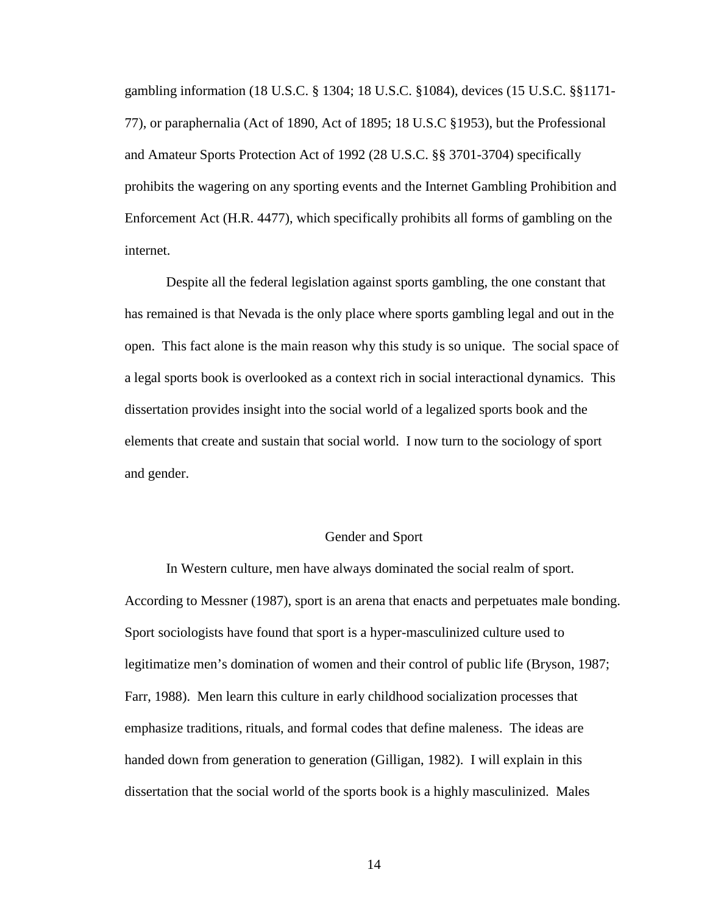gambling information (18 U.S.C. § 1304; 18 U.S.C. §1084), devices (15 U.S.C. §§1171-77), or paraphernalia (Act of 1890, Act of 1895; 18 U.S.C §1953), but the Professional and Amateur Sports Protection Act of 1992 (28 U.S.C. §§ 3701-3704) specifically prohibits the wagering on any sporting events and the Internet Gambling Prohibition and Enforcement Act (H.R. 4477), which specifically prohibits all forms of gambling on the internet.

Despite all the federal legislation against sports gambling, the one constant that has remained is that Nevada is the only place where sports gambling legal and out in the open. This fact alone is the main reason why this study is so unique. The social space of a legal sports book is overlooked as a context rich in social interactional dynamics. This dissertation provides insight into the social world of a legalized sports book and the elements that create and sustain that social world. I now turn to the sociology of sport and gender.

## Gender and Sport

In Western culture, men have always dominated the social realm of sport. According to Messner (1987), sport is an arena that enacts and perpetuates male bonding. Sport sociologists have found that sport is a hyper-masculinized culture used to legitimatize men's domination of women and their control of public life (Bryson, 1987; Farr, 1988). Men learn this culture in early childhood socialization processes that emphasize traditions, rituals, and formal codes that define maleness. The ideas are handed down from generation to generation (Gilligan, 1982). I will explain in this dissertation that the social world of the sports book is a highly masculinized. Males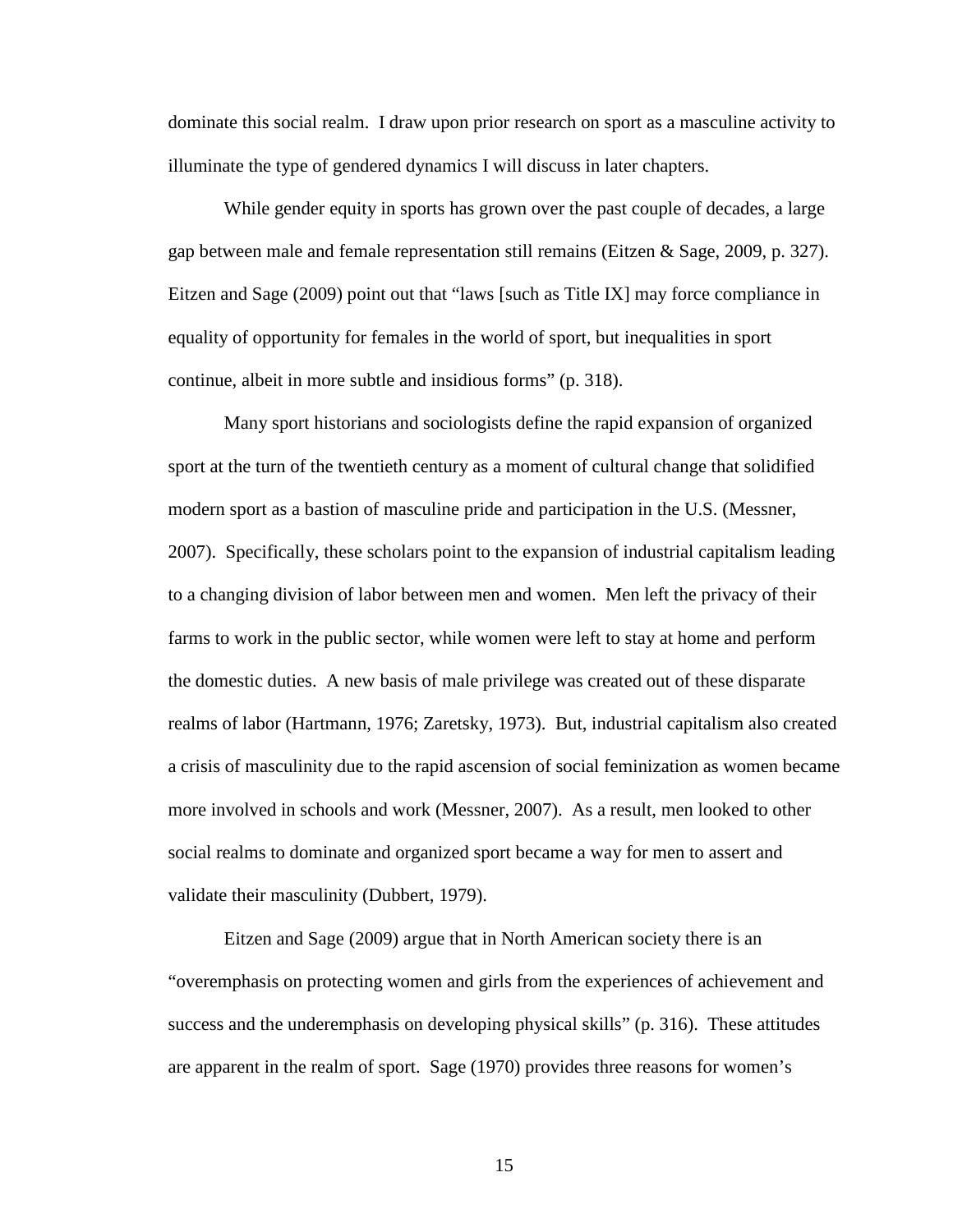dominate this social realm. I draw upon prior research on sport as a masculine activity to illuminate the type of gendered dynamics I will discuss in later chapters.

While gender equity in sports has grown over the past couple of decades, a large gap between male and female representation still remains (Eitzen & Sage, 2009, p. 327). Eitzen and Sage (2009) point out that "laws [such as Title IX] may force compliance in equality of opportunity for females in the world of sport, but inequalities in sport continue, albeit in more subtle and insidious forms" (p. 318).

Many sport historians and sociologists define the rapid expansion of organized sport at the turn of the twentieth century as a moment of cultural change that solidified modern sport as a bastion of masculine pride and participation in the U.S. (Messner, 2007). Specifically, these scholars point to the expansion of industrial capitalism leading to a changing division of labor between men and women. Men left the privacy of their farms to work in the public sector, while women were left to stay at home and perform the domestic duties. A new basis of male privilege was created out of these disparate realms of labor (Hartmann, 1976; Zaretsky, 1973). But, industrial capitalism also created a crisis of masculinity due to the rapid ascension of social feminization as women became more involved in schools and work (Messner, 2007). As a result, men looked to other social realms to dominate and organized sport became a way for men to assert and validate their masculinity (Dubbert, 1979).

Eitzen and Sage (2009) argue that in North American society there is an "overemphasis on protecting women and girls from the experiences of achievement and success and the underemphasis on developing physical skills" (p. 316). These attitudes are apparent in the realm of sport. Sage (1970) provides three reasons for women's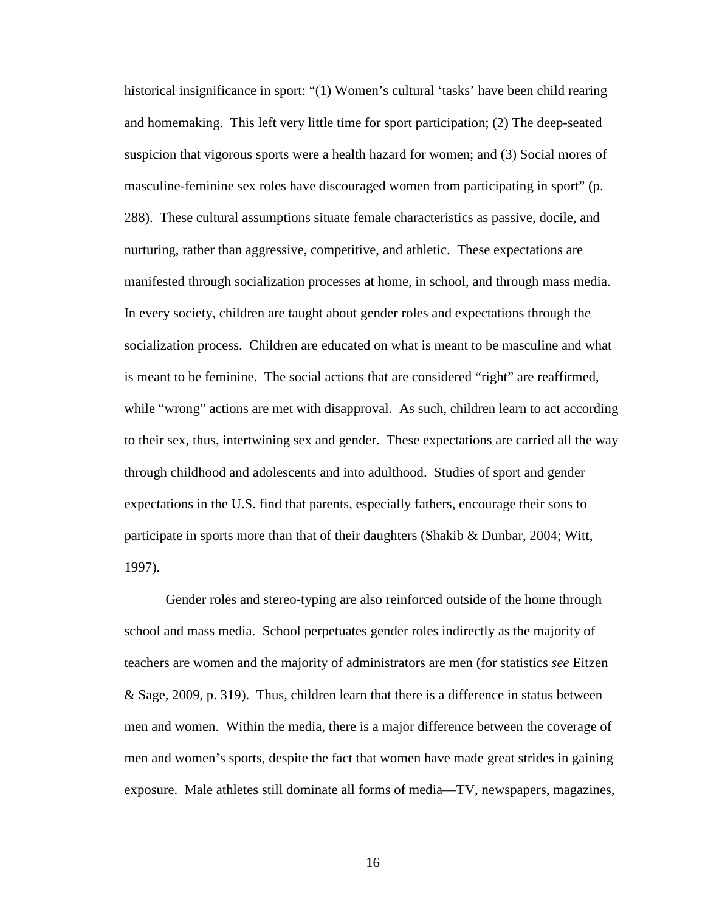historical insignificance in sport: "(1) Women's cultural 'tasks' have been child rearing and homemaking. This left very little time for sport participation; (2) The deep-seated suspicion that vigorous sports were a health hazard for women; and (3) Social mores of masculine-feminine sex roles have discouraged women from participating in sport" (p. 288). These cultural assumptions situate female characteristics as passive, docile, and nurturing, rather than aggressive, competitive, and athletic. These expectations are manifested through socialization processes at home, in school, and through mass media. In every society, children are taught about gender roles and expectations through the socialization process. Children are educated on what is meant to be masculine and what is meant to be feminine. The social actions that are considered "right" are reaffirmed, while "wrong" actions are met with disapproval. As such, children learn to act according to their sex, thus, intertwining sex and gender. These expectations are carried all the way through childhood and adolescents and into adulthood. Studies of sport and gender expectations in the U.S. find that parents, especially fathers, encourage their sons to participate in sports more than that of their daughters (Shakib & Dunbar, 2004; Witt, 1997).

Gender roles and stereo-typing are also reinforced outside of the home through school and mass media. School perpetuates gender roles indirectly as the majority of teachers are women and the majority of administrators are men (for statistics *see* Eitzen & Sage, 2009, p. 319). Thus, children learn that there is a difference in status between men and women. Within the media, there is a major difference between the coverage of men and women's sports, despite the fact that women have made great strides in gaining exposure. Male athletes still dominate all forms of media—TV, newspapers, magazines,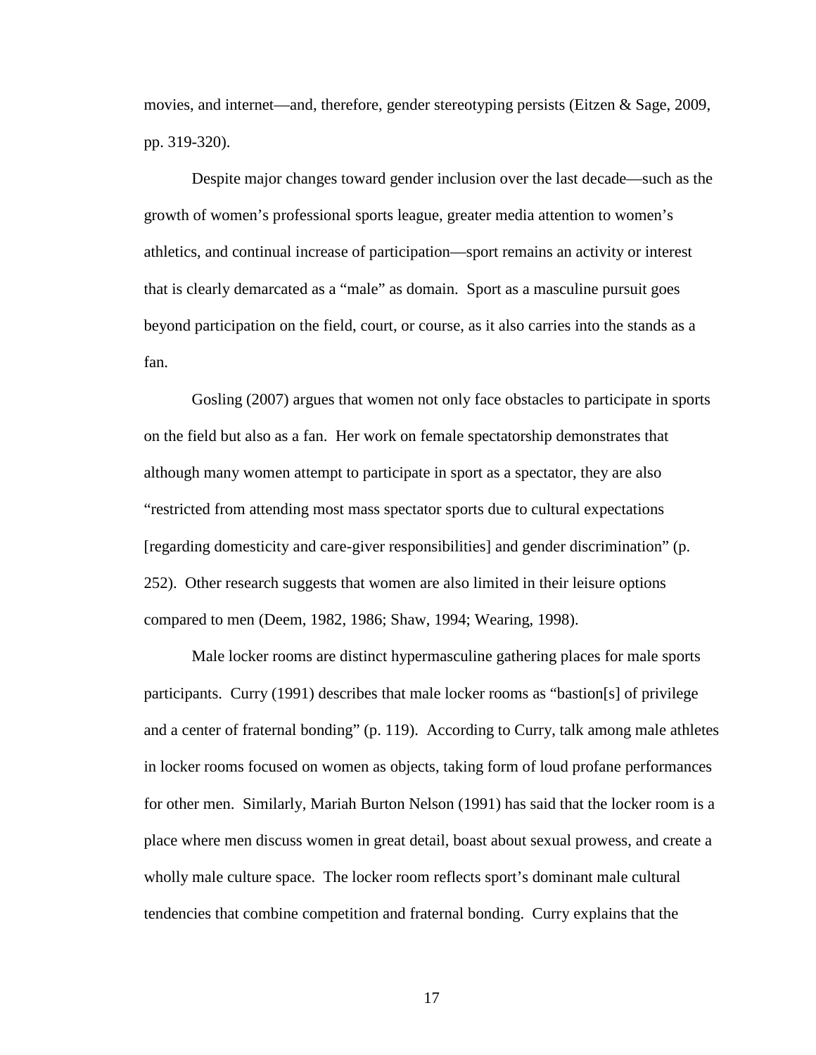movies, and internet—and, therefore, gender stereotyping persists (Eitzen & Sage, 2009, pp. 319-320).

Despite major changes toward gender inclusion over the last decade—such as the growth of women's professional sports league, greater media attention to women's athletics, and continual increase of participation—sport remains an activity or interest that is clearly demarcated as a "male" as domain. Sport as a masculine pursuit goes beyond participation on the field, court, or course, as it also carries into the stands as a fan.

Gosling (2007) argues that women not only face obstacles to participate in sports on the field but also as a fan. Her work on female spectatorship demonstrates that although many women attempt to participate in sport as a spectator, they are also "restricted from attending most mass spectator sports due to cultural expectations [regarding domesticity and care-giver responsibilities] and gender discrimination" (p. 252). Other research suggests that women are also limited in their leisure options compared to men (Deem, 1982, 1986; Shaw, 1994; Wearing, 1998).

Male locker rooms are distinct hypermasculine gathering places for male sports participants. Curry (1991) describes that male locker rooms as "bastion[s] of privilege and a center of fraternal bonding" (p. 119). According to Curry, talk among male athletes in locker rooms focused on women as objects, taking form of loud profane performances for other men. Similarly, Mariah Burton Nelson (1991) has said that the locker room is a place where men discuss women in great detail, boast about sexual prowess, and create a wholly male culture space. The locker room reflects sport's dominant male cultural tendencies that combine competition and fraternal bonding. Curry explains that the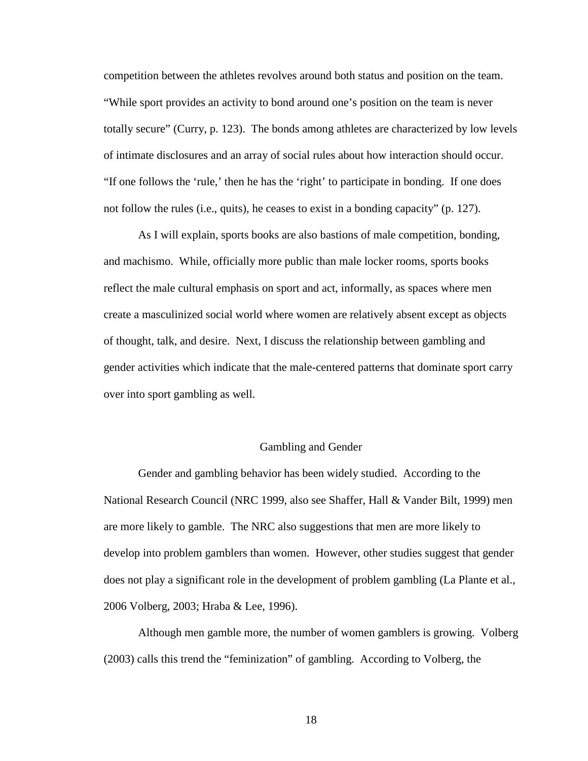competition between the athletes revolves around both status and position on the team. "While sport provides an activity to bond around one's position on the team is never totally secure" (Curry, p. 123). The bonds among athletes are characterized by low levels of intimate disclosures and an array of social rules about how interaction should occur. "If one follows the 'rule,' then he has the 'right' to participate in bonding. If one does not follow the rules (i.e., quits), he ceases to exist in a bonding capacity" (p. 127).

As I will explain, sports books are also bastions of male competition, bonding, and machismo. While, officially more public than male locker rooms, sports books reflect the male cultural emphasis on sport and act, informally, as spaces where men create a masculinized social world where women are relatively absent except as objects of thought, talk, and desire. Next, I discuss the relationship between gambling and gender activities which indicate that the male-centered patterns that dominate sport carry over into sport gambling as well.

## Gambling and Gender

Gender and gambling behavior has been widely studied. According to the National Research Council (NRC 1999, also see Shaffer, Hall & Vander Bilt, 1999) men are more likely to gamble. The NRC also suggestions that men are more likely to develop into problem gamblers than women. However, other studies suggest that gender does not play a significant role in the development of problem gambling (La Plante et al., 2006 Volberg, 2003; Hraba & Lee, 1996).

Although men gamble more, the number of women gamblers is growing. Volberg (2003) calls this trend the "feminization" of gambling. According to Volberg, the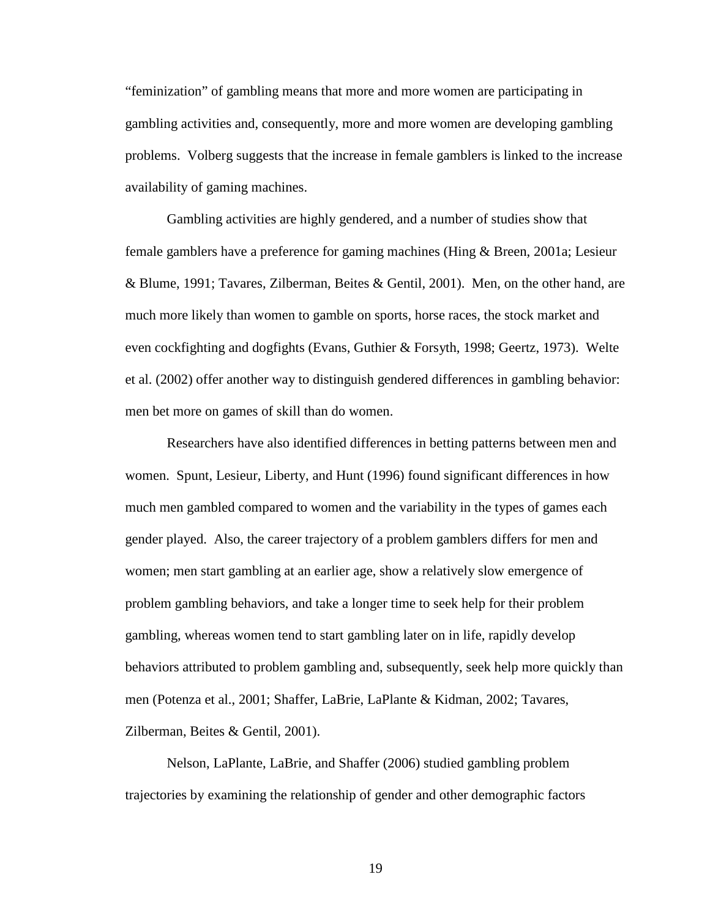"feminization" of gambling means that more and more women are participating in gambling activities and, consequently, more and more women are developing gambling problems. Volberg suggests that the increase in female gamblers is linked to the increase availability of gaming machines.

Gambling activities are highly gendered, and a number of studies show that female gamblers have a preference for gaming machines (Hing & Breen, 2001a; Lesieur & Blume, 1991; Tavares, Zilberman, Beites & Gentil, 2001). Men, on the other hand, are much more likely than women to gamble on sports, horse races, the stock market and even cockfighting and dogfights (Evans, Guthier & Forsyth, 1998; Geertz, 1973). Welte et al. (2002) offer another way to distinguish gendered differences in gambling behavior: men bet more on games of skill than do women.

Researchers have also identified differences in betting patterns between men and women. Spunt, Lesieur, Liberty, and Hunt (1996) found significant differences in how much men gambled compared to women and the variability in the types of games each gender played. Also, the career trajectory of a problem gamblers differs for men and women; men start gambling at an earlier age, show a relatively slow emergence of problem gambling behaviors, and take a longer time to seek help for their problem gambling, whereas women tend to start gambling later on in life, rapidly develop behaviors attributed to problem gambling and, subsequently, seek help more quickly than men (Potenza et al., 2001; Shaffer, LaBrie, LaPlante & Kidman, 2002; Tavares, Zilberman, Beites & Gentil, 2001).

Nelson, LaPlante, LaBrie, and Shaffer (2006) studied gambling problem trajectories by examining the relationship of gender and other demographic factors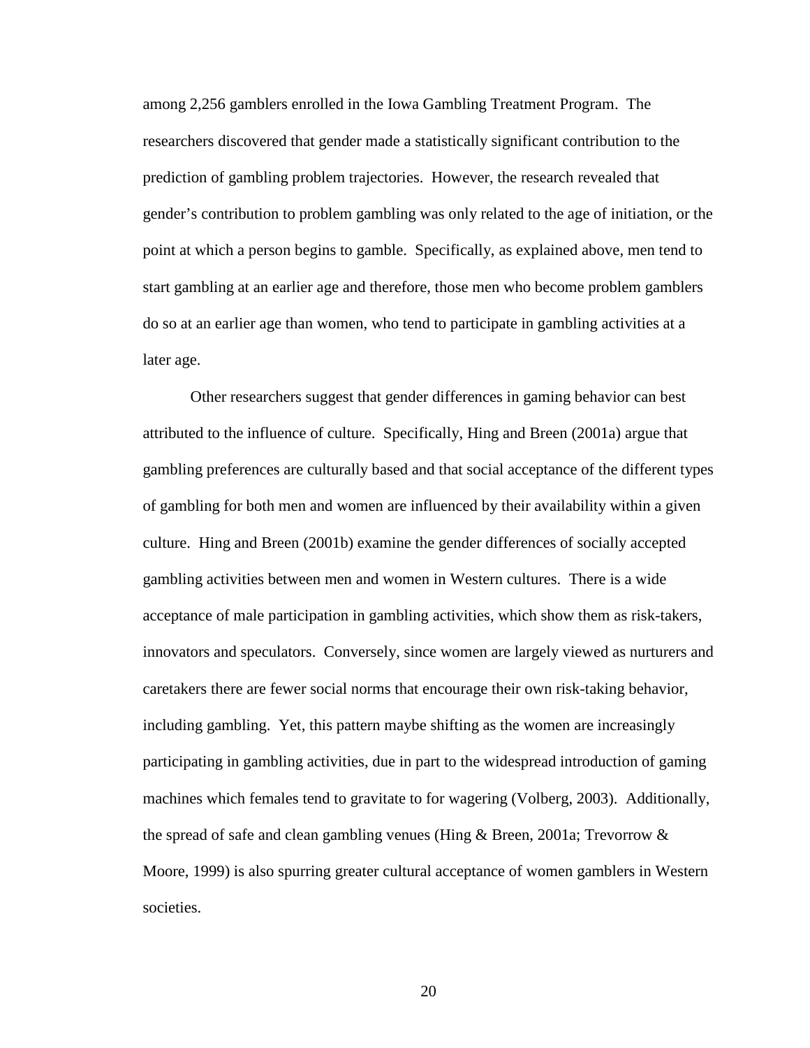among 2,256 gamblers enrolled in the Iowa Gambling Treatment Program. The researchers discovered that gender made a statistically significant contribution to the prediction of gambling problem trajectories. However, the research revealed that gender's contribution to problem gambling was only related to the age of initiation, or the point at which a person begins to gamble. Specifically, as explained above, men tend to start gambling at an earlier age and therefore, those men who become problem gamblers do so at an earlier age than women, who tend to participate in gambling activities at a later age.

Other researchers suggest that gender differences in gaming behavior can best attributed to the influence of culture. Specifically, Hing and Breen (2001a) argue that gambling preferences are culturally based and that social acceptance of the different types of gambling for both men and women are influenced by their availability within a given culture. Hing and Breen (2001b) examine the gender differences of socially accepted gambling activities between men and women in Western cultures. There is a wide acceptance of male participation in gambling activities, which show them as risk-takers, innovators and speculators. Conversely, since women are largely viewed as nurturers and caretakers there are fewer social norms that encourage their own risk-taking behavior, including gambling. Yet, this pattern maybe shifting as the women are increasingly participating in gambling activities, due in part to the widespread introduction of gaming machines which females tend to gravitate to for wagering (Volberg, 2003). Additionally, the spread of safe and clean gambling venues (Hing & Breen, 2001a; Trevorrow & Moore, 1999) is also spurring greater cultural acceptance of women gamblers in Western societies.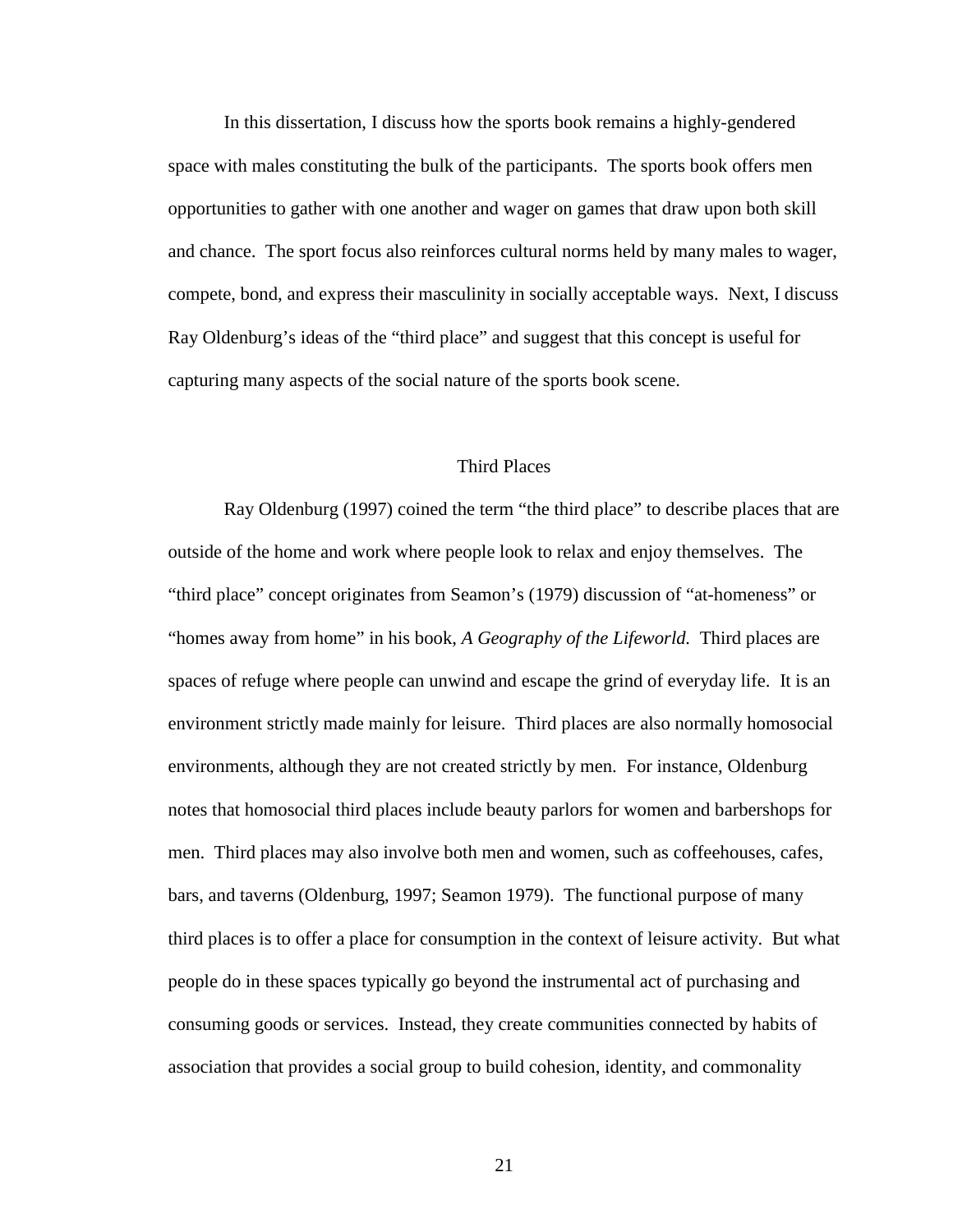In this dissertation, I discuss how the sports book remains a highly-gendered space with males constituting the bulk of the participants. The sports book offers men opportunities to gather with one another and wager on games that draw upon both skill and chance. The sport focus also reinforces cultural norms held by many males to wager, compete, bond, and express their masculinity in socially acceptable ways. Next, I discuss Ray Oldenburg's ideas of the "third place" and suggest that this concept is useful for capturing many aspects of the social nature of the sports book scene.

## Third Places

Ray Oldenburg (1997) coined the term "the third place" to describe places that are outside of the home and work where people look to relax and enjoy themselves. The "third place" concept originates from Seamon's (1979) discussion of "at-homeness" or "homes away from home" in his book, *A Geography of the Lifeworld.* Third places are spaces of refuge where people can unwind and escape the grind of everyday life. It is an environment strictly made mainly for leisure. Third places are also normally homosocial environments, although they are not created strictly by men. For instance, Oldenburg notes that homosocial third places include beauty parlors for women and barbershops for men. Third places may also involve both men and women, such as coffeehouses, cafes, bars, and taverns (Oldenburg, 1997; Seamon 1979). The functional purpose of many third places is to offer a place for consumption in the context of leisure activity. But what people do in these spaces typically go beyond the instrumental act of purchasing and consuming goods or services. Instead, they create communities connected by habits of association that provides a social group to build cohesion, identity, and commonality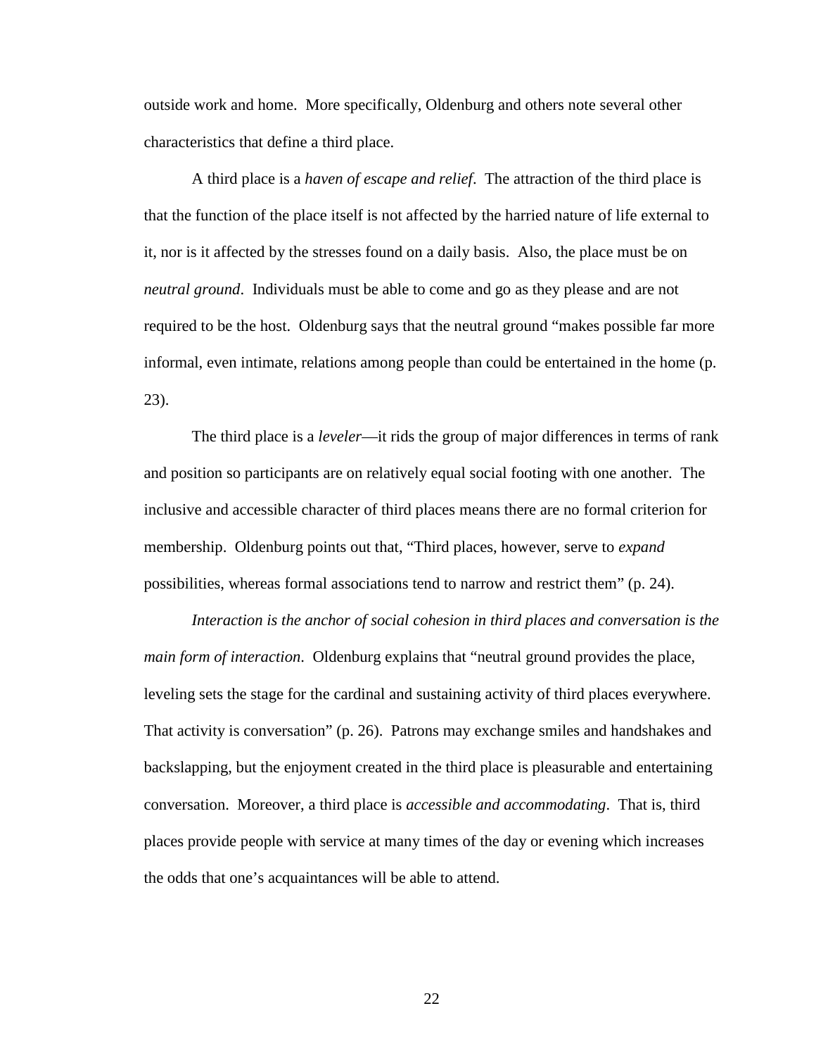outside work and home. More specifically, Oldenburg and others note several other characteristics that define a third place.

A third place is a *haven of escape and relief*. The attraction of the third place is that the function of the place itself is not affected by the harried nature of life external to it, nor is it affected by the stresses found on a daily basis. Also, the place must be on *neutral ground*. Individuals must be able to come and go as they please and are not required to be the host. Oldenburg says that the neutral ground "makes possible far more informal, even intimate, relations among people than could be entertained in the home (p. 23).

The third place is a *leveler*—it rids the group of major differences in terms of rank and position so participants are on relatively equal social footing with one another. The inclusive and accessible character of third places means there are no formal criterion for membership. Oldenburg points out that, "Third places, however, serve to *expand* possibilities, whereas formal associations tend to narrow and restrict them" (p. 24).

*Interaction is the anchor of social cohesion in third places and conversation is the main form of interaction*. Oldenburg explains that "neutral ground provides the place, leveling sets the stage for the cardinal and sustaining activity of third places everywhere. That activity is conversation" (p. 26). Patrons may exchange smiles and handshakes and backslapping, but the enjoyment created in the third place is pleasurable and entertaining conversation. Moreover, a third place is *accessible and accommodating*. That is, third places provide people with service at many times of the day or evening which increases the odds that one's acquaintances will be able to attend.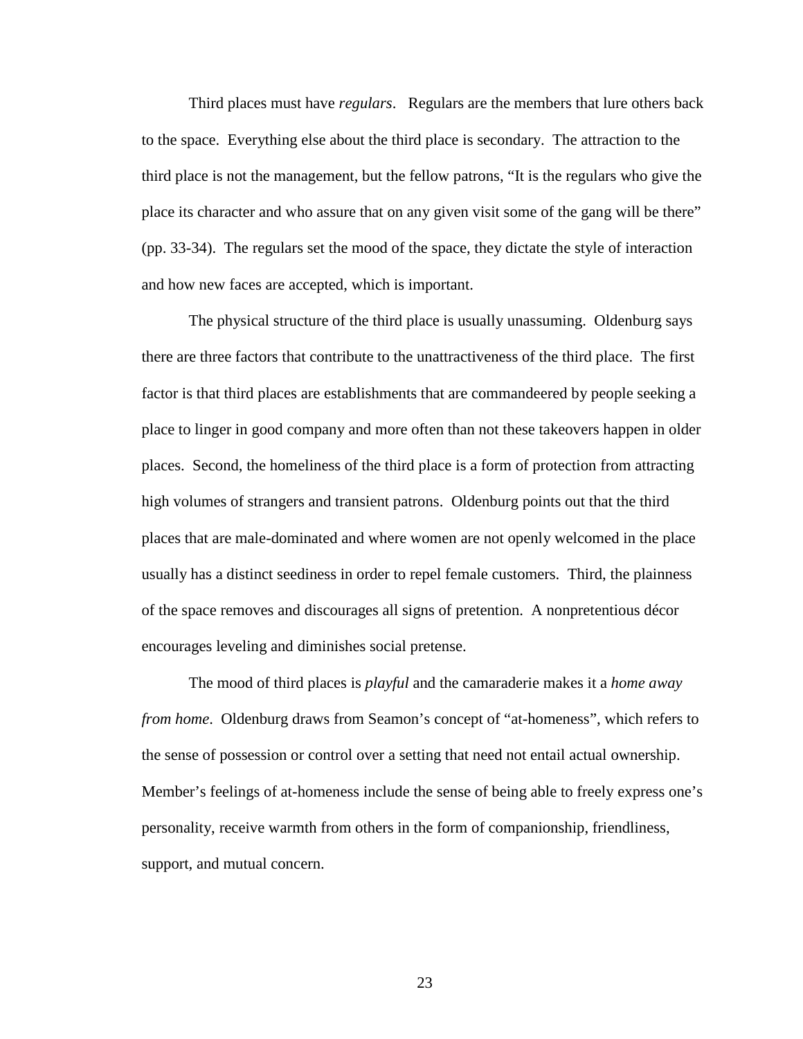Third places must have *regulars*. Regulars are the members that lure others back to the space. Everything else about the third place is secondary. The attraction to the third place is not the management, but the fellow patrons, "It is the regulars who give the place its character and who assure that on any given visit some of the gang will be there" (pp. 33-34). The regulars set the mood of the space, they dictate the style of interaction and how new faces are accepted, which is important.

The physical structure of the third place is usually unassuming. Oldenburg says there are three factors that contribute to the unattractiveness of the third place. The first factor is that third places are establishments that are commandeered by people seeking a place to linger in good company and more often than not these takeovers happen in older places. Second, the homeliness of the third place is a form of protection from attracting high volumes of strangers and transient patrons. Oldenburg points out that the third places that are male-dominated and where women are not openly welcomed in the place usually has a distinct seediness in order to repel female customers. Third, the plainness of the space removes and discourages all signs of pretention. A nonpretentious décor encourages leveling and diminishes social pretense.

The mood of third places is *playful* and the camaraderie makes it a *home away from home*. Oldenburg draws from Seamon's concept of "at-homeness", which refers to the sense of possession or control over a setting that need not entail actual ownership. Member's feelings of at-homeness include the sense of being able to freely express one's personality, receive warmth from others in the form of companionship, friendliness, support, and mutual concern.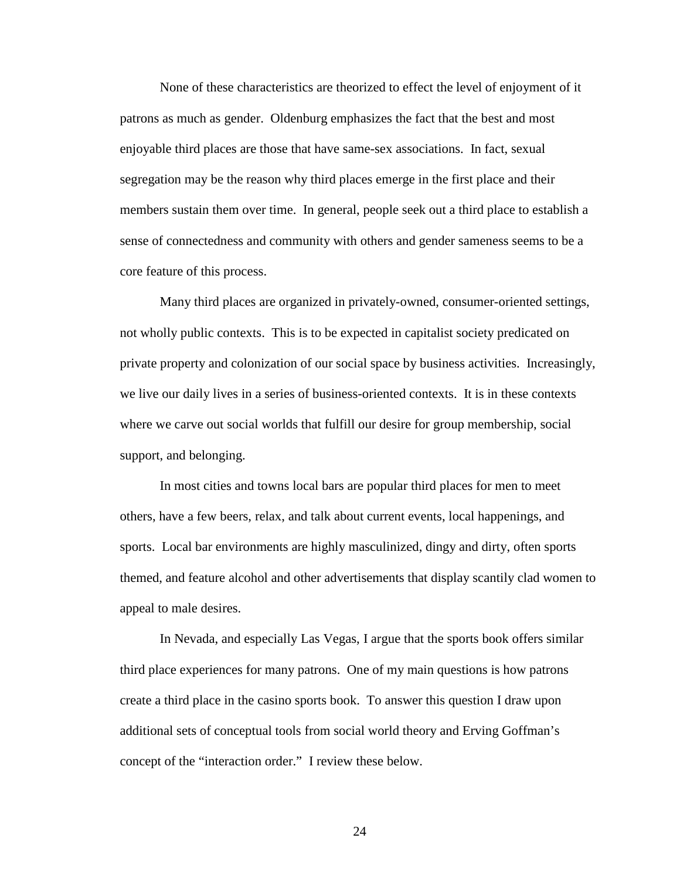None of these characteristics are theorized to effect the level of enjoyment of it patrons as much as gender. Oldenburg emphasizes the fact that the best and most enjoyable third places are those that have same-sex associations. In fact, sexual segregation may be the reason why third places emerge in the first place and their members sustain them over time. In general, people seek out a third place to establish a sense of connectedness and community with others and gender sameness seems to be a core feature of this process.

Many third places are organized in privately-owned, consumer-oriented settings, not wholly public contexts. This is to be expected in capitalist society predicated on private property and colonization of our social space by business activities. Increasingly, we live our daily lives in a series of business-oriented contexts. It is in these contexts where we carve out social worlds that fulfill our desire for group membership, social support, and belonging.

In most cities and towns local bars are popular third places for men to meet others, have a few beers, relax, and talk about current events, local happenings, and sports. Local bar environments are highly masculinized, dingy and dirty, often sports themed, and feature alcohol and other advertisements that display scantily clad women to appeal to male desires.

In Nevada, and especially Las Vegas, I argue that the sports book offers similar third place experiences for many patrons. One of my main questions is how patrons create a third place in the casino sports book. To answer this question I draw upon additional sets of conceptual tools from social world theory and Erving Goffman's concept of the "interaction order." I review these below.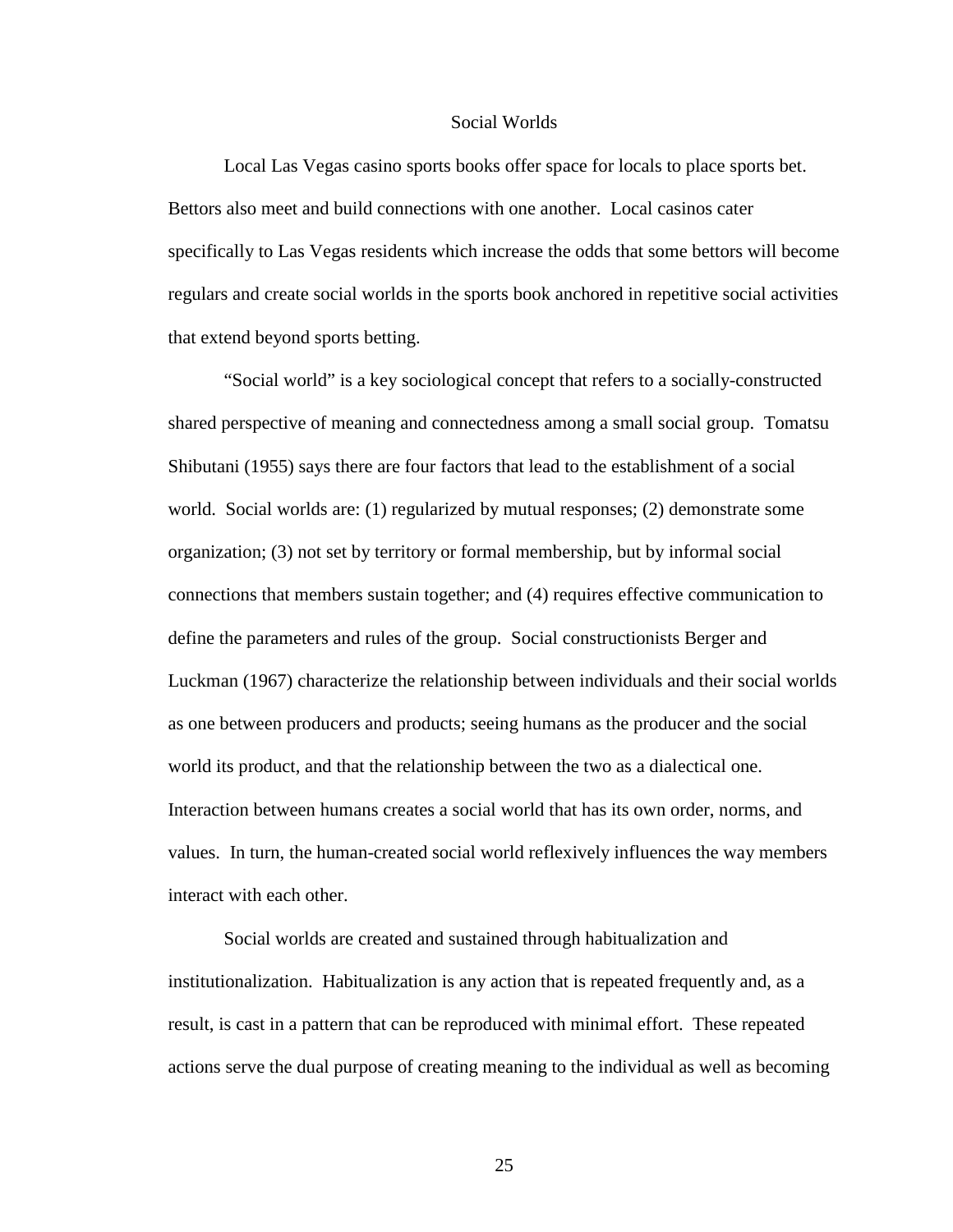## Social Worlds

Local Las Vegas casino sports books offer space for locals to place sports bet. Bettors also meet and build connections with one another. Local casinos cater specifically to Las Vegas residents which increase the odds that some bettors will become regulars and create social worlds in the sports book anchored in repetitive social activities that extend beyond sports betting.

"Social world" is a key sociological concept that refers to a socially-constructed shared perspective of meaning and connectedness among a small social group. Tomatsu Shibutani (1955) says there are four factors that lead to the establishment of a social world. Social worlds are: (1) regularized by mutual responses; (2) demonstrate some organization; (3) not set by territory or formal membership, but by informal social connections that members sustain together; and (4) requires effective communication to define the parameters and rules of the group. Social constructionists Berger and Luckman (1967) characterize the relationship between individuals and their social worlds as one between producers and products; seeing humans as the producer and the social world its product, and that the relationship between the two as a dialectical one. Interaction between humans creates a social world that has its own order, norms, and values. In turn, the human-created social world reflexively influences the way members interact with each other.

Social worlds are created and sustained through habitualization and institutionalization. Habitualization is any action that is repeated frequently and, as a result, is cast in a pattern that can be reproduced with minimal effort. These repeated actions serve the dual purpose of creating meaning to the individual as well as becoming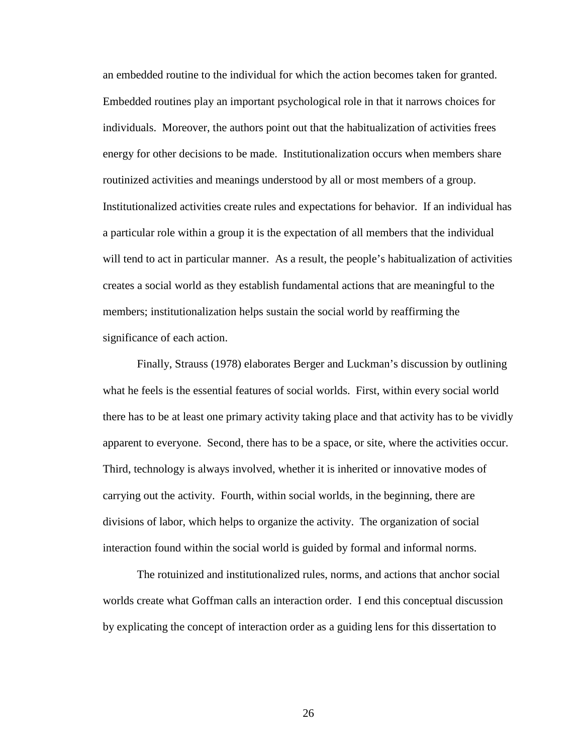an embedded routine to the individual for which the action becomes taken for granted. Embedded routines play an important psychological role in that it narrows choices for individuals. Moreover, the authors point out that the habitualization of activities frees energy for other decisions to be made. Institutionalization occurs when members share routinized activities and meanings understood by all or most members of a group. Institutionalized activities create rules and expectations for behavior. If an individual has a particular role within a group it is the expectation of all members that the individual will tend to act in particular manner. As a result, the people's habitualization of activities creates a social world as they establish fundamental actions that are meaningful to the members; institutionalization helps sustain the social world by reaffirming the significance of each action.

Finally, Strauss (1978) elaborates Berger and Luckman's discussion by outlining what he feels is the essential features of social worlds. First, within every social world there has to be at least one primary activity taking place and that activity has to be vividly apparent to everyone. Second, there has to be a space, or site, where the activities occur. Third, technology is always involved, whether it is inherited or innovative modes of carrying out the activity. Fourth, within social worlds, in the beginning, there are divisions of labor, which helps to organize the activity. The organization of social interaction found within the social world is guided by formal and informal norms.

The rotuinized and institutionalized rules, norms, and actions that anchor social worlds create what Goffman calls an interaction order. I end this conceptual discussion by explicating the concept of interaction order as a guiding lens for this dissertation to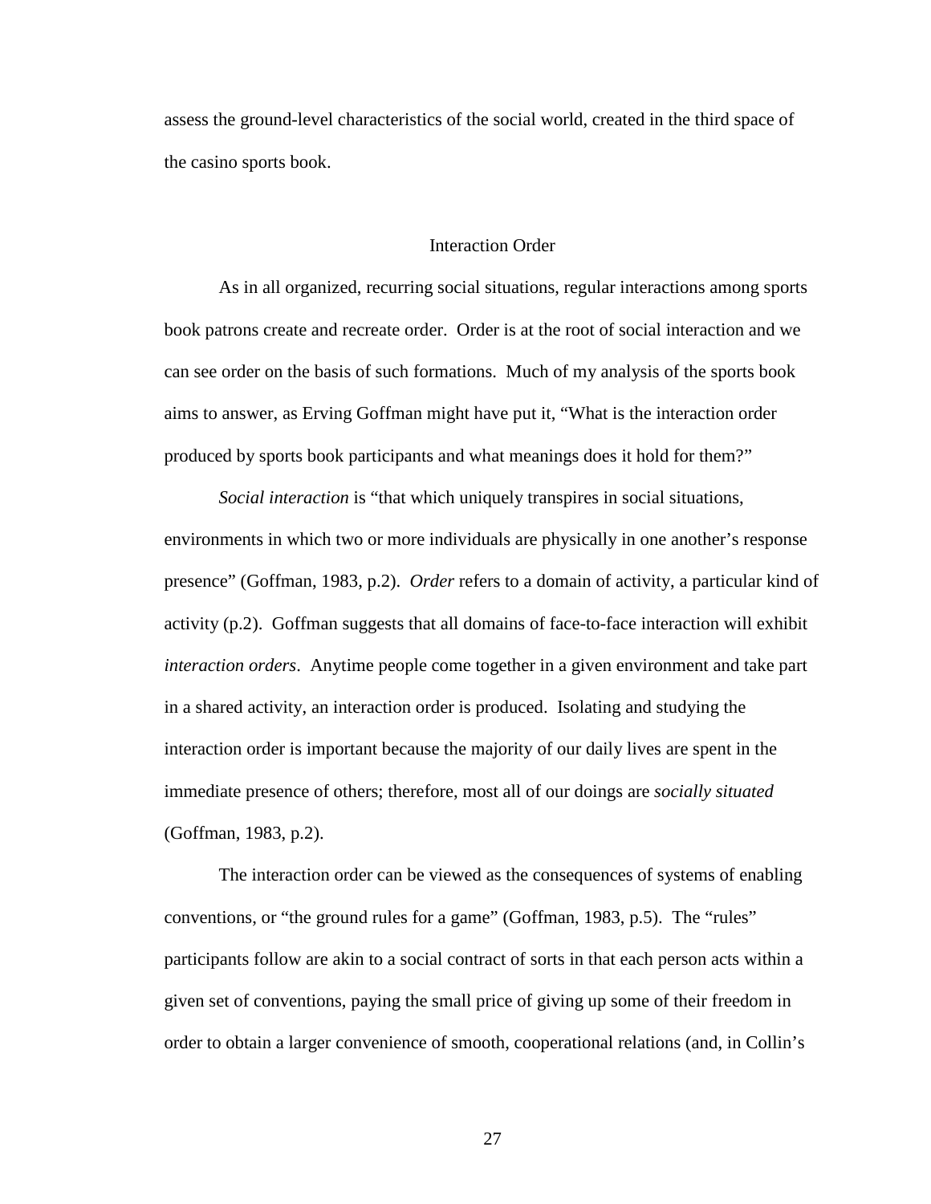assess the ground-level characteristics of the social world, created in the third space of the casino sports book.

## Interaction Order

As in all organized, recurring social situations, regular interactions among sports book patrons create and recreate order. Order is at the root of social interaction and we can see order on the basis of such formations. Much of my analysis of the sports book aims to answer, as Erving Goffman might have put it, "What is the interaction order produced by sports book participants and what meanings does it hold for them?"

*Social interaction* is "that which uniquely transpires in social situations, environments in which two or more individuals are physically in one another's response presence" (Goffman, 1983, p.2). *Order* refers to a domain of activity, a particular kind of activity (p.2). Goffman suggests that all domains of face-to-face interaction will exhibit *interaction orders*. Anytime people come together in a given environment and take part in a shared activity, an interaction order is produced. Isolating and studying the interaction order is important because the majority of our daily lives are spent in the immediate presence of others; therefore, most all of our doings are *socially situated* (Goffman, 1983, p.2).

The interaction order can be viewed as the consequences of systems of enabling conventions, or "the ground rules for a game" (Goffman, 1983, p.5). The "rules" participants follow are akin to a social contract of sorts in that each person acts within a given set of conventions, paying the small price of giving up some of their freedom in order to obtain a larger convenience of smooth, cooperational relations (and, in Collin's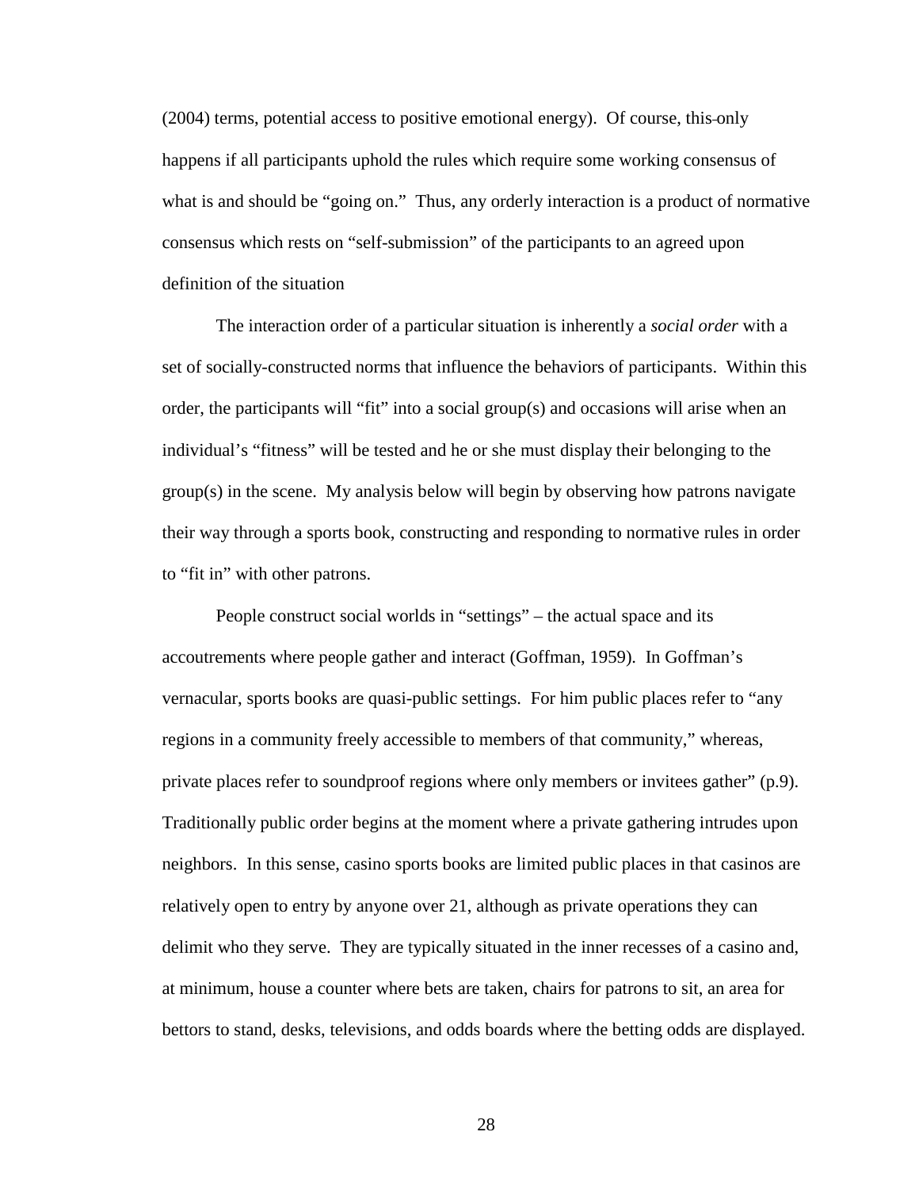(2004) terms, potential access to positive emotional energy). Of course, this only happens if all participants uphold the rules which require some working consensus of what is and should be "going on." Thus, any orderly interaction is a product of normative consensus which rests on "self-submission" of the participants to an agreed upon definition of the situation

The interaction order of a particular situation is inherently a *social order* with a set of socially-constructed norms that influence the behaviors of participants. Within this order, the participants will "fit" into a social group(s) and occasions will arise when an individual's "fitness" will be tested and he or she must display their belonging to the group(s) in the scene. My analysis below will begin by observing how patrons navigate their way through a sports book, constructing and responding to normative rules in order to "fit in" with other patrons.

People construct social worlds in "settings" – the actual space and its accoutrements where people gather and interact (Goffman, 1959). In Goffman's vernacular, sports books are quasi-public settings. For him public places refer to "any regions in a community freely accessible to members of that community," whereas, private places refer to soundproof regions where only members or invitees gather" (p.9). Traditionally public order begins at the moment where a private gathering intrudes upon neighbors. In this sense, casino sports books are limited public places in that casinos are relatively open to entry by anyone over 21, although as private operations they can delimit who they serve. They are typically situated in the inner recesses of a casino and, at minimum, house a counter where bets are taken, chairs for patrons to sit, an area for bettors to stand, desks, televisions, and odds boards where the betting odds are displayed.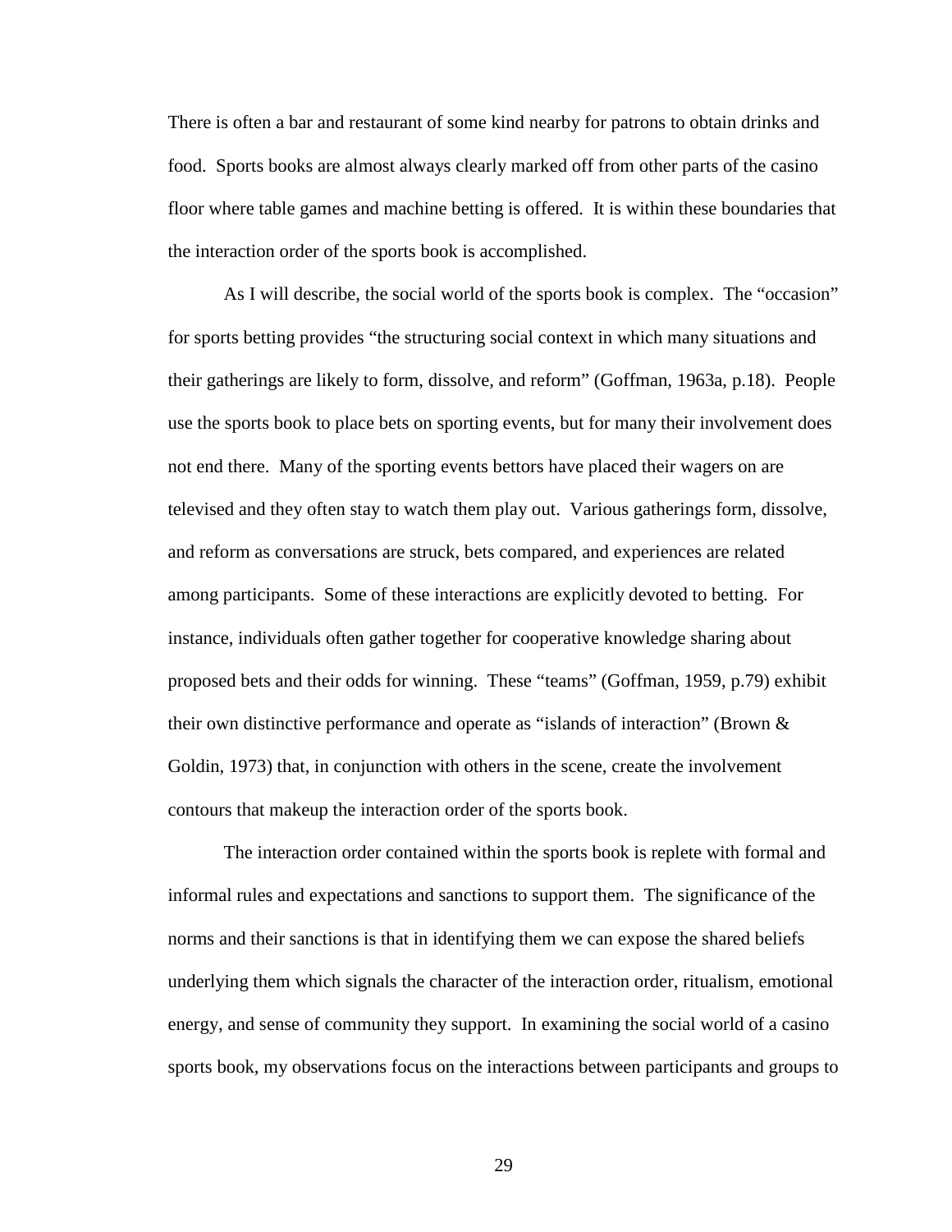There is often a bar and restaurant of some kind nearby for patrons to obtain drinks and food. Sports books are almost always clearly marked off from other parts of the casino floor where table games and machine betting is offered. It is within these boundaries that the interaction order of the sports book is accomplished.

As I will describe, the social world of the sports book is complex. The "occasion" for sports betting provides "the structuring social context in which many situations and their gatherings are likely to form, dissolve, and reform" (Goffman, 1963a, p.18). People use the sports book to place bets on sporting events, but for many their involvement does not end there. Many of the sporting events bettors have placed their wagers on are televised and they often stay to watch them play out. Various gatherings form, dissolve, and reform as conversations are struck, bets compared, and experiences are related among participants. Some of these interactions are explicitly devoted to betting. For instance, individuals often gather together for cooperative knowledge sharing about proposed bets and their odds for winning. These "teams" (Goffman, 1959, p.79) exhibit their own distinctive performance and operate as "islands of interaction" (Brown & Goldin, 1973) that, in conjunction with others in the scene, create the involvement contours that makeup the interaction order of the sports book.

The interaction order contained within the sports book is replete with formal and informal rules and expectations and sanctions to support them. The significance of the norms and their sanctions is that in identifying them we can expose the shared beliefs underlying them which signals the character of the interaction order, ritualism, emotional energy, and sense of community they support. In examining the social world of a casino sports book, my observations focus on the interactions between participants and groups to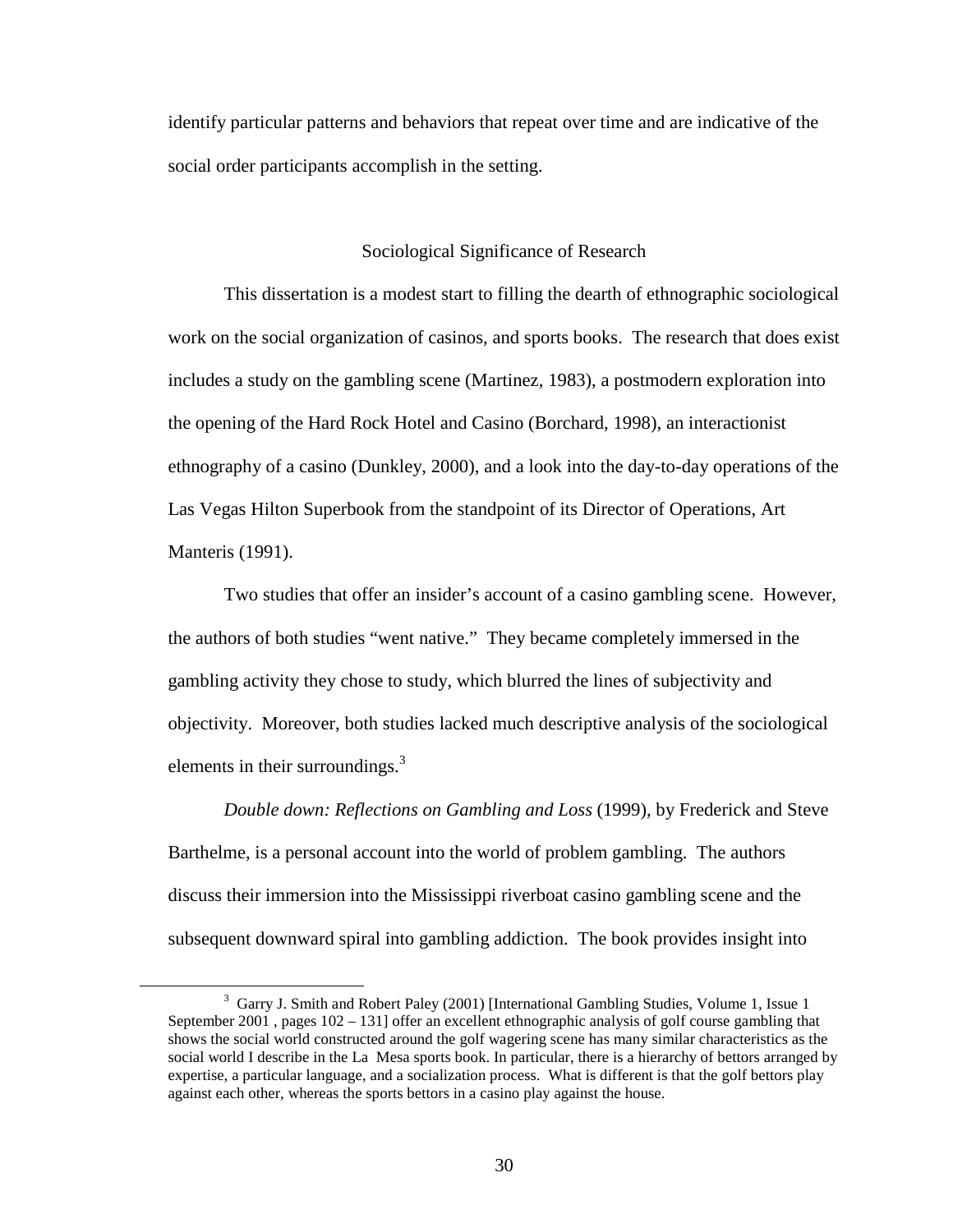identify particular patterns and behaviors that repeat over time and are indicative of the social order participants accomplish in the setting.

## Sociological Significance of Research

This dissertation is a modest start to filling the dearth of ethnographic sociological work on the social organization of casinos, and sports books. The research that does exist includes a study on the gambling scene (Martinez, 1983), a postmodern exploration into the opening of the Hard Rock Hotel and Casino (Borchard, 1998), an interactionist ethnography of a casino (Dunkley, 2000), and a look into the day-to-day operations of the Las Vegas Hilton Superbook from the standpoint of its Director of Operations, Art Manteris (1991).

Two studies that offer an insider's account of a casino gambling scene. However, the authors of both studies "went native." They became completely immersed in the gambling activity they chose to study, which blurred the lines of subjectivity and objectivity. Moreover, both studies lacked much descriptive analysis of the sociological elements in their surroundings.[3]

*Double down: Reflections on Gambling and Loss* (1999), by Frederick and Steve Barthelme, is a personal account into the world of problem gambling. The authors discuss their immersion into the Mississippi riverboat casino gambling scene and the subsequent downward spiral into gambling addiction. The book provides insight into

---

[3] Garry J. Smith and Robert Paley (2001) [International Gambling Studies, Volume 1, Issue 1 September 2001 , pages 102 – 131] offer an excellent ethnographic analysis of golf course gambling that shows the social world constructed around the golf wagering scene has many similar characteristics as the social world I describe in the La Mesa sports book. In particular, there is a hierarchy of bettors arranged by expertise, a particular language, and a socialization process. What is different is that the golf bettors play against each other, whereas the sports bettors in a casino play against the house.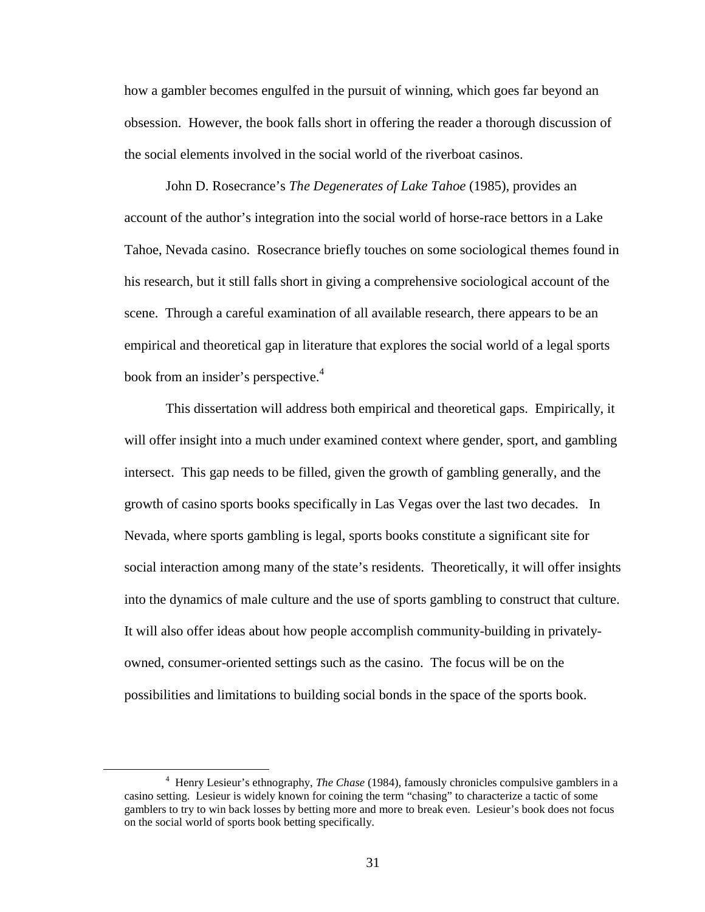how a gambler becomes engulfed in the pursuit of winning, which goes far beyond an obsession. However, the book falls short in offering the reader a thorough discussion of the social elements involved in the social world of the riverboat casinos.

John D. Rosecrance's *The Degenerates of Lake Tahoe* (1985), provides an account of the author's integration into the social world of horse-race bettors in a Lake Tahoe, Nevada casino. Rosecrance briefly touches on some sociological themes found in his research, but it still falls short in giving a comprehensive sociological account of the scene. Through a careful examination of all available research, there appears to be an empirical and theoretical gap in literature that explores the social world of a legal sports book from an insider's perspective.[4]

This dissertation will address both empirical and theoretical gaps. Empirically, it will offer insight into a much under examined context where gender, sport, and gambling intersect. This gap needs to be filled, given the growth of gambling generally, and the growth of casino sports books specifically in Las Vegas over the last two decades. In Nevada, where sports gambling is legal, sports books constitute a significant site for social interaction among many of the state's residents. Theoretically, it will offer insights into the dynamics of male culture and the use of sports gambling to construct that culture. It will also offer ideas about how people accomplish community-building in privately-owned, consumer-oriented settings such as the casino. The focus will be on the possibilities and limitations to building social bonds in the space of the sports book.

---

[4] Henry Lesieur's ethnography, *The Chase* (1984), famously chronicles compulsive gamblers in a casino setting. Lesieur is widely known for coining the term "chasing" to characterize a tactic of some gamblers to try to win back losses by betting more and more to break even. Lesieur's book does not focus on the social world of sports book betting specifically.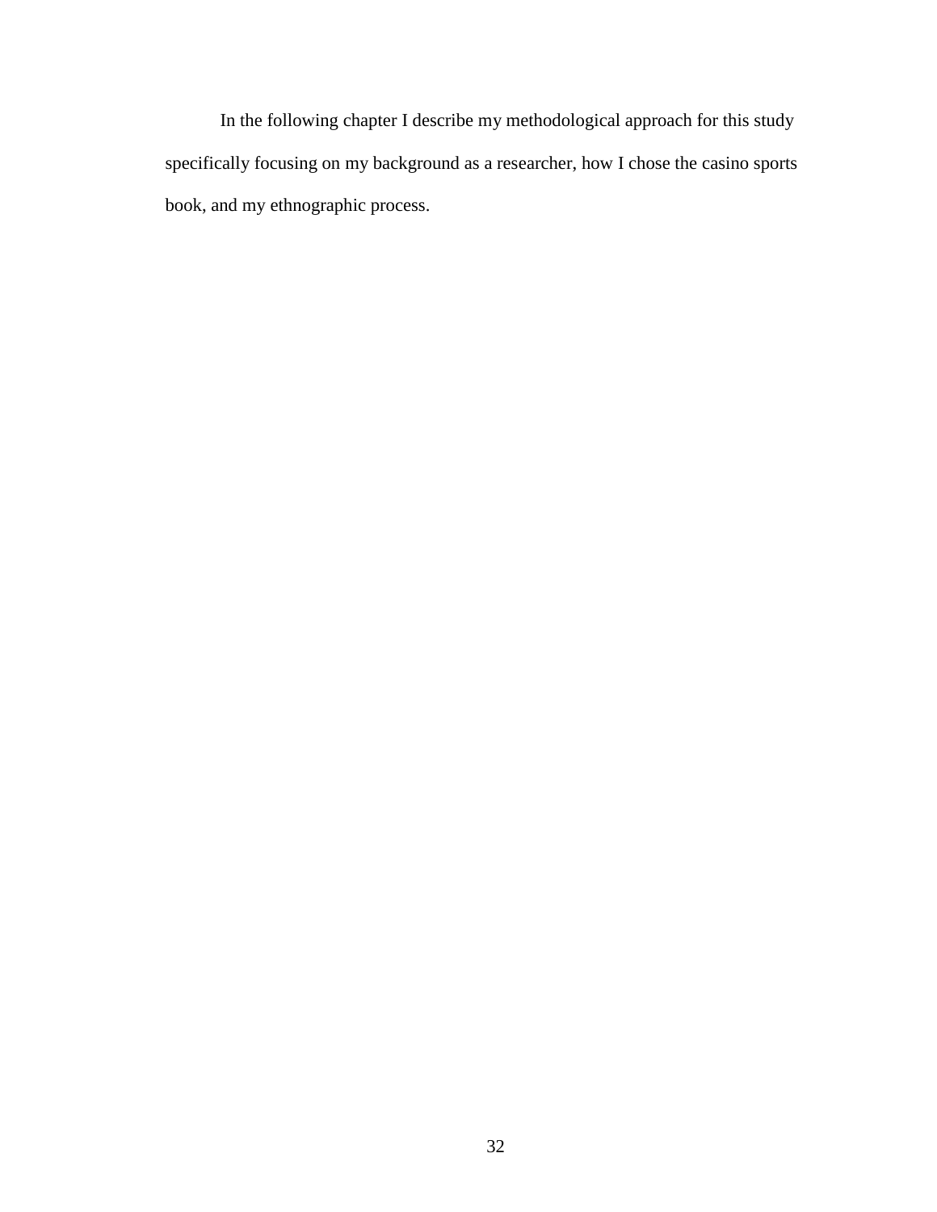In the following chapter I describe my methodological approach for this study specifically focusing on my background as a researcher, how I chose the casino sports book, and my ethnographic process.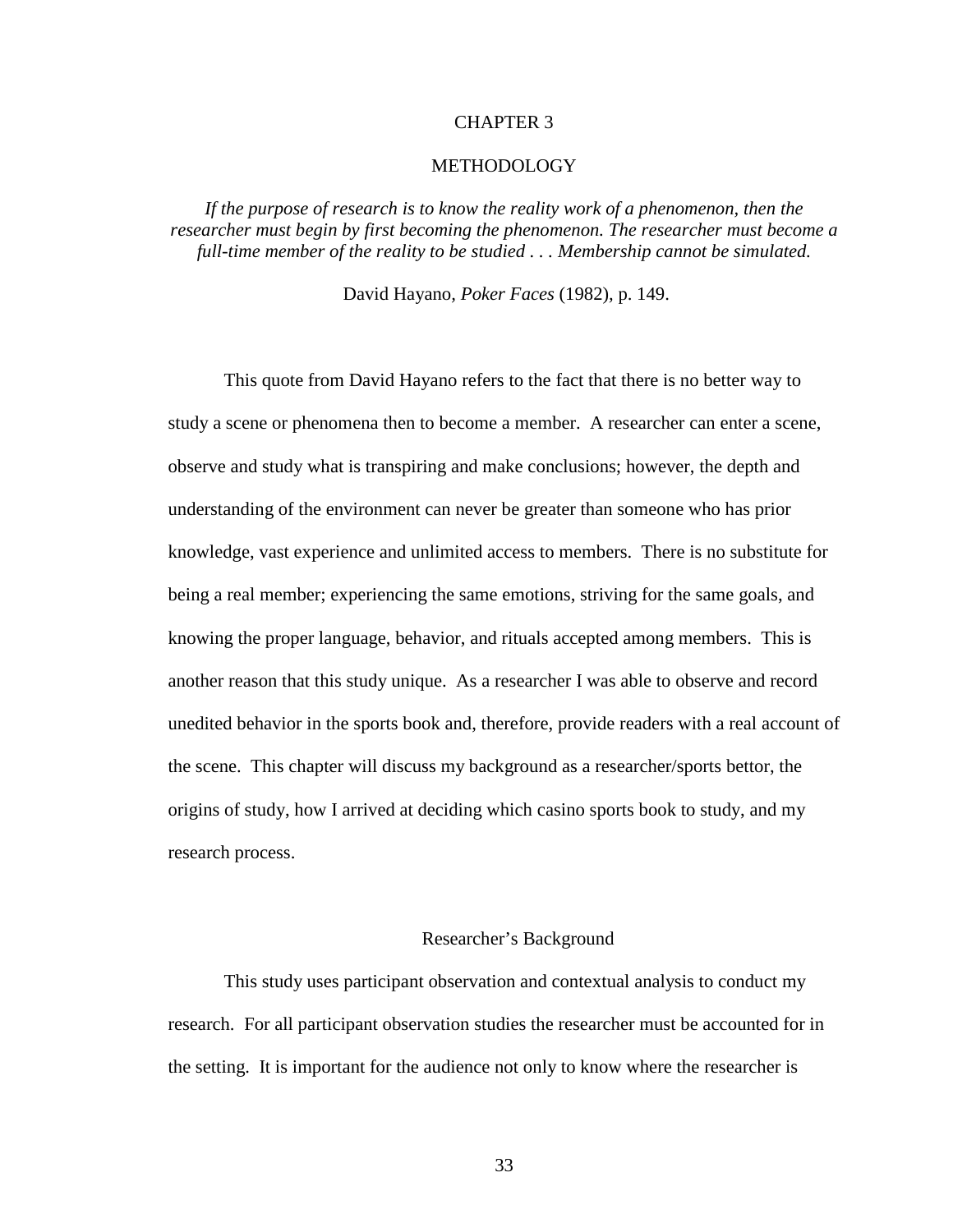# CHAPTER 3

# METHODOLOGY

*If the purpose of research is to know the reality work of a phenomenon, then the researcher must begin by first becoming the phenomenon. The researcher must become a full-time member of the reality to be studied . . . Membership cannot be simulated.*

David Hayano, *Poker Faces* (1982), p. 149.

This quote from David Hayano refers to the fact that there is no better way to study a scene or phenomena then to become a member. A researcher can enter a scene, observe and study what is transpiring and make conclusions; however, the depth and understanding of the environment can never be greater than someone who has prior knowledge, vast experience and unlimited access to members. There is no substitute for being a real member; experiencing the same emotions, striving for the same goals, and knowing the proper language, behavior, and rituals accepted among members. This is another reason that this study unique. As a researcher I was able to observe and record unedited behavior in the sports book and, therefore, provide readers with a real account of the scene. This chapter will discuss my background as a researcher/sports bettor, the origins of study, how I arrived at deciding which casino sports book to study, and my research process.

## Researcher's Background

This study uses participant observation and contextual analysis to conduct my research. For all participant observation studies the researcher must be accounted for in the setting. It is important for the audience not only to know where the researcher is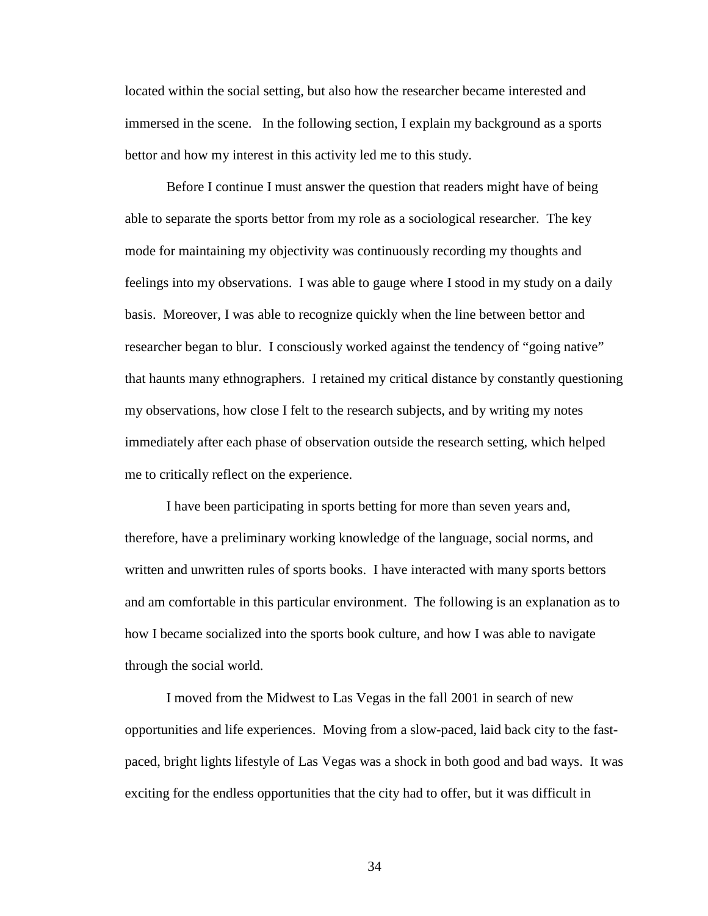located within the social setting, but also how the researcher became interested and immersed in the scene. In the following section, I explain my background as a sports bettor and how my interest in this activity led me to this study.

Before I continue I must answer the question that readers might have of being able to separate the sports bettor from my role as a sociological researcher. The key mode for maintaining my objectivity was continuously recording my thoughts and feelings into my observations. I was able to gauge where I stood in my study on a daily basis. Moreover, I was able to recognize quickly when the line between bettor and researcher began to blur. I consciously worked against the tendency of "going native" that haunts many ethnographers. I retained my critical distance by constantly questioning my observations, how close I felt to the research subjects, and by writing my notes immediately after each phase of observation outside the research setting, which helped me to critically reflect on the experience.

I have been participating in sports betting for more than seven years and, therefore, have a preliminary working knowledge of the language, social norms, and written and unwritten rules of sports books. I have interacted with many sports bettors and am comfortable in this particular environment. The following is an explanation as to how I became socialized into the sports book culture, and how I was able to navigate through the social world.

I moved from the Midwest to Las Vegas in the fall 2001 in search of new opportunities and life experiences. Moving from a slow-paced, laid back city to the fast-paced, bright lights lifestyle of Las Vegas was a shock in both good and bad ways. It was exciting for the endless opportunities that the city had to offer, but it was difficult in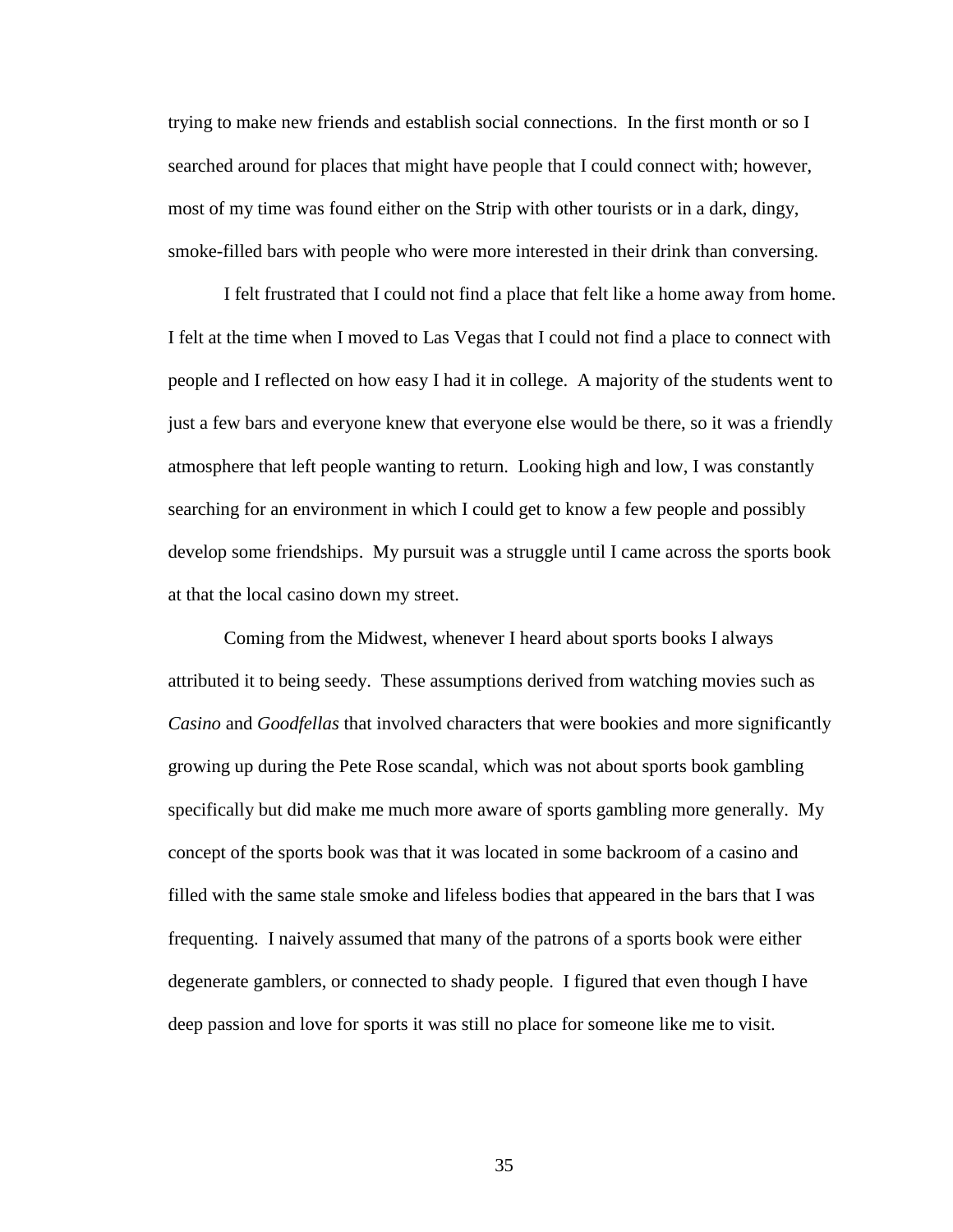trying to make new friends and establish social connections. In the first month or so I searched around for places that might have people that I could connect with; however, most of my time was found either on the Strip with other tourists or in a dark, dingy, smoke-filled bars with people who were more interested in their drink than conversing.

I felt frustrated that I could not find a place that felt like a home away from home. I felt at the time when I moved to Las Vegas that I could not find a place to connect with people and I reflected on how easy I had it in college. A majority of the students went to just a few bars and everyone knew that everyone else would be there, so it was a friendly atmosphere that left people wanting to return. Looking high and low, I was constantly searching for an environment in which I could get to know a few people and possibly develop some friendships. My pursuit was a struggle until I came across the sports book at that the local casino down my street.

Coming from the Midwest, whenever I heard about sports books I always attributed it to being seedy. These assumptions derived from watching movies such as *Casino* and *Goodfellas* that involved characters that were bookies and more significantly growing up during the Pete Rose scandal, which was not about sports book gambling specifically but did make me much more aware of sports gambling more generally. My concept of the sports book was that it was located in some backroom of a casino and filled with the same stale smoke and lifeless bodies that appeared in the bars that I was frequenting. I naively assumed that many of the patrons of a sports book were either degenerate gamblers, or connected to shady people. I figured that even though I have deep passion and love for sports it was still no place for someone like me to visit.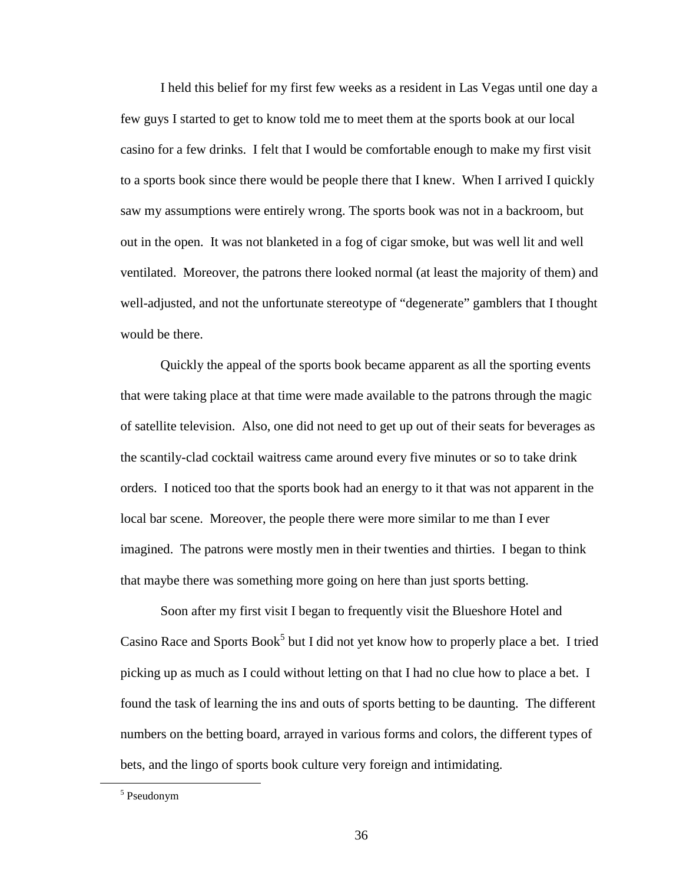I held this belief for my first few weeks as a resident in Las Vegas until one day a few guys I started to get to know told me to meet them at the sports book at our local casino for a few drinks. I felt that I would be comfortable enough to make my first visit to a sports book since there would be people there that I knew. When I arrived I quickly saw my assumptions were entirely wrong. The sports book was not in a backroom, but out in the open. It was not blanketed in a fog of cigar smoke, but was well lit and well ventilated. Moreover, the patrons there looked normal (at least the majority of them) and well-adjusted, and not the unfortunate stereotype of "degenerate" gamblers that I thought would be there.

Quickly the appeal of the sports book became apparent as all the sporting events that were taking place at that time were made available to the patrons through the magic of satellite television. Also, one did not need to get up out of their seats for beverages as the scantily-clad cocktail waitress came around every five minutes or so to take drink orders. I noticed too that the sports book had an energy to it that was not apparent in the local bar scene. Moreover, the people there were more similar to me than I ever imagined. The patrons were mostly men in their twenties and thirties. I began to think that maybe there was something more going on here than just sports betting.

Soon after my first visit I began to frequently visit the Blueshore Hotel and Casino Race and Sports Book[5] but I did not yet know how to properly place a bet. I tried picking up as much as I could without letting on that I had no clue how to place a bet. I found the task of learning the ins and outs of sports betting to be daunting. The different numbers on the betting board, arrayed in various forms and colors, the different types of bets, and the lingo of sports book culture very foreign and intimidating.

[5] Pseudonym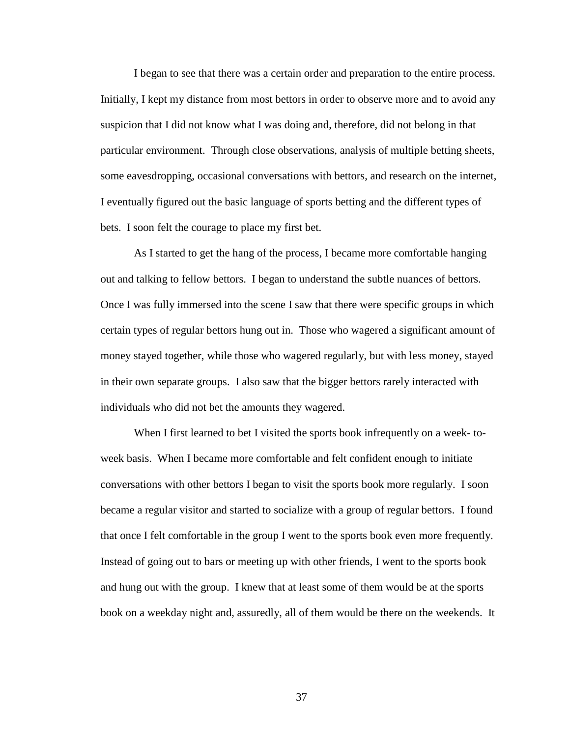I began to see that there was a certain order and preparation to the entire process. Initially, I kept my distance from most bettors in order to observe more and to avoid any suspicion that I did not know what I was doing and, therefore, did not belong in that particular environment. Through close observations, analysis of multiple betting sheets, some eavesdropping, occasional conversations with bettors, and research on the internet, I eventually figured out the basic language of sports betting and the different types of bets. I soon felt the courage to place my first bet.

As I started to get the hang of the process, I became more comfortable hanging out and talking to fellow bettors. I began to understand the subtle nuances of bettors. Once I was fully immersed into the scene I saw that there were specific groups in which certain types of regular bettors hung out in. Those who wagered a significant amount of money stayed together, while those who wagered regularly, but with less money, stayed in their own separate groups. I also saw that the bigger bettors rarely interacted with individuals who did not bet the amounts they wagered.

When I first learned to bet I visited the sports book infrequently on a week- to-week basis. When I became more comfortable and felt confident enough to initiate conversations with other bettors I began to visit the sports book more regularly. I soon became a regular visitor and started to socialize with a group of regular bettors. I found that once I felt comfortable in the group I went to the sports book even more frequently. Instead of going out to bars or meeting up with other friends, I went to the sports book and hung out with the group. I knew that at least some of them would be at the sports book on a weekday night and, assuredly, all of them would be there on the weekends. It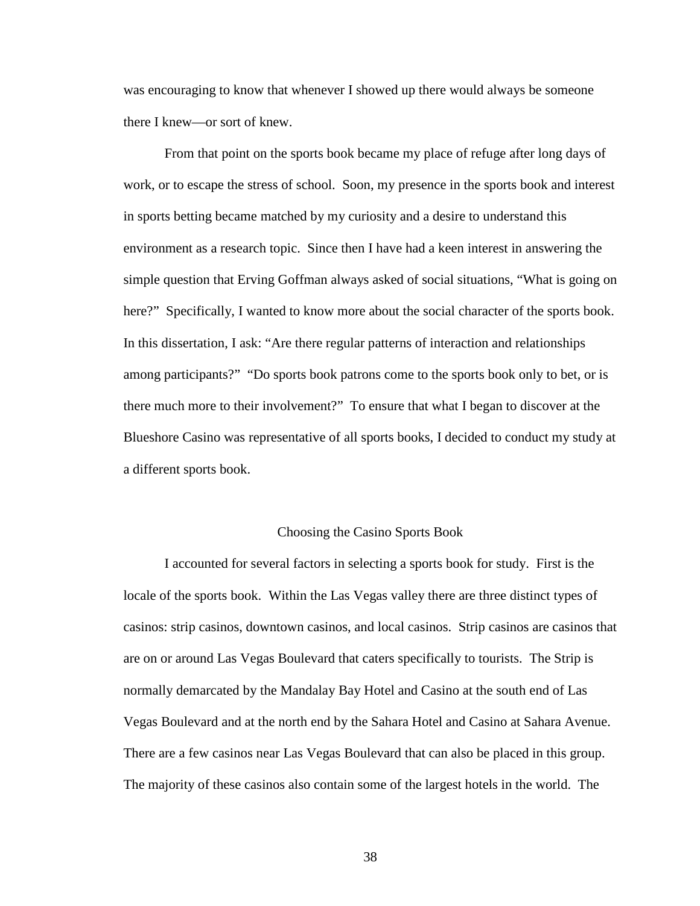was encouraging to know that whenever I showed up there would always be someone there I knew—or sort of knew.

From that point on the sports book became my place of refuge after long days of work, or to escape the stress of school. Soon, my presence in the sports book and interest in sports betting became matched by my curiosity and a desire to understand this environment as a research topic. Since then I have had a keen interest in answering the simple question that Erving Goffman always asked of social situations, "What is going on here?" Specifically, I wanted to know more about the social character of the sports book. In this dissertation, I ask: "Are there regular patterns of interaction and relationships among participants?" "Do sports book patrons come to the sports book only to bet, or is there much more to their involvement?" To ensure that what I began to discover at the Blueshore Casino was representative of all sports books, I decided to conduct my study at a different sports book.

## Choosing the Casino Sports Book

I accounted for several factors in selecting a sports book for study. First is the locale of the sports book. Within the Las Vegas valley there are three distinct types of casinos: strip casinos, downtown casinos, and local casinos. Strip casinos are casinos that are on or around Las Vegas Boulevard that caters specifically to tourists. The Strip is normally demarcated by the Mandalay Bay Hotel and Casino at the south end of Las Vegas Boulevard and at the north end by the Sahara Hotel and Casino at Sahara Avenue. There are a few casinos near Las Vegas Boulevard that can also be placed in this group. The majority of these casinos also contain some of the largest hotels in the world. The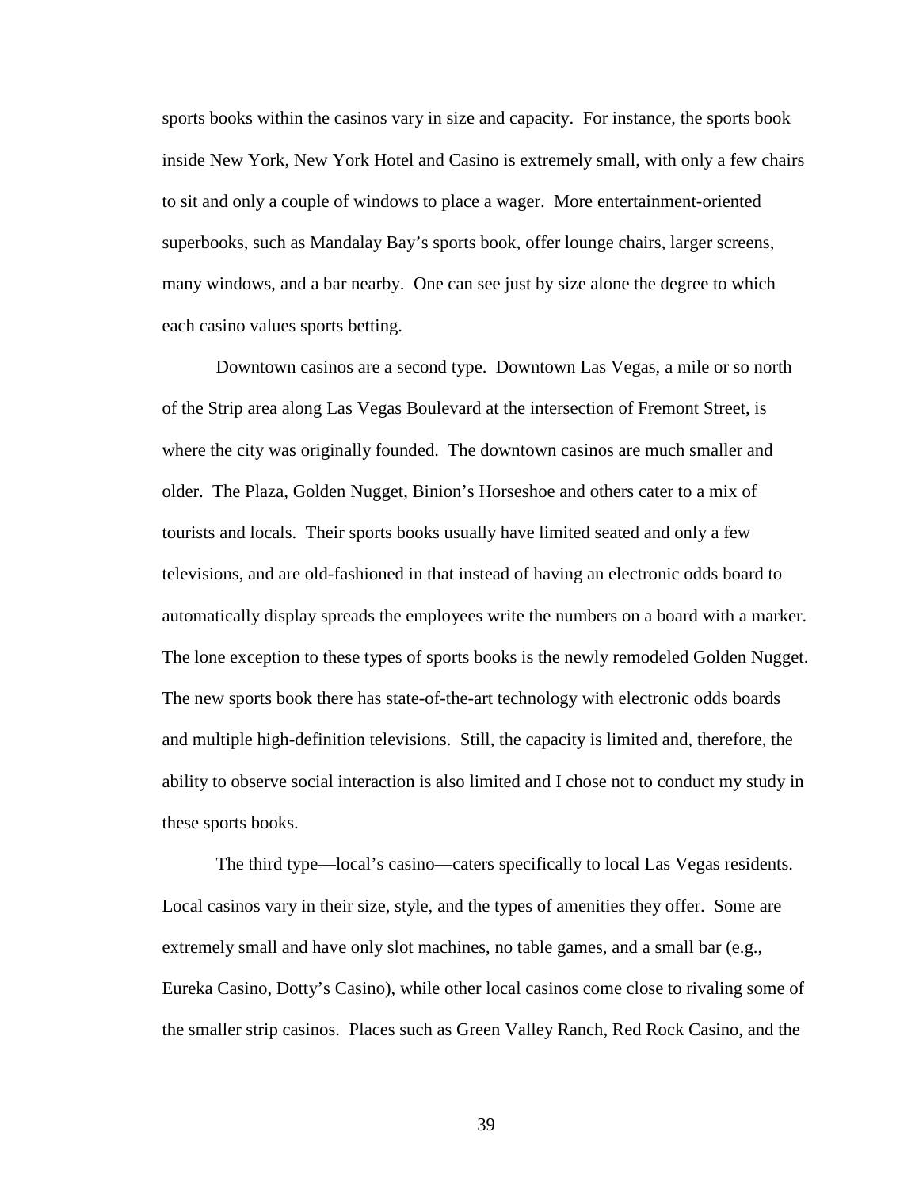sports books within the casinos vary in size and capacity. For instance, the sports book inside New York, New York Hotel and Casino is extremely small, with only a few chairs to sit and only a couple of windows to place a wager. More entertainment-oriented superbooks, such as Mandalay Bay's sports book, offer lounge chairs, larger screens, many windows, and a bar nearby. One can see just by size alone the degree to which each casino values sports betting.

Downtown casinos are a second type. Downtown Las Vegas, a mile or so north of the Strip area along Las Vegas Boulevard at the intersection of Fremont Street, is where the city was originally founded. The downtown casinos are much smaller and older. The Plaza, Golden Nugget, Binion's Horseshoe and others cater to a mix of tourists and locals. Their sports books usually have limited seated and only a few televisions, and are old-fashioned in that instead of having an electronic odds board to automatically display spreads the employees write the numbers on a board with a marker. The lone exception to these types of sports books is the newly remodeled Golden Nugget. The new sports book there has state-of-the-art technology with electronic odds boards and multiple high-definition televisions. Still, the capacity is limited and, therefore, the ability to observe social interaction is also limited and I chose not to conduct my study in these sports books.

The third type—local's casino—caters specifically to local Las Vegas residents. Local casinos vary in their size, style, and the types of amenities they offer. Some are extremely small and have only slot machines, no table games, and a small bar (e.g., Eureka Casino, Dotty's Casino), while other local casinos come close to rivaling some of the smaller strip casinos. Places such as Green Valley Ranch, Red Rock Casino, and the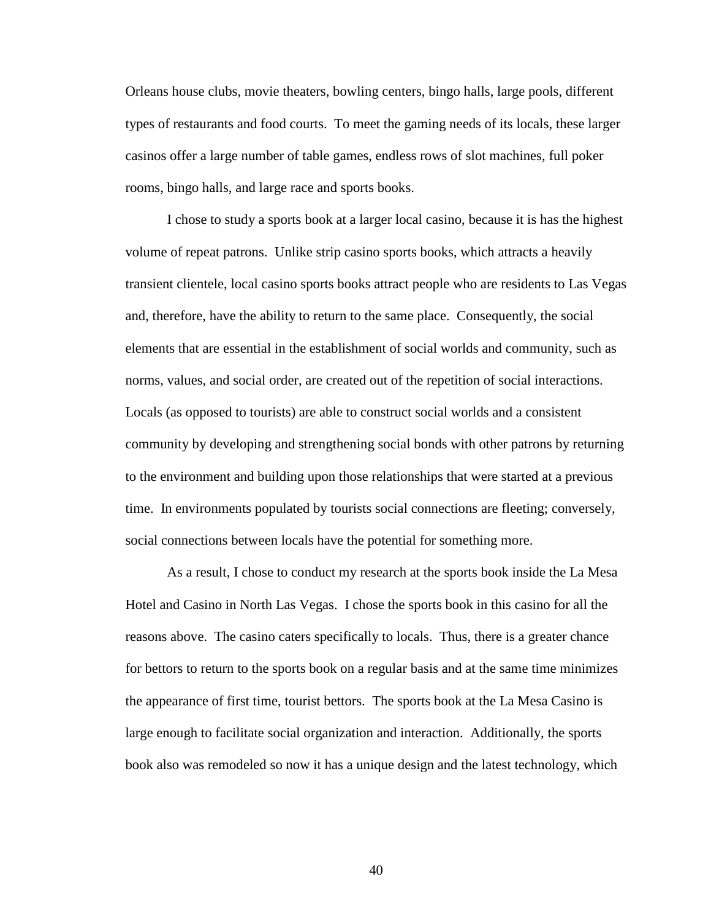Orleans house clubs, movie theaters, bowling centers, bingo halls, large pools, different types of restaurants and food courts. To meet the gaming needs of its locals, these larger casinos offer a large number of table games, endless rows of slot machines, full poker rooms, bingo halls, and large race and sports books.

I chose to study a sports book at a larger local casino, because it is has the highest volume of repeat patrons. Unlike strip casino sports books, which attracts a heavily transient clientele, local casino sports books attract people who are residents to Las Vegas and, therefore, have the ability to return to the same place. Consequently, the social elements that are essential in the establishment of social worlds and community, such as norms, values, and social order, are created out of the repetition of social interactions. Locals (as opposed to tourists) are able to construct social worlds and a consistent community by developing and strengthening social bonds with other patrons by returning to the environment and building upon those relationships that were started at a previous time. In environments populated by tourists social connections are fleeting; conversely, social connections between locals have the potential for something more.

As a result, I chose to conduct my research at the sports book inside the La Mesa Hotel and Casino in North Las Vegas. I chose the sports book in this casino for all the reasons above. The casino caters specifically to locals. Thus, there is a greater chance for bettors to return to the sports book on a regular basis and at the same time minimizes the appearance of first time, tourist bettors. The sports book at the La Mesa Casino is large enough to facilitate social organization and interaction. Additionally, the sports book also was remodeled so now it has a unique design and the latest technology, which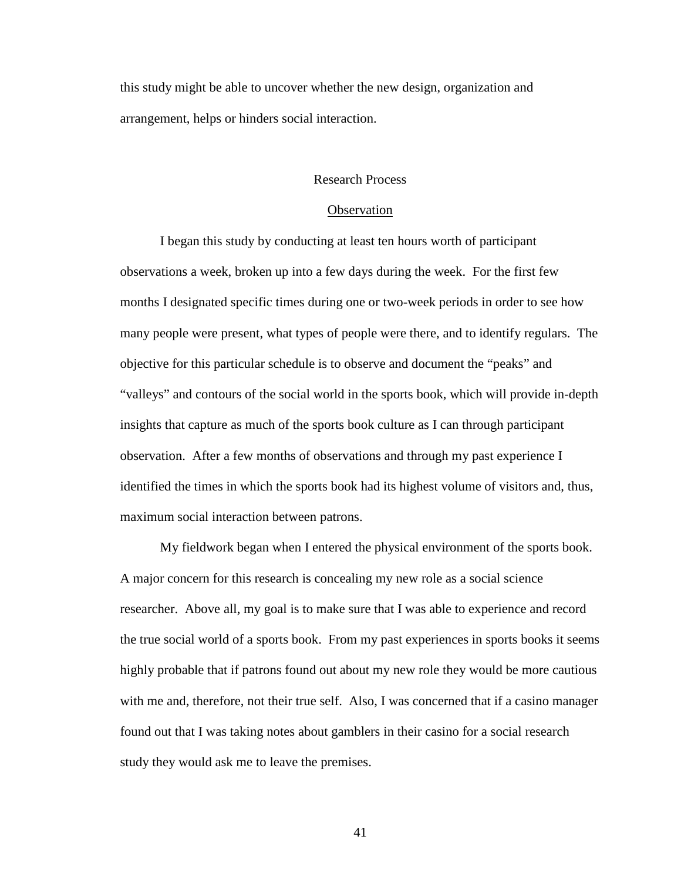this study might be able to uncover whether the new design, organization and arrangement, helps or hinders social interaction.

## Research Process

### Observation

I began this study by conducting at least ten hours worth of participant observations a week, broken up into a few days during the week. For the first few months I designated specific times during one or two-week periods in order to see how many people were present, what types of people were there, and to identify regulars. The objective for this particular schedule is to observe and document the "peaks" and "valleys" and contours of the social world in the sports book, which will provide in-depth insights that capture as much of the sports book culture as I can through participant observation. After a few months of observations and through my past experience I identified the times in which the sports book had its highest volume of visitors and, thus, maximum social interaction between patrons.

My fieldwork began when I entered the physical environment of the sports book. A major concern for this research is concealing my new role as a social science researcher. Above all, my goal is to make sure that I was able to experience and record the true social world of a sports book. From my past experiences in sports books it seems highly probable that if patrons found out about my new role they would be more cautious with me and, therefore, not their true self. Also, I was concerned that if a casino manager found out that I was taking notes about gamblers in their casino for a social research study they would ask me to leave the premises.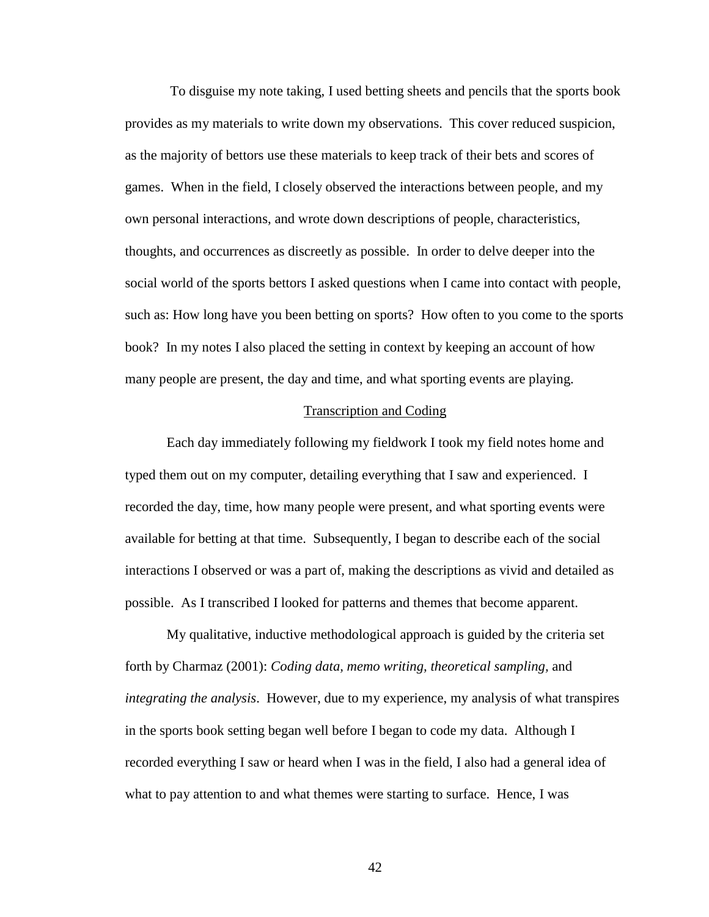To disguise my note taking, I used betting sheets and pencils that the sports book provides as my materials to write down my observations. This cover reduced suspicion, as the majority of bettors use these materials to keep track of their bets and scores of games. When in the field, I closely observed the interactions between people, and my own personal interactions, and wrote down descriptions of people, characteristics, thoughts, and occurrences as discreetly as possible. In order to delve deeper into the social world of the sports bettors I asked questions when I came into contact with people, such as: How long have you been betting on sports? How often to you come to the sports book? In my notes I also placed the setting in context by keeping an account of how many people are present, the day and time, and what sporting events are playing.

### Transcription and Coding

Each day immediately following my fieldwork I took my field notes home and typed them out on my computer, detailing everything that I saw and experienced. I recorded the day, time, how many people were present, and what sporting events were available for betting at that time. Subsequently, I began to describe each of the social interactions I observed or was a part of, making the descriptions as vivid and detailed as possible. As I transcribed I looked for patterns and themes that become apparent.

My qualitative, inductive methodological approach is guided by the criteria set forth by Charmaz (2001): *Coding data, memo writing, theoretical sampling,* and *integrating the analysis*. However, due to my experience, my analysis of what transpires in the sports book setting began well before I began to code my data. Although I recorded everything I saw or heard when I was in the field, I also had a general idea of what to pay attention to and what themes were starting to surface. Hence, I was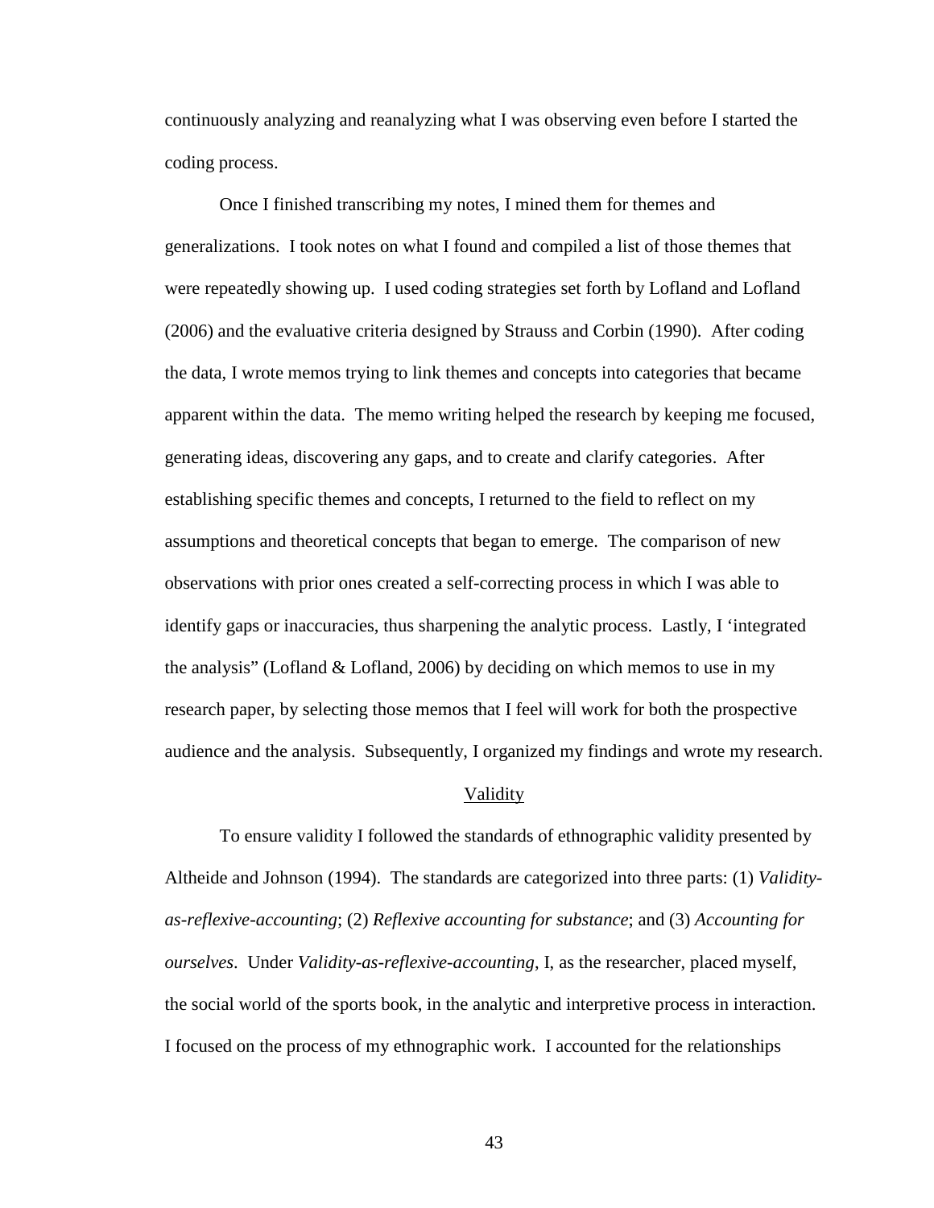continuously analyzing and reanalyzing what I was observing even before I started the coding process.

Once I finished transcribing my notes, I mined them for themes and generalizations. I took notes on what I found and compiled a list of those themes that were repeatedly showing up. I used coding strategies set forth by Lofland and Lofland (2006) and the evaluative criteria designed by Strauss and Corbin (1990). After coding the data, I wrote memos trying to link themes and concepts into categories that became apparent within the data. The memo writing helped the research by keeping me focused, generating ideas, discovering any gaps, and to create and clarify categories. After establishing specific themes and concepts, I returned to the field to reflect on my assumptions and theoretical concepts that began to emerge. The comparison of new observations with prior ones created a self-correcting process in which I was able to identify gaps or inaccuracies, thus sharpening the analytic process. Lastly, I 'integrated the analysis" (Lofland & Lofland, 2006) by deciding on which memos to use in my research paper, by selecting those memos that I feel will work for both the prospective audience and the analysis. Subsequently, I organized my findings and wrote my research.

## Validity

To ensure validity I followed the standards of ethnographic validity presented by Altheide and Johnson (1994). The standards are categorized into three parts: (1) *Validity-as-reflexive-accounting*; (2) *Reflexive accounting for substance*; and (3) *Accounting for ourselves*. Under *Validity-as-reflexive-accounting*, I, as the researcher, placed myself, the social world of the sports book, in the analytic and interpretive process in interaction. I focused on the process of my ethnographic work. I accounted for the relationships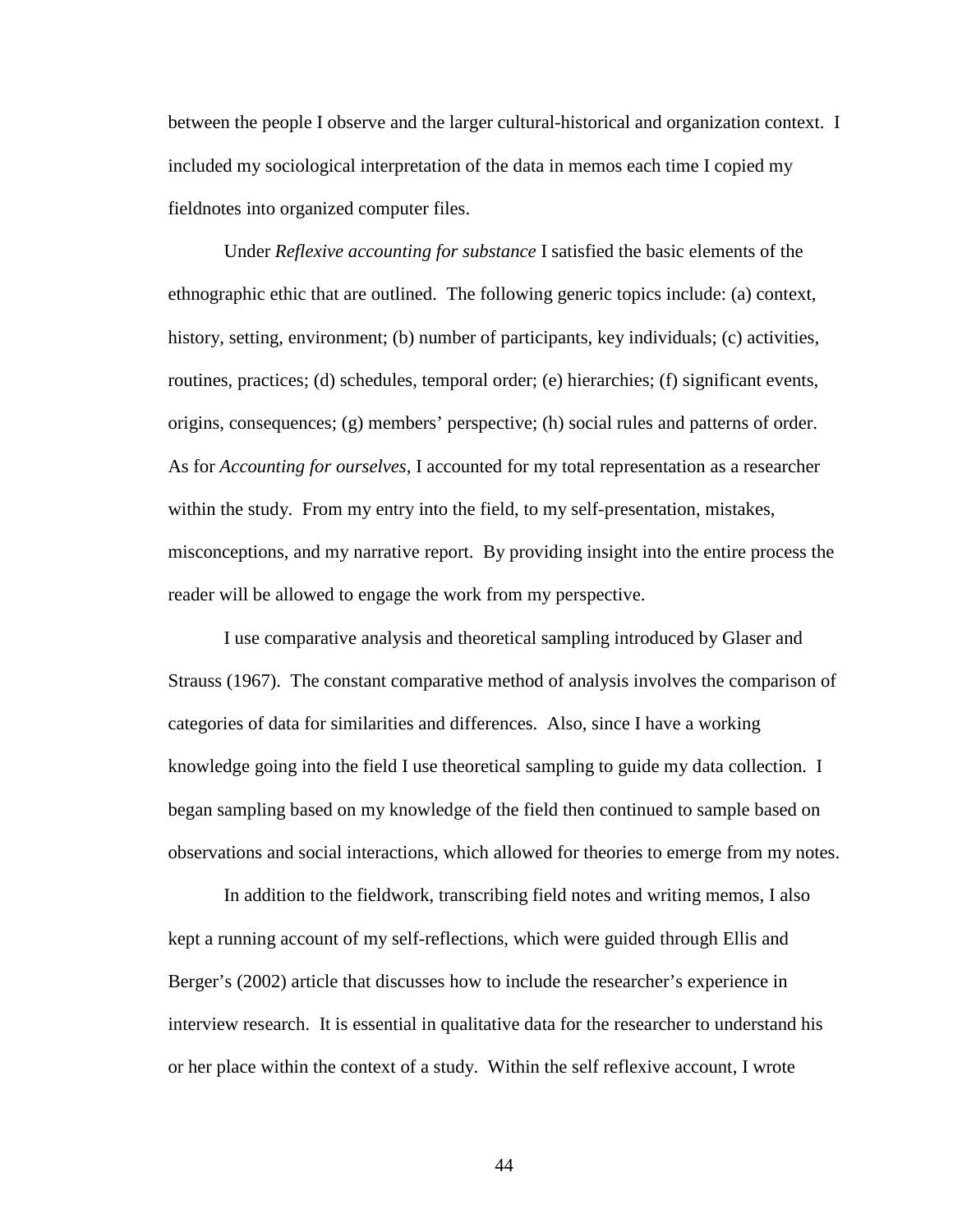between the people I observe and the larger cultural-historical and organization context. I included my sociological interpretation of the data in memos each time I copied my fieldnotes into organized computer files.

Under *Reflexive accounting for substance* I satisfied the basic elements of the ethnographic ethic that are outlined. The following generic topics include: (a) context, history, setting, environment; (b) number of participants, key individuals; (c) activities, routines, practices; (d) schedules, temporal order; (e) hierarchies; (f) significant events, origins, consequences; (g) members' perspective; (h) social rules and patterns of order. As for *Accounting for ourselves,* I accounted for my total representation as a researcher within the study. From my entry into the field, to my self-presentation, mistakes, misconceptions, and my narrative report. By providing insight into the entire process the reader will be allowed to engage the work from my perspective.

I use comparative analysis and theoretical sampling introduced by Glaser and Strauss (1967). The constant comparative method of analysis involves the comparison of categories of data for similarities and differences. Also, since I have a working knowledge going into the field I use theoretical sampling to guide my data collection. I began sampling based on my knowledge of the field then continued to sample based on observations and social interactions, which allowed for theories to emerge from my notes.

In addition to the fieldwork, transcribing field notes and writing memos, I also kept a running account of my self-reflections, which were guided through Ellis and Berger's (2002) article that discusses how to include the researcher's experience in interview research. It is essential in qualitative data for the researcher to understand his or her place within the context of a study. Within the self reflexive account, I wrote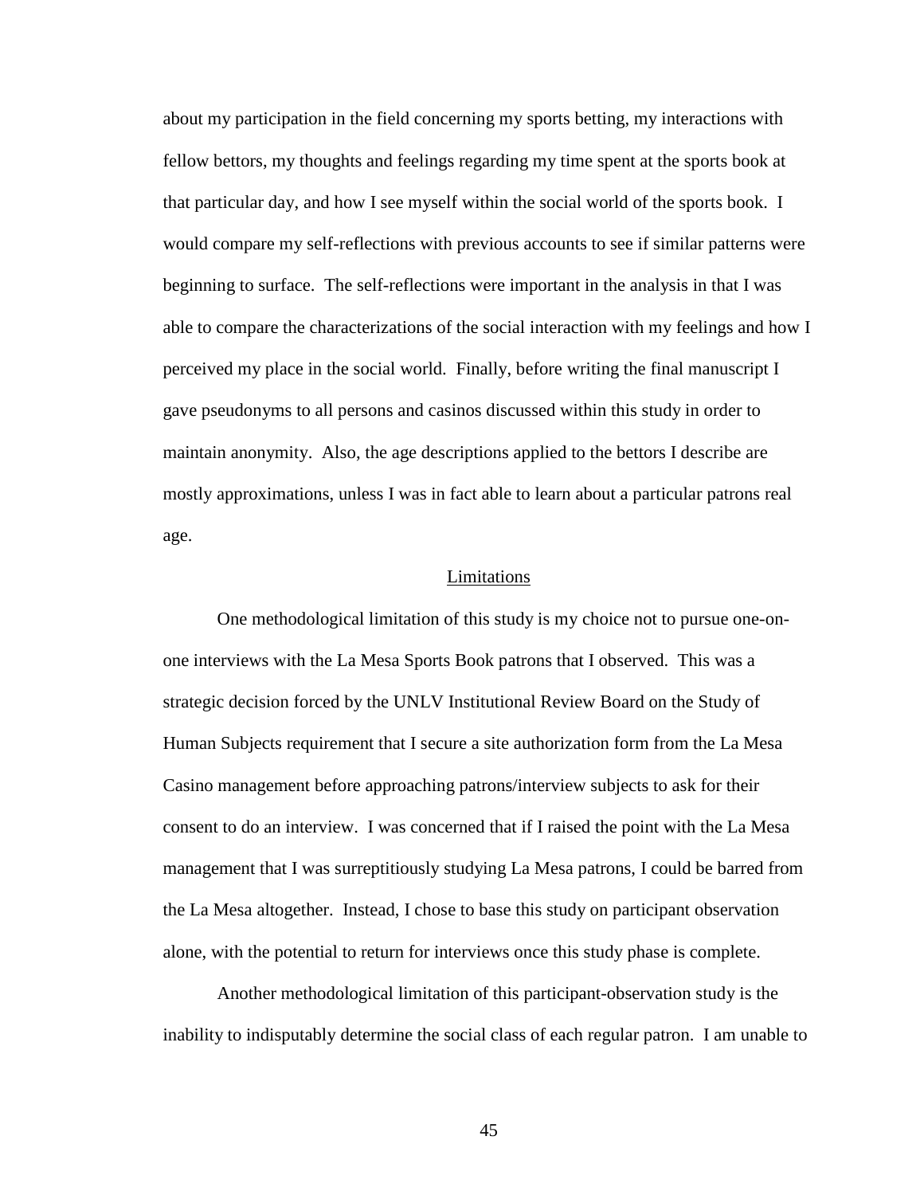about my participation in the field concerning my sports betting, my interactions with fellow bettors, my thoughts and feelings regarding my time spent at the sports book at that particular day, and how I see myself within the social world of the sports book. I would compare my self-reflections with previous accounts to see if similar patterns were beginning to surface. The self-reflections were important in the analysis in that I was able to compare the characterizations of the social interaction with my feelings and how I perceived my place in the social world. Finally, before writing the final manuscript I gave pseudonyms to all persons and casinos discussed within this study in order to maintain anonymity. Also, the age descriptions applied to the bettors I describe are mostly approximations, unless I was in fact able to learn about a particular patrons real age.

## Limitations

One methodological limitation of this study is my choice not to pursue one-on-one interviews with the La Mesa Sports Book patrons that I observed. This was a strategic decision forced by the UNLV Institutional Review Board on the Study of Human Subjects requirement that I secure a site authorization form from the La Mesa Casino management before approaching patrons/interview subjects to ask for their consent to do an interview. I was concerned that if I raised the point with the La Mesa management that I was surreptitiously studying La Mesa patrons, I could be barred from the La Mesa altogether. Instead, I chose to base this study on participant observation alone, with the potential to return for interviews once this study phase is complete.

Another methodological limitation of this participant-observation study is the inability to indisputably determine the social class of each regular patron. I am unable to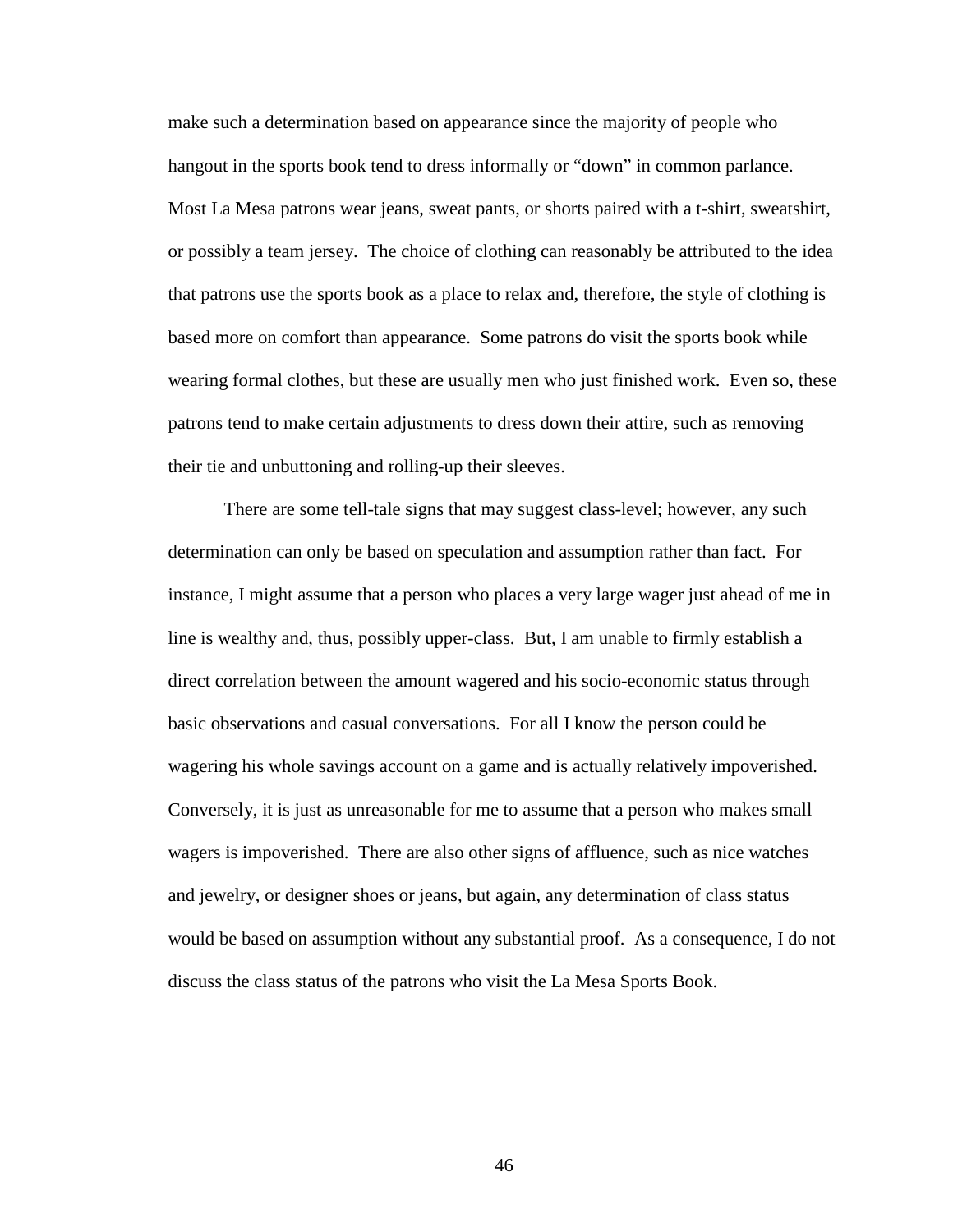make such a determination based on appearance since the majority of people who hangout in the sports book tend to dress informally or "down" in common parlance. Most La Mesa patrons wear jeans, sweat pants, or shorts paired with a t-shirt, sweatshirt, or possibly a team jersey. The choice of clothing can reasonably be attributed to the idea that patrons use the sports book as a place to relax and, therefore, the style of clothing is based more on comfort than appearance. Some patrons do visit the sports book while wearing formal clothes, but these are usually men who just finished work. Even so, these patrons tend to make certain adjustments to dress down their attire, such as removing their tie and unbuttoning and rolling-up their sleeves.

There are some tell-tale signs that may suggest class-level; however, any such determination can only be based on speculation and assumption rather than fact. For instance, I might assume that a person who places a very large wager just ahead of me in line is wealthy and, thus, possibly upper-class. But, I am unable to firmly establish a direct correlation between the amount wagered and his socio-economic status through basic observations and casual conversations. For all I know the person could be wagering his whole savings account on a game and is actually relatively impoverished. Conversely, it is just as unreasonable for me to assume that a person who makes small wagers is impoverished. There are also other signs of affluence, such as nice watches and jewelry, or designer shoes or jeans, but again, any determination of class status would be based on assumption without any substantial proof. As a consequence, I do not discuss the class status of the patrons who visit the La Mesa Sports Book.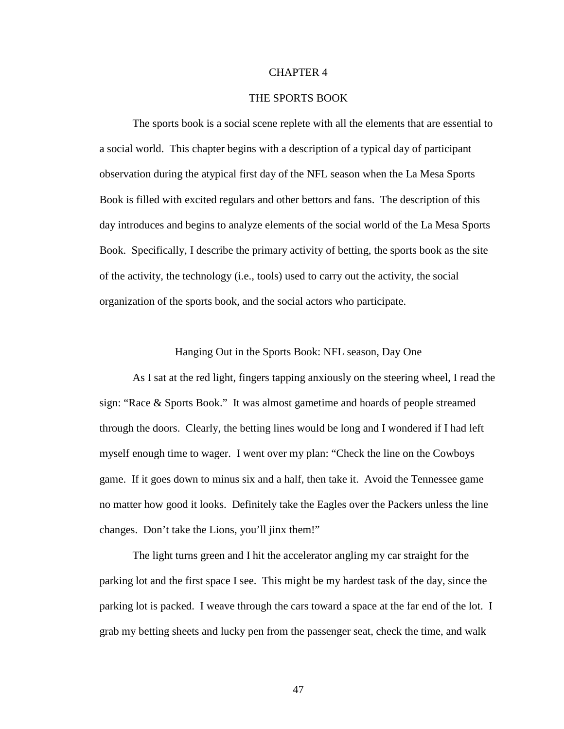# CHAPTER 4

# THE SPORTS BOOK

The sports book is a social scene replete with all the elements that are essential to a social world. This chapter begins with a description of a typical day of participant observation during the atypical first day of the NFL season when the La Mesa Sports Book is filled with excited regulars and other bettors and fans. The description of this day introduces and begins to analyze elements of the social world of the La Mesa Sports Book. Specifically, I describe the primary activity of betting, the sports book as the site of the activity, the technology (i.e., tools) used to carry out the activity, the social organization of the sports book, and the social actors who participate.

## Hanging Out in the Sports Book: NFL season, Day One

As I sat at the red light, fingers tapping anxiously on the steering wheel, I read the sign: "Race & Sports Book." It was almost gametime and hoards of people streamed through the doors. Clearly, the betting lines would be long and I wondered if I had left myself enough time to wager. I went over my plan: "Check the line on the Cowboys game. If it goes down to minus six and a half, then take it. Avoid the Tennessee game no matter how good it looks. Definitely take the Eagles over the Packers unless the line changes. Don't take the Lions, you'll jinx them!"

The light turns green and I hit the accelerator angling my car straight for the parking lot and the first space I see. This might be my hardest task of the day, since the parking lot is packed. I weave through the cars toward a space at the far end of the lot. I grab my betting sheets and lucky pen from the passenger seat, check the time, and walk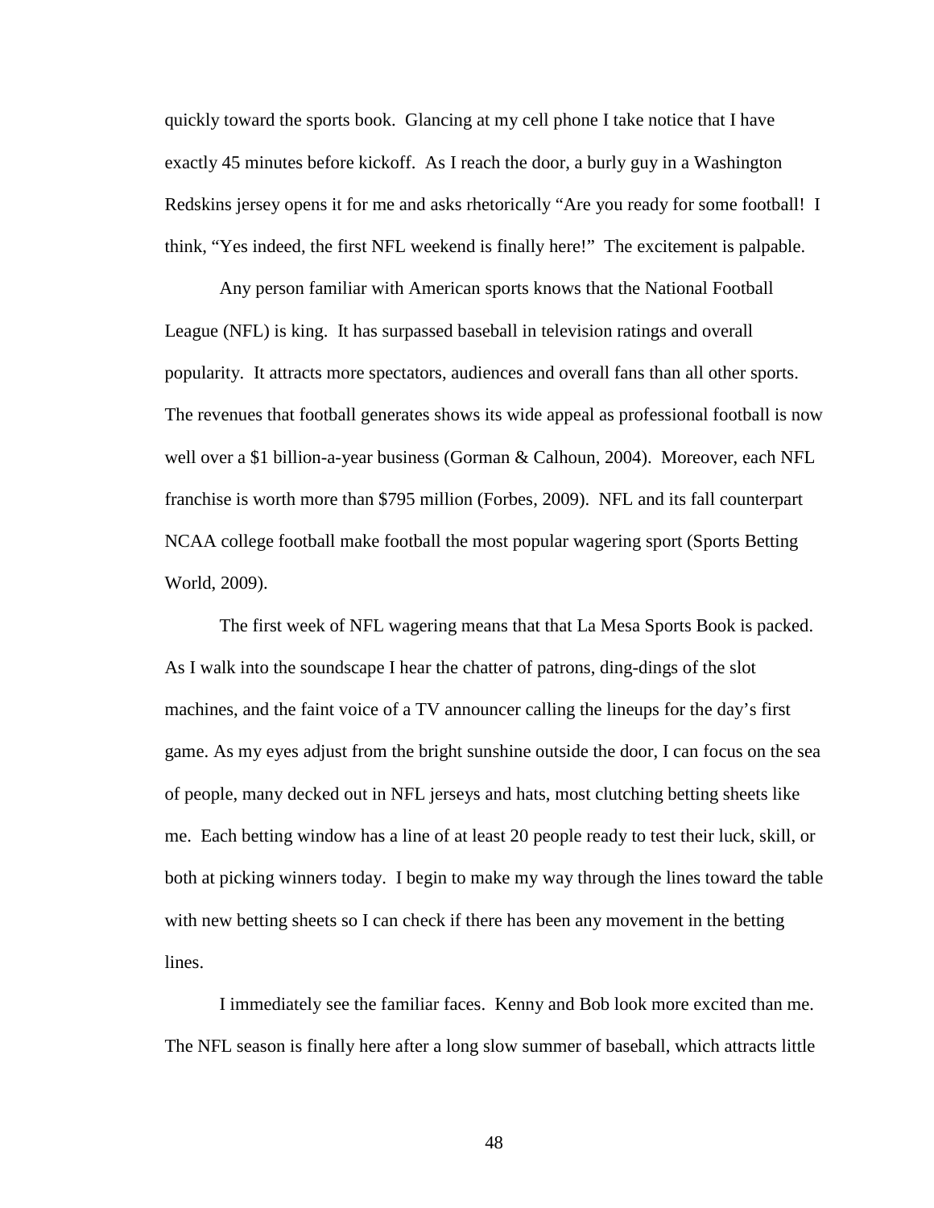quickly toward the sports book. Glancing at my cell phone I take notice that I have exactly 45 minutes before kickoff. As I reach the door, a burly guy in a Washington Redskins jersey opens it for me and asks rhetorically "Are you ready for some football! I think, "Yes indeed, the first NFL weekend is finally here!" The excitement is palpable.

Any person familiar with American sports knows that the National Football League (NFL) is king. It has surpassed baseball in television ratings and overall popularity. It attracts more spectators, audiences and overall fans than all other sports. The revenues that football generates shows its wide appeal as professional football is now well over a $1 billion-a-year business (Gorman & Calhoun, 2004). Moreover, each NFL franchise is worth more than $795 million (Forbes, 2009). NFL and its fall counterpart NCAA college football make football the most popular wagering sport (Sports Betting World, 2009).

The first week of NFL wagering means that that La Mesa Sports Book is packed. As I walk into the soundscape I hear the chatter of patrons, ding-dings of the slot machines, and the faint voice of a TV announcer calling the lineups for the day's first game. As my eyes adjust from the bright sunshine outside the door, I can focus on the sea of people, many decked out in NFL jerseys and hats, most clutching betting sheets like me. Each betting window has a line of at least 20 people ready to test their luck, skill, or both at picking winners today. I begin to make my way through the lines toward the table with new betting sheets so I can check if there has been any movement in the betting lines.

I immediately see the familiar faces. Kenny and Bob look more excited than me. The NFL season is finally here after a long slow summer of baseball, which attracts little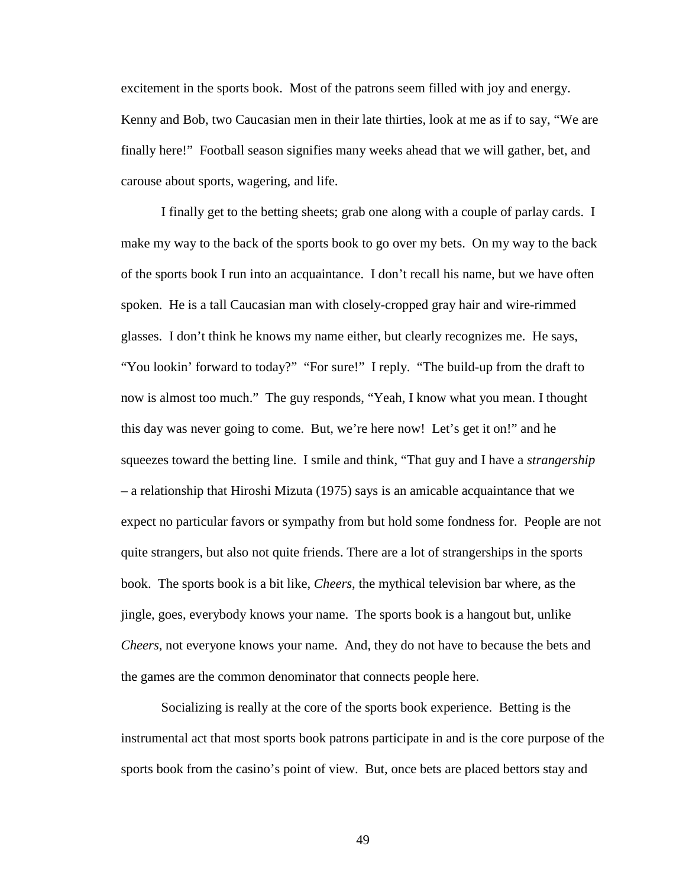excitement in the sports book. Most of the patrons seem filled with joy and energy. Kenny and Bob, two Caucasian men in their late thirties, look at me as if to say, "We are finally here!" Football season signifies many weeks ahead that we will gather, bet, and carouse about sports, wagering, and life.

I finally get to the betting sheets; grab one along with a couple of parlay cards. I make my way to the back of the sports book to go over my bets. On my way to the back of the sports book I run into an acquaintance. I don't recall his name, but we have often spoken. He is a tall Caucasian man with closely-cropped gray hair and wire-rimmed glasses. I don't think he knows my name either, but clearly recognizes me. He says, "You lookin' forward to today?" "For sure!" I reply. "The build-up from the draft to now is almost too much." The guy responds, "Yeah, I know what you mean. I thought this day was never going to come. But, we're here now! Let's get it on!" and he squeezes toward the betting line. I smile and think, "That guy and I have a *strangership* – a relationship that Hiroshi Mizuta (1975) says is an amicable acquaintance that we expect no particular favors or sympathy from but hold some fondness for. People are not quite strangers, but also not quite friends. There are a lot of strangerships in the sports book. The sports book is a bit like, *Cheers*, the mythical television bar where, as the jingle, goes, everybody knows your name. The sports book is a hangout but, unlike *Cheers*, not everyone knows your name. And, they do not have to because the bets and the games are the common denominator that connects people here.

Socializing is really at the core of the sports book experience. Betting is the instrumental act that most sports book patrons participate in and is the core purpose of the sports book from the casino's point of view. But, once bets are placed bettors stay and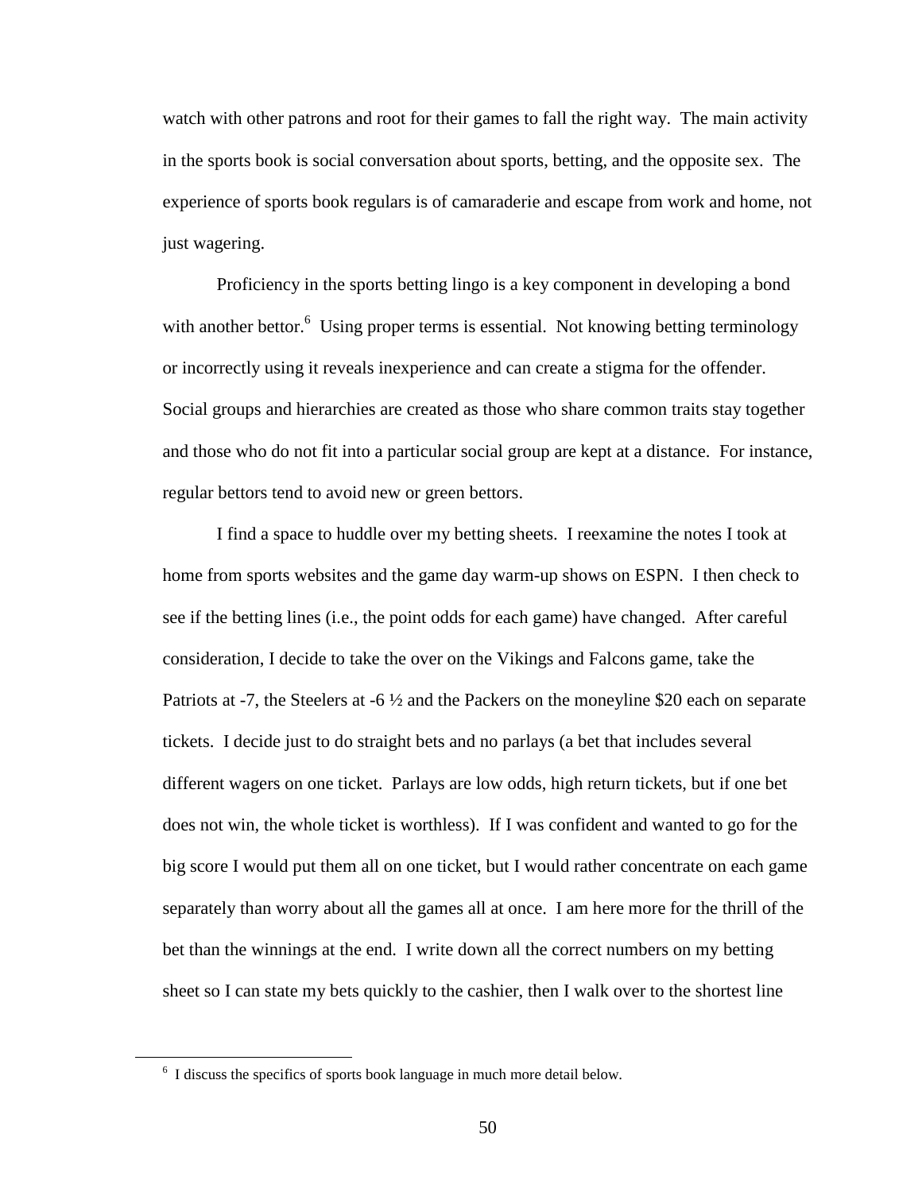watch with other patrons and root for their games to fall the right way. The main activity in the sports book is social conversation about sports, betting, and the opposite sex. The experience of sports book regulars is of camaraderie and escape from work and home, not just wagering.

Proficiency in the sports betting lingo is a key component in developing a bond with another bettor.[6] Using proper terms is essential. Not knowing betting terminology or incorrectly using it reveals inexperience and can create a stigma for the offender. Social groups and hierarchies are created as those who share common traits stay together and those who do not fit into a particular social group are kept at a distance. For instance, regular bettors tend to avoid new or green bettors.

I find a space to huddle over my betting sheets. I reexamine the notes I took at home from sports websites and the game day warm-up shows on ESPN. I then check to see if the betting lines (i.e., the point odds for each game) have changed. After careful consideration, I decide to take the over on the Vikings and Falcons game, take the Patriots at -7, the Steelers at -6 ½ and the Packers on the moneyline $20 each on separate tickets. I decide just to do straight bets and no parlays (a bet that includes several different wagers on one ticket. Parlays are low odds, high return tickets, but if one bet does not win, the whole ticket is worthless). If I was confident and wanted to go for the big score I would put them all on one ticket, but I would rather concentrate on each game separately than worry about all the games all at once. I am here more for the thrill of the bet than the winnings at the end. I write down all the correct numbers on my betting sheet so I can state my bets quickly to the cashier, then I walk over to the shortest line

[6] I discuss the specifics of sports book language in much more detail below.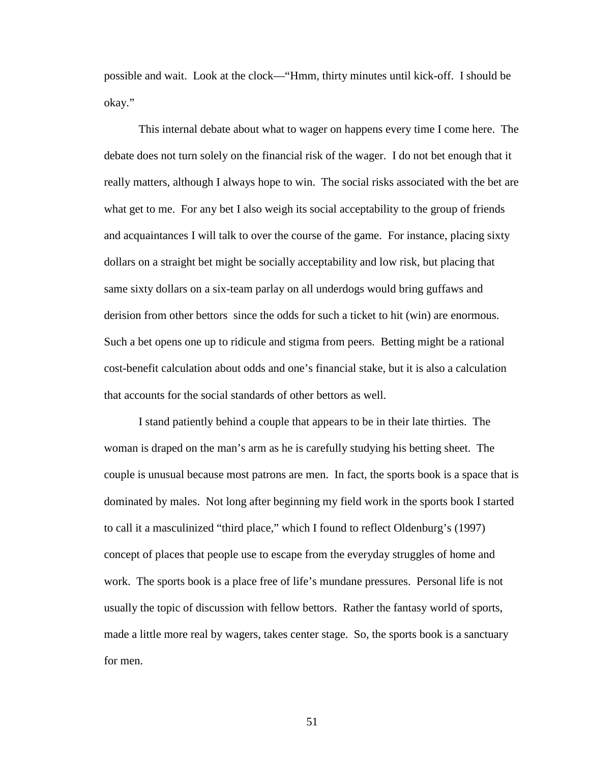possible and wait. Look at the clock—"Hmm, thirty minutes until kick-off. I should be okay."

This internal debate about what to wager on happens every time I come here. The debate does not turn solely on the financial risk of the wager. I do not bet enough that it really matters, although I always hope to win. The social risks associated with the bet are what get to me. For any bet I also weigh its social acceptability to the group of friends and acquaintances I will talk to over the course of the game. For instance, placing sixty dollars on a straight bet might be socially acceptability and low risk, but placing that same sixty dollars on a six-team parlay on all underdogs would bring guffaws and derision from other bettors since the odds for such a ticket to hit (win) are enormous. Such a bet opens one up to ridicule and stigma from peers. Betting might be a rational cost-benefit calculation about odds and one's financial stake, but it is also a calculation that accounts for the social standards of other bettors as well.

I stand patiently behind a couple that appears to be in their late thirties. The woman is draped on the man's arm as he is carefully studying his betting sheet. The couple is unusual because most patrons are men. In fact, the sports book is a space that is dominated by males. Not long after beginning my field work in the sports book I started to call it a masculinized "third place," which I found to reflect Oldenburg's (1997) concept of places that people use to escape from the everyday struggles of home and work. The sports book is a place free of life's mundane pressures. Personal life is not usually the topic of discussion with fellow bettors. Rather the fantasy world of sports, made a little more real by wagers, takes center stage. So, the sports book is a sanctuary for men.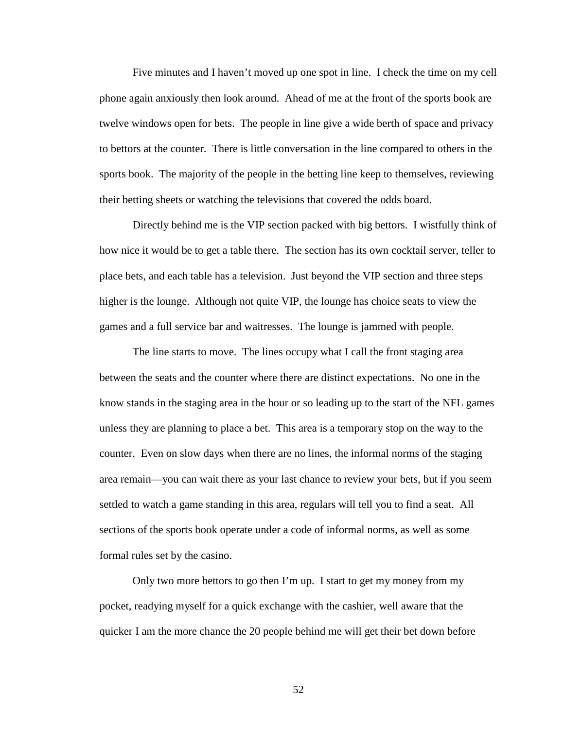Five minutes and I haven't moved up one spot in line. I check the time on my cell phone again anxiously then look around. Ahead of me at the front of the sports book are twelve windows open for bets. The people in line give a wide berth of space and privacy to bettors at the counter. There is little conversation in the line compared to others in the sports book. The majority of the people in the betting line keep to themselves, reviewing their betting sheets or watching the televisions that covered the odds board.

Directly behind me is the VIP section packed with big bettors. I wistfully think of how nice it would be to get a table there. The section has its own cocktail server, teller to place bets, and each table has a television. Just beyond the VIP section and three steps higher is the lounge. Although not quite VIP, the lounge has choice seats to view the games and a full service bar and waitresses. The lounge is jammed with people.

The line starts to move. The lines occupy what I call the front staging area between the seats and the counter where there are distinct expectations. No one in the know stands in the staging area in the hour or so leading up to the start of the NFL games unless they are planning to place a bet. This area is a temporary stop on the way to the counter. Even on slow days when there are no lines, the informal norms of the staging area remain—you can wait there as your last chance to review your bets, but if you seem settled to watch a game standing in this area, regulars will tell you to find a seat. All sections of the sports book operate under a code of informal norms, as well as some formal rules set by the casino.

Only two more bettors to go then I'm up. I start to get my money from my pocket, readying myself for a quick exchange with the cashier, well aware that the quicker I am the more chance the 20 people behind me will get their bet down before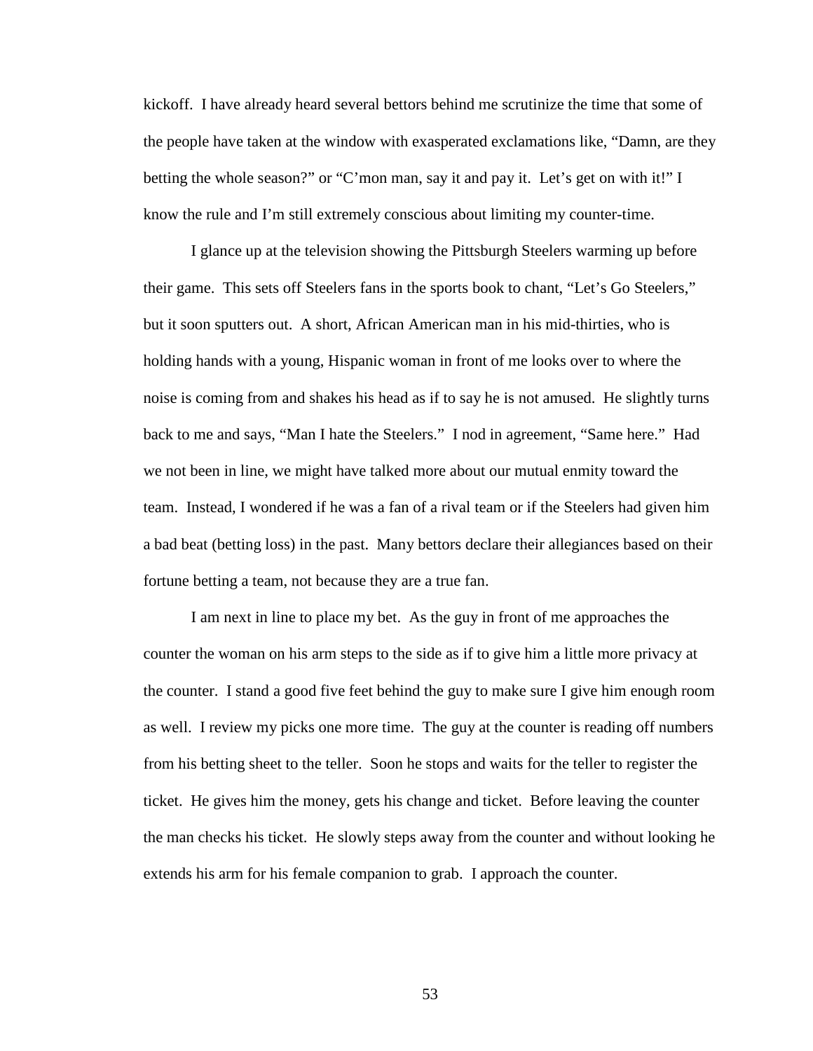kickoff. I have already heard several bettors behind me scrutinize the time that some of the people have taken at the window with exasperated exclamations like, "Damn, are they betting the whole season?" or "C'mon man, say it and pay it. Let's get on with it!" I know the rule and I'm still extremely conscious about limiting my counter-time.

I glance up at the television showing the Pittsburgh Steelers warming up before their game. This sets off Steelers fans in the sports book to chant, "Let's Go Steelers," but it soon sputters out. A short, African American man in his mid-thirties, who is holding hands with a young, Hispanic woman in front of me looks over to where the noise is coming from and shakes his head as if to say he is not amused. He slightly turns back to me and says, "Man I hate the Steelers." I nod in agreement, "Same here." Had we not been in line, we might have talked more about our mutual enmity toward the team. Instead, I wondered if he was a fan of a rival team or if the Steelers had given him a bad beat (betting loss) in the past. Many bettors declare their allegiances based on their fortune betting a team, not because they are a true fan.

I am next in line to place my bet. As the guy in front of me approaches the counter the woman on his arm steps to the side as if to give him a little more privacy at the counter. I stand a good five feet behind the guy to make sure I give him enough room as well. I review my picks one more time. The guy at the counter is reading off numbers from his betting sheet to the teller. Soon he stops and waits for the teller to register the ticket. He gives him the money, gets his change and ticket. Before leaving the counter the man checks his ticket. He slowly steps away from the counter and without looking he extends his arm for his female companion to grab. I approach the counter.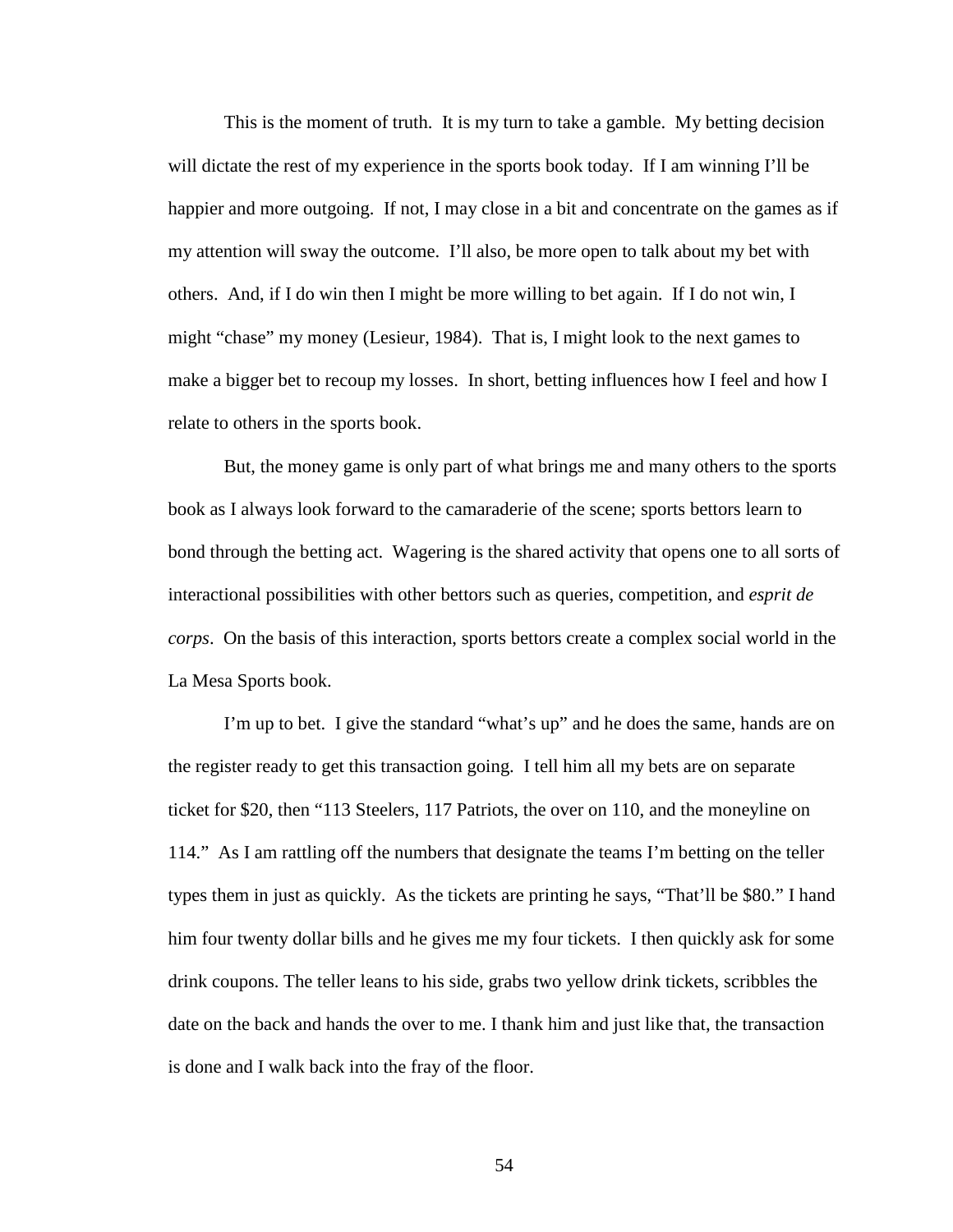This is the moment of truth. It is my turn to take a gamble. My betting decision will dictate the rest of my experience in the sports book today. If I am winning I'll be happier and more outgoing. If not, I may close in a bit and concentrate on the games as if my attention will sway the outcome. I'll also, be more open to talk about my bet with others. And, if I do win then I might be more willing to bet again. If I do not win, I might "chase" my money (Lesieur, 1984). That is, I might look to the next games to make a bigger bet to recoup my losses. In short, betting influences how I feel and how I relate to others in the sports book.

But, the money game is only part of what brings me and many others to the sports book as I always look forward to the camaraderie of the scene; sports bettors learn to bond through the betting act. Wagering is the shared activity that opens one to all sorts of interactional possibilities with other bettors such as queries, competition, and *esprit de corps*. On the basis of this interaction, sports bettors create a complex social world in the La Mesa Sports book.

I'm up to bet. I give the standard "what's up" and he does the same, hands are on the register ready to get this transaction going. I tell him all my bets are on separate ticket for $20, then "113 Steelers, 117 Patriots, the over on 110, and the moneyline on 114." As I am rattling off the numbers that designate the teams I'm betting on the teller types them in just as quickly. As the tickets are printing he says, "That'll be $80." I hand him four twenty dollar bills and he gives me my four tickets. I then quickly ask for some drink coupons. The teller leans to his side, grabs two yellow drink tickets, scribbles the date on the back and hands the over to me. I thank him and just like that, the transaction is done and I walk back into the fray of the floor.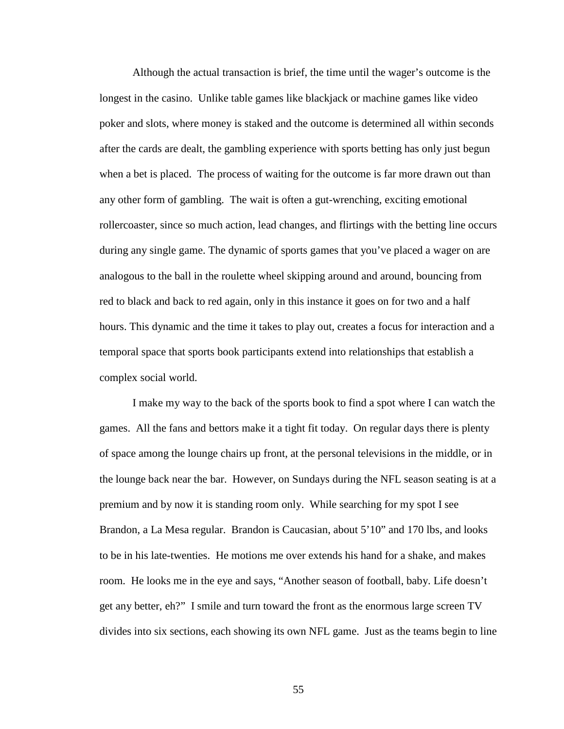Although the actual transaction is brief, the time until the wager's outcome is the longest in the casino. Unlike table games like blackjack or machine games like video poker and slots, where money is staked and the outcome is determined all within seconds after the cards are dealt, the gambling experience with sports betting has only just begun when a bet is placed. The process of waiting for the outcome is far more drawn out than any other form of gambling. The wait is often a gut-wrenching, exciting emotional rollercoaster, since so much action, lead changes, and flirtings with the betting line occurs during any single game. The dynamic of sports games that you've placed a wager on are analogous to the ball in the roulette wheel skipping around and around, bouncing from red to black and back to red again, only in this instance it goes on for two and a half hours. This dynamic and the time it takes to play out, creates a focus for interaction and a temporal space that sports book participants extend into relationships that establish a complex social world.

I make my way to the back of the sports book to find a spot where I can watch the games. All the fans and bettors make it a tight fit today. On regular days there is plenty of space among the lounge chairs up front, at the personal televisions in the middle, or in the lounge back near the bar. However, on Sundays during the NFL season seating is at a premium and by now it is standing room only. While searching for my spot I see Brandon, a La Mesa regular. Brandon is Caucasian, about 5'10" and 170 lbs, and looks to be in his late-twenties. He motions me over extends his hand for a shake, and makes room. He looks me in the eye and says, "Another season of football, baby. Life doesn't get any better, eh?" I smile and turn toward the front as the enormous large screen TV divides into six sections, each showing its own NFL game. Just as the teams begin to line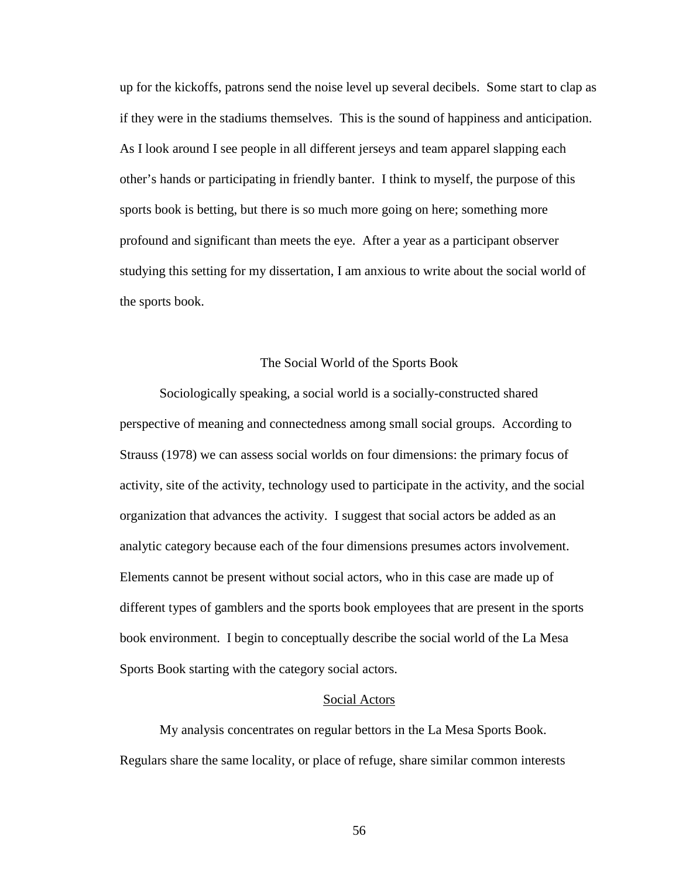up for the kickoffs, patrons send the noise level up several decibels. Some start to clap as if they were in the stadiums themselves. This is the sound of happiness and anticipation. As I look around I see people in all different jerseys and team apparel slapping each other's hands or participating in friendly banter. I think to myself, the purpose of this sports book is betting, but there is so much more going on here; something more profound and significant than meets the eye. After a year as a participant observer studying this setting for my dissertation, I am anxious to write about the social world of the sports book.

## The Social World of the Sports Book

Sociologically speaking, a social world is a socially-constructed shared perspective of meaning and connectedness among small social groups. According to Strauss (1978) we can assess social worlds on four dimensions: the primary focus of activity, site of the activity, technology used to participate in the activity, and the social organization that advances the activity. I suggest that social actors be added as an analytic category because each of the four dimensions presumes actors involvement. Elements cannot be present without social actors, who in this case are made up of different types of gamblers and the sports book employees that are present in the sports book environment. I begin to conceptually describe the social world of the La Mesa Sports Book starting with the category social actors.

### Social Actors

My analysis concentrates on regular bettors in the La Mesa Sports Book. Regulars share the same locality, or place of refuge, share similar common interests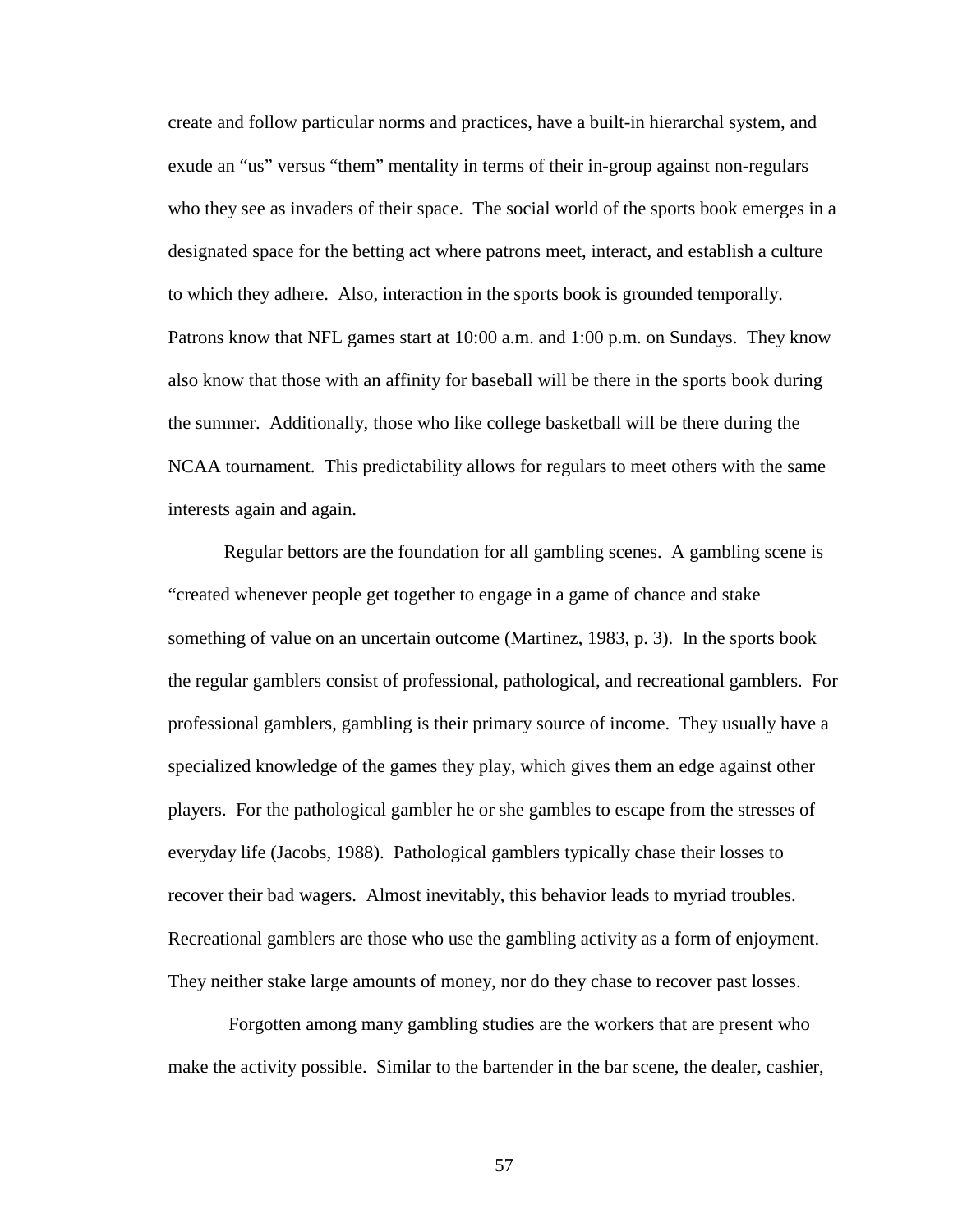create and follow particular norms and practices, have a built-in hierarchal system, and exude an "us" versus "them" mentality in terms of their in-group against non-regulars who they see as invaders of their space. The social world of the sports book emerges in a designated space for the betting act where patrons meet, interact, and establish a culture to which they adhere. Also, interaction in the sports book is grounded temporally. Patrons know that NFL games start at 10:00 a.m. and 1:00 p.m. on Sundays. They know also know that those with an affinity for baseball will be there in the sports book during the summer. Additionally, those who like college basketball will be there during the NCAA tournament. This predictability allows for regulars to meet others with the same interests again and again.

Regular bettors are the foundation for all gambling scenes. A gambling scene is "created whenever people get together to engage in a game of chance and stake something of value on an uncertain outcome (Martinez, 1983, p. 3). In the sports book the regular gamblers consist of professional, pathological, and recreational gamblers. For professional gamblers, gambling is their primary source of income. They usually have a specialized knowledge of the games they play, which gives them an edge against other players. For the pathological gambler he or she gambles to escape from the stresses of everyday life (Jacobs, 1988). Pathological gamblers typically chase their losses to recover their bad wagers. Almost inevitably, this behavior leads to myriad troubles. Recreational gamblers are those who use the gambling activity as a form of enjoyment. They neither stake large amounts of money, nor do they chase to recover past losses.

Forgotten among many gambling studies are the workers that are present who make the activity possible. Similar to the bartender in the bar scene, the dealer, cashier,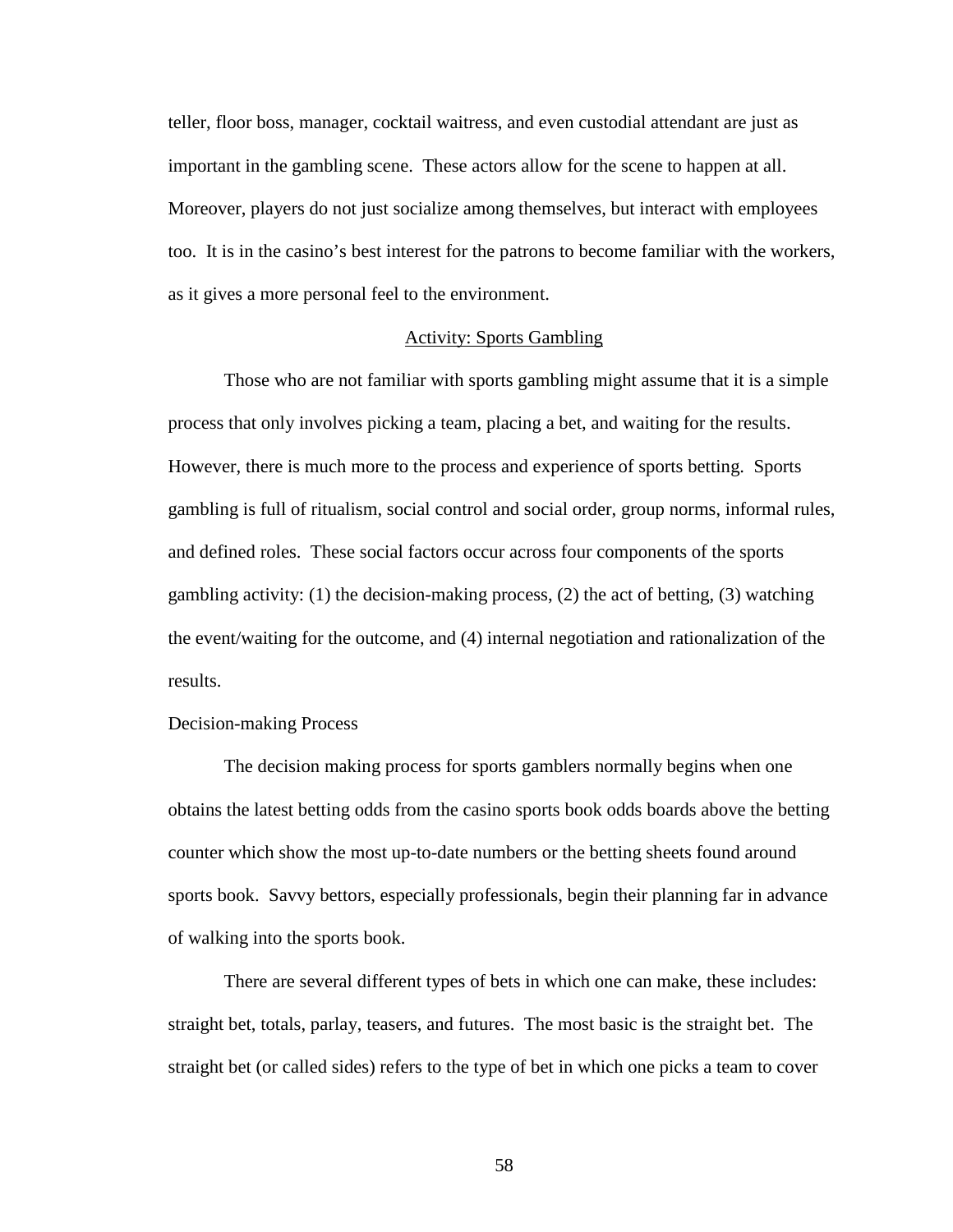teller, floor boss, manager, cocktail waitress, and even custodial attendant are just as important in the gambling scene. These actors allow for the scene to happen at all. Moreover, players do not just socialize among themselves, but interact with employees too. It is in the casino's best interest for the patrons to become familiar with the workers, as it gives a more personal feel to the environment.

## Activity: Sports Gambling

Those who are not familiar with sports gambling might assume that it is a simple process that only involves picking a team, placing a bet, and waiting for the results. However, there is much more to the process and experience of sports betting. Sports gambling is full of ritualism, social control and social order, group norms, informal rules, and defined roles. These social factors occur across four components of the sports gambling activity: (1) the decision-making process, (2) the act of betting, (3) watching the event/waiting for the outcome, and (4) internal negotiation and rationalization of the results.

### Decision-making Process

The decision making process for sports gamblers normally begins when one obtains the latest betting odds from the casino sports book odds boards above the betting counter which show the most up-to-date numbers or the betting sheets found around sports book. Savvy bettors, especially professionals, begin their planning far in advance of walking into the sports book.

There are several different types of bets in which one can make, these includes: straight bet, totals, parlay, teasers, and futures. The most basic is the straight bet. The straight bet (or called sides) refers to the type of bet in which one picks a team to cover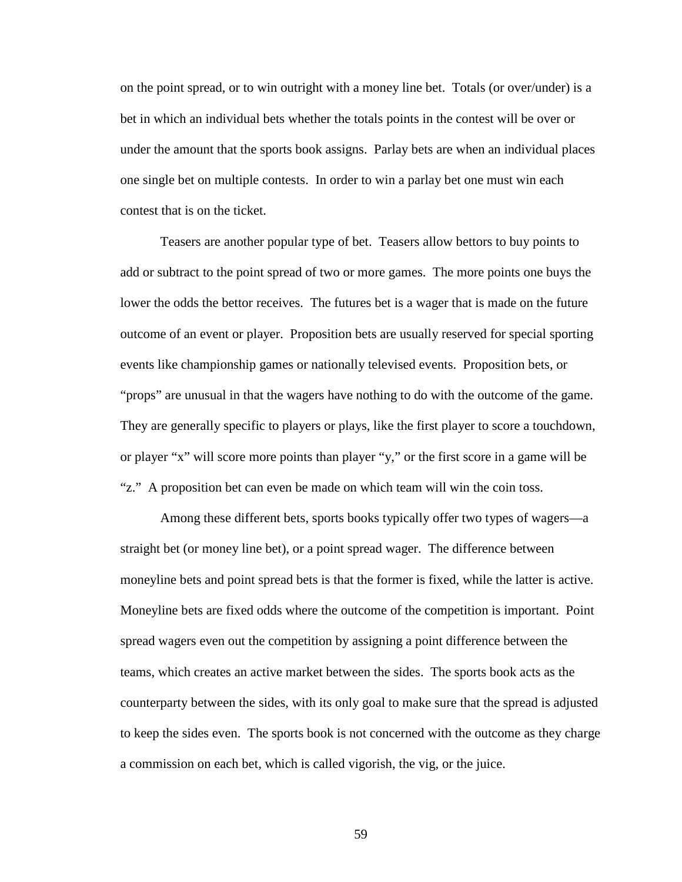on the point spread, or to win outright with a money line bet. Totals (or over/under) is a bet in which an individual bets whether the totals points in the contest will be over or under the amount that the sports book assigns. Parlay bets are when an individual places one single bet on multiple contests. In order to win a parlay bet one must win each contest that is on the ticket.

Teasers are another popular type of bet. Teasers allow bettors to buy points to add or subtract to the point spread of two or more games. The more points one buys the lower the odds the bettor receives. The futures bet is a wager that is made on the future outcome of an event or player. Proposition bets are usually reserved for special sporting events like championship games or nationally televised events. Proposition bets, or "props" are unusual in that the wagers have nothing to do with the outcome of the game. They are generally specific to players or plays, like the first player to score a touchdown, or player "x" will score more points than player "y," or the first score in a game will be "z." A proposition bet can even be made on which team will win the coin toss.

Among these different bets, sports books typically offer two types of wagers—a straight bet (or money line bet), or a point spread wager. The difference between moneyline bets and point spread bets is that the former is fixed, while the latter is active. Moneyline bets are fixed odds where the outcome of the competition is important. Point spread wagers even out the competition by assigning a point difference between the teams, which creates an active market between the sides. The sports book acts as the counterparty between the sides, with its only goal to make sure that the spread is adjusted to keep the sides even. The sports book is not concerned with the outcome as they charge a commission on each bet, which is called vigorish, the vig, or the juice.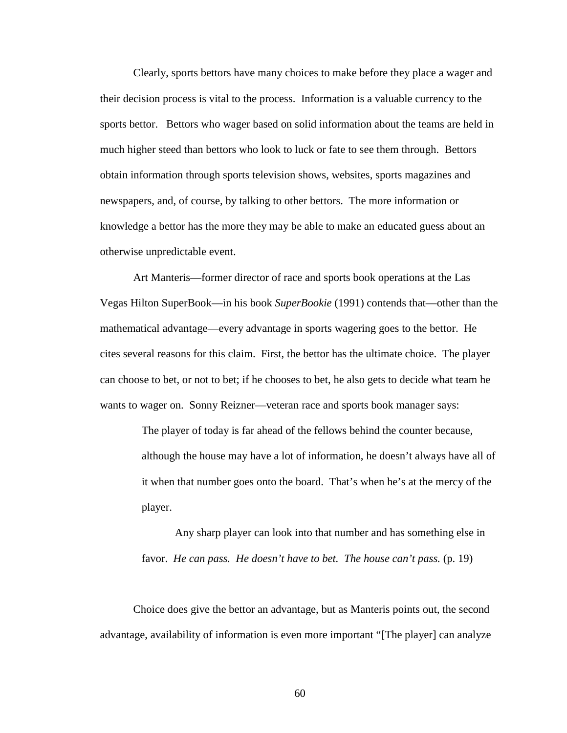Clearly, sports bettors have many choices to make before they place a wager and their decision process is vital to the process. Information is a valuable currency to the sports bettor. Bettors who wager based on solid information about the teams are held in much higher steed than bettors who look to luck or fate to see them through. Bettors obtain information through sports television shows, websites, sports magazines and newspapers, and, of course, by talking to other bettors. The more information or knowledge a bettor has the more they may be able to make an educated guess about an otherwise unpredictable event.

Art Manteris—former director of race and sports book operations at the Las Vegas Hilton SuperBook—in his book *SuperBookie* (1991) contends that—other than the mathematical advantage—every advantage in sports wagering goes to the bettor. He cites several reasons for this claim. First, the bettor has the ultimate choice. The player can choose to bet, or not to bet; if he chooses to bet, he also gets to decide what team he wants to wager on. Sonny Reizner—veteran race and sports book manager says:

> The player of today is far ahead of the fellows behind the counter because, although the house may have a lot of information, he doesn't always have all of it when that number goes onto the board. That's when he's at the mercy of the player.
>
> Any sharp player can look into that number and has something else in favor. *He can pass. He doesn't have to bet. The house can't pass.* (p. 19)

Choice does give the bettor an advantage, but as Manteris points out, the second advantage, availability of information is even more important "[The player] can analyze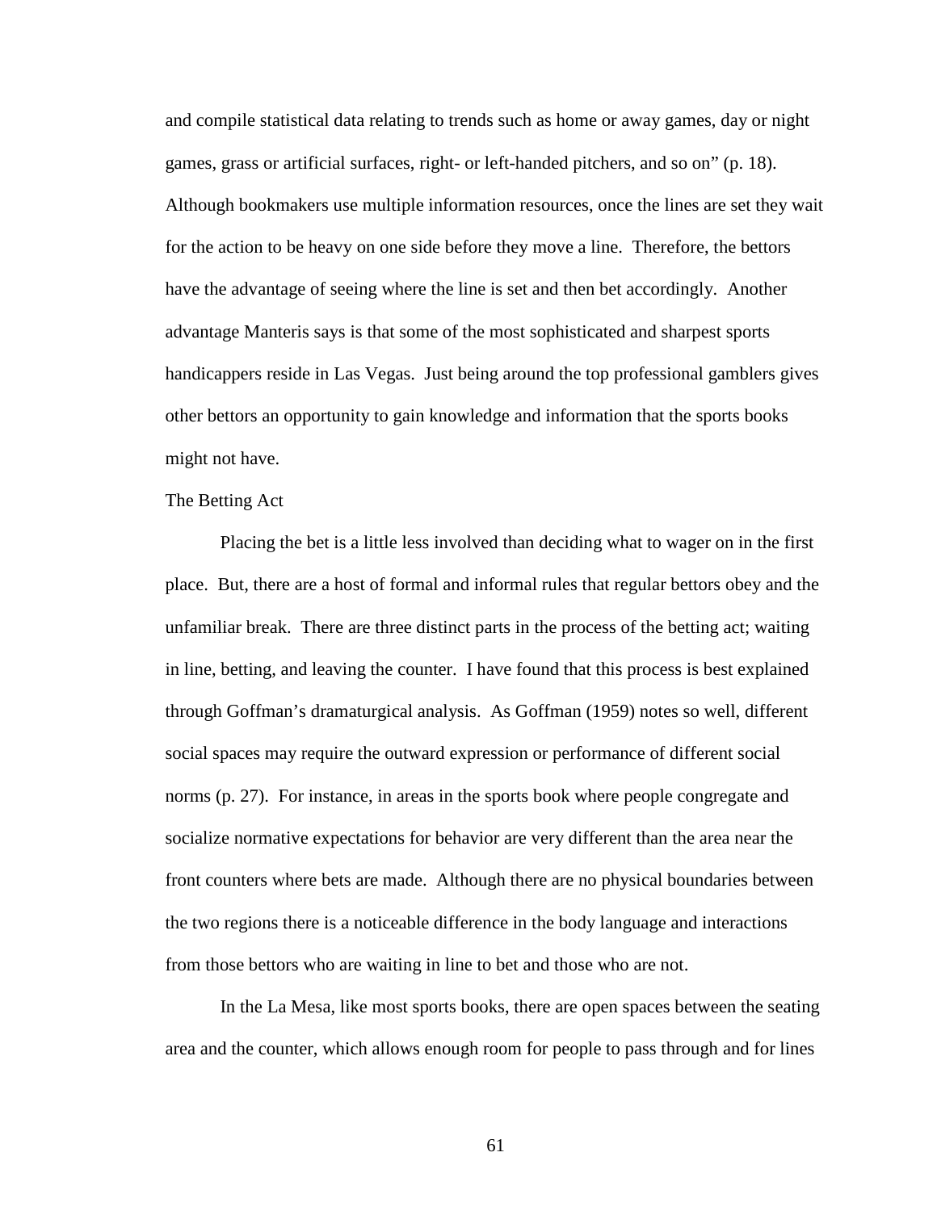and compile statistical data relating to trends such as home or away games, day or night games, grass or artificial surfaces, right- or left-handed pitchers, and so on" (p. 18). Although bookmakers use multiple information resources, once the lines are set they wait for the action to be heavy on one side before they move a line. Therefore, the bettors have the advantage of seeing where the line is set and then bet accordingly. Another advantage Manteris says is that some of the most sophisticated and sharpest sports handicappers reside in Las Vegas. Just being around the top professional gamblers gives other bettors an opportunity to gain knowledge and information that the sports books might not have.

### The Betting Act

Placing the bet is a little less involved than deciding what to wager on in the first place. But, there are a host of formal and informal rules that regular bettors obey and the unfamiliar break. There are three distinct parts in the process of the betting act; waiting in line, betting, and leaving the counter. I have found that this process is best explained through Goffman's dramaturgical analysis. As Goffman (1959) notes so well, different social spaces may require the outward expression or performance of different social norms (p. 27). For instance, in areas in the sports book where people congregate and socialize normative expectations for behavior are very different than the area near the front counters where bets are made. Although there are no physical boundaries between the two regions there is a noticeable difference in the body language and interactions from those bettors who are waiting in line to bet and those who are not.

In the La Mesa, like most sports books, there are open spaces between the seating area and the counter, which allows enough room for people to pass through and for lines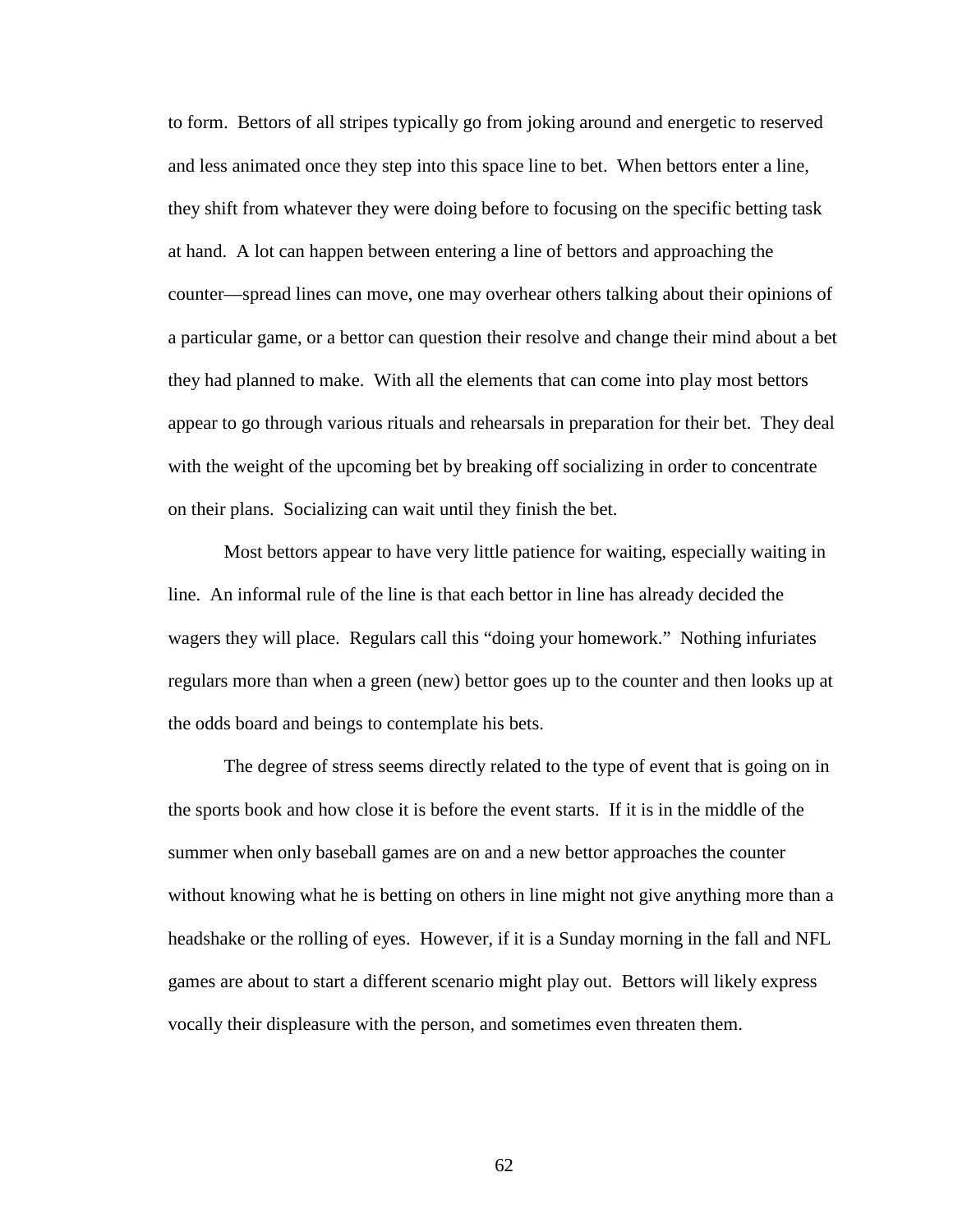to form. Bettors of all stripes typically go from joking around and energetic to reserved and less animated once they step into this space line to bet. When bettors enter a line, they shift from whatever they were doing before to focusing on the specific betting task at hand. A lot can happen between entering a line of bettors and approaching the counter—spread lines can move, one may overhear others talking about their opinions of a particular game, or a bettor can question their resolve and change their mind about a bet they had planned to make. With all the elements that can come into play most bettors appear to go through various rituals and rehearsals in preparation for their bet. They deal with the weight of the upcoming bet by breaking off socializing in order to concentrate on their plans. Socializing can wait until they finish the bet.

Most bettors appear to have very little patience for waiting, especially waiting in line. An informal rule of the line is that each bettor in line has already decided the wagers they will place. Regulars call this "doing your homework." Nothing infuriates regulars more than when a green (new) bettor goes up to the counter and then looks up at the odds board and beings to contemplate his bets.

The degree of stress seems directly related to the type of event that is going on in the sports book and how close it is before the event starts. If it is in the middle of the summer when only baseball games are on and a new bettor approaches the counter without knowing what he is betting on others in line might not give anything more than a headshake or the rolling of eyes. However, if it is a Sunday morning in the fall and NFL games are about to start a different scenario might play out. Bettors will likely express vocally their displeasure with the person, and sometimes even threaten them.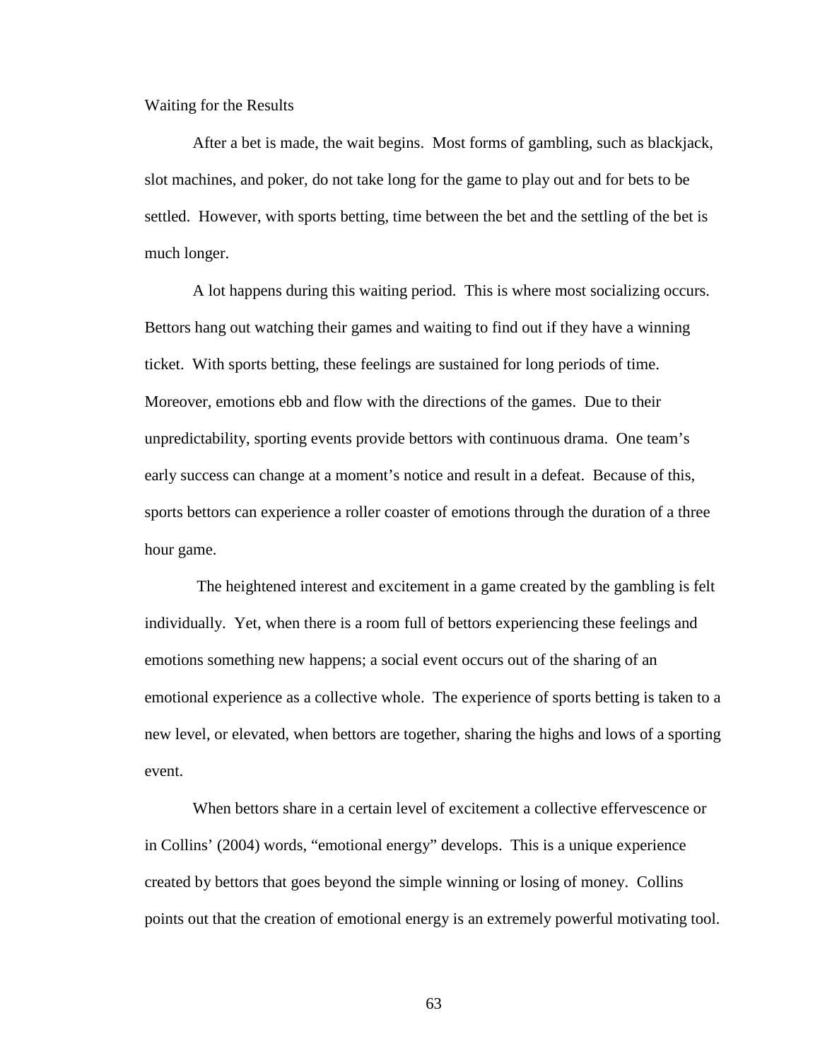## Waiting for the Results

After a bet is made, the wait begins. Most forms of gambling, such as blackjack, slot machines, and poker, do not take long for the game to play out and for bets to be settled. However, with sports betting, time between the bet and the settling of the bet is much longer.

A lot happens during this waiting period. This is where most socializing occurs. Bettors hang out watching their games and waiting to find out if they have a winning ticket. With sports betting, these feelings are sustained for long periods of time. Moreover, emotions ebb and flow with the directions of the games. Due to their unpredictability, sporting events provide bettors with continuous drama. One team's early success can change at a moment's notice and result in a defeat. Because of this, sports bettors can experience a roller coaster of emotions through the duration of a three hour game.

The heightened interest and excitement in a game created by the gambling is felt individually. Yet, when there is a room full of bettors experiencing these feelings and emotions something new happens; a social event occurs out of the sharing of an emotional experience as a collective whole. The experience of sports betting is taken to a new level, or elevated, when bettors are together, sharing the highs and lows of a sporting event.

When bettors share in a certain level of excitement a collective effervescence or in Collins' (2004) words, "emotional energy" develops. This is a unique experience created by bettors that goes beyond the simple winning or losing of money. Collins points out that the creation of emotional energy is an extremely powerful motivating tool.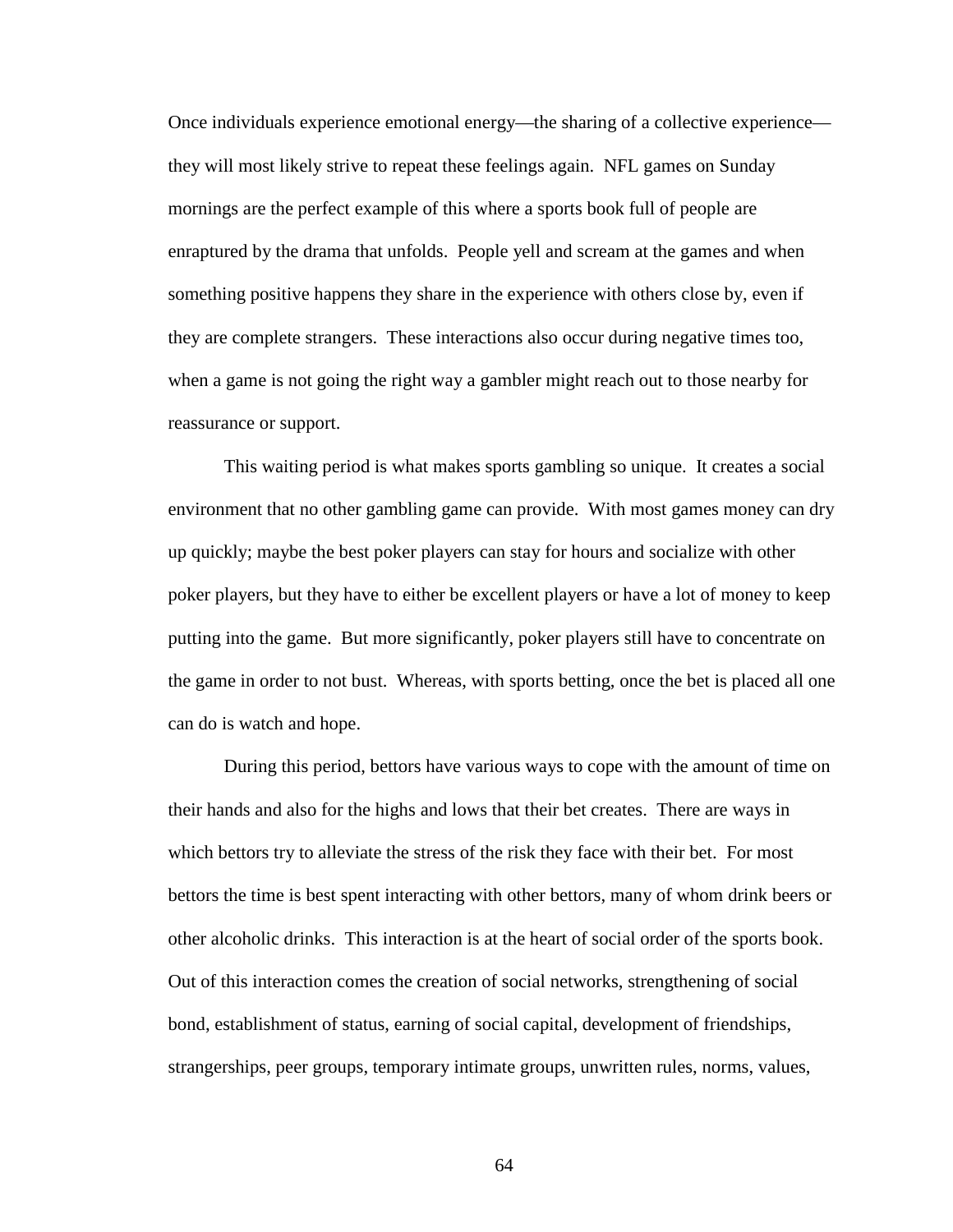Once individuals experience emotional energy—the sharing of a collective experience—they will most likely strive to repeat these feelings again. NFL games on Sunday mornings are the perfect example of this where a sports book full of people are enraptured by the drama that unfolds. People yell and scream at the games and when something positive happens they share in the experience with others close by, even if they are complete strangers. These interactions also occur during negative times too, when a game is not going the right way a gambler might reach out to those nearby for reassurance or support.

This waiting period is what makes sports gambling so unique. It creates a social environment that no other gambling game can provide. With most games money can dry up quickly; maybe the best poker players can stay for hours and socialize with other poker players, but they have to either be excellent players or have a lot of money to keep putting into the game. But more significantly, poker players still have to concentrate on the game in order to not bust. Whereas, with sports betting, once the bet is placed all one can do is watch and hope.

During this period, bettors have various ways to cope with the amount of time on their hands and also for the highs and lows that their bet creates. There are ways in which bettors try to alleviate the stress of the risk they face with their bet. For most bettors the time is best spent interacting with other bettors, many of whom drink beers or other alcoholic drinks. This interaction is at the heart of social order of the sports book. Out of this interaction comes the creation of social networks, strengthening of social bond, establishment of status, earning of social capital, development of friendships, strangerships, peer groups, temporary intimate groups, unwritten rules, norms, values,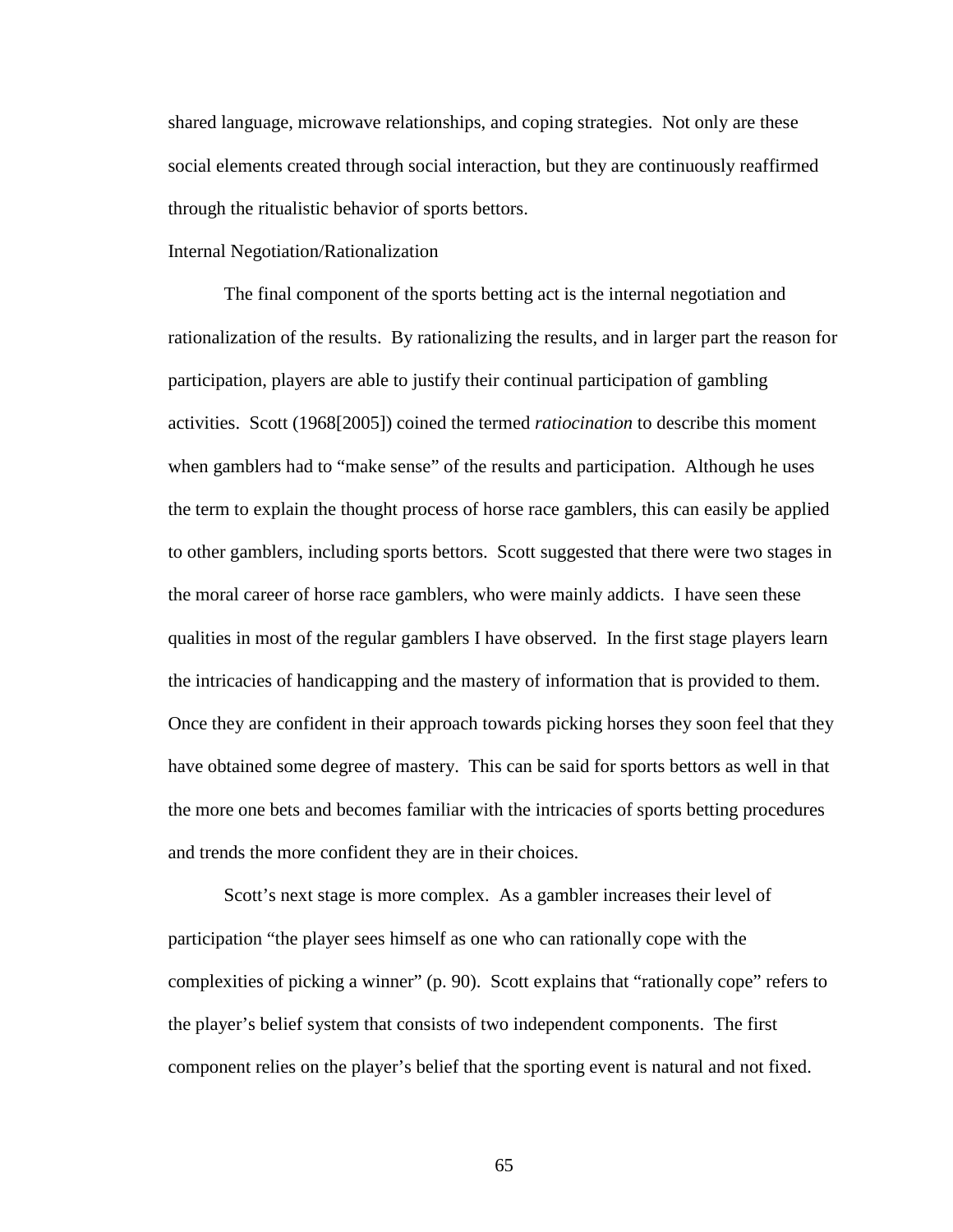shared language, microwave relationships, and coping strategies. Not only are these social elements created through social interaction, but they are continuously reaffirmed through the ritualistic behavior of sports bettors.

### Internal Negotiation/Rationalization

The final component of the sports betting act is the internal negotiation and rationalization of the results. By rationalizing the results, and in larger part the reason for participation, players are able to justify their continual participation of gambling activities. Scott (1968[2005]) coined the termed *ratiocination* to describe this moment when gamblers had to "make sense" of the results and participation. Although he uses the term to explain the thought process of horse race gamblers, this can easily be applied to other gamblers, including sports bettors. Scott suggested that there were two stages in the moral career of horse race gamblers, who were mainly addicts. I have seen these qualities in most of the regular gamblers I have observed. In the first stage players learn the intricacies of handicapping and the mastery of information that is provided to them. Once they are confident in their approach towards picking horses they soon feel that they have obtained some degree of mastery. This can be said for sports bettors as well in that the more one bets and becomes familiar with the intricacies of sports betting procedures and trends the more confident they are in their choices.

Scott's next stage is more complex. As a gambler increases their level of participation "the player sees himself as one who can rationally cope with the complexities of picking a winner" (p. 90). Scott explains that "rationally cope" refers to the player's belief system that consists of two independent components. The first component relies on the player's belief that the sporting event is natural and not fixed.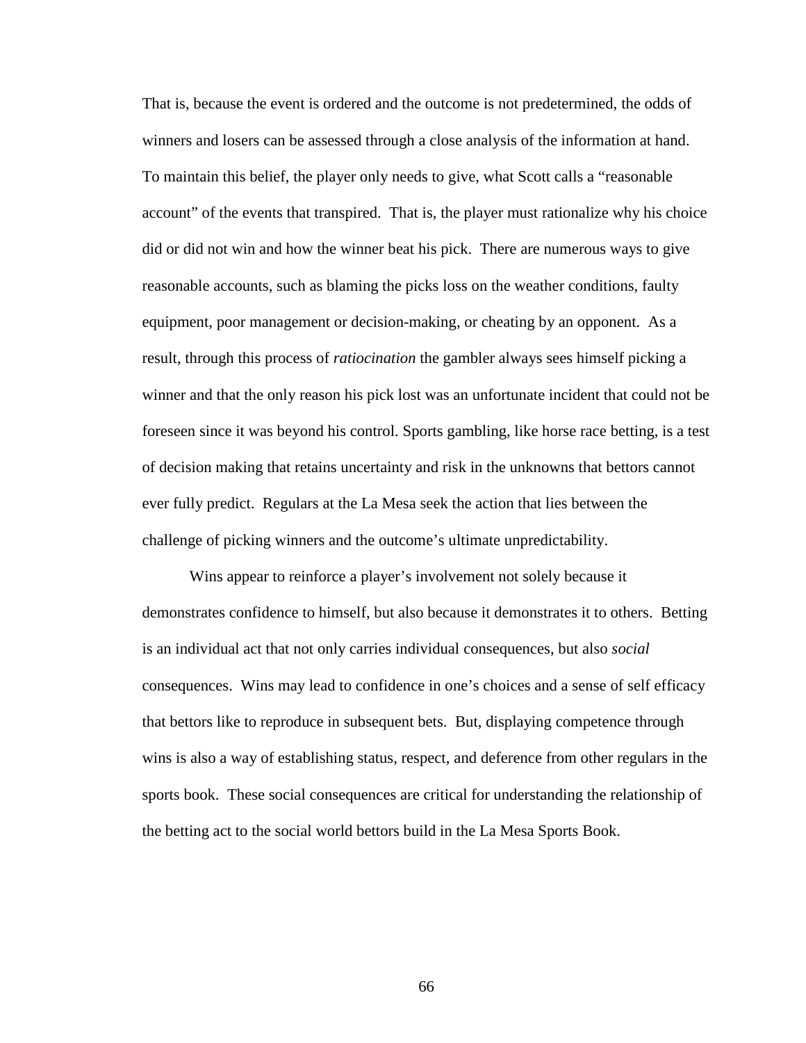That is, because the event is ordered and the outcome is not predetermined, the odds of winners and losers can be assessed through a close analysis of the information at hand. To maintain this belief, the player only needs to give, what Scott calls a "reasonable account" of the events that transpired. That is, the player must rationalize why his choice did or did not win and how the winner beat his pick. There are numerous ways to give reasonable accounts, such as blaming the picks loss on the weather conditions, faulty equipment, poor management or decision-making, or cheating by an opponent. As a result, through this process of *ratiocination* the gambler always sees himself picking a winner and that the only reason his pick lost was an unfortunate incident that could not be foreseen since it was beyond his control. Sports gambling, like horse race betting, is a test of decision making that retains uncertainty and risk in the unknowns that bettors cannot ever fully predict. Regulars at the La Mesa seek the action that lies between the challenge of picking winners and the outcome's ultimate unpredictability.

Wins appear to reinforce a player's involvement not solely because it demonstrates confidence to himself, but also because it demonstrates it to others. Betting is an individual act that not only carries individual consequences, but also *social* consequences. Wins may lead to confidence in one's choices and a sense of self efficacy that bettors like to reproduce in subsequent bets. But, displaying competence through wins is also a way of establishing status, respect, and deference from other regulars in the sports book. These social consequences are critical for understanding the relationship of the betting act to the social world bettors build in the La Mesa Sports Book.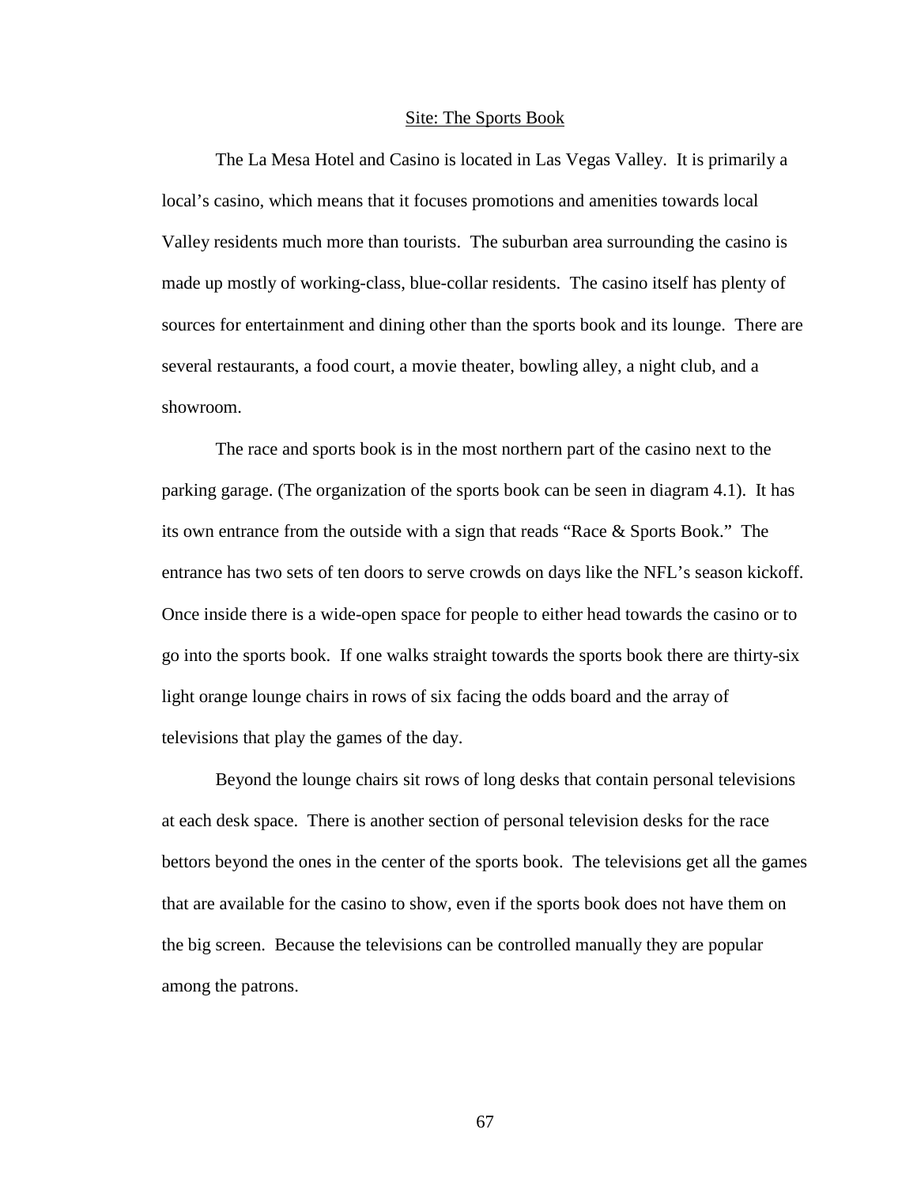## Site: The Sports Book

The La Mesa Hotel and Casino is located in Las Vegas Valley. It is primarily a local's casino, which means that it focuses promotions and amenities towards local Valley residents much more than tourists. The suburban area surrounding the casino is made up mostly of working-class, blue-collar residents. The casino itself has plenty of sources for entertainment and dining other than the sports book and its lounge. There are several restaurants, a food court, a movie theater, bowling alley, a night club, and a showroom.

The race and sports book is in the most northern part of the casino next to the parking garage. (The organization of the sports book can be seen in diagram 4.1). It has its own entrance from the outside with a sign that reads "Race & Sports Book." The entrance has two sets of ten doors to serve crowds on days like the NFL's season kickoff. Once inside there is a wide-open space for people to either head towards the casino or to go into the sports book. If one walks straight towards the sports book there are thirty-six light orange lounge chairs in rows of six facing the odds board and the array of televisions that play the games of the day.

Beyond the lounge chairs sit rows of long desks that contain personal televisions at each desk space. There is another section of personal television desks for the race bettors beyond the ones in the center of the sports book. The televisions get all the games that are available for the casino to show, even if the sports book does not have them on the big screen. Because the televisions can be controlled manually they are popular among the patrons.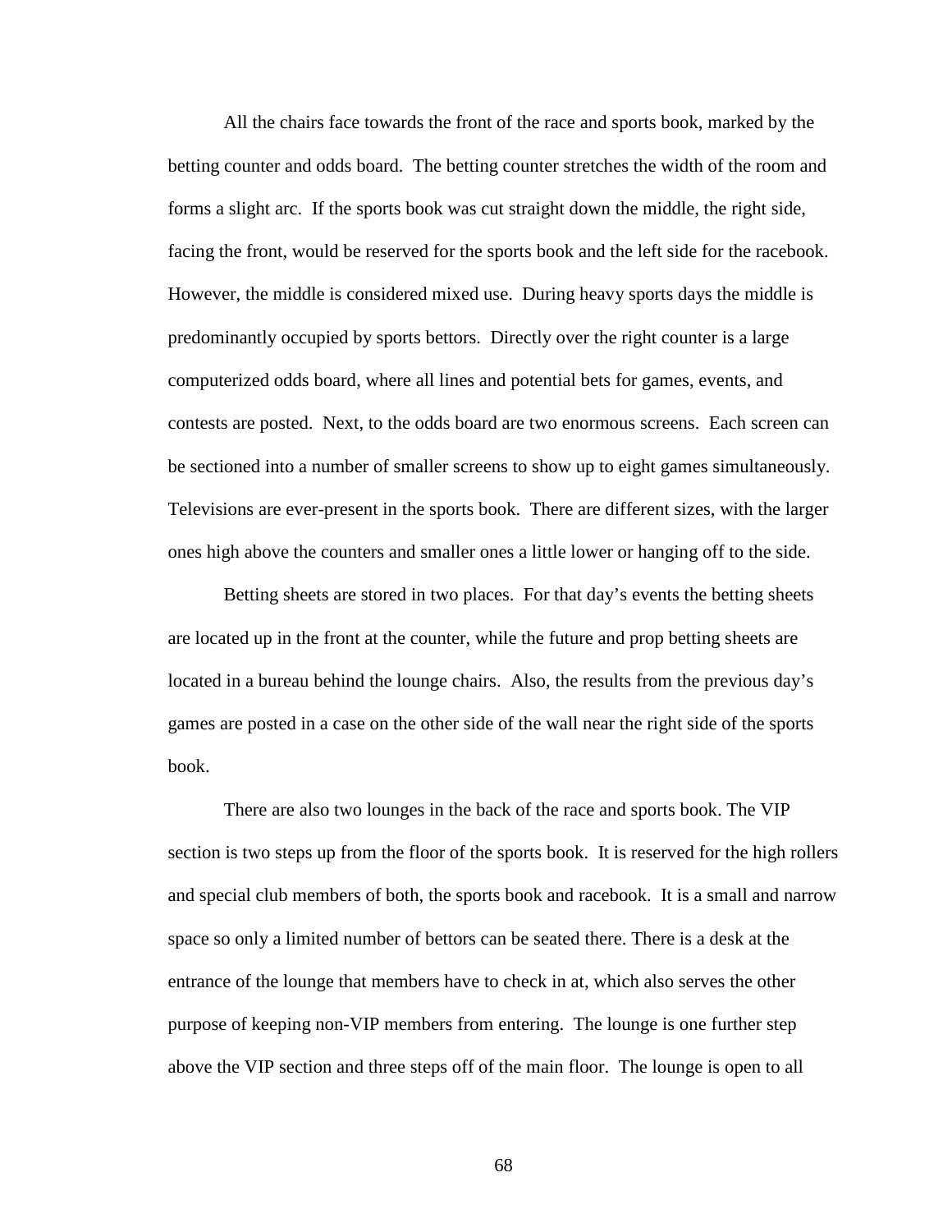All the chairs face towards the front of the race and sports book, marked by the betting counter and odds board. The betting counter stretches the width of the room and forms a slight arc. If the sports book was cut straight down the middle, the right side, facing the front, would be reserved for the sports book and the left side for the racebook. However, the middle is considered mixed use. During heavy sports days the middle is predominantly occupied by sports bettors. Directly over the right counter is a large computerized odds board, where all lines and potential bets for games, events, and contests are posted. Next, to the odds board are two enormous screens. Each screen can be sectioned into a number of smaller screens to show up to eight games simultaneously. Televisions are ever-present in the sports book. There are different sizes, with the larger ones high above the counters and smaller ones a little lower or hanging off to the side.

Betting sheets are stored in two places. For that day's events the betting sheets are located up in the front at the counter, while the future and prop betting sheets are located in a bureau behind the lounge chairs. Also, the results from the previous day's games are posted in a case on the other side of the wall near the right side of the sports book.

There are also two lounges in the back of the race and sports book. The VIP section is two steps up from the floor of the sports book. It is reserved for the high rollers and special club members of both, the sports book and racebook. It is a small and narrow space so only a limited number of bettors can be seated there. There is a desk at the entrance of the lounge that members have to check in at, which also serves the other purpose of keeping non-VIP members from entering. The lounge is one further step above the VIP section and three steps off of the main floor. The lounge is open to all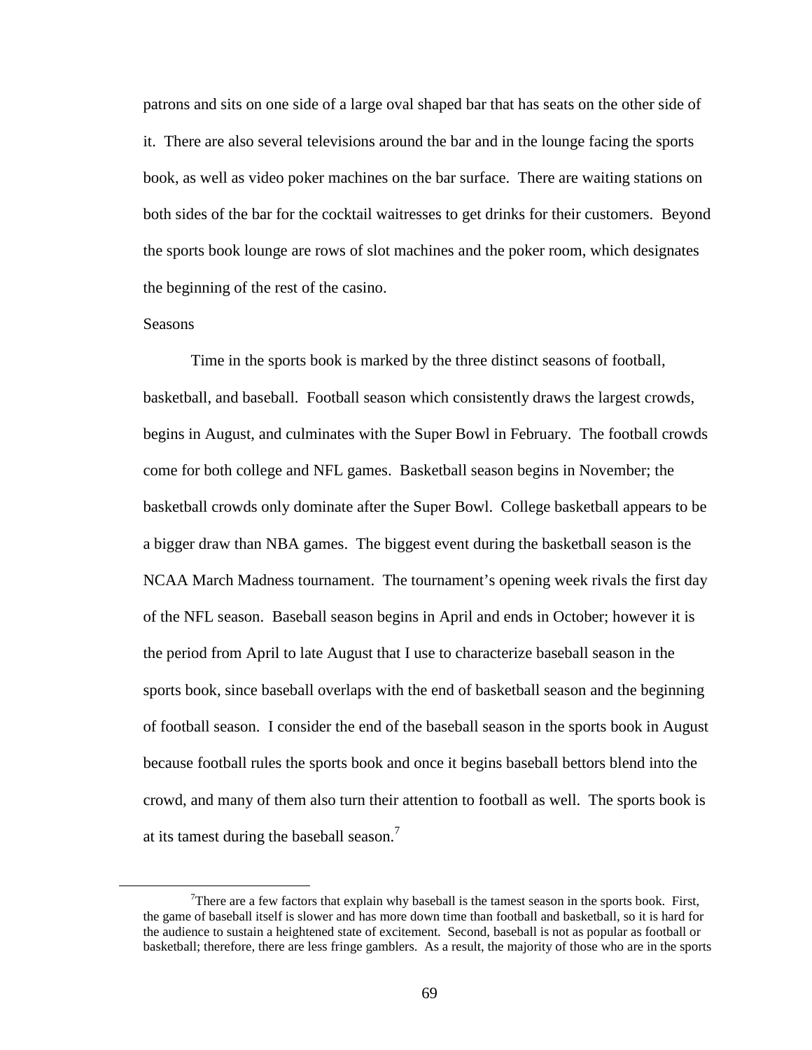patrons and sits on one side of a large oval shaped bar that has seats on the other side of it. There are also several televisions around the bar and in the lounge facing the sports book, as well as video poker machines on the bar surface. There are waiting stations on both sides of the bar for the cocktail waitresses to get drinks for their customers. Beyond the sports book lounge are rows of slot machines and the poker room, which designates the beginning of the rest of the casino.

## Seasons

Time in the sports book is marked by the three distinct seasons of football, basketball, and baseball. Football season which consistently draws the largest crowds, begins in August, and culminates with the Super Bowl in February. The football crowds come for both college and NFL games. Basketball season begins in November; the basketball crowds only dominate after the Super Bowl. College basketball appears to be a bigger draw than NBA games. The biggest event during the basketball season is the NCAA March Madness tournament. The tournament's opening week rivals the first day of the NFL season. Baseball season begins in April and ends in October; however it is the period from April to late August that I use to characterize baseball season in the sports book, since baseball overlaps with the end of basketball season and the beginning of football season. I consider the end of the baseball season in the sports book in August because football rules the sports book and once it begins baseball bettors blend into the crowd, and many of them also turn their attention to football as well. The sports book is at its tamest during the baseball season.[7]

[7] There are a few factors that explain why baseball is the tamest season in the sports book. First, the game of baseball itself is slower and has more down time than football and basketball, so it is hard for the audience to sustain a heightened state of excitement. Second, baseball is not as popular as football or basketball; therefore, there are less fringe gamblers. As a result, the majority of those who are in the sports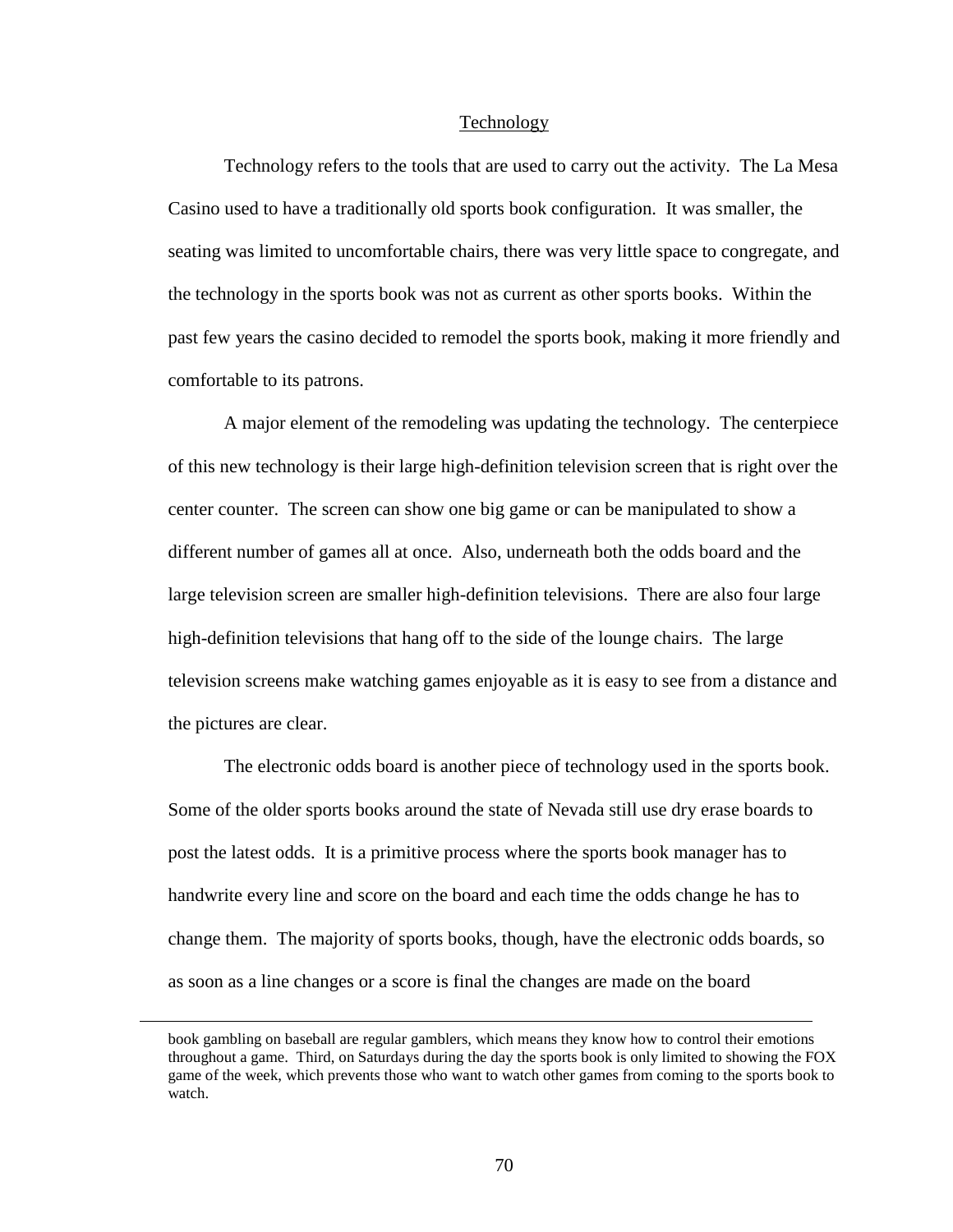## Technology

Technology refers to the tools that are used to carry out the activity. The La Mesa Casino used to have a traditionally old sports book configuration. It was smaller, the seating was limited to uncomfortable chairs, there was very little space to congregate, and the technology in the sports book was not as current as other sports books. Within the past few years the casino decided to remodel the sports book, making it more friendly and comfortable to its patrons.

A major element of the remodeling was updating the technology. The centerpiece of this new technology is their large high-definition television screen that is right over the center counter. The screen can show one big game or can be manipulated to show a different number of games all at once. Also, underneath both the odds board and the large television screen are smaller high-definition televisions. There are also four large high-definition televisions that hang off to the side of the lounge chairs. The large television screens make watching games enjoyable as it is easy to see from a distance and the pictures are clear.

The electronic odds board is another piece of technology used in the sports book. Some of the older sports books around the state of Nevada still use dry erase boards to post the latest odds. It is a primitive process where the sports book manager has to handwrite every line and score on the board and each time the odds change he has to change them. The majority of sports books, though, have the electronic odds boards, so as soon as a line changes or a score is final the changes are made on the board

---

book gambling on baseball are regular gamblers, which means they know how to control their emotions throughout a game. Third, on Saturdays during the day the sports book is only limited to showing the FOX game of the week, which prevents those who want to watch other games from coming to the sports book to watch.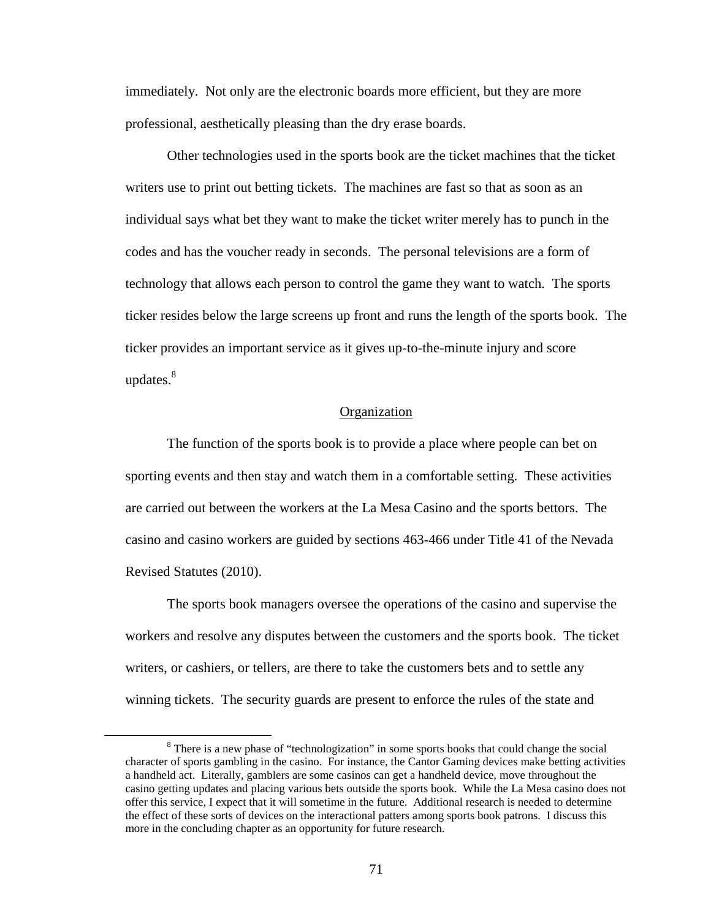immediately. Not only are the electronic boards more efficient, but they are more professional, aesthetically pleasing than the dry erase boards.

Other technologies used in the sports book are the ticket machines that the ticket writers use to print out betting tickets. The machines are fast so that as soon as an individual says what bet they want to make the ticket writer merely has to punch in the codes and has the voucher ready in seconds. The personal televisions are a form of technology that allows each person to control the game they want to watch. The sports ticker resides below the large screens up front and runs the length of the sports book. The ticker provides an important service as it gives up-to-the-minute injury and score updates.[8]

## Organization

The function of the sports book is to provide a place where people can bet on sporting events and then stay and watch them in a comfortable setting. These activities are carried out between the workers at the La Mesa Casino and the sports bettors. The casino and casino workers are guided by sections 463-466 under Title 41 of the Nevada Revised Statutes (2010).

The sports book managers oversee the operations of the casino and supervise the workers and resolve any disputes between the customers and the sports book. The ticket writers, or cashiers, or tellers, are there to take the customers bets and to settle any winning tickets. The security guards are present to enforce the rules of the state and

[8] There is a new phase of "technologization" in some sports books that could change the social character of sports gambling in the casino. For instance, the Cantor Gaming devices make betting activities a handheld act. Literally, gamblers are some casinos can get a handheld device, move throughout the casino getting updates and placing various bets outside the sports book. While the La Mesa casino does not offer this service, I expect that it will sometime in the future. Additional research is needed to determine the effect of these sorts of devices on the interactional patters among sports book patrons. I discuss this more in the concluding chapter as an opportunity for future research.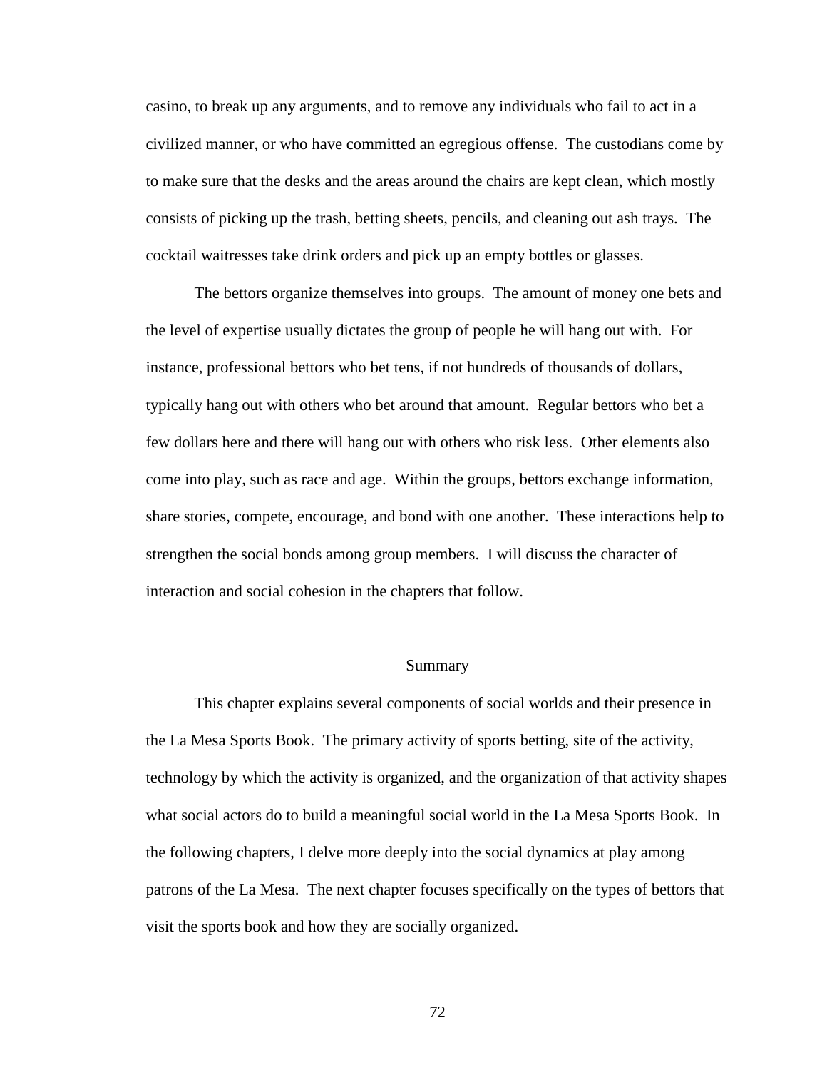casino, to break up any arguments, and to remove any individuals who fail to act in a civilized manner, or who have committed an egregious offense. The custodians come by to make sure that the desks and the areas around the chairs are kept clean, which mostly consists of picking up the trash, betting sheets, pencils, and cleaning out ash trays. The cocktail waitresses take drink orders and pick up an empty bottles or glasses.

The bettors organize themselves into groups. The amount of money one bets and the level of expertise usually dictates the group of people he will hang out with. For instance, professional bettors who bet tens, if not hundreds of thousands of dollars, typically hang out with others who bet around that amount. Regular bettors who bet a few dollars here and there will hang out with others who risk less. Other elements also come into play, such as race and age. Within the groups, bettors exchange information, share stories, compete, encourage, and bond with one another. These interactions help to strengthen the social bonds among group members. I will discuss the character of interaction and social cohesion in the chapters that follow.

## Summary

This chapter explains several components of social worlds and their presence in the La Mesa Sports Book. The primary activity of sports betting, site of the activity, technology by which the activity is organized, and the organization of that activity shapes what social actors do to build a meaningful social world in the La Mesa Sports Book. In the following chapters, I delve more deeply into the social dynamics at play among patrons of the La Mesa. The next chapter focuses specifically on the types of bettors that visit the sports book and how they are socially organized.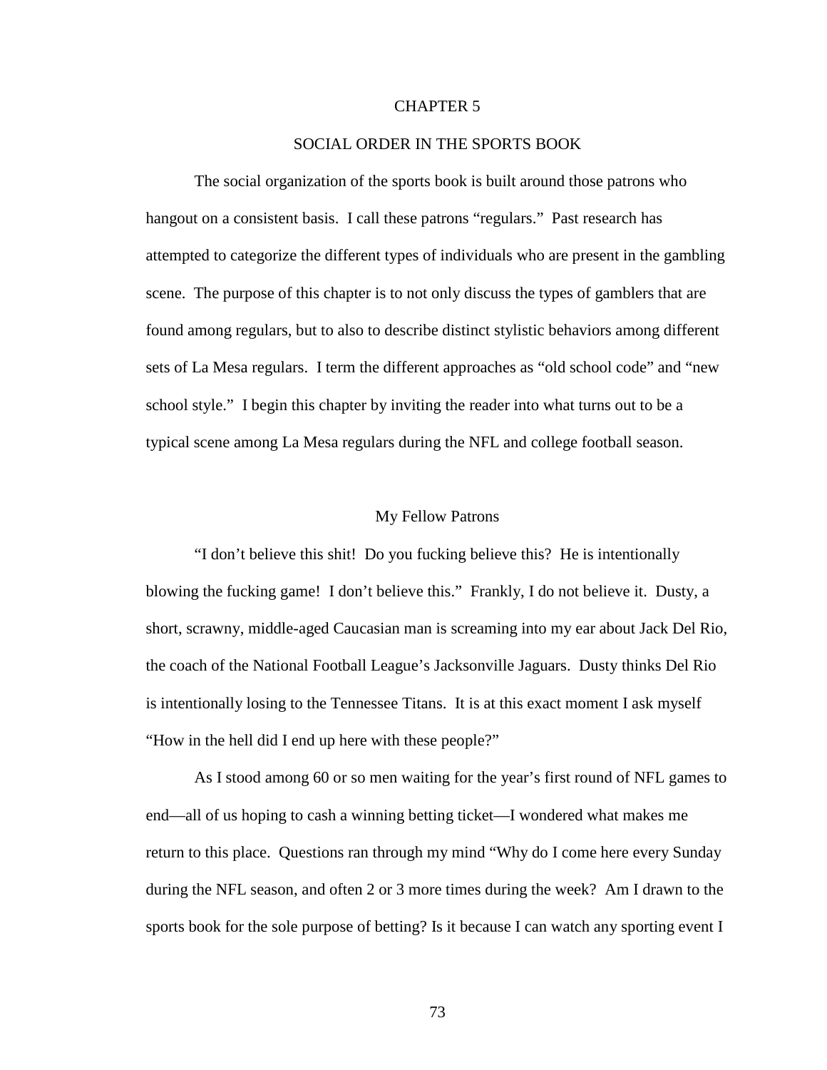# CHAPTER 5

# SOCIAL ORDER IN THE SPORTS BOOK

The social organization of the sports book is built around those patrons who hangout on a consistent basis. I call these patrons "regulars." Past research has attempted to categorize the different types of individuals who are present in the gambling scene. The purpose of this chapter is to not only discuss the types of gamblers that are found among regulars, but to also to describe distinct stylistic behaviors among different sets of La Mesa regulars. I term the different approaches as "old school code" and "new school style." I begin this chapter by inviting the reader into what turns out to be a typical scene among La Mesa regulars during the NFL and college football season.

## My Fellow Patrons

"I don't believe this shit! Do you fucking believe this? He is intentionally blowing the fucking game! I don't believe this." Frankly, I do not believe it. Dusty, a short, scrawny, middle-aged Caucasian man is screaming into my ear about Jack Del Rio, the coach of the National Football League's Jacksonville Jaguars. Dusty thinks Del Rio is intentionally losing to the Tennessee Titans. It is at this exact moment I ask myself "How in the hell did I end up here with these people?"

As I stood among 60 or so men waiting for the year's first round of NFL games to end—all of us hoping to cash a winning betting ticket—I wondered what makes me return to this place. Questions ran through my mind "Why do I come here every Sunday during the NFL season, and often 2 or 3 more times during the week? Am I drawn to the sports book for the sole purpose of betting? Is it because I can watch any sporting event I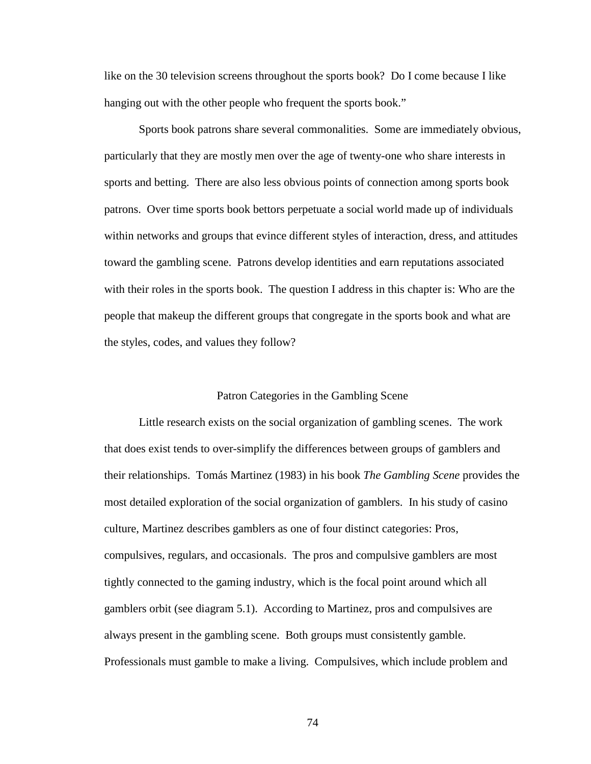like on the 30 television screens throughout the sports book? Do I come because I like hanging out with the other people who frequent the sports book."

Sports book patrons share several commonalities. Some are immediately obvious, particularly that they are mostly men over the age of twenty-one who share interests in sports and betting. There are also less obvious points of connection among sports book patrons. Over time sports book bettors perpetuate a social world made up of individuals within networks and groups that evince different styles of interaction, dress, and attitudes toward the gambling scene. Patrons develop identities and earn reputations associated with their roles in the sports book. The question I address in this chapter is: Who are the people that makeup the different groups that congregate in the sports book and what are the styles, codes, and values they follow?

## Patron Categories in the Gambling Scene

Little research exists on the social organization of gambling scenes. The work that does exist tends to over-simplify the differences between groups of gamblers and their relationships. Tomás Martinez (1983) in his book *The Gambling Scene* provides the most detailed exploration of the social organization of gamblers. In his study of casino culture, Martinez describes gamblers as one of four distinct categories: Pros, compulsives, regulars, and occasionals. The pros and compulsive gamblers are most tightly connected to the gaming industry, which is the focal point around which all gamblers orbit (see diagram 5.1). According to Martinez, pros and compulsives are always present in the gambling scene. Both groups must consistently gamble. Professionals must gamble to make a living. Compulsives, which include problem and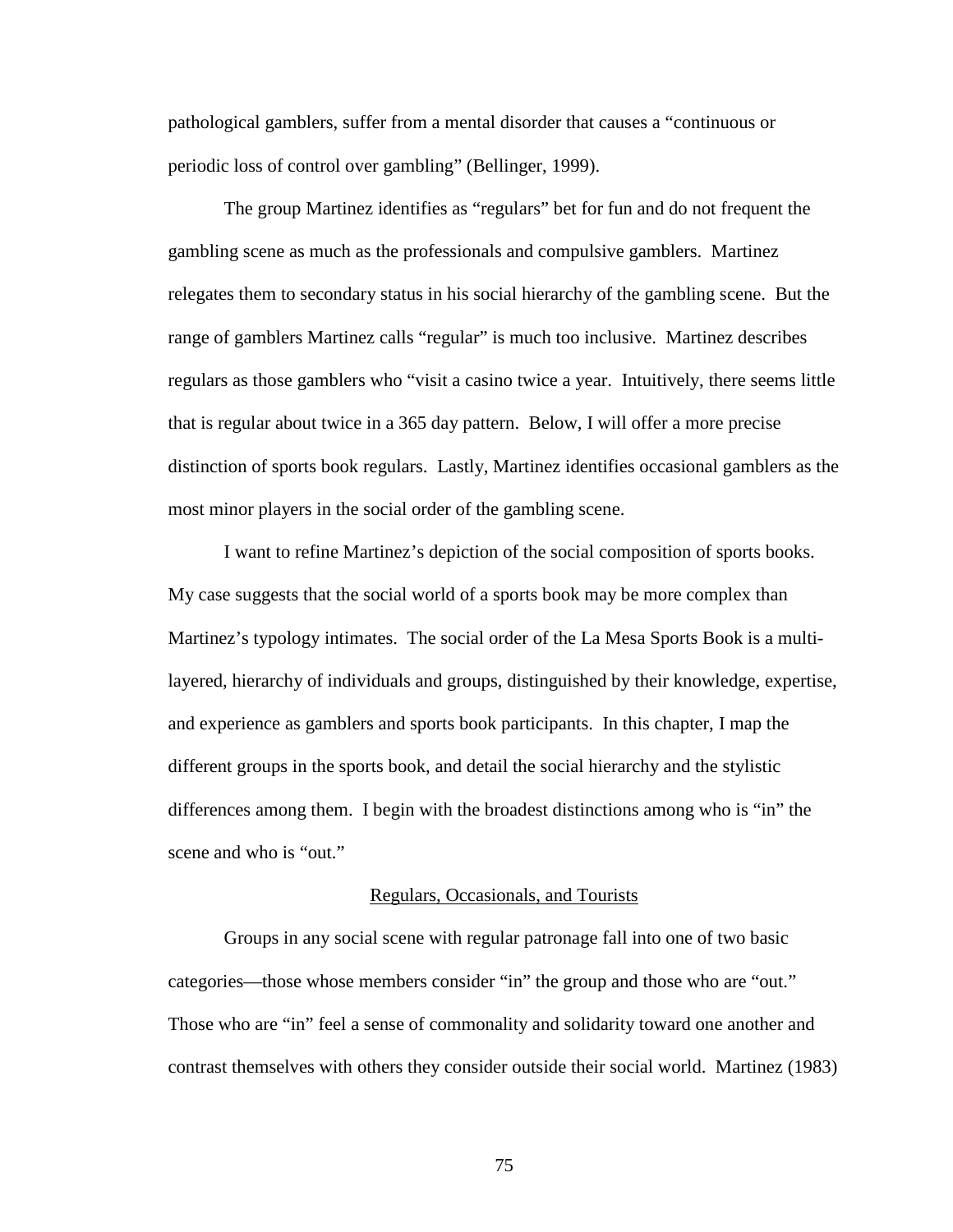pathological gamblers, suffer from a mental disorder that causes a "continuous or periodic loss of control over gambling" (Bellinger, 1999).

The group Martinez identifies as "regulars" bet for fun and do not frequent the gambling scene as much as the professionals and compulsive gamblers. Martinez relegates them to secondary status in his social hierarchy of the gambling scene. But the range of gamblers Martinez calls "regular" is much too inclusive. Martinez describes regulars as those gamblers who "visit a casino twice a year. Intuitively, there seems little that is regular about twice in a 365 day pattern. Below, I will offer a more precise distinction of sports book regulars. Lastly, Martinez identifies occasional gamblers as the most minor players in the social order of the gambling scene.

I want to refine Martinez's depiction of the social composition of sports books. My case suggests that the social world of a sports book may be more complex than Martinez's typology intimates. The social order of the La Mesa Sports Book is a multi-layered, hierarchy of individuals and groups, distinguished by their knowledge, expertise, and experience as gamblers and sports book participants. In this chapter, I map the different groups in the sports book, and detail the social hierarchy and the stylistic differences among them. I begin with the broadest distinctions among who is "in" the scene and who is "out."

## Regulars, Occasionals, and Tourists

Groups in any social scene with regular patronage fall into one of two basic categories—those whose members consider "in" the group and those who are "out." Those who are "in" feel a sense of commonality and solidarity toward one another and contrast themselves with others they consider outside their social world. Martinez (1983)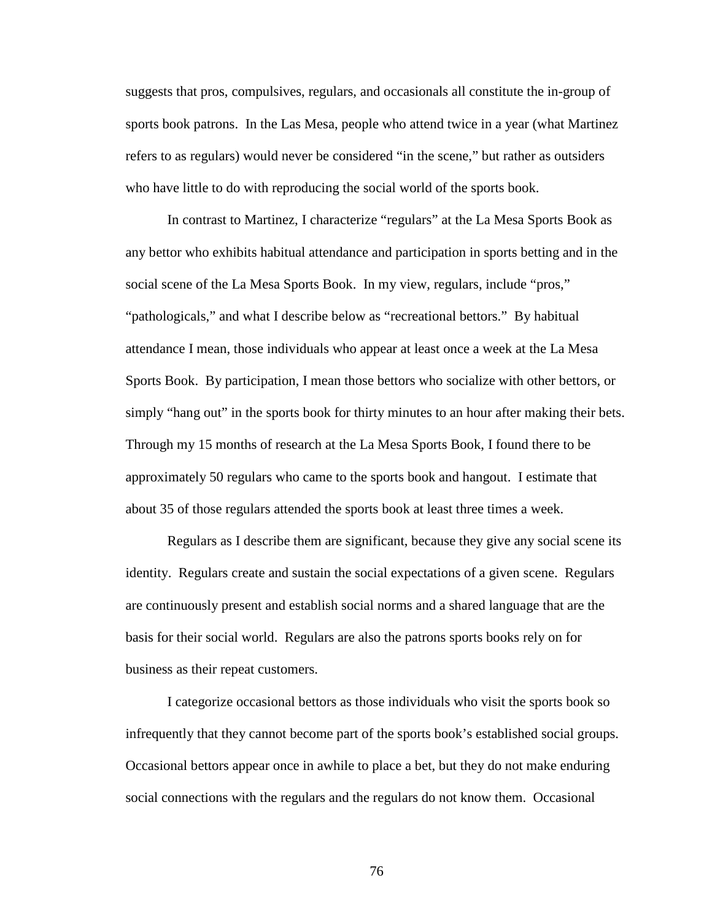suggests that pros, compulsives, regulars, and occasionals all constitute the in-group of sports book patrons. In the Las Mesa, people who attend twice in a year (what Martinez refers to as regulars) would never be considered "in the scene," but rather as outsiders who have little to do with reproducing the social world of the sports book.

In contrast to Martinez, I characterize "regulars" at the La Mesa Sports Book as any bettor who exhibits habitual attendance and participation in sports betting and in the social scene of the La Mesa Sports Book. In my view, regulars, include "pros," "pathologicals," and what I describe below as "recreational bettors." By habitual attendance I mean, those individuals who appear at least once a week at the La Mesa Sports Book. By participation, I mean those bettors who socialize with other bettors, or simply "hang out" in the sports book for thirty minutes to an hour after making their bets. Through my 15 months of research at the La Mesa Sports Book, I found there to be approximately 50 regulars who came to the sports book and hangout. I estimate that about 35 of those regulars attended the sports book at least three times a week.

Regulars as I describe them are significant, because they give any social scene its identity. Regulars create and sustain the social expectations of a given scene. Regulars are continuously present and establish social norms and a shared language that are the basis for their social world. Regulars are also the patrons sports books rely on for business as their repeat customers.

I categorize occasional bettors as those individuals who visit the sports book so infrequently that they cannot become part of the sports book's established social groups. Occasional bettors appear once in awhile to place a bet, but they do not make enduring social connections with the regulars and the regulars do not know them. Occasional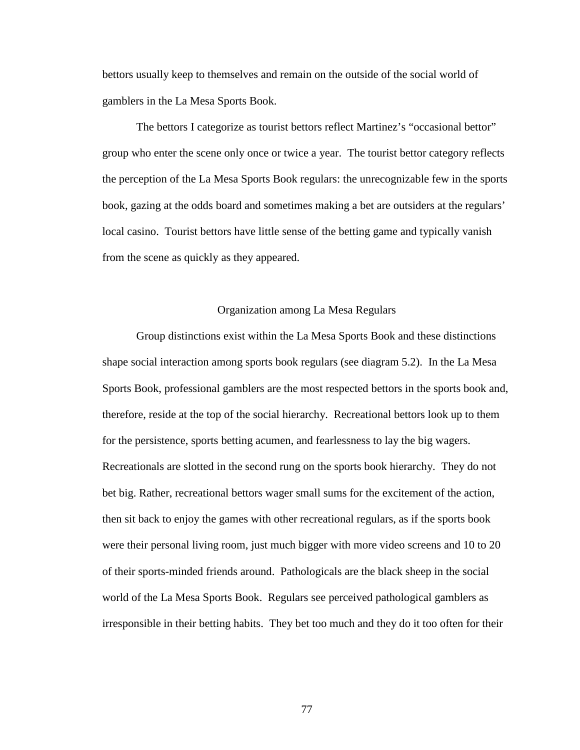bettors usually keep to themselves and remain on the outside of the social world of gamblers in the La Mesa Sports Book.

The bettors I categorize as tourist bettors reflect Martinez's "occasional bettor" group who enter the scene only once or twice a year. The tourist bettor category reflects the perception of the La Mesa Sports Book regulars: the unrecognizable few in the sports book, gazing at the odds board and sometimes making a bet are outsiders at the regulars' local casino. Tourist bettors have little sense of the betting game and typically vanish from the scene as quickly as they appeared.

## Organization among La Mesa Regulars

Group distinctions exist within the La Mesa Sports Book and these distinctions shape social interaction among sports book regulars (see diagram 5.2). In the La Mesa Sports Book, professional gamblers are the most respected bettors in the sports book and, therefore, reside at the top of the social hierarchy. Recreational bettors look up to them for the persistence, sports betting acumen, and fearlessness to lay the big wagers. Recreationals are slotted in the second rung on the sports book hierarchy. They do not bet big. Rather, recreational bettors wager small sums for the excitement of the action, then sit back to enjoy the games with other recreational regulars, as if the sports book were their personal living room, just much bigger with more video screens and 10 to 20 of their sports-minded friends around. Pathologicals are the black sheep in the social world of the La Mesa Sports Book. Regulars see perceived pathological gamblers as irresponsible in their betting habits. They bet too much and they do it too often for their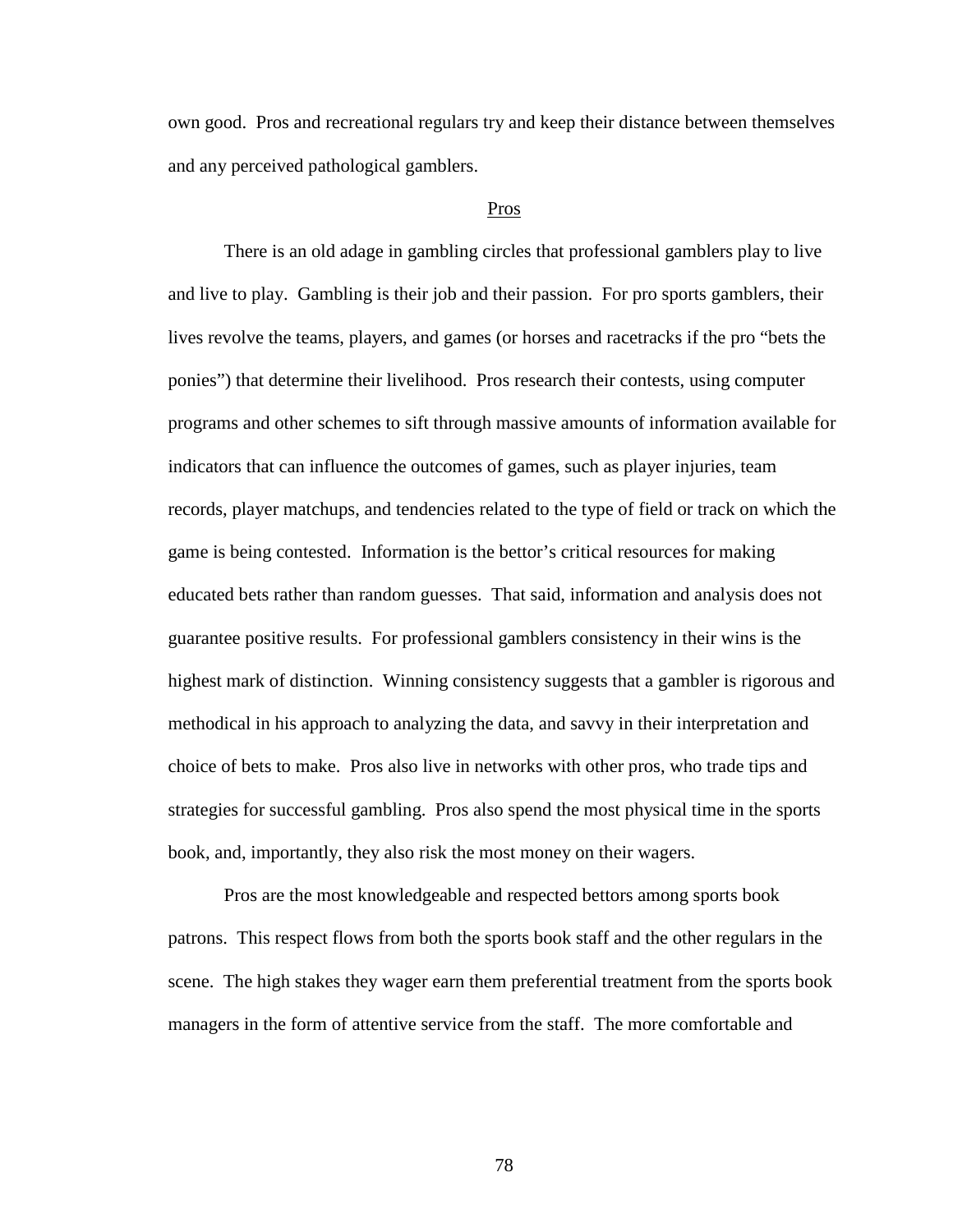own good. Pros and recreational regulars try and keep their distance between themselves and any perceived pathological gamblers.

## Pros

There is an old adage in gambling circles that professional gamblers play to live and live to play. Gambling is their job and their passion. For pro sports gamblers, their lives revolve the teams, players, and games (or horses and racetracks if the pro "bets the ponies") that determine their livelihood. Pros research their contests, using computer programs and other schemes to sift through massive amounts of information available for indicators that can influence the outcomes of games, such as player injuries, team records, player matchups, and tendencies related to the type of field or track on which the game is being contested. Information is the bettor's critical resources for making educated bets rather than random guesses. That said, information and analysis does not guarantee positive results. For professional gamblers consistency in their wins is the highest mark of distinction. Winning consistency suggests that a gambler is rigorous and methodical in his approach to analyzing the data, and savvy in their interpretation and choice of bets to make. Pros also live in networks with other pros, who trade tips and strategies for successful gambling. Pros also spend the most physical time in the sports book, and, importantly, they also risk the most money on their wagers.

Pros are the most knowledgeable and respected bettors among sports book patrons. This respect flows from both the sports book staff and the other regulars in the scene. The high stakes they wager earn them preferential treatment from the sports book managers in the form of attentive service from the staff. The more comfortable and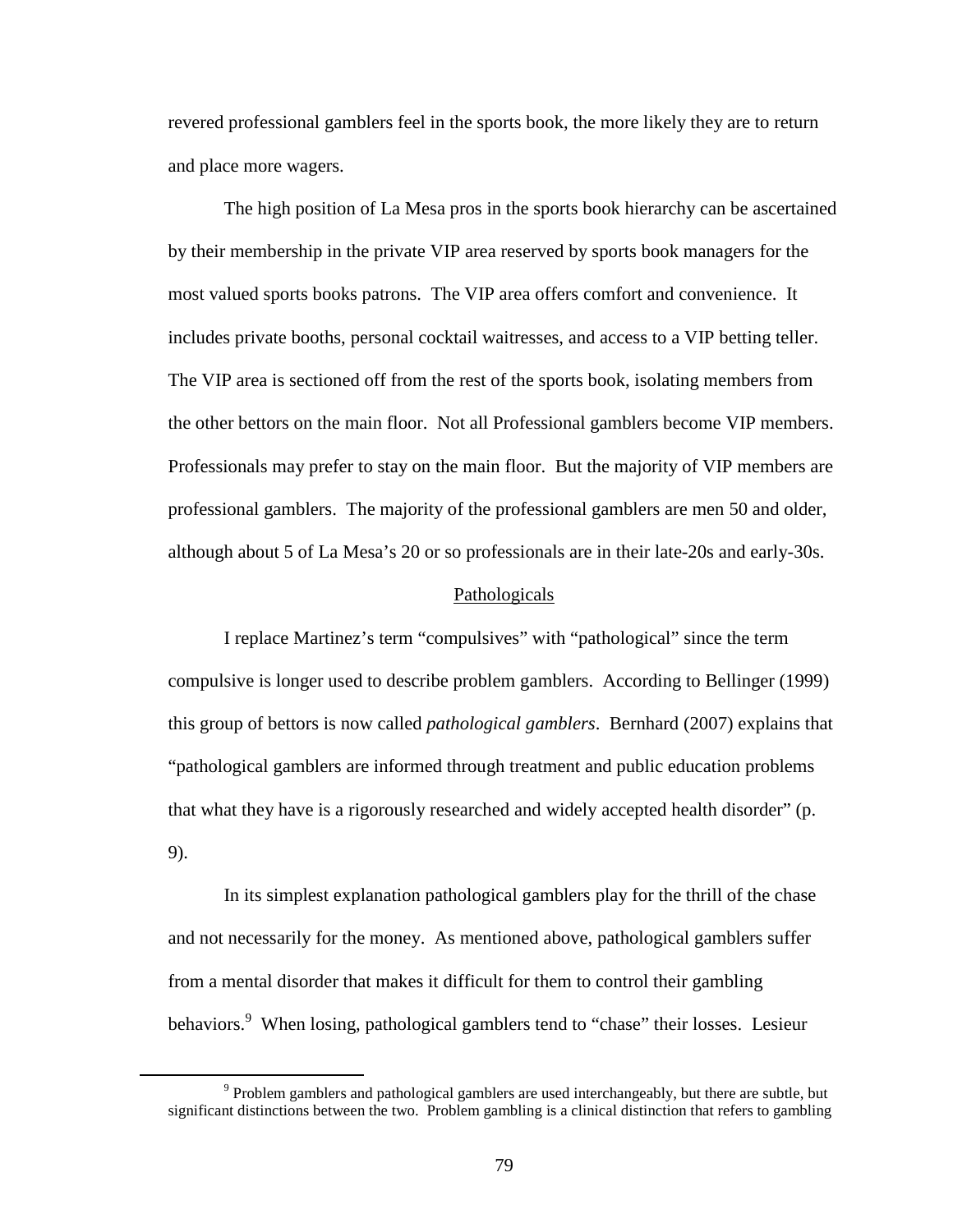revered professional gamblers feel in the sports book, the more likely they are to return and place more wagers.

The high position of La Mesa pros in the sports book hierarchy can be ascertained by their membership in the private VIP area reserved by sports book managers for the most valued sports books patrons. The VIP area offers comfort and convenience. It includes private booths, personal cocktail waitresses, and access to a VIP betting teller. The VIP area is sectioned off from the rest of the sports book, isolating members from the other bettors on the main floor. Not all Professional gamblers become VIP members. Professionals may prefer to stay on the main floor. But the majority of VIP members are professional gamblers. The majority of the professional gamblers are men 50 and older, although about 5 of La Mesa's 20 or so professionals are in their late-20s and early-30s.

## Pathologicals

I replace Martinez's term "compulsives" with "pathological" since the term compulsive is longer used to describe problem gamblers. According to Bellinger (1999) this group of bettors is now called *pathological gamblers*. Bernhard (2007) explains that "pathological gamblers are informed through treatment and public education problems that what they have is a rigorously researched and widely accepted health disorder" (p. 9).

In its simplest explanation pathological gamblers play for the thrill of the chase and not necessarily for the money. As mentioned above, pathological gamblers suffer from a mental disorder that makes it difficult for them to control their gambling behaviors.[9] When losing, pathological gamblers tend to "chase" their losses. Lesieur

[9] Problem gamblers and pathological gamblers are used interchangeably, but there are subtle, but significant distinctions between the two. Problem gambling is a clinical distinction that refers to gambling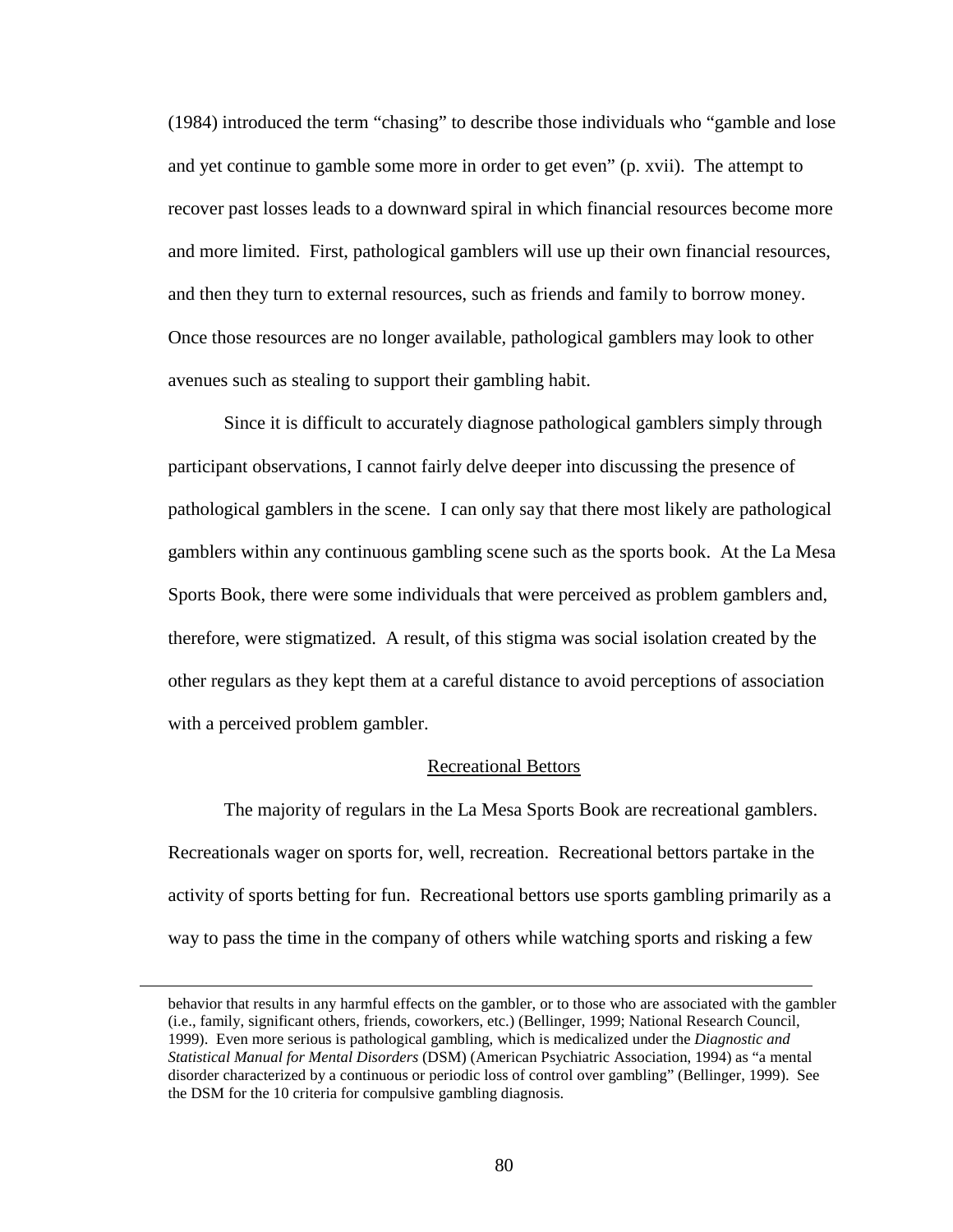(1984) introduced the term "chasing" to describe those individuals who "gamble and lose and yet continue to gamble some more in order to get even" (p. xvii). The attempt to recover past losses leads to a downward spiral in which financial resources become more and more limited. First, pathological gamblers will use up their own financial resources, and then they turn to external resources, such as friends and family to borrow money. Once those resources are no longer available, pathological gamblers may look to other avenues such as stealing to support their gambling habit.

Since it is difficult to accurately diagnose pathological gamblers simply through participant observations, I cannot fairly delve deeper into discussing the presence of pathological gamblers in the scene. I can only say that there most likely are pathological gamblers within any continuous gambling scene such as the sports book. At the La Mesa Sports Book, there were some individuals that were perceived as problem gamblers and, therefore, were stigmatized. A result, of this stigma was social isolation created by the other regulars as they kept them at a careful distance to avoid perceptions of association with a perceived problem gambler.

### Recreational Bettors

The majority of regulars in the La Mesa Sports Book are recreational gamblers. Recreationals wager on sports for, well, recreation. Recreational bettors partake in the activity of sports betting for fun. Recreational bettors use sports gambling primarily as a way to pass the time in the company of others while watching sports and risking a few

---

behavior that results in any harmful effects on the gambler, or to those who are associated with the gambler (i.e., family, significant others, friends, coworkers, etc.) (Bellinger, 1999; National Research Council, 1999). Even more serious is pathological gambling, which is medicalized under the *Diagnostic and Statistical Manual for Mental Disorders* (DSM) (American Psychiatric Association, 1994) as "a mental disorder characterized by a continuous or periodic loss of control over gambling" (Bellinger, 1999). See the DSM for the 10 criteria for compulsive gambling diagnosis.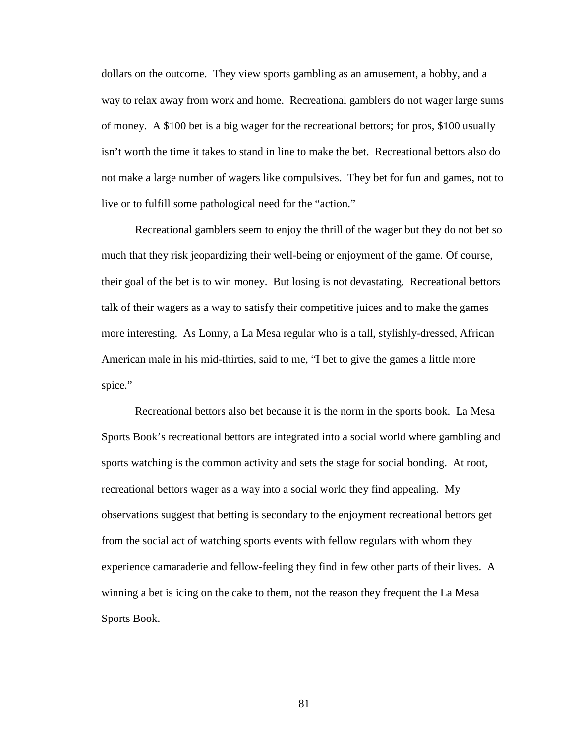dollars on the outcome. They view sports gambling as an amusement, a hobby, and a way to relax away from work and home. Recreational gamblers do not wager large sums of money. A $100 bet is a big wager for the recreational bettors; for pros, $100 usually isn't worth the time it takes to stand in line to make the bet. Recreational bettors also do not make a large number of wagers like compulsives. They bet for fun and games, not to live or to fulfill some pathological need for the "action."

Recreational gamblers seem to enjoy the thrill of the wager but they do not bet so much that they risk jeopardizing their well-being or enjoyment of the game. Of course, their goal of the bet is to win money. But losing is not devastating. Recreational bettors talk of their wagers as a way to satisfy their competitive juices and to make the games more interesting. As Lonny, a La Mesa regular who is a tall, stylishly-dressed, African American male in his mid-thirties, said to me, "I bet to give the games a little more spice."

Recreational bettors also bet because it is the norm in the sports book. La Mesa Sports Book's recreational bettors are integrated into a social world where gambling and sports watching is the common activity and sets the stage for social bonding. At root, recreational bettors wager as a way into a social world they find appealing. My observations suggest that betting is secondary to the enjoyment recreational bettors get from the social act of watching sports events with fellow regulars with whom they experience camaraderie and fellow-feeling they find in few other parts of their lives. A winning a bet is icing on the cake to them, not the reason they frequent the La Mesa Sports Book.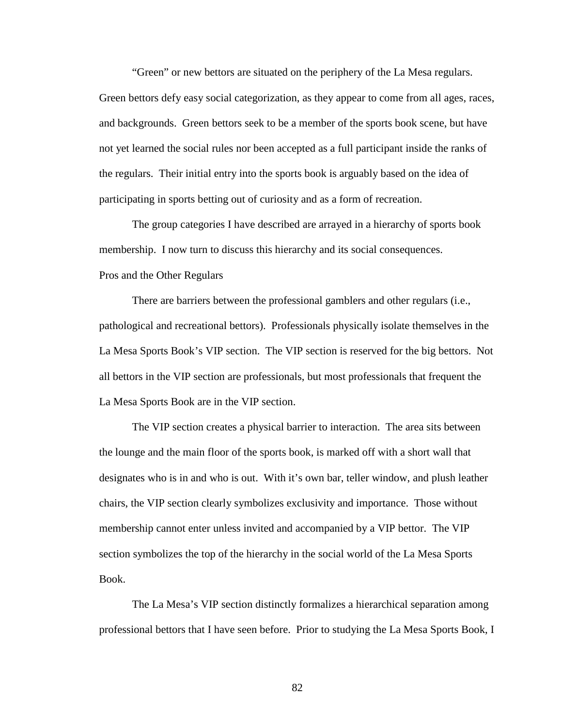"Green" or new bettors are situated on the periphery of the La Mesa regulars. Green bettors defy easy social categorization, as they appear to come from all ages, races, and backgrounds. Green bettors seek to be a member of the sports book scene, but have not yet learned the social rules nor been accepted as a full participant inside the ranks of the regulars. Their initial entry into the sports book is arguably based on the idea of participating in sports betting out of curiosity and as a form of recreation.

The group categories I have described are arrayed in a hierarchy of sports book membership. I now turn to discuss this hierarchy and its social consequences.

### Pros and the Other Regulars

There are barriers between the professional gamblers and other regulars (i.e., pathological and recreational bettors). Professionals physically isolate themselves in the La Mesa Sports Book's VIP section. The VIP section is reserved for the big bettors. Not all bettors in the VIP section are professionals, but most professionals that frequent the La Mesa Sports Book are in the VIP section.

The VIP section creates a physical barrier to interaction. The area sits between the lounge and the main floor of the sports book, is marked off with a short wall that designates who is in and who is out. With it's own bar, teller window, and plush leather chairs, the VIP section clearly symbolizes exclusivity and importance. Those without membership cannot enter unless invited and accompanied by a VIP bettor. The VIP section symbolizes the top of the hierarchy in the social world of the La Mesa Sports Book.

The La Mesa's VIP section distinctly formalizes a hierarchical separation among professional bettors that I have seen before. Prior to studying the La Mesa Sports Book, I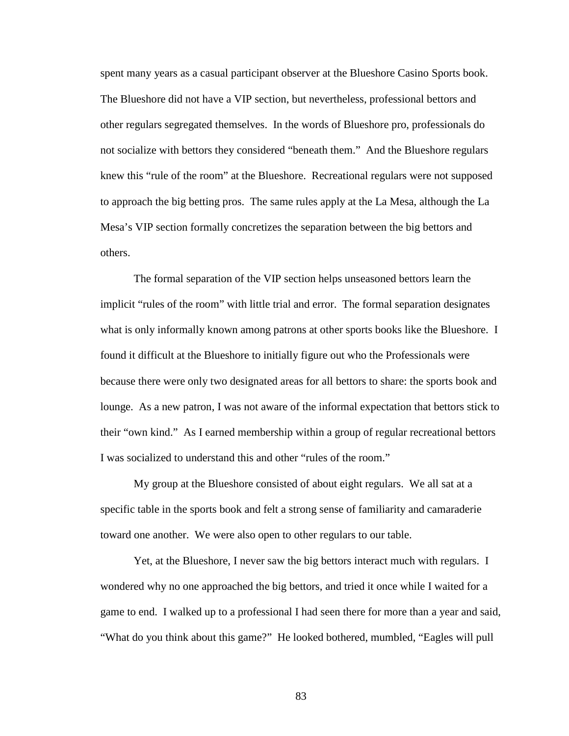spent many years as a casual participant observer at the Blueshore Casino Sports book. The Blueshore did not have a VIP section, but nevertheless, professional bettors and other regulars segregated themselves. In the words of Blueshore pro, professionals do not socialize with bettors they considered "beneath them." And the Blueshore regulars knew this "rule of the room" at the Blueshore. Recreational regulars were not supposed to approach the big betting pros. The same rules apply at the La Mesa, although the La Mesa's VIP section formally concretizes the separation between the big bettors and others.

The formal separation of the VIP section helps unseasoned bettors learn the implicit "rules of the room" with little trial and error. The formal separation designates what is only informally known among patrons at other sports books like the Blueshore. I found it difficult at the Blueshore to initially figure out who the Professionals were because there were only two designated areas for all bettors to share: the sports book and lounge. As a new patron, I was not aware of the informal expectation that bettors stick to their "own kind." As I earned membership within a group of regular recreational bettors I was socialized to understand this and other "rules of the room."

My group at the Blueshore consisted of about eight regulars. We all sat at a specific table in the sports book and felt a strong sense of familiarity and camaraderie toward one another. We were also open to other regulars to our table.

Yet, at the Blueshore, I never saw the big bettors interact much with regulars. I wondered why no one approached the big bettors, and tried it once while I waited for a game to end. I walked up to a professional I had seen there for more than a year and said, "What do you think about this game?" He looked bothered, mumbled, "Eagles will pull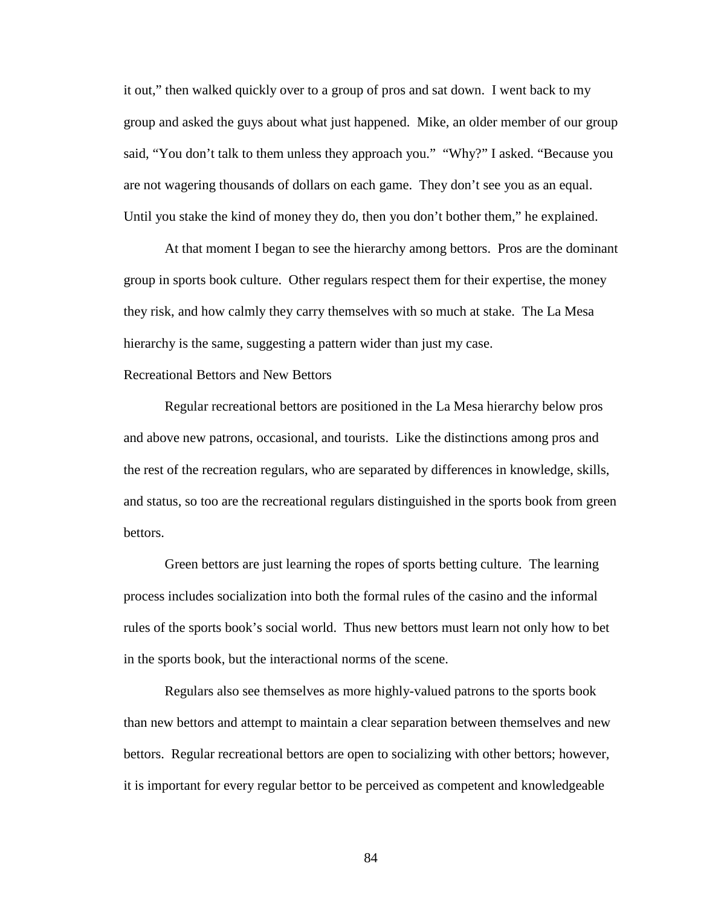it out," then walked quickly over to a group of pros and sat down. I went back to my group and asked the guys about what just happened. Mike, an older member of our group said, "You don't talk to them unless they approach you." "Why?" I asked. "Because you are not wagering thousands of dollars on each game. They don't see you as an equal. Until you stake the kind of money they do, then you don't bother them," he explained.

At that moment I began to see the hierarchy among bettors. Pros are the dominant group in sports book culture. Other regulars respect them for their expertise, the money they risk, and how calmly they carry themselves with so much at stake. The La Mesa hierarchy is the same, suggesting a pattern wider than just my case.

### Recreational Bettors and New Bettors

Regular recreational bettors are positioned in the La Mesa hierarchy below pros and above new patrons, occasional, and tourists. Like the distinctions among pros and the rest of the recreation regulars, who are separated by differences in knowledge, skills, and status, so too are the recreational regulars distinguished in the sports book from green bettors.

Green bettors are just learning the ropes of sports betting culture. The learning process includes socialization into both the formal rules of the casino and the informal rules of the sports book's social world. Thus new bettors must learn not only how to bet in the sports book, but the interactional norms of the scene.

Regulars also see themselves as more highly-valued patrons to the sports book than new bettors and attempt to maintain a clear separation between themselves and new bettors. Regular recreational bettors are open to socializing with other bettors; however, it is important for every regular bettor to be perceived as competent and knowledgeable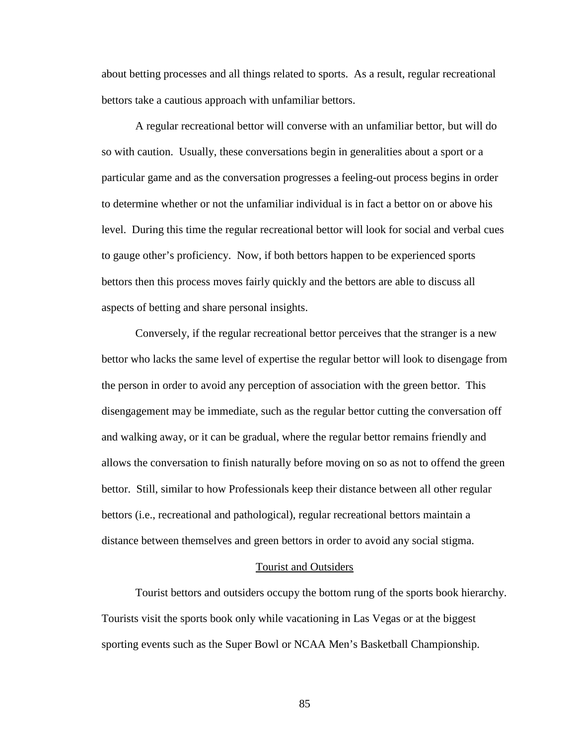about betting processes and all things related to sports. As a result, regular recreational bettors take a cautious approach with unfamiliar bettors.

A regular recreational bettor will converse with an unfamiliar bettor, but will do so with caution. Usually, these conversations begin in generalities about a sport or a particular game and as the conversation progresses a feeling-out process begins in order to determine whether or not the unfamiliar individual is in fact a bettor on or above his level. During this time the regular recreational bettor will look for social and verbal cues to gauge other's proficiency. Now, if both bettors happen to be experienced sports bettors then this process moves fairly quickly and the bettors are able to discuss all aspects of betting and share personal insights.

Conversely, if the regular recreational bettor perceives that the stranger is a new bettor who lacks the same level of expertise the regular bettor will look to disengage from the person in order to avoid any perception of association with the green bettor. This disengagement may be immediate, such as the regular bettor cutting the conversation off and walking away, or it can be gradual, where the regular bettor remains friendly and allows the conversation to finish naturally before moving on so as not to offend the green bettor. Still, similar to how Professionals keep their distance between all other regular bettors (i.e., recreational and pathological), regular recreational bettors maintain a distance between themselves and green bettors in order to avoid any social stigma.

## Tourist and Outsiders

Tourist bettors and outsiders occupy the bottom rung of the sports book hierarchy. Tourists visit the sports book only while vacationing in Las Vegas or at the biggest sporting events such as the Super Bowl or NCAA Men's Basketball Championship.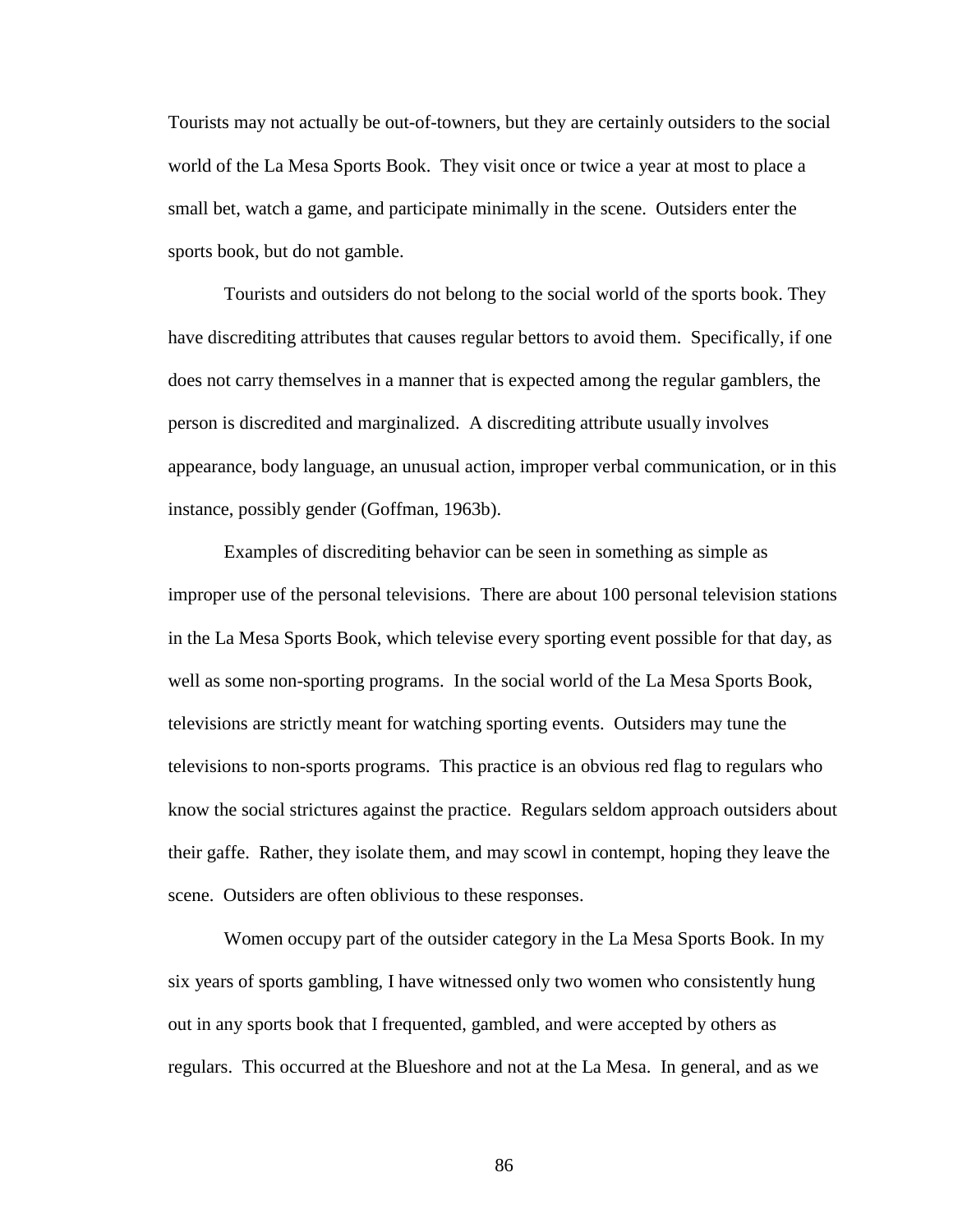Tourists may not actually be out-of-towners, but they are certainly outsiders to the social world of the La Mesa Sports Book. They visit once or twice a year at most to place a small bet, watch a game, and participate minimally in the scene. Outsiders enter the sports book, but do not gamble.

Tourists and outsiders do not belong to the social world of the sports book. They have discrediting attributes that causes regular bettors to avoid them. Specifically, if one does not carry themselves in a manner that is expected among the regular gamblers, the person is discredited and marginalized. A discrediting attribute usually involves appearance, body language, an unusual action, improper verbal communication, or in this instance, possibly gender (Goffman, 1963b).

Examples of discrediting behavior can be seen in something as simple as improper use of the personal televisions. There are about 100 personal television stations in the La Mesa Sports Book, which televise every sporting event possible for that day, as well as some non-sporting programs. In the social world of the La Mesa Sports Book, televisions are strictly meant for watching sporting events. Outsiders may tune the televisions to non-sports programs. This practice is an obvious red flag to regulars who know the social strictures against the practice. Regulars seldom approach outsiders about their gaffe. Rather, they isolate them, and may scowl in contempt, hoping they leave the scene. Outsiders are often oblivious to these responses.

Women occupy part of the outsider category in the La Mesa Sports Book. In my six years of sports gambling, I have witnessed only two women who consistently hung out in any sports book that I frequented, gambled, and were accepted by others as regulars. This occurred at the Blueshore and not at the La Mesa. In general, and as we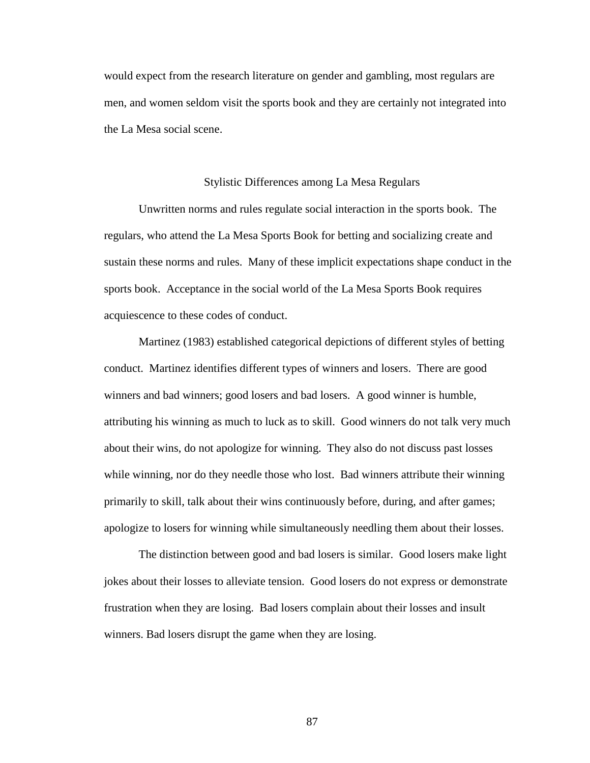would expect from the research literature on gender and gambling, most regulars are men, and women seldom visit the sports book and they are certainly not integrated into the La Mesa social scene.

## Stylistic Differences among La Mesa Regulars

Unwritten norms and rules regulate social interaction in the sports book. The regulars, who attend the La Mesa Sports Book for betting and socializing create and sustain these norms and rules. Many of these implicit expectations shape conduct in the sports book. Acceptance in the social world of the La Mesa Sports Book requires acquiescence to these codes of conduct.

Martinez (1983) established categorical depictions of different styles of betting conduct. Martinez identifies different types of winners and losers. There are good winners and bad winners; good losers and bad losers. A good winner is humble, attributing his winning as much to luck as to skill. Good winners do not talk very much about their wins, do not apologize for winning. They also do not discuss past losses while winning, nor do they needle those who lost. Bad winners attribute their winning primarily to skill, talk about their wins continuously before, during, and after games; apologize to losers for winning while simultaneously needling them about their losses.

The distinction between good and bad losers is similar. Good losers make light jokes about their losses to alleviate tension. Good losers do not express or demonstrate frustration when they are losing. Bad losers complain about their losses and insult winners. Bad losers disrupt the game when they are losing.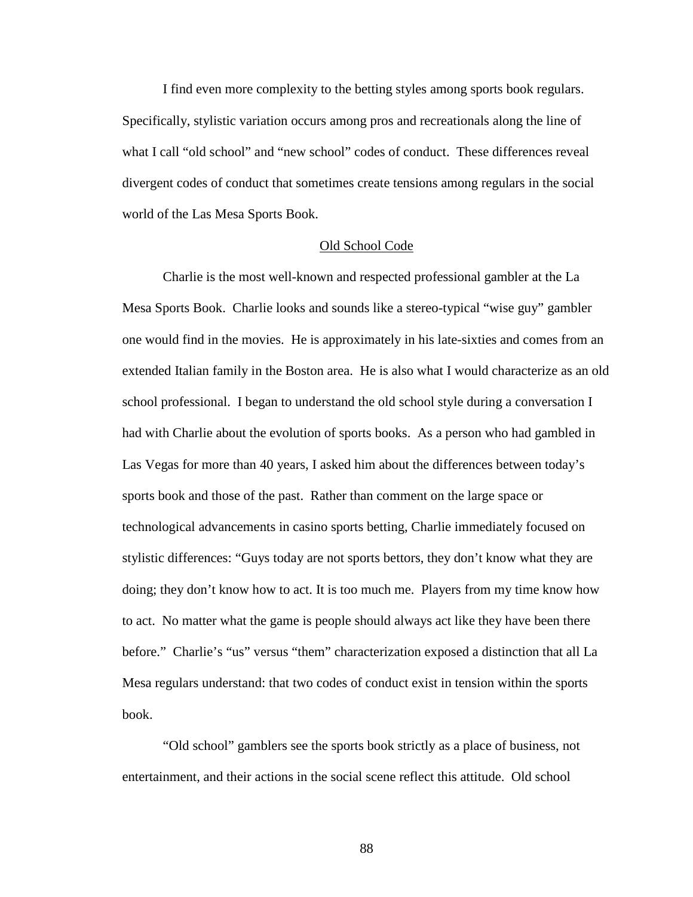I find even more complexity to the betting styles among sports book regulars. Specifically, stylistic variation occurs among pros and recreationals along the line of what I call "old school" and "new school" codes of conduct. These differences reveal divergent codes of conduct that sometimes create tensions among regulars in the social world of the Las Mesa Sports Book.

## Old School Code

Charlie is the most well-known and respected professional gambler at the La Mesa Sports Book. Charlie looks and sounds like a stereo-typical "wise guy" gambler one would find in the movies. He is approximately in his late-sixties and comes from an extended Italian family in the Boston area. He is also what I would characterize as an old school professional. I began to understand the old school style during a conversation I had with Charlie about the evolution of sports books. As a person who had gambled in Las Vegas for more than 40 years, I asked him about the differences between today's sports book and those of the past. Rather than comment on the large space or technological advancements in casino sports betting, Charlie immediately focused on stylistic differences: "Guys today are not sports bettors, they don't know what they are doing; they don't know how to act. It is too much me. Players from my time know how to act. No matter what the game is people should always act like they have been there before." Charlie's "us" versus "them" characterization exposed a distinction that all La Mesa regulars understand: that two codes of conduct exist in tension within the sports book.

"Old school" gamblers see the sports book strictly as a place of business, not entertainment, and their actions in the social scene reflect this attitude. Old school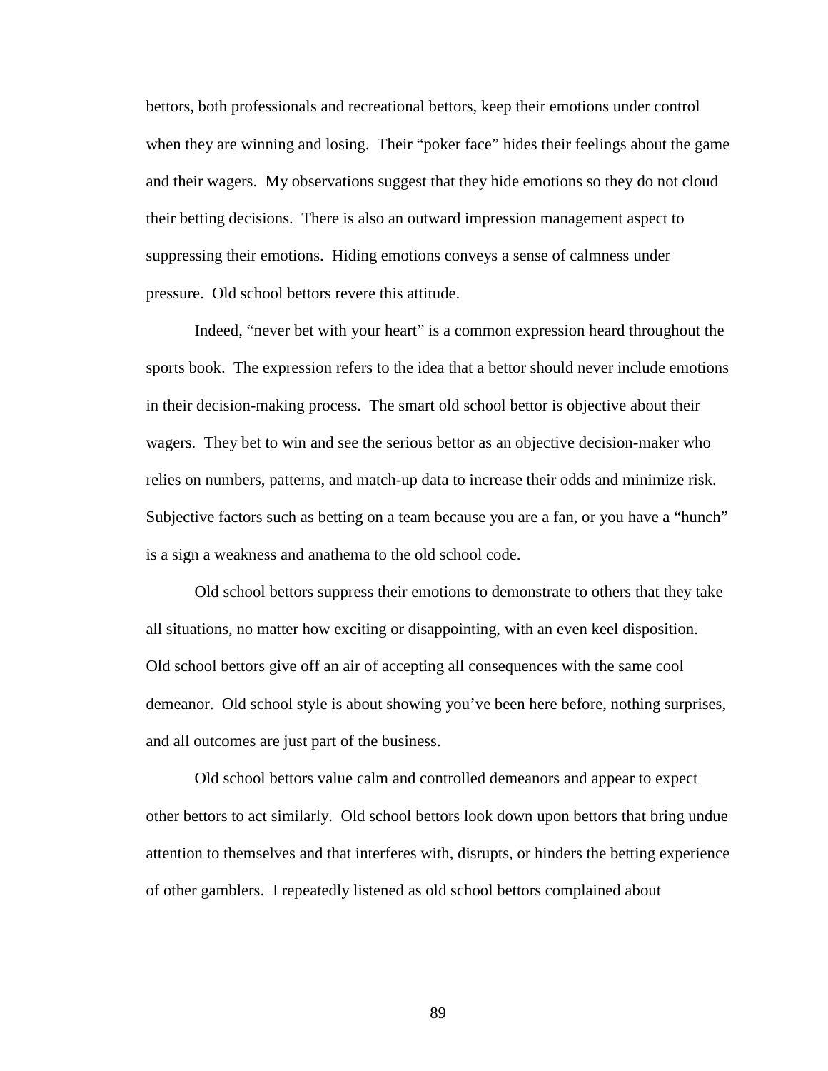bettors, both professionals and recreational bettors, keep their emotions under control when they are winning and losing. Their "poker face" hides their feelings about the game and their wagers. My observations suggest that they hide emotions so they do not cloud their betting decisions. There is also an outward impression management aspect to suppressing their emotions. Hiding emotions conveys a sense of calmness under pressure. Old school bettors revere this attitude.

Indeed, "never bet with your heart" is a common expression heard throughout the sports book. The expression refers to the idea that a bettor should never include emotions in their decision-making process. The smart old school bettor is objective about their wagers. They bet to win and see the serious bettor as an objective decision-maker who relies on numbers, patterns, and match-up data to increase their odds and minimize risk. Subjective factors such as betting on a team because you are a fan, or you have a "hunch" is a sign a weakness and anathema to the old school code.

Old school bettors suppress their emotions to demonstrate to others that they take all situations, no matter how exciting or disappointing, with an even keel disposition. Old school bettors give off an air of accepting all consequences with the same cool demeanor. Old school style is about showing you've been here before, nothing surprises, and all outcomes are just part of the business.

Old school bettors value calm and controlled demeanors and appear to expect other bettors to act similarly. Old school bettors look down upon bettors that bring undue attention to themselves and that interferes with, disrupts, or hinders the betting experience of other gamblers. I repeatedly listened as old school bettors complained about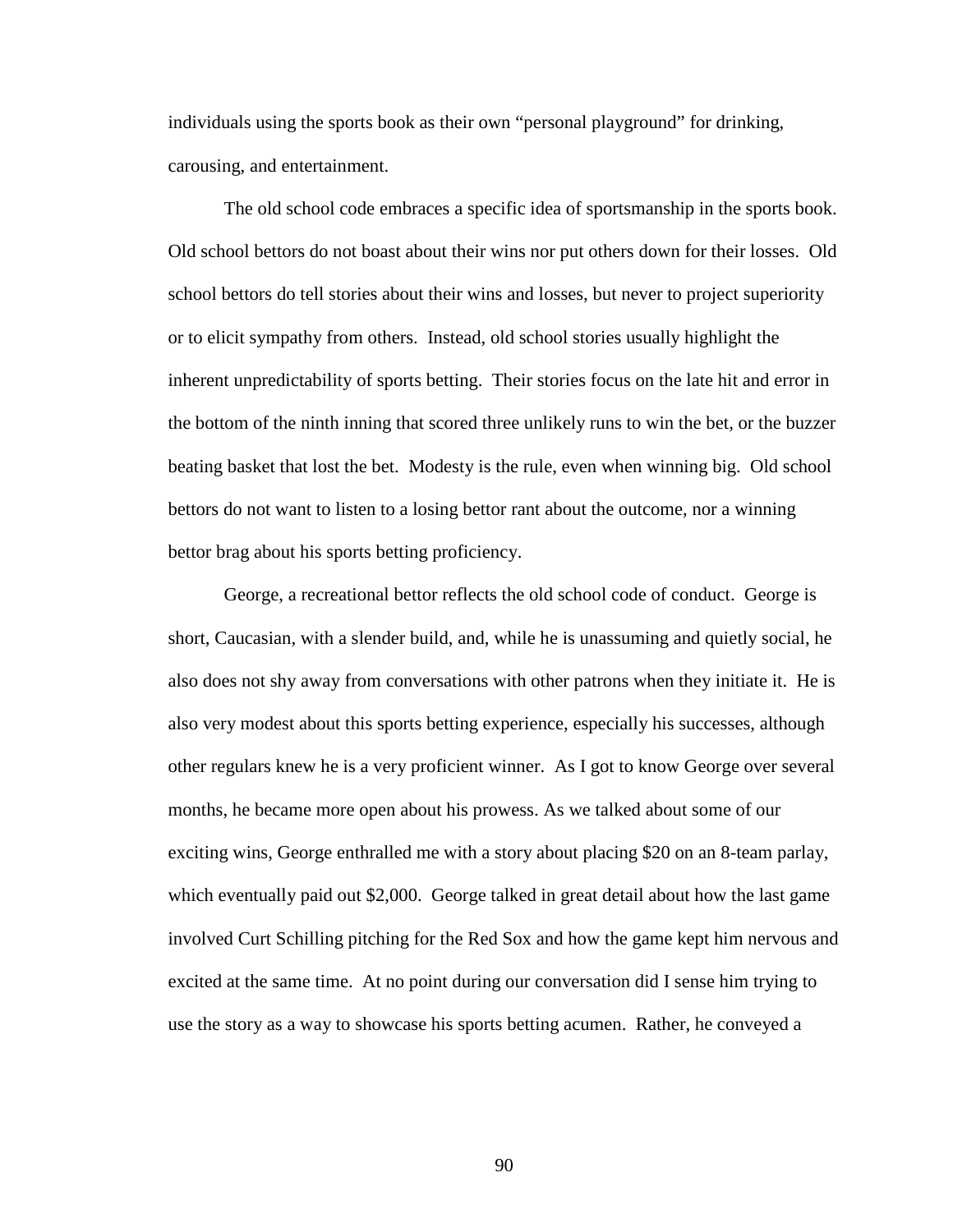individuals using the sports book as their own "personal playground" for drinking, carousing, and entertainment.

The old school code embraces a specific idea of sportsmanship in the sports book. Old school bettors do not boast about their wins nor put others down for their losses. Old school bettors do tell stories about their wins and losses, but never to project superiority or to elicit sympathy from others. Instead, old school stories usually highlight the inherent unpredictability of sports betting. Their stories focus on the late hit and error in the bottom of the ninth inning that scored three unlikely runs to win the bet, or the buzzer beating basket that lost the bet. Modesty is the rule, even when winning big. Old school bettors do not want to listen to a losing bettor rant about the outcome, nor a winning bettor brag about his sports betting proficiency.

George, a recreational bettor reflects the old school code of conduct. George is short, Caucasian, with a slender build, and, while he is unassuming and quietly social, he also does not shy away from conversations with other patrons when they initiate it. He is also very modest about this sports betting experience, especially his successes, although other regulars knew he is a very proficient winner. As I got to know George over several months, he became more open about his prowess. As we talked about some of our exciting wins, George enthralled me with a story about placing $20 on an 8-team parlay, which eventually paid out $2,000. George talked in great detail about how the last game involved Curt Schilling pitching for the Red Sox and how the game kept him nervous and excited at the same time. At no point during our conversation did I sense him trying to use the story as a way to showcase his sports betting acumen. Rather, he conveyed a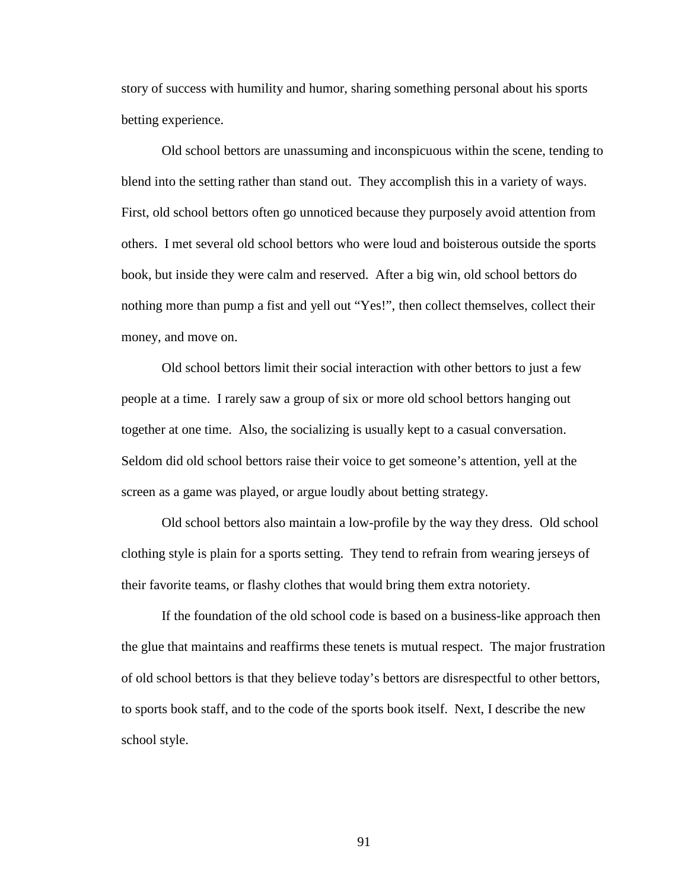story of success with humility and humor, sharing something personal about his sports betting experience.

Old school bettors are unassuming and inconspicuous within the scene, tending to blend into the setting rather than stand out. They accomplish this in a variety of ways. First, old school bettors often go unnoticed because they purposely avoid attention from others. I met several old school bettors who were loud and boisterous outside the sports book, but inside they were calm and reserved. After a big win, old school bettors do nothing more than pump a fist and yell out "Yes!", then collect themselves, collect their money, and move on.

Old school bettors limit their social interaction with other bettors to just a few people at a time. I rarely saw a group of six or more old school bettors hanging out together at one time. Also, the socializing is usually kept to a casual conversation. Seldom did old school bettors raise their voice to get someone's attention, yell at the screen as a game was played, or argue loudly about betting strategy.

Old school bettors also maintain a low-profile by the way they dress. Old school clothing style is plain for a sports setting. They tend to refrain from wearing jerseys of their favorite teams, or flashy clothes that would bring them extra notoriety.

If the foundation of the old school code is based on a business-like approach then the glue that maintains and reaffirms these tenets is mutual respect. The major frustration of old school bettors is that they believe today's bettors are disrespectful to other bettors, to sports book staff, and to the code of the sports book itself. Next, I describe the new school style.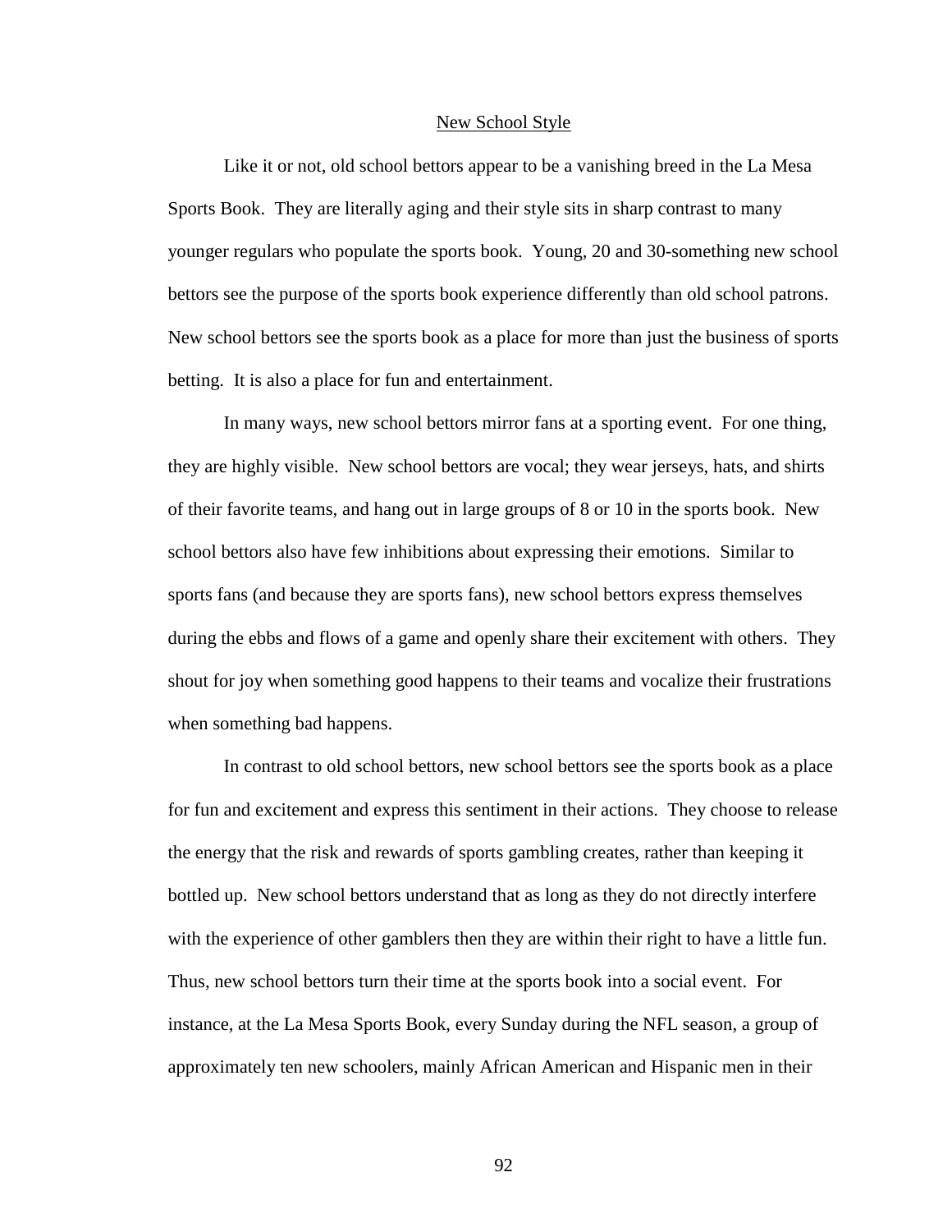## New School Style

Like it or not, old school bettors appear to be a vanishing breed in the La Mesa Sports Book. They are literally aging and their style sits in sharp contrast to many younger regulars who populate the sports book. Young, 20 and 30-something new school bettors see the purpose of the sports book experience differently than old school patrons. New school bettors see the sports book as a place for more than just the business of sports betting. It is also a place for fun and entertainment.

In many ways, new school bettors mirror fans at a sporting event. For one thing, they are highly visible. New school bettors are vocal; they wear jerseys, hats, and shirts of their favorite teams, and hang out in large groups of 8 or 10 in the sports book. New school bettors also have few inhibitions about expressing their emotions. Similar to sports fans (and because they are sports fans), new school bettors express themselves during the ebbs and flows of a game and openly share their excitement with others. They shout for joy when something good happens to their teams and vocalize their frustrations when something bad happens.

In contrast to old school bettors, new school bettors see the sports book as a place for fun and excitement and express this sentiment in their actions. They choose to release the energy that the risk and rewards of sports gambling creates, rather than keeping it bottled up. New school bettors understand that as long as they do not directly interfere with the experience of other gamblers then they are within their right to have a little fun. Thus, new school bettors turn their time at the sports book into a social event. For instance, at the La Mesa Sports Book, every Sunday during the NFL season, a group of approximately ten new schoolers, mainly African American and Hispanic men in their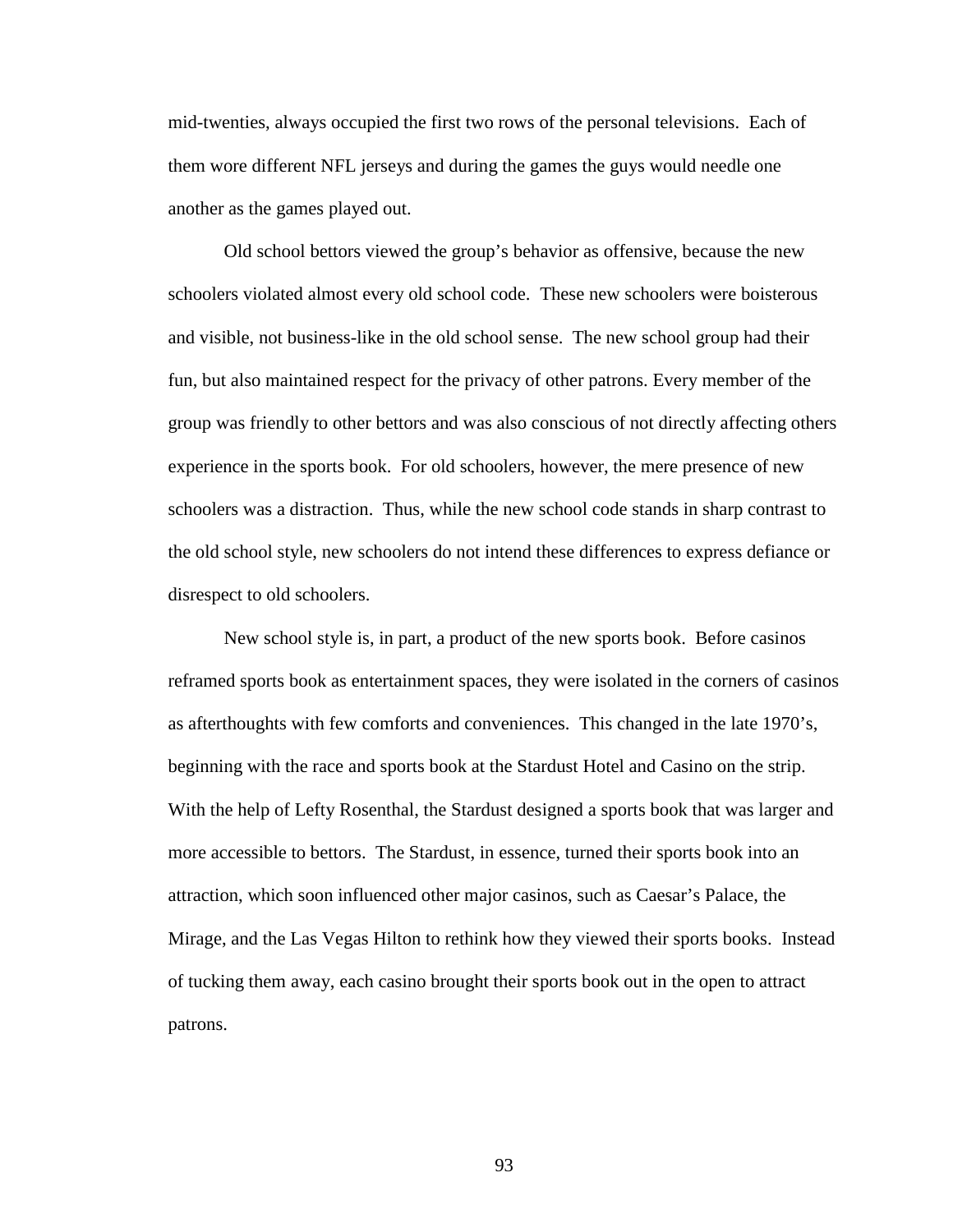mid-twenties, always occupied the first two rows of the personal televisions. Each of them wore different NFL jerseys and during the games the guys would needle one another as the games played out.

Old school bettors viewed the group's behavior as offensive, because the new schoolers violated almost every old school code. These new schoolers were boisterous and visible, not business-like in the old school sense. The new school group had their fun, but also maintained respect for the privacy of other patrons. Every member of the group was friendly to other bettors and was also conscious of not directly affecting others experience in the sports book. For old schoolers, however, the mere presence of new schoolers was a distraction. Thus, while the new school code stands in sharp contrast to the old school style, new schoolers do not intend these differences to express defiance or disrespect to old schoolers.

New school style is, in part, a product of the new sports book. Before casinos reframed sports book as entertainment spaces, they were isolated in the corners of casinos as afterthoughts with few comforts and conveniences. This changed in the late 1970's, beginning with the race and sports book at the Stardust Hotel and Casino on the strip. With the help of Lefty Rosenthal, the Stardust designed a sports book that was larger and more accessible to bettors. The Stardust, in essence, turned their sports book into an attraction, which soon influenced other major casinos, such as Caesar's Palace, the Mirage, and the Las Vegas Hilton to rethink how they viewed their sports books. Instead of tucking them away, each casino brought their sports book out in the open to attract patrons.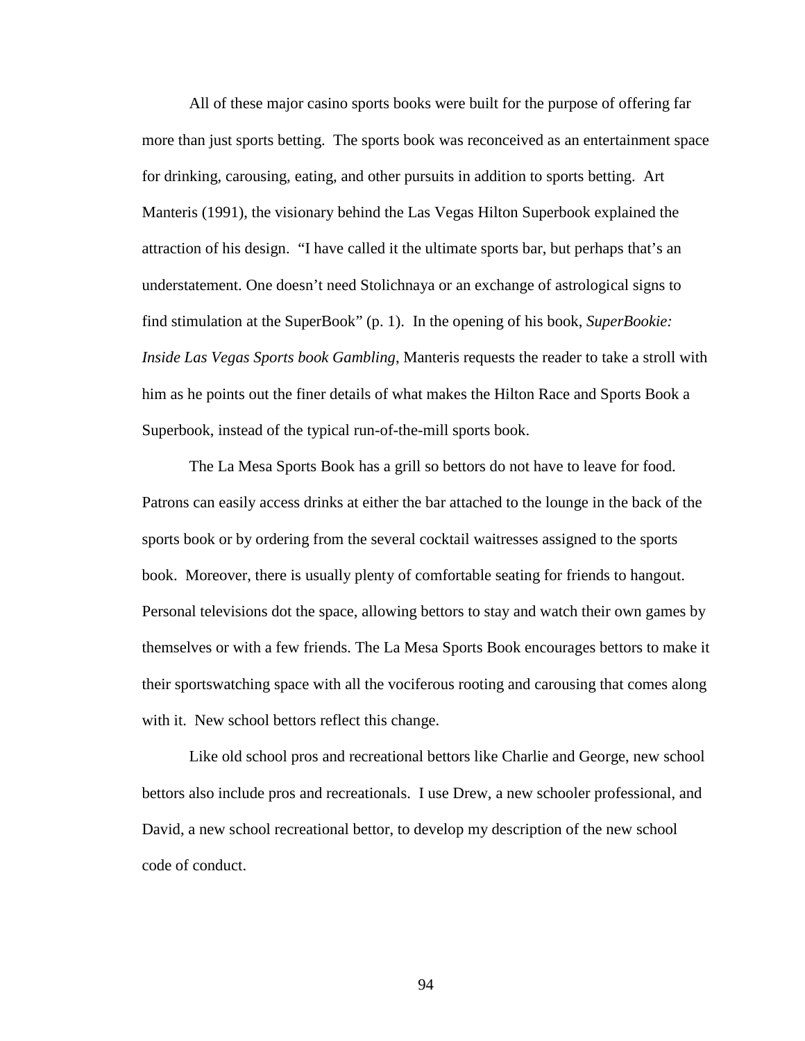All of these major casino sports books were built for the purpose of offering far more than just sports betting. The sports book was reconceived as an entertainment space for drinking, carousing, eating, and other pursuits in addition to sports betting. Art Manteris (1991), the visionary behind the Las Vegas Hilton Superbook explained the attraction of his design. "I have called it the ultimate sports bar, but perhaps that's an understatement. One doesn't need Stolichnaya or an exchange of astrological signs to find stimulation at the SuperBook" (p. 1). In the opening of his book, *SuperBookie: Inside Las Vegas Sports book Gambling*, Manteris requests the reader to take a stroll with him as he points out the finer details of what makes the Hilton Race and Sports Book a Superbook, instead of the typical run-of-the-mill sports book.

The La Mesa Sports Book has a grill so bettors do not have to leave for food. Patrons can easily access drinks at either the bar attached to the lounge in the back of the sports book or by ordering from the several cocktail waitresses assigned to the sports book. Moreover, there is usually plenty of comfortable seating for friends to hangout. Personal televisions dot the space, allowing bettors to stay and watch their own games by themselves or with a few friends. The La Mesa Sports Book encourages bettors to make it their sportswatching space with all the vociferous rooting and carousing that comes along with it. New school bettors reflect this change.

Like old school pros and recreational bettors like Charlie and George, new school bettors also include pros and recreationals. I use Drew, a new schooler professional, and David, a new school recreational bettor, to develop my description of the new school code of conduct.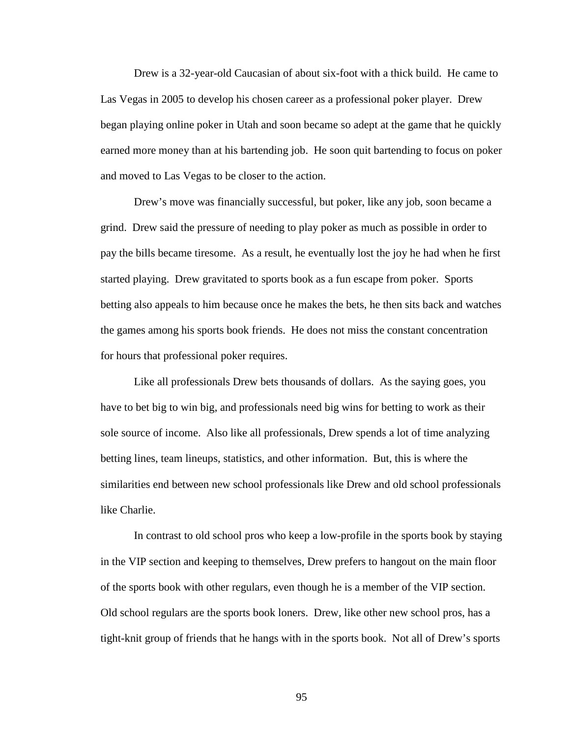Drew is a 32-year-old Caucasian of about six-foot with a thick build. He came to Las Vegas in 2005 to develop his chosen career as a professional poker player. Drew began playing online poker in Utah and soon became so adept at the game that he quickly earned more money than at his bartending job. He soon quit bartending to focus on poker and moved to Las Vegas to be closer to the action.

Drew's move was financially successful, but poker, like any job, soon became a grind. Drew said the pressure of needing to play poker as much as possible in order to pay the bills became tiresome. As a result, he eventually lost the joy he had when he first started playing. Drew gravitated to sports book as a fun escape from poker. Sports betting also appeals to him because once he makes the bets, he then sits back and watches the games among his sports book friends. He does not miss the constant concentration for hours that professional poker requires.

Like all professionals Drew bets thousands of dollars. As the saying goes, you have to bet big to win big, and professionals need big wins for betting to work as their sole source of income. Also like all professionals, Drew spends a lot of time analyzing betting lines, team lineups, statistics, and other information. But, this is where the similarities end between new school professionals like Drew and old school professionals like Charlie.

In contrast to old school pros who keep a low-profile in the sports book by staying in the VIP section and keeping to themselves, Drew prefers to hangout on the main floor of the sports book with other regulars, even though he is a member of the VIP section. Old school regulars are the sports book loners. Drew, like other new school pros, has a tight-knit group of friends that he hangs with in the sports book. Not all of Drew's sports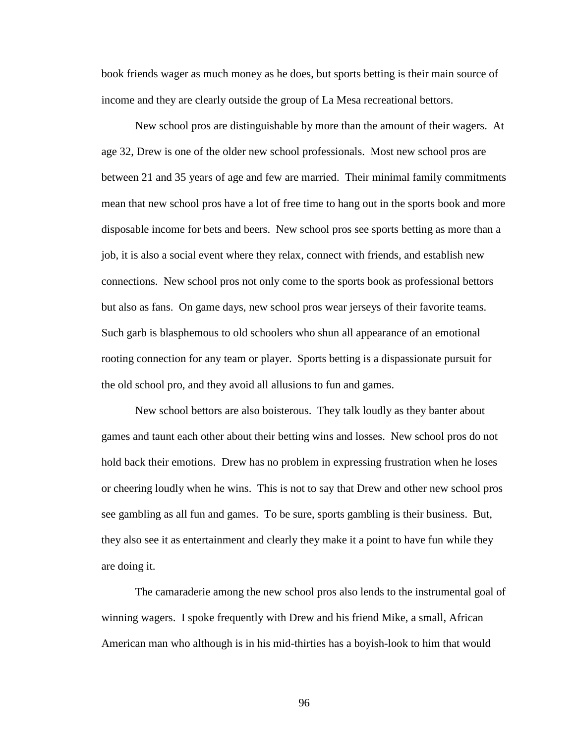book friends wager as much money as he does, but sports betting is their main source of income and they are clearly outside the group of La Mesa recreational bettors.

New school pros are distinguishable by more than the amount of their wagers. At age 32, Drew is one of the older new school professionals. Most new school pros are between 21 and 35 years of age and few are married. Their minimal family commitments mean that new school pros have a lot of free time to hang out in the sports book and more disposable income for bets and beers. New school pros see sports betting as more than a job, it is also a social event where they relax, connect with friends, and establish new connections. New school pros not only come to the sports book as professional bettors but also as fans. On game days, new school pros wear jerseys of their favorite teams. Such garb is blasphemous to old schoolers who shun all appearance of an emotional rooting connection for any team or player. Sports betting is a dispassionate pursuit for the old school pro, and they avoid all allusions to fun and games.

New school bettors are also boisterous. They talk loudly as they banter about games and taunt each other about their betting wins and losses. New school pros do not hold back their emotions. Drew has no problem in expressing frustration when he loses or cheering loudly when he wins. This is not to say that Drew and other new school pros see gambling as all fun and games. To be sure, sports gambling is their business. But, they also see it as entertainment and clearly they make it a point to have fun while they are doing it.

The camaraderie among the new school pros also lends to the instrumental goal of winning wagers. I spoke frequently with Drew and his friend Mike, a small, African American man who although is in his mid-thirties has a boyish-look to him that would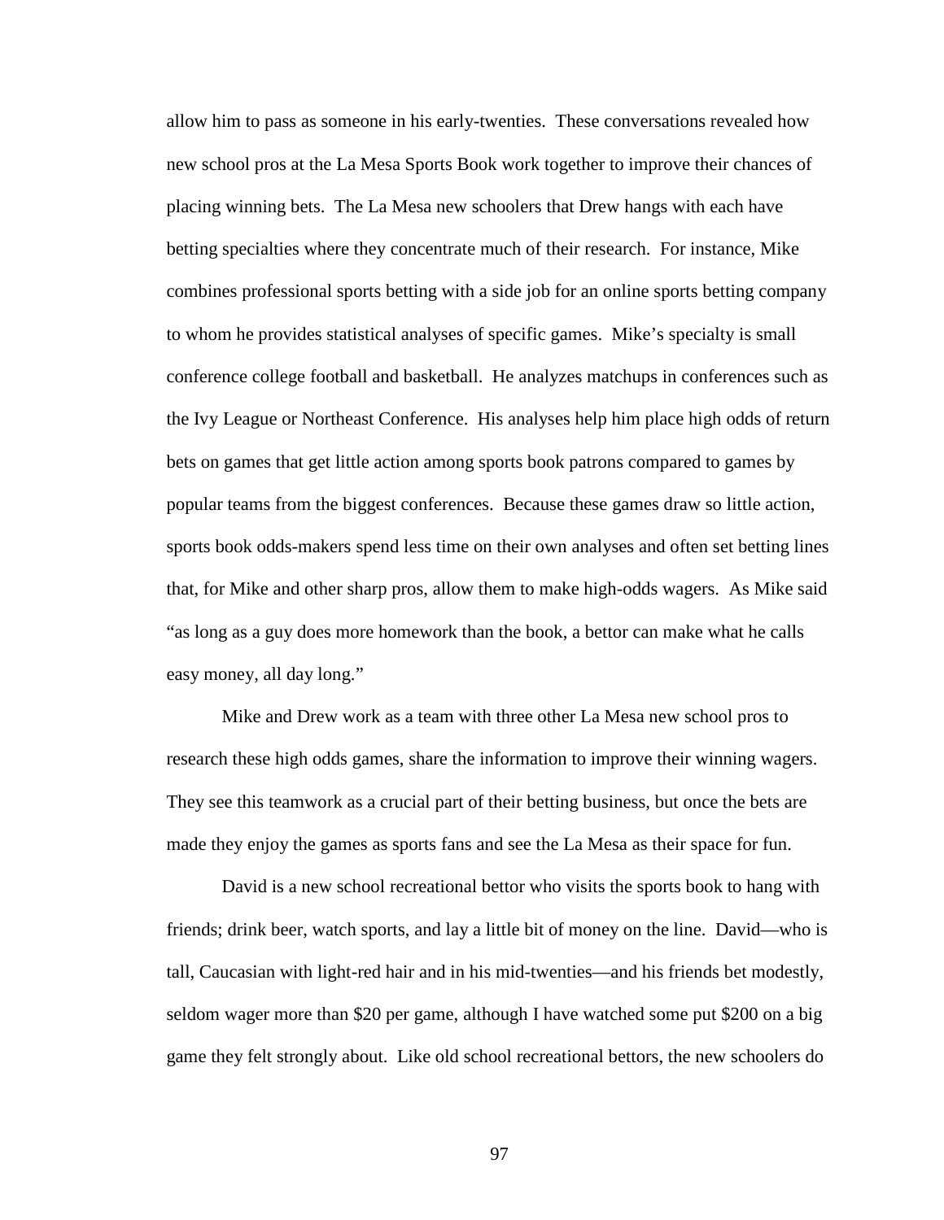allow him to pass as someone in his early-twenties. These conversations revealed how new school pros at the La Mesa Sports Book work together to improve their chances of placing winning bets. The La Mesa new schoolers that Drew hangs with each have betting specialties where they concentrate much of their research. For instance, Mike combines professional sports betting with a side job for an online sports betting company to whom he provides statistical analyses of specific games. Mike's specialty is small conference college football and basketball. He analyzes matchups in conferences such as the Ivy League or Northeast Conference. His analyses help him place high odds of return bets on games that get little action among sports book patrons compared to games by popular teams from the biggest conferences. Because these games draw so little action, sports book odds-makers spend less time on their own analyses and often set betting lines that, for Mike and other sharp pros, allow them to make high-odds wagers. As Mike said "as long as a guy does more homework than the book, a bettor can make what he calls easy money, all day long."

Mike and Drew work as a team with three other La Mesa new school pros to research these high odds games, share the information to improve their winning wagers. They see this teamwork as a crucial part of their betting business, but once the bets are made they enjoy the games as sports fans and see the La Mesa as their space for fun.

David is a new school recreational bettor who visits the sports book to hang with friends; drink beer, watch sports, and lay a little bit of money on the line. David—who is tall, Caucasian with light-red hair and in his mid-twenties—and his friends bet modestly, seldom wager more than $20 per game, although I have watched some put $200 on a big game they felt strongly about. Like old school recreational bettors, the new schoolers do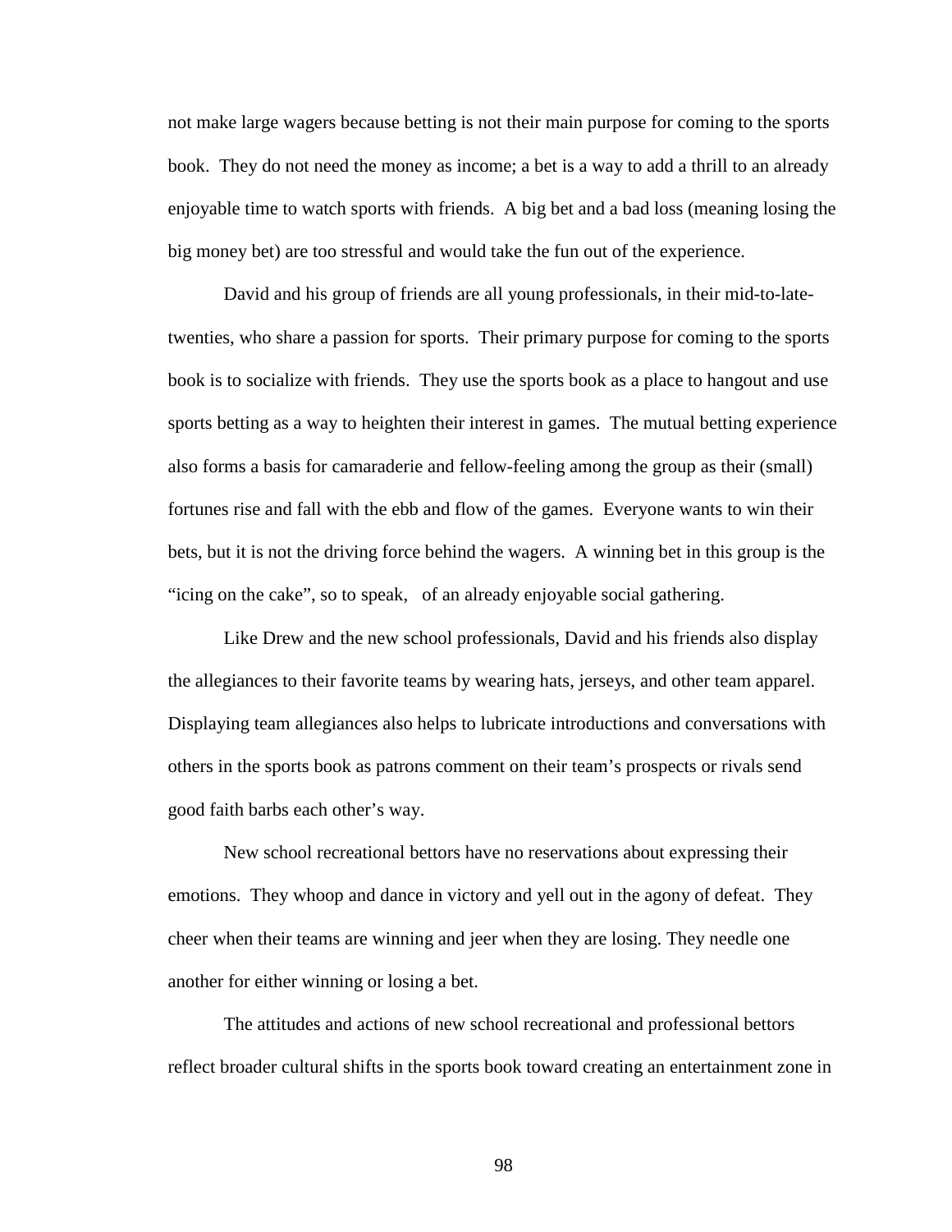not make large wagers because betting is not their main purpose for coming to the sports book. They do not need the money as income; a bet is a way to add a thrill to an already enjoyable time to watch sports with friends. A big bet and a bad loss (meaning losing the big money bet) are too stressful and would take the fun out of the experience.

David and his group of friends are all young professionals, in their mid-to-late-twenties, who share a passion for sports. Their primary purpose for coming to the sports book is to socialize with friends. They use the sports book as a place to hangout and use sports betting as a way to heighten their interest in games. The mutual betting experience also forms a basis for camaraderie and fellow-feeling among the group as their (small) fortunes rise and fall with the ebb and flow of the games. Everyone wants to win their bets, but it is not the driving force behind the wagers. A winning bet in this group is the "icing on the cake", so to speak, of an already enjoyable social gathering.

Like Drew and the new school professionals, David and his friends also display the allegiances to their favorite teams by wearing hats, jerseys, and other team apparel. Displaying team allegiances also helps to lubricate introductions and conversations with others in the sports book as patrons comment on their team's prospects or rivals send good faith barbs each other's way.

New school recreational bettors have no reservations about expressing their emotions. They whoop and dance in victory and yell out in the agony of defeat. They cheer when their teams are winning and jeer when they are losing. They needle one another for either winning or losing a bet.

The attitudes and actions of new school recreational and professional bettors reflect broader cultural shifts in the sports book toward creating an entertainment zone in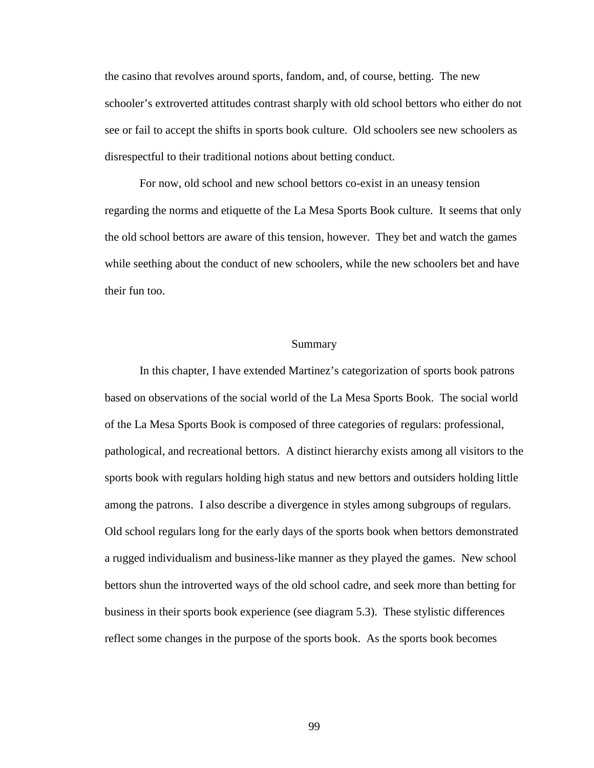the casino that revolves around sports, fandom, and, of course, betting. The new schooler's extroverted attitudes contrast sharply with old school bettors who either do not see or fail to accept the shifts in sports book culture. Old schoolers see new schoolers as disrespectful to their traditional notions about betting conduct.

For now, old school and new school bettors co-exist in an uneasy tension regarding the norms and etiquette of the La Mesa Sports Book culture. It seems that only the old school bettors are aware of this tension, however. They bet and watch the games while seething about the conduct of new schoolers, while the new schoolers bet and have their fun too.

## Summary

In this chapter, I have extended Martinez's categorization of sports book patrons based on observations of the social world of the La Mesa Sports Book. The social world of the La Mesa Sports Book is composed of three categories of regulars: professional, pathological, and recreational bettors. A distinct hierarchy exists among all visitors to the sports book with regulars holding high status and new bettors and outsiders holding little among the patrons. I also describe a divergence in styles among subgroups of regulars. Old school regulars long for the early days of the sports book when bettors demonstrated a rugged individualism and business-like manner as they played the games. New school bettors shun the introverted ways of the old school cadre, and seek more than betting for business in their sports book experience (see diagram 5.3). These stylistic differences reflect some changes in the purpose of the sports book. As the sports book becomes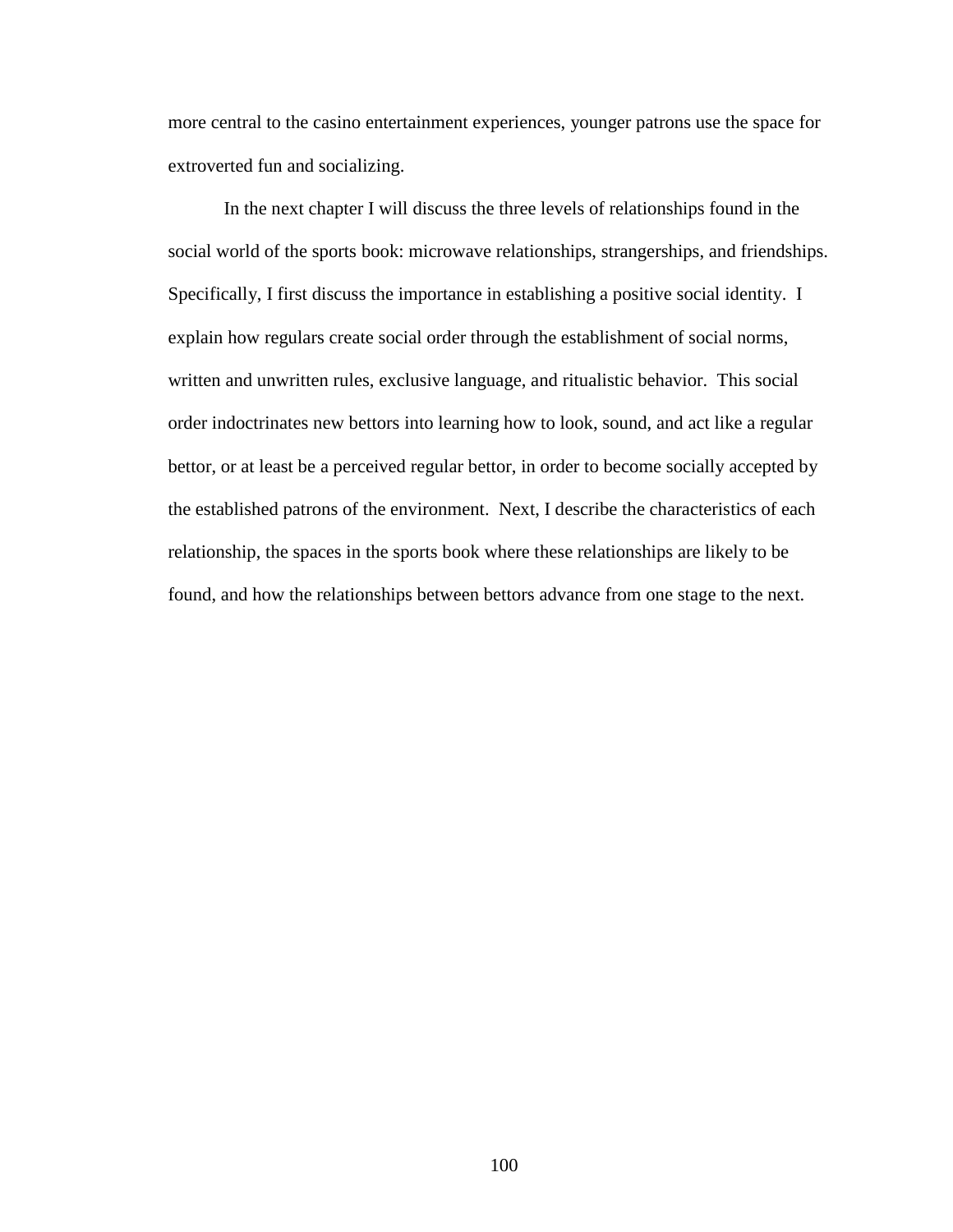more central to the casino entertainment experiences, younger patrons use the space for extroverted fun and socializing.

In the next chapter I will discuss the three levels of relationships found in the social world of the sports book: microwave relationships, strangerships, and friendships. Specifically, I first discuss the importance in establishing a positive social identity. I explain how regulars create social order through the establishment of social norms, written and unwritten rules, exclusive language, and ritualistic behavior. This social order indoctrinates new bettors into learning how to look, sound, and act like a regular bettor, or at least be a perceived regular bettor, in order to become socially accepted by the established patrons of the environment. Next, I describe the characteristics of each relationship, the spaces in the sports book where these relationships are likely to be found, and how the relationships between bettors advance from one stage to the next.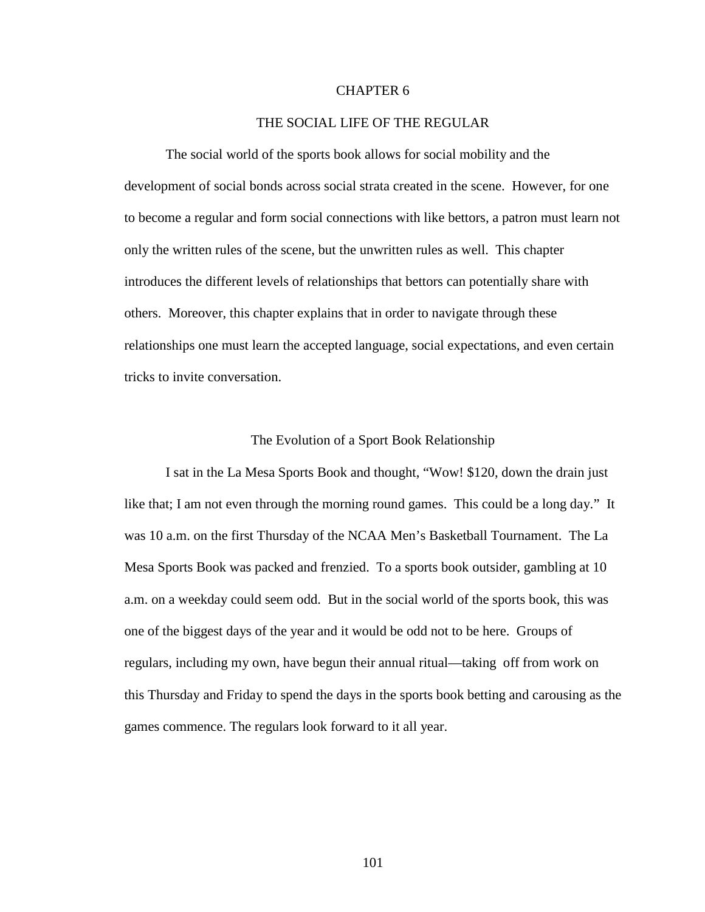# CHAPTER 6

# THE SOCIAL LIFE OF THE REGULAR

The social world of the sports book allows for social mobility and the development of social bonds across social strata created in the scene. However, for one to become a regular and form social connections with like bettors, a patron must learn not only the written rules of the scene, but the unwritten rules as well. This chapter introduces the different levels of relationships that bettors can potentially share with others. Moreover, this chapter explains that in order to navigate through these relationships one must learn the accepted language, social expectations, and even certain tricks to invite conversation.

## The Evolution of a Sport Book Relationship

I sat in the La Mesa Sports Book and thought, "Wow! $120, down the drain just like that; I am not even through the morning round games. This could be a long day." It was 10 a.m. on the first Thursday of the NCAA Men's Basketball Tournament. The La Mesa Sports Book was packed and frenzied. To a sports book outsider, gambling at 10 a.m. on a weekday could seem odd. But in the social world of the sports book, this was one of the biggest days of the year and it would be odd not to be here. Groups of regulars, including my own, have begun their annual ritual—taking off from work on this Thursday and Friday to spend the days in the sports book betting and carousing as the games commence. The regulars look forward to it all year.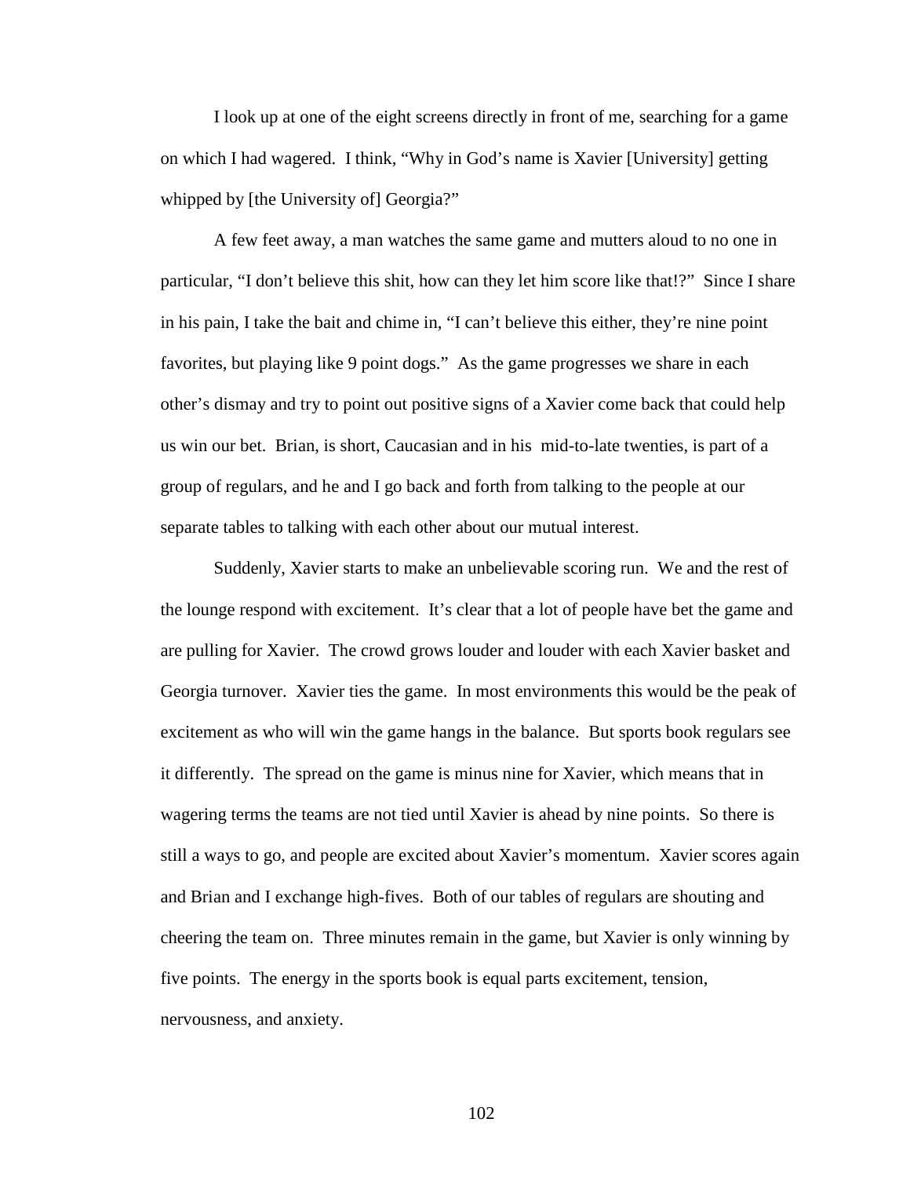I look up at one of the eight screens directly in front of me, searching for a game on which I had wagered. I think, "Why in God's name is Xavier [University] getting whipped by [the University of] Georgia?"

A few feet away, a man watches the same game and mutters aloud to no one in particular, "I don't believe this shit, how can they let him score like that!?" Since I share in his pain, I take the bait and chime in, "I can't believe this either, they're nine point favorites, but playing like 9 point dogs." As the game progresses we share in each other's dismay and try to point out positive signs of a Xavier come back that could help us win our bet. Brian, is short, Caucasian and in his mid-to-late twenties, is part of a group of regulars, and he and I go back and forth from talking to the people at our separate tables to talking with each other about our mutual interest.

Suddenly, Xavier starts to make an unbelievable scoring run. We and the rest of the lounge respond with excitement. It's clear that a lot of people have bet the game and are pulling for Xavier. The crowd grows louder and louder with each Xavier basket and Georgia turnover. Xavier ties the game. In most environments this would be the peak of excitement as who will win the game hangs in the balance. But sports book regulars see it differently. The spread on the game is minus nine for Xavier, which means that in wagering terms the teams are not tied until Xavier is ahead by nine points. So there is still a ways to go, and people are excited about Xavier's momentum. Xavier scores again and Brian and I exchange high-fives. Both of our tables of regulars are shouting and cheering the team on. Three minutes remain in the game, but Xavier is only winning by five points. The energy in the sports book is equal parts excitement, tension, nervousness, and anxiety.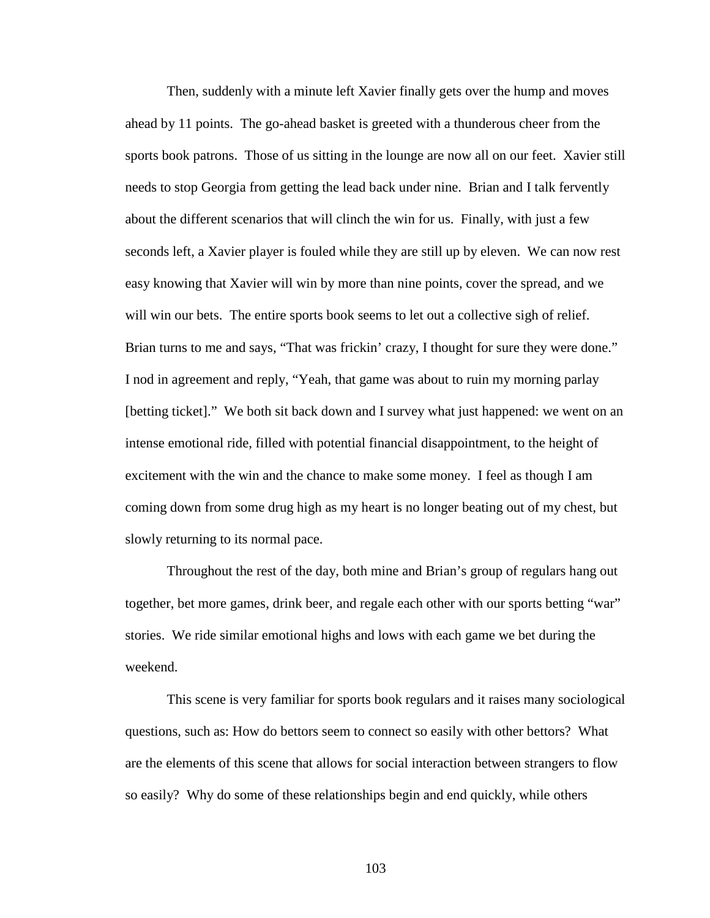Then, suddenly with a minute left Xavier finally gets over the hump and moves ahead by 11 points. The go-ahead basket is greeted with a thunderous cheer from the sports book patrons. Those of us sitting in the lounge are now all on our feet. Xavier still needs to stop Georgia from getting the lead back under nine. Brian and I talk fervently about the different scenarios that will clinch the win for us. Finally, with just a few seconds left, a Xavier player is fouled while they are still up by eleven. We can now rest easy knowing that Xavier will win by more than nine points, cover the spread, and we will win our bets. The entire sports book seems to let out a collective sigh of relief. Brian turns to me and says, "That was frickin' crazy, I thought for sure they were done." I nod in agreement and reply, "Yeah, that game was about to ruin my morning parlay [betting ticket]." We both sit back down and I survey what just happened: we went on an intense emotional ride, filled with potential financial disappointment, to the height of excitement with the win and the chance to make some money. I feel as though I am coming down from some drug high as my heart is no longer beating out of my chest, but slowly returning to its normal pace.

Throughout the rest of the day, both mine and Brian's group of regulars hang out together, bet more games, drink beer, and regale each other with our sports betting "war" stories. We ride similar emotional highs and lows with each game we bet during the weekend.

This scene is very familiar for sports book regulars and it raises many sociological questions, such as: How do bettors seem to connect so easily with other bettors? What are the elements of this scene that allows for social interaction between strangers to flow so easily? Why do some of these relationships begin and end quickly, while others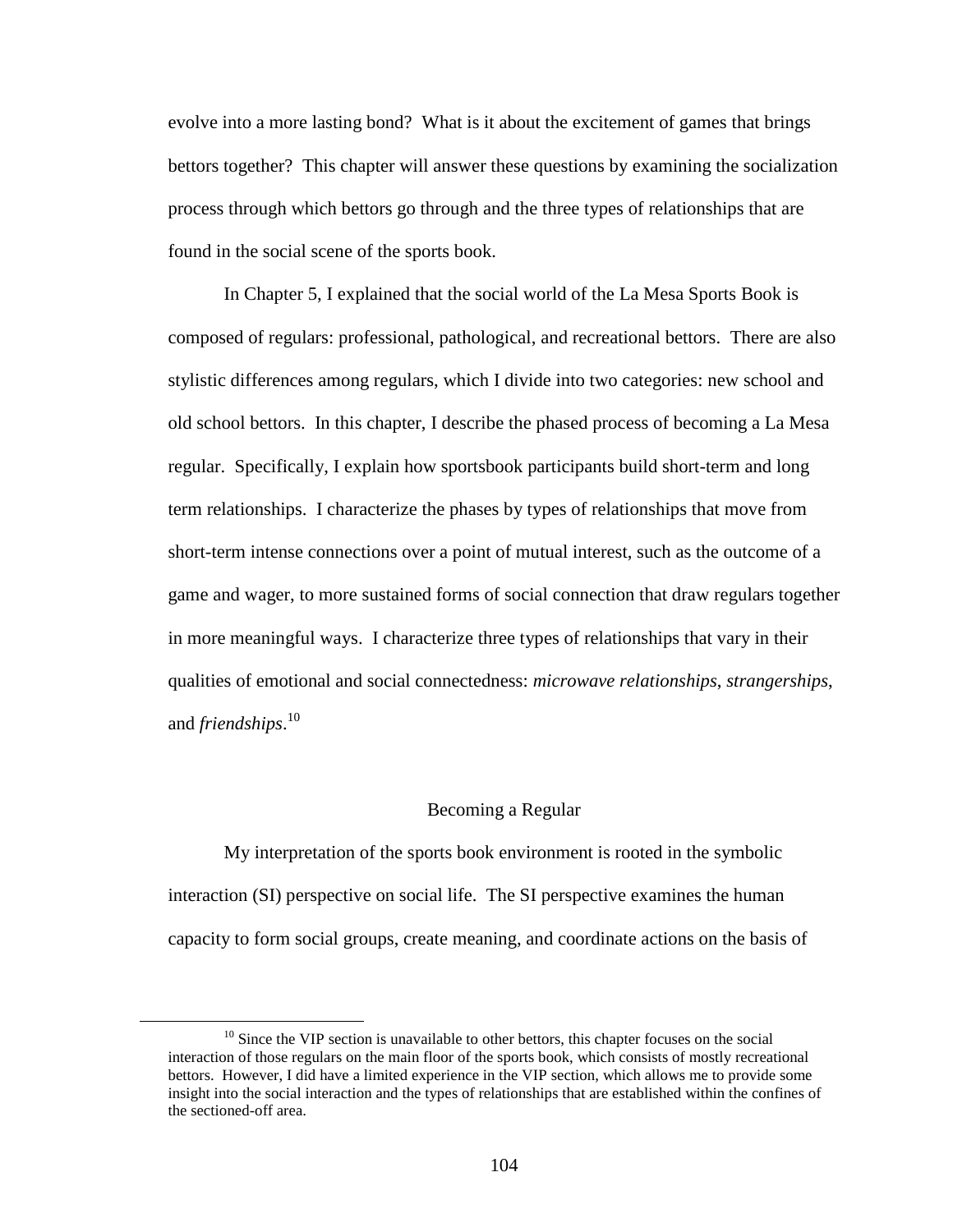evolve into a more lasting bond? What is it about the excitement of games that brings bettors together? This chapter will answer these questions by examining the socialization process through which bettors go through and the three types of relationships that are found in the social scene of the sports book.

In Chapter 5, I explained that the social world of the La Mesa Sports Book is composed of regulars: professional, pathological, and recreational bettors. There are also stylistic differences among regulars, which I divide into two categories: new school and old school bettors. In this chapter, I describe the phased process of becoming a La Mesa regular. Specifically, I explain how sportsbook participants build short-term and long term relationships. I characterize the phases by types of relationships that move from short-term intense connections over a point of mutual interest, such as the outcome of a game and wager, to more sustained forms of social connection that draw regulars together in more meaningful ways. I characterize three types of relationships that vary in their qualities of emotional and social connectedness: *microwave relationships*, *strangerships*, and *friendships*.[10]

## Becoming a Regular

My interpretation of the sports book environment is rooted in the symbolic interaction (SI) perspective on social life. The SI perspective examines the human capacity to form social groups, create meaning, and coordinate actions on the basis of

[10] Since the VIP section is unavailable to other bettors, this chapter focuses on the social interaction of those regulars on the main floor of the sports book, which consists of mostly recreational bettors. However, I did have a limited experience in the VIP section, which allows me to provide some insight into the social interaction and the types of relationships that are established within the confines of the sectioned-off area.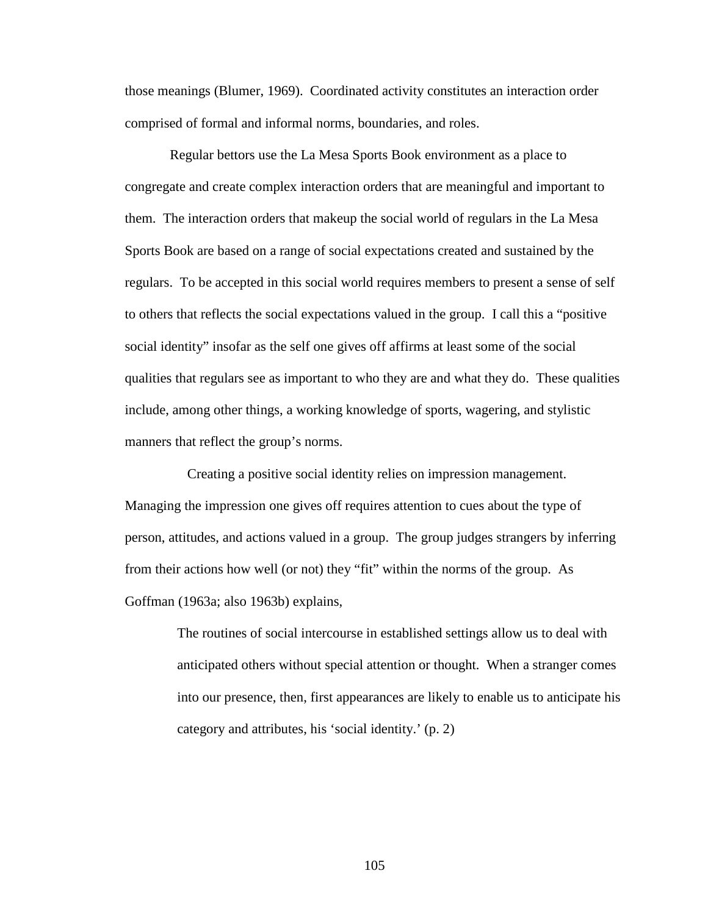those meanings (Blumer, 1969). Coordinated activity constitutes an interaction order comprised of formal and informal norms, boundaries, and roles.

Regular bettors use the La Mesa Sports Book environment as a place to congregate and create complex interaction orders that are meaningful and important to them. The interaction orders that makeup the social world of regulars in the La Mesa Sports Book are based on a range of social expectations created and sustained by the regulars. To be accepted in this social world requires members to present a sense of self to others that reflects the social expectations valued in the group. I call this a "positive social identity" insofar as the self one gives off affirms at least some of the social qualities that regulars see as important to who they are and what they do. These qualities include, among other things, a working knowledge of sports, wagering, and stylistic manners that reflect the group's norms.

Creating a positive social identity relies on impression management. Managing the impression one gives off requires attention to cues about the type of person, attitudes, and actions valued in a group. The group judges strangers by inferring from their actions how well (or not) they "fit" within the norms of the group. As Goffman (1963a; also 1963b) explains,

> The routines of social intercourse in established settings allow us to deal with anticipated others without special attention or thought. When a stranger comes into our presence, then, first appearances are likely to enable us to anticipate his category and attributes, his 'social identity.' (p. 2)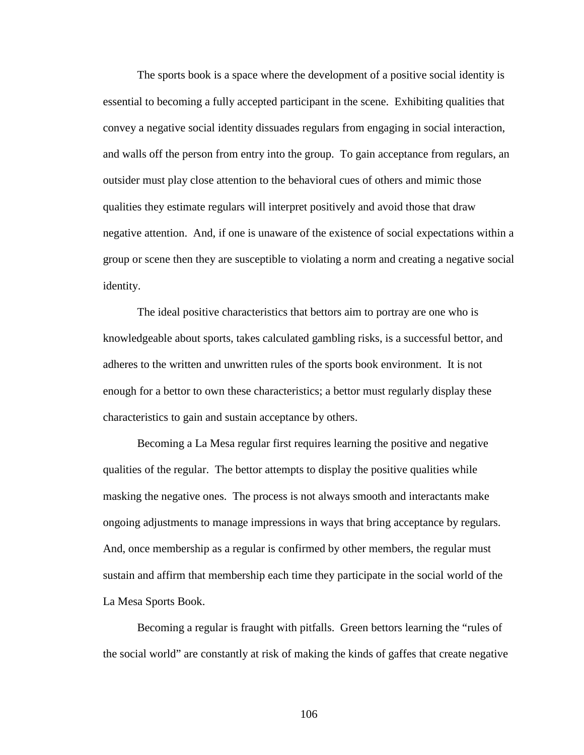The sports book is a space where the development of a positive social identity is essential to becoming a fully accepted participant in the scene. Exhibiting qualities that convey a negative social identity dissuades regulars from engaging in social interaction, and walls off the person from entry into the group. To gain acceptance from regulars, an outsider must play close attention to the behavioral cues of others and mimic those qualities they estimate regulars will interpret positively and avoid those that draw negative attention. And, if one is unaware of the existence of social expectations within a group or scene then they are susceptible to violating a norm and creating a negative social identity.

The ideal positive characteristics that bettors aim to portray are one who is knowledgeable about sports, takes calculated gambling risks, is a successful bettor, and adheres to the written and unwritten rules of the sports book environment. It is not enough for a bettor to own these characteristics; a bettor must regularly display these characteristics to gain and sustain acceptance by others.

Becoming a La Mesa regular first requires learning the positive and negative qualities of the regular. The bettor attempts to display the positive qualities while masking the negative ones. The process is not always smooth and interactants make ongoing adjustments to manage impressions in ways that bring acceptance by regulars. And, once membership as a regular is confirmed by other members, the regular must sustain and affirm that membership each time they participate in the social world of the La Mesa Sports Book.

Becoming a regular is fraught with pitfalls. Green bettors learning the "rules of the social world" are constantly at risk of making the kinds of gaffes that create negative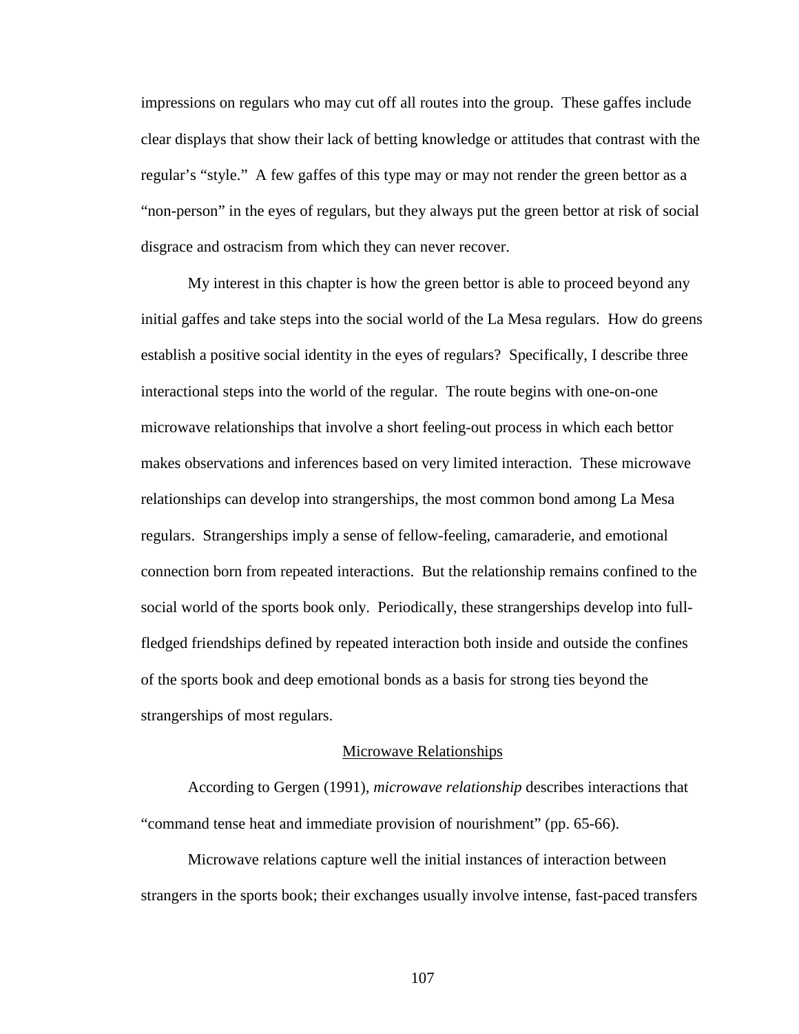impressions on regulars who may cut off all routes into the group. These gaffes include clear displays that show their lack of betting knowledge or attitudes that contrast with the regular's "style." A few gaffes of this type may or may not render the green bettor as a "non-person" in the eyes of regulars, but they always put the green bettor at risk of social disgrace and ostracism from which they can never recover.

My interest in this chapter is how the green bettor is able to proceed beyond any initial gaffes and take steps into the social world of the La Mesa regulars. How do greens establish a positive social identity in the eyes of regulars? Specifically, I describe three interactional steps into the world of the regular. The route begins with one-on-one microwave relationships that involve a short feeling-out process in which each bettor makes observations and inferences based on very limited interaction. These microwave relationships can develop into strangerships, the most common bond among La Mesa regulars. Strangerships imply a sense of fellow-feeling, camaraderie, and emotional connection born from repeated interactions. But the relationship remains confined to the social world of the sports book only. Periodically, these strangerships develop into full-fledged friendships defined by repeated interaction both inside and outside the confines of the sports book and deep emotional bonds as a basis for strong ties beyond the strangerships of most regulars.

## Microwave Relationships

According to Gergen (1991), *microwave relationship* describes interactions that "command tense heat and immediate provision of nourishment" (pp. 65-66).

Microwave relations capture well the initial instances of interaction between strangers in the sports book; their exchanges usually involve intense, fast-paced transfers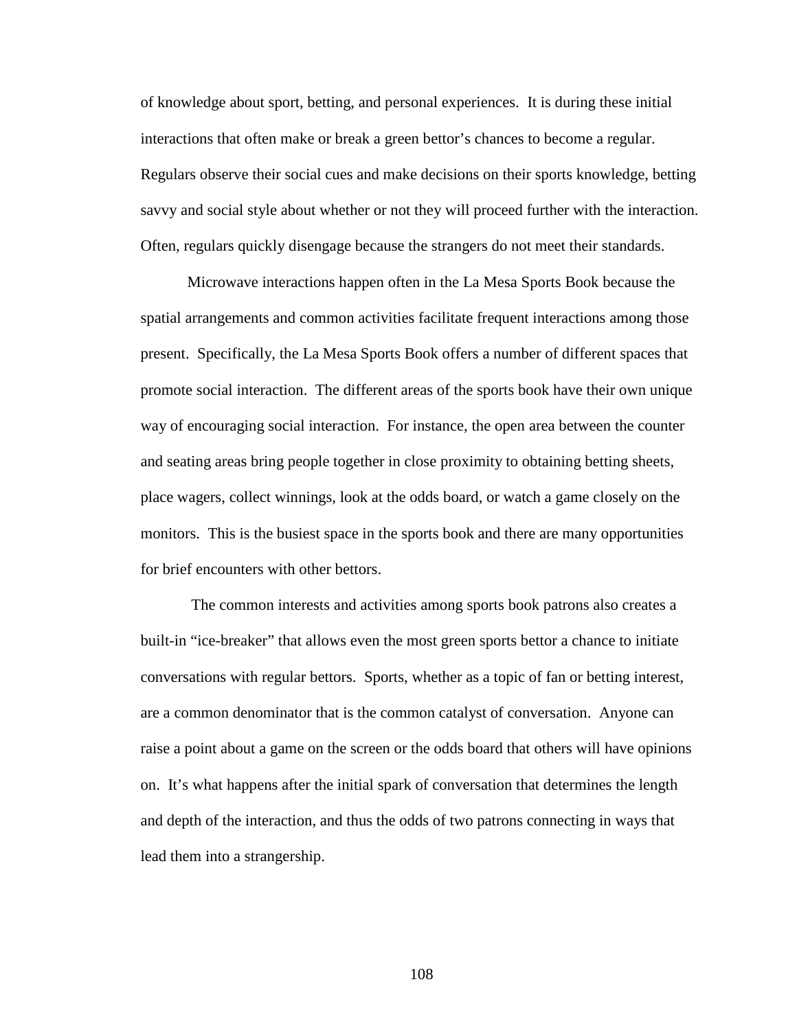of knowledge about sport, betting, and personal experiences. It is during these initial interactions that often make or break a green bettor's chances to become a regular. Regulars observe their social cues and make decisions on their sports knowledge, betting savvy and social style about whether or not they will proceed further with the interaction. Often, regulars quickly disengage because the strangers do not meet their standards.

Microwave interactions happen often in the La Mesa Sports Book because the spatial arrangements and common activities facilitate frequent interactions among those present. Specifically, the La Mesa Sports Book offers a number of different spaces that promote social interaction. The different areas of the sports book have their own unique way of encouraging social interaction. For instance, the open area between the counter and seating areas bring people together in close proximity to obtaining betting sheets, place wagers, collect winnings, look at the odds board, or watch a game closely on the monitors. This is the busiest space in the sports book and there are many opportunities for brief encounters with other bettors.

The common interests and activities among sports book patrons also creates a built-in "ice-breaker" that allows even the most green sports bettor a chance to initiate conversations with regular bettors. Sports, whether as a topic of fan or betting interest, are a common denominator that is the common catalyst of conversation. Anyone can raise a point about a game on the screen or the odds board that others will have opinions on. It's what happens after the initial spark of conversation that determines the length and depth of the interaction, and thus the odds of two patrons connecting in ways that lead them into a strangership.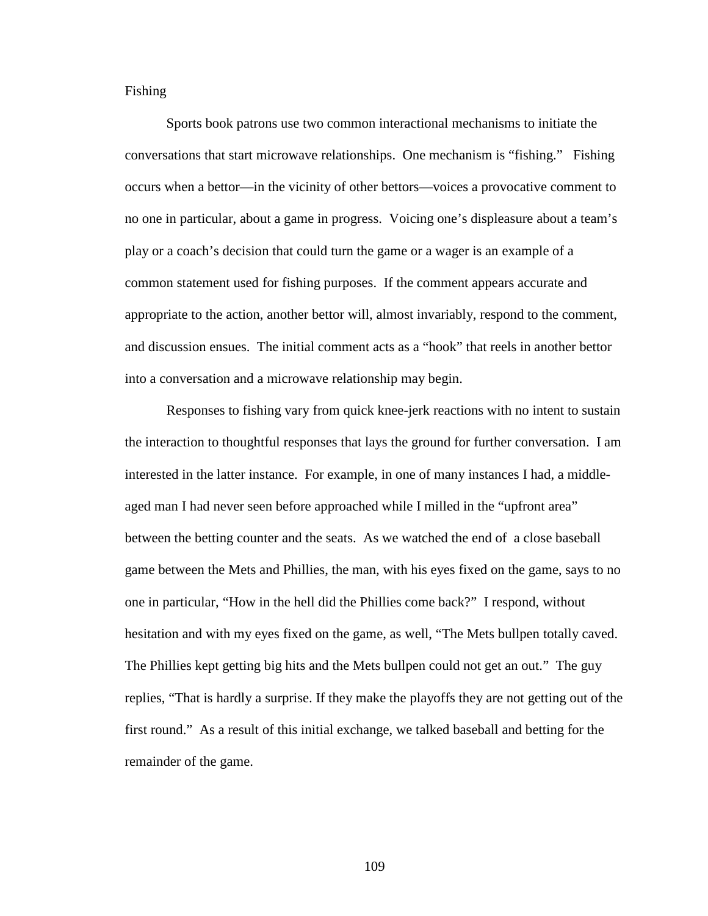### Fishing

Sports book patrons use two common interactional mechanisms to initiate the conversations that start microwave relationships. One mechanism is "fishing." Fishing occurs when a bettor—in the vicinity of other bettors—voices a provocative comment to no one in particular, about a game in progress. Voicing one's displeasure about a team's play or a coach's decision that could turn the game or a wager is an example of a common statement used for fishing purposes. If the comment appears accurate and appropriate to the action, another bettor will, almost invariably, respond to the comment, and discussion ensues. The initial comment acts as a "hook" that reels in another bettor into a conversation and a microwave relationship may begin.

Responses to fishing vary from quick knee-jerk reactions with no intent to sustain the interaction to thoughtful responses that lays the ground for further conversation. I am interested in the latter instance. For example, in one of many instances I had, a middle-aged man I had never seen before approached while I milled in the "upfront area" between the betting counter and the seats. As we watched the end of a close baseball game between the Mets and Phillies, the man, with his eyes fixed on the game, says to no one in particular, "How in the hell did the Phillies come back?" I respond, without hesitation and with my eyes fixed on the game, as well, "The Mets bullpen totally caved. The Phillies kept getting big hits and the Mets bullpen could not get an out." The guy replies, "That is hardly a surprise. If they make the playoffs they are not getting out of the first round." As a result of this initial exchange, we talked baseball and betting for the remainder of the game.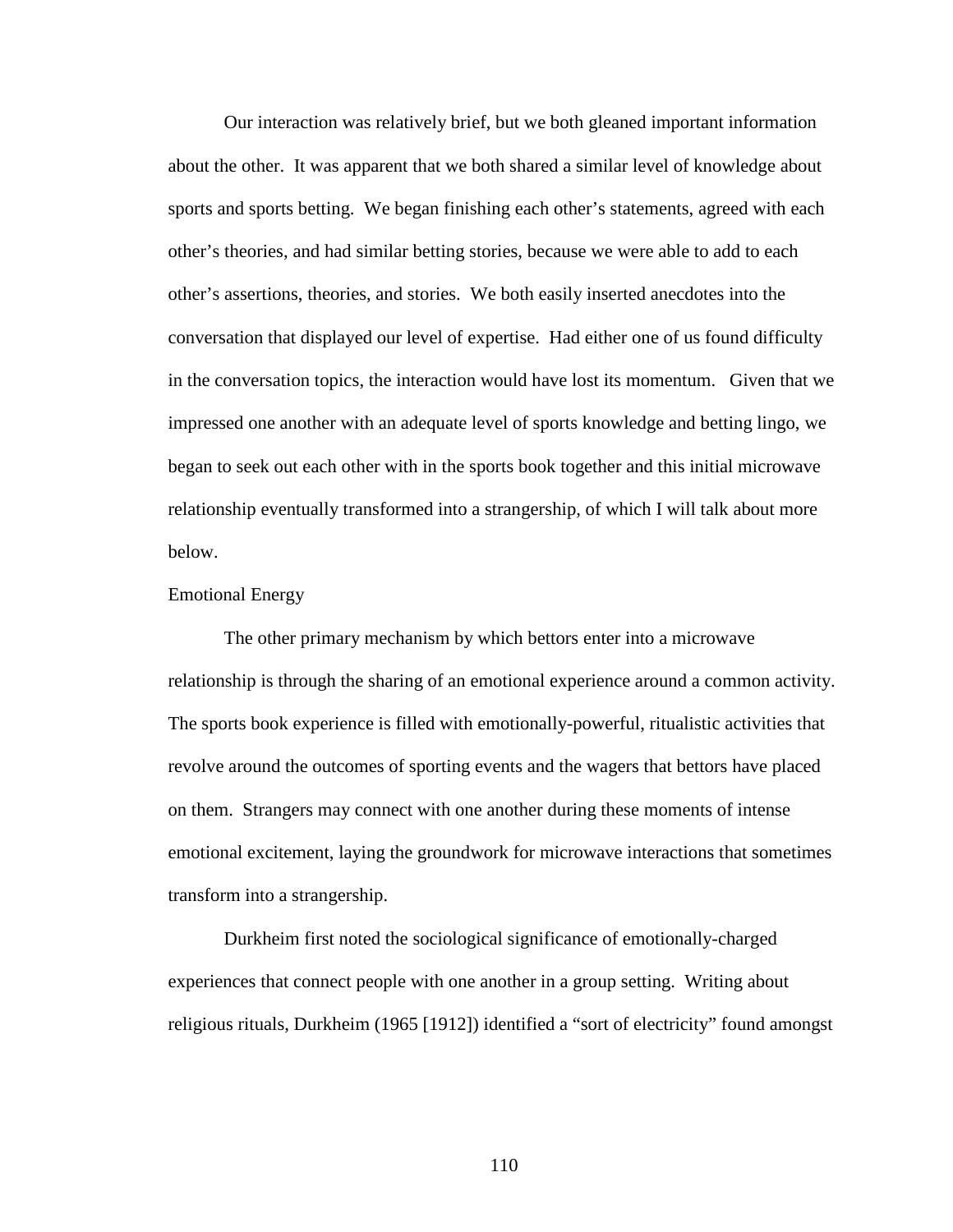Our interaction was relatively brief, but we both gleaned important information about the other. It was apparent that we both shared a similar level of knowledge about sports and sports betting. We began finishing each other's statements, agreed with each other's theories, and had similar betting stories, because we were able to add to each other's assertions, theories, and stories. We both easily inserted anecdotes into the conversation that displayed our level of expertise. Had either one of us found difficulty in the conversation topics, the interaction would have lost its momentum. Given that we impressed one another with an adequate level of sports knowledge and betting lingo, we began to seek out each other with in the sports book together and this initial microwave relationship eventually transformed into a strangership, of which I will talk about more below.

### Emotional Energy

The other primary mechanism by which bettors enter into a microwave relationship is through the sharing of an emotional experience around a common activity. The sports book experience is filled with emotionally-powerful, ritualistic activities that revolve around the outcomes of sporting events and the wagers that bettors have placed on them. Strangers may connect with one another during these moments of intense emotional excitement, laying the groundwork for microwave interactions that sometimes transform into a strangership.

Durkheim first noted the sociological significance of emotionally-charged experiences that connect people with one another in a group setting. Writing about religious rituals, Durkheim (1965 [1912]) identified a "sort of electricity" found amongst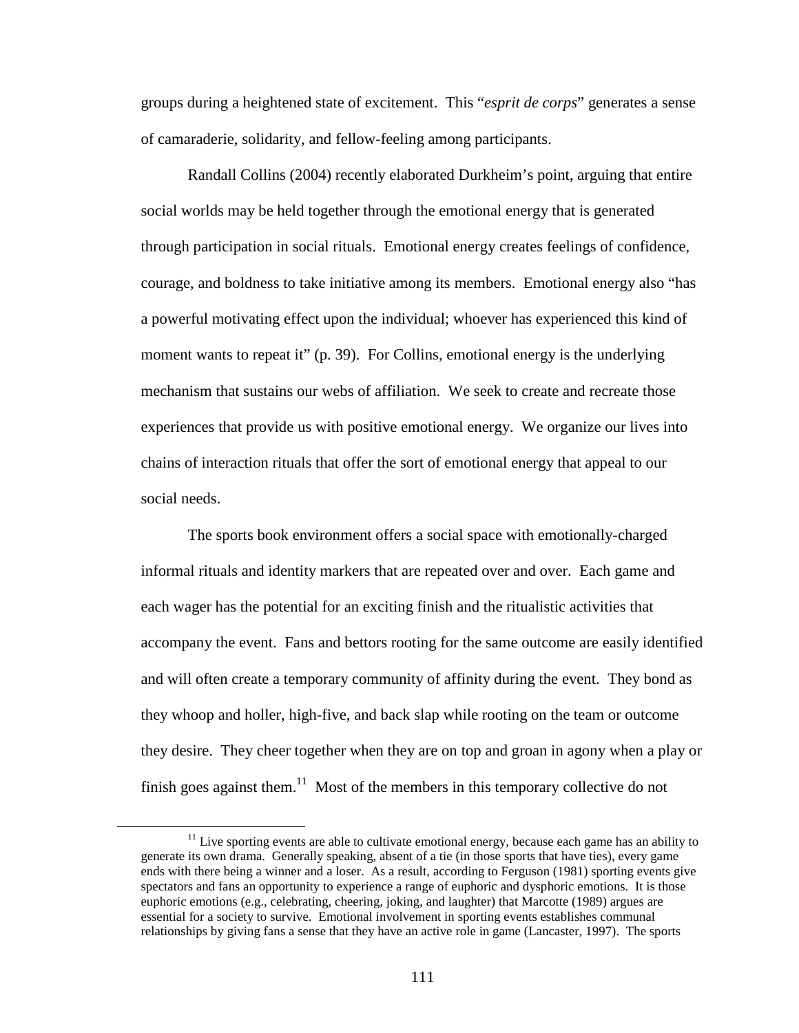groups during a heightened state of excitement. This "*esprit de corps*" generates a sense of camaraderie, solidarity, and fellow-feeling among participants.

Randall Collins (2004) recently elaborated Durkheim's point, arguing that entire social worlds may be held together through the emotional energy that is generated through participation in social rituals. Emotional energy creates feelings of confidence, courage, and boldness to take initiative among its members. Emotional energy also "has a powerful motivating effect upon the individual; whoever has experienced this kind of moment wants to repeat it" (p. 39). For Collins, emotional energy is the underlying mechanism that sustains our webs of affiliation. We seek to create and recreate those experiences that provide us with positive emotional energy. We organize our lives into chains of interaction rituals that offer the sort of emotional energy that appeal to our social needs.

The sports book environment offers a social space with emotionally-charged informal rituals and identity markers that are repeated over and over. Each game and each wager has the potential for an exciting finish and the ritualistic activities that accompany the event. Fans and bettors rooting for the same outcome are easily identified and will often create a temporary community of affinity during the event. They bond as they whoop and holler, high-five, and back slap while rooting on the team or outcome they desire. They cheer together when they are on top and groan in agony when a play or finish goes against them.[11] Most of the members in this temporary collective do not

[11] Live sporting events are able to cultivate emotional energy, because each game has an ability to generate its own drama. Generally speaking, absent of a tie (in those sports that have ties), every game ends with there being a winner and a loser. As a result, according to Ferguson (1981) sporting events give spectators and fans an opportunity to experience a range of euphoric and dysphoric emotions. It is those euphoric emotions (e.g., celebrating, cheering, joking, and laughter) that Marcotte (1989) argues are essential for a society to survive. Emotional involvement in sporting events establishes communal relationships by giving fans a sense that they have an active role in game (Lancaster, 1997). The sports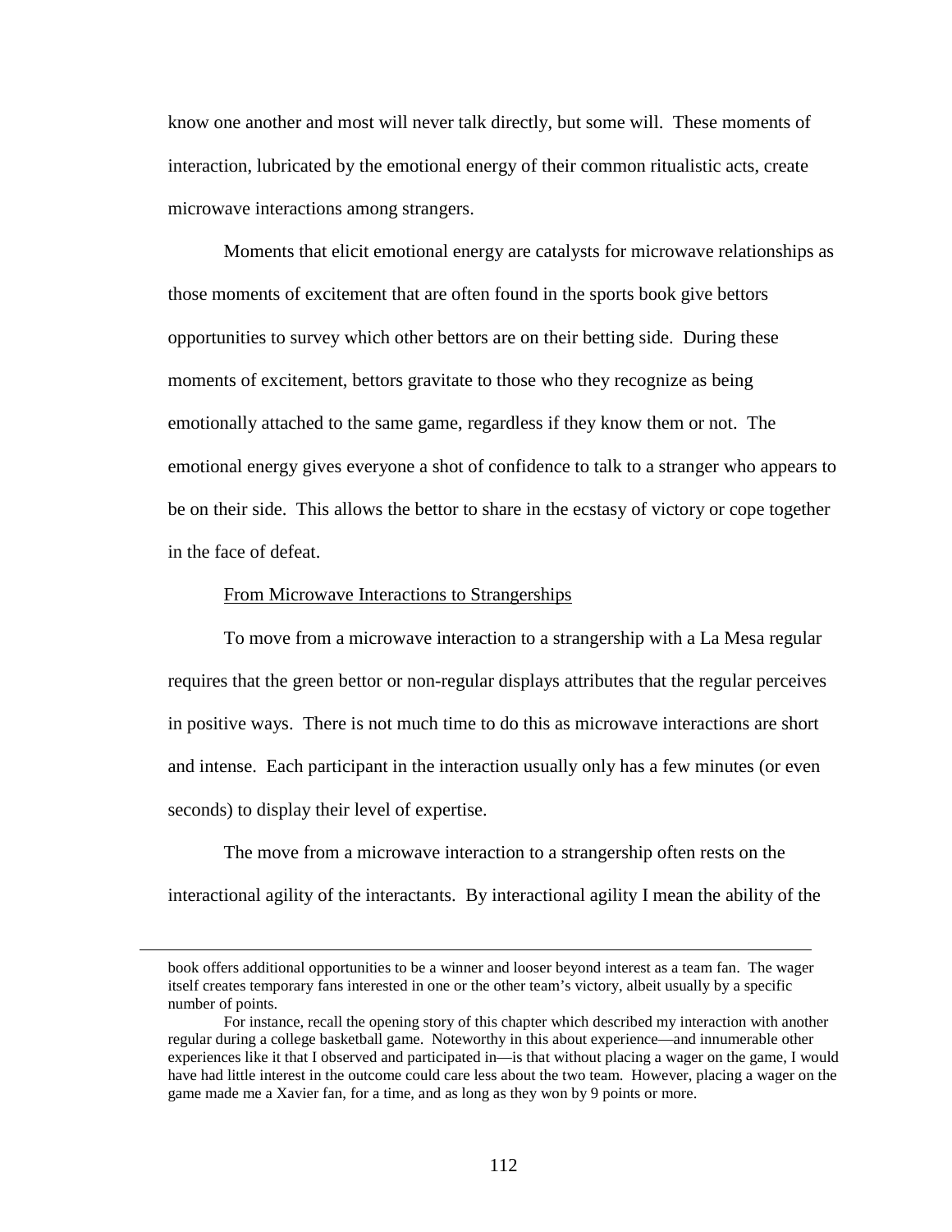know one another and most will never talk directly, but some will. These moments of interaction, lubricated by the emotional energy of their common ritualistic acts, create microwave interactions among strangers.

Moments that elicit emotional energy are catalysts for microwave relationships as those moments of excitement that are often found in the sports book give bettors opportunities to survey which other bettors are on their betting side. During these moments of excitement, bettors gravitate to those who they recognize as being emotionally attached to the same game, regardless if they know them or not. The emotional energy gives everyone a shot of confidence to talk to a stranger who appears to be on their side. This allows the bettor to share in the ecstasy of victory or cope together in the face of defeat.

From Microwave Interactions to Strangerships

To move from a microwave interaction to a strangership with a La Mesa regular requires that the green bettor or non-regular displays attributes that the regular perceives in positive ways. There is not much time to do this as microwave interactions are short and intense. Each participant in the interaction usually only has a few minutes (or even seconds) to display their level of expertise.

The move from a microwave interaction to a strangership often rests on the interactional agility of the interactants. By interactional agility I mean the ability of the

---

book offers additional opportunities to be a winner and looser beyond interest as a team fan. The wager itself creates temporary fans interested in one or the other team's victory, albeit usually by a specific number of points.

For instance, recall the opening story of this chapter which described my interaction with another regular during a college basketball game. Noteworthy in this about experience—and innumerable other experiences like it that I observed and participated in—is that without placing a wager on the game, I would have had little interest in the outcome could care less about the two team. However, placing a wager on the game made me a Xavier fan, for a time, and as long as they won by 9 points or more.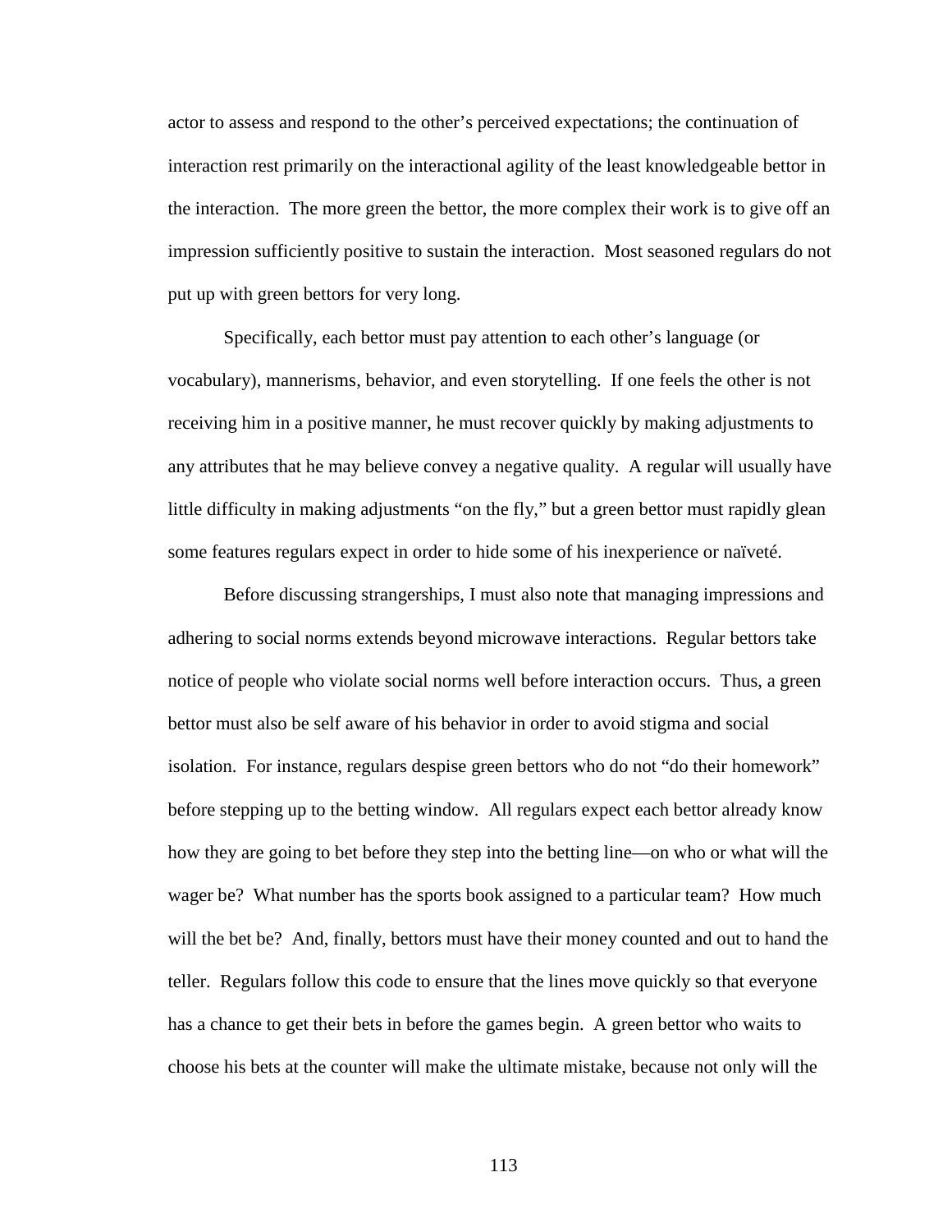actor to assess and respond to the other's perceived expectations; the continuation of interaction rest primarily on the interactional agility of the least knowledgeable bettor in the interaction. The more green the bettor, the more complex their work is to give off an impression sufficiently positive to sustain the interaction. Most seasoned regulars do not put up with green bettors for very long.

Specifically, each bettor must pay attention to each other's language (or vocabulary), mannerisms, behavior, and even storytelling. If one feels the other is not receiving him in a positive manner, he must recover quickly by making adjustments to any attributes that he may believe convey a negative quality. A regular will usually have little difficulty in making adjustments "on the fly," but a green bettor must rapidly glean some features regulars expect in order to hide some of his inexperience or naïveté.

Before discussing strangerships, I must also note that managing impressions and adhering to social norms extends beyond microwave interactions. Regular bettors take notice of people who violate social norms well before interaction occurs. Thus, a green bettor must also be self aware of his behavior in order to avoid stigma and social isolation. For instance, regulars despise green bettors who do not "do their homework" before stepping up to the betting window. All regulars expect each bettor already know how they are going to bet before they step into the betting line—on who or what will the wager be? What number has the sports book assigned to a particular team? How much will the bet be? And, finally, bettors must have their money counted and out to hand the teller. Regulars follow this code to ensure that the lines move quickly so that everyone has a chance to get their bets in before the games begin. A green bettor who waits to choose his bets at the counter will make the ultimate mistake, because not only will the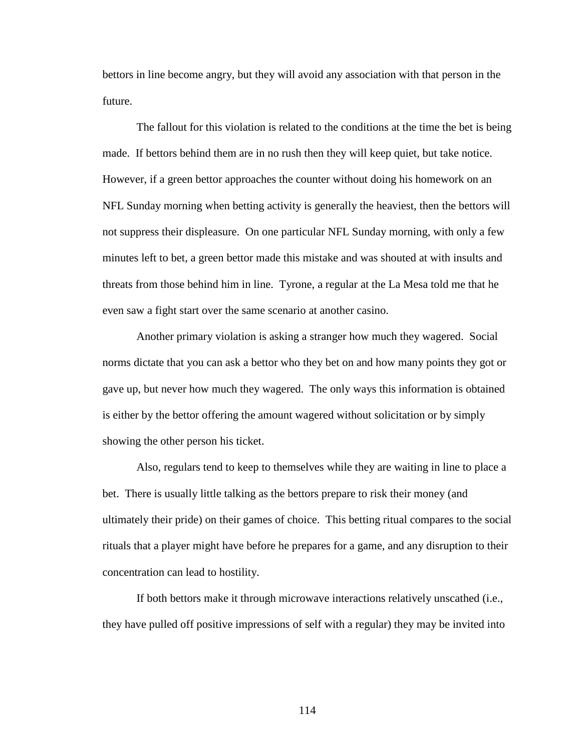bettors in line become angry, but they will avoid any association with that person in the future.

The fallout for this violation is related to the conditions at the time the bet is being made. If bettors behind them are in no rush then they will keep quiet, but take notice. However, if a green bettor approaches the counter without doing his homework on an NFL Sunday morning when betting activity is generally the heaviest, then the bettors will not suppress their displeasure. On one particular NFL Sunday morning, with only a few minutes left to bet, a green bettor made this mistake and was shouted at with insults and threats from those behind him in line. Tyrone, a regular at the La Mesa told me that he even saw a fight start over the same scenario at another casino.

Another primary violation is asking a stranger how much they wagered. Social norms dictate that you can ask a bettor who they bet on and how many points they got or gave up, but never how much they wagered. The only ways this information is obtained is either by the bettor offering the amount wagered without solicitation or by simply showing the other person his ticket.

Also, regulars tend to keep to themselves while they are waiting in line to place a bet. There is usually little talking as the bettors prepare to risk their money (and ultimately their pride) on their games of choice. This betting ritual compares to the social rituals that a player might have before he prepares for a game, and any disruption to their concentration can lead to hostility.

If both bettors make it through microwave interactions relatively unscathed (i.e., they have pulled off positive impressions of self with a regular) they may be invited into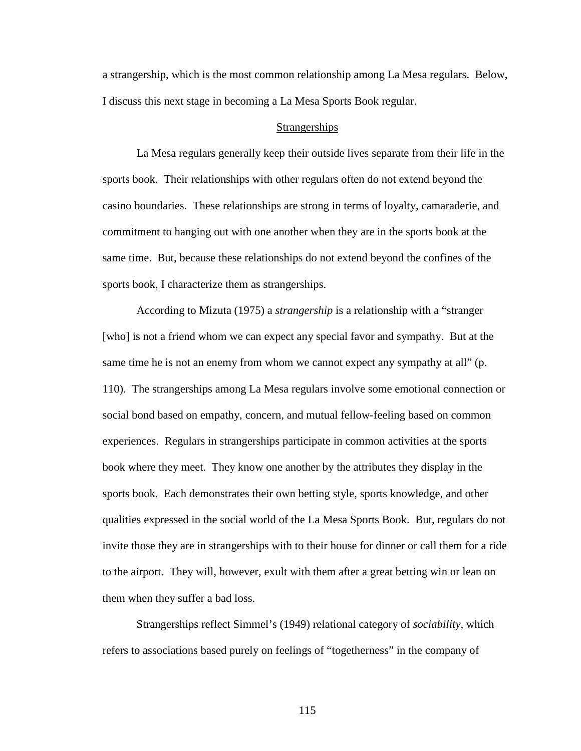a strangership, which is the most common relationship among La Mesa regulars. Below, I discuss this next stage in becoming a La Mesa Sports Book regular.

## Strangerships

La Mesa regulars generally keep their outside lives separate from their life in the sports book. Their relationships with other regulars often do not extend beyond the casino boundaries. These relationships are strong in terms of loyalty, camaraderie, and commitment to hanging out with one another when they are in the sports book at the same time. But, because these relationships do not extend beyond the confines of the sports book, I characterize them as strangerships.

According to Mizuta (1975) a *strangership* is a relationship with a "stranger [who] is not a friend whom we can expect any special favor and sympathy. But at the same time he is not an enemy from whom we cannot expect any sympathy at all" (p. 110). The strangerships among La Mesa regulars involve some emotional connection or social bond based on empathy, concern, and mutual fellow-feeling based on common experiences. Regulars in strangerships participate in common activities at the sports book where they meet. They know one another by the attributes they display in the sports book. Each demonstrates their own betting style, sports knowledge, and other qualities expressed in the social world of the La Mesa Sports Book. But, regulars do not invite those they are in strangerships with to their house for dinner or call them for a ride to the airport. They will, however, exult with them after a great betting win or lean on them when they suffer a bad loss.

Strangerships reflect Simmel's (1949) relational category of *sociability*, which refers to associations based purely on feelings of "togetherness" in the company of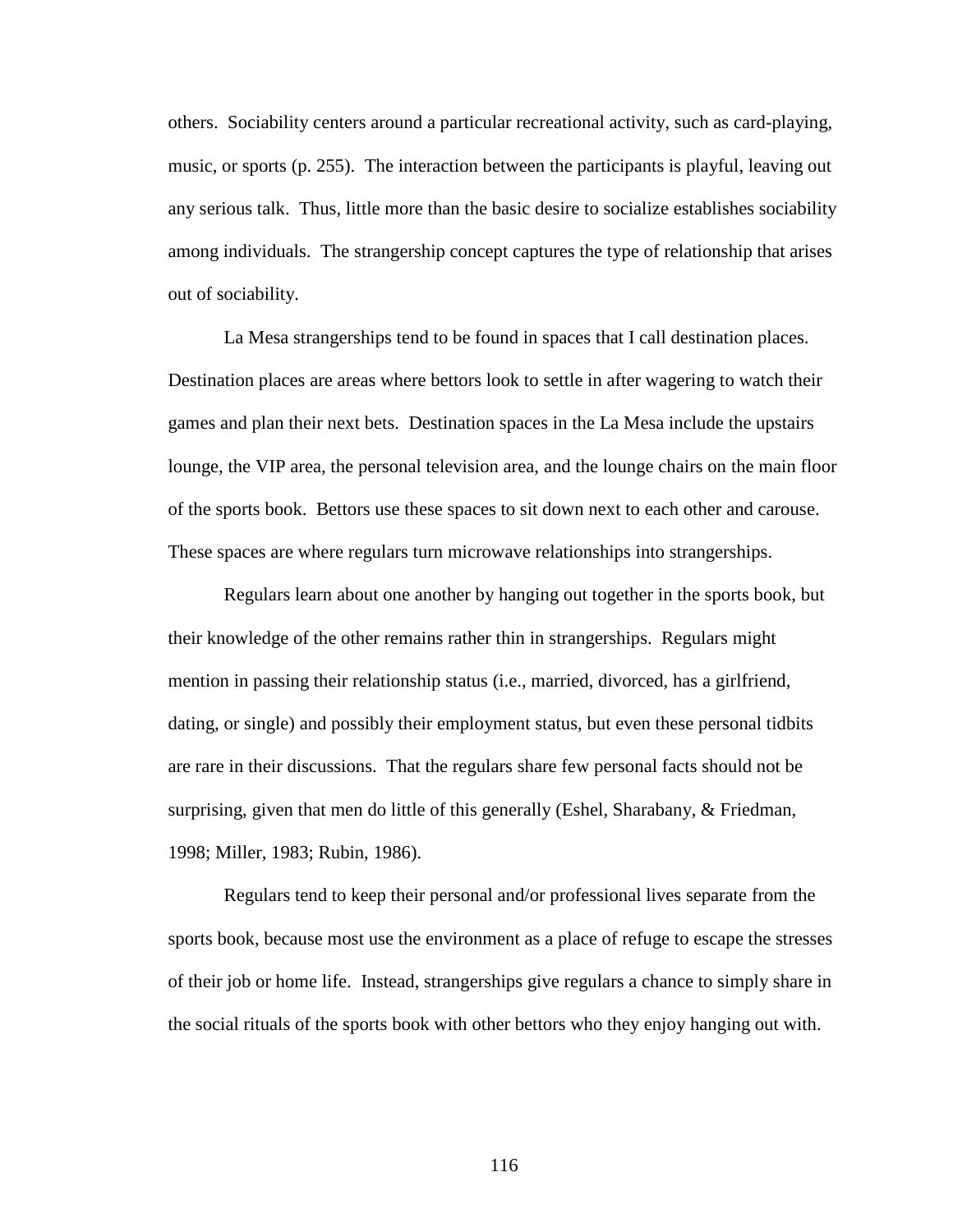others. Sociability centers around a particular recreational activity, such as card-playing, music, or sports (p. 255). The interaction between the participants is playful, leaving out any serious talk. Thus, little more than the basic desire to socialize establishes sociability among individuals. The strangership concept captures the type of relationship that arises out of sociability.

La Mesa strangerships tend to be found in spaces that I call destination places. Destination places are areas where bettors look to settle in after wagering to watch their games and plan their next bets. Destination spaces in the La Mesa include the upstairs lounge, the VIP area, the personal television area, and the lounge chairs on the main floor of the sports book. Bettors use these spaces to sit down next to each other and carouse. These spaces are where regulars turn microwave relationships into strangerships.

Regulars learn about one another by hanging out together in the sports book, but their knowledge of the other remains rather thin in strangerships. Regulars might mention in passing their relationship status (i.e., married, divorced, has a girlfriend, dating, or single) and possibly their employment status, but even these personal tidbits are rare in their discussions. That the regulars share few personal facts should not be surprising, given that men do little of this generally (Eshel, Sharabany, & Friedman, 1998; Miller, 1983; Rubin, 1986).

Regulars tend to keep their personal and/or professional lives separate from the sports book, because most use the environment as a place of refuge to escape the stresses of their job or home life. Instead, strangerships give regulars a chance to simply share in the social rituals of the sports book with other bettors who they enjoy hanging out with.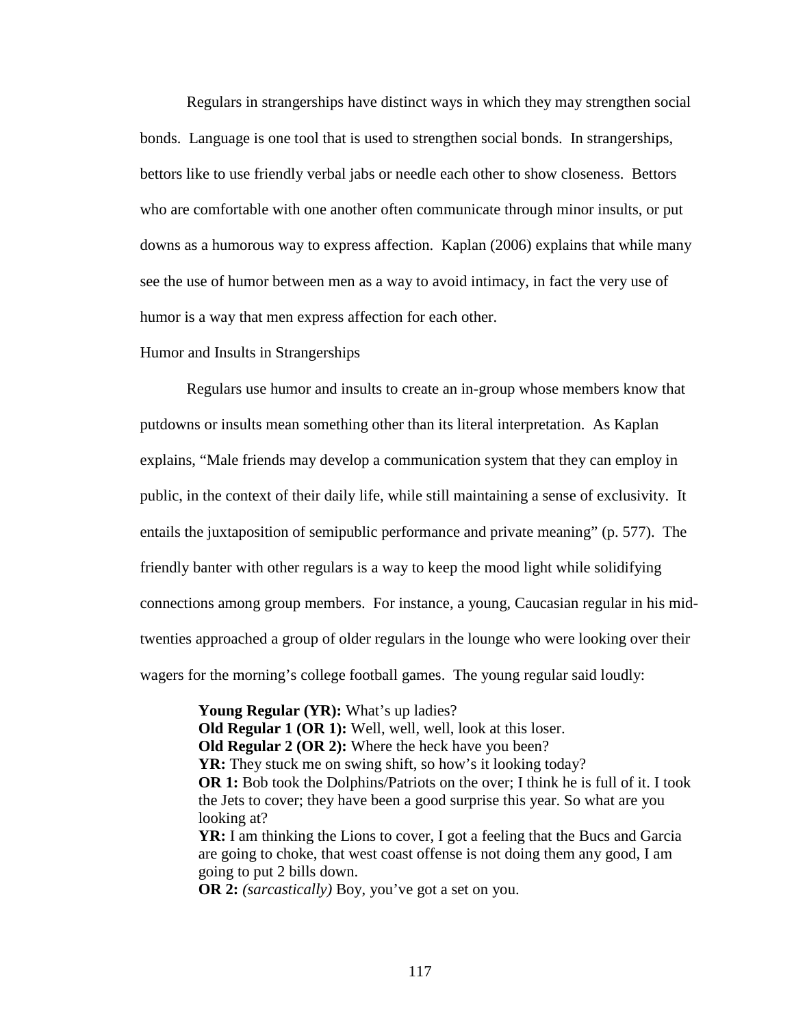Regulars in strangerships have distinct ways in which they may strengthen social bonds. Language is one tool that is used to strengthen social bonds. In strangerships, bettors like to use friendly verbal jabs or needle each other to show closeness. Bettors who are comfortable with one another often communicate through minor insults, or put downs as a humorous way to express affection. Kaplan (2006) explains that while many see the use of humor between men as a way to avoid intimacy, in fact the very use of humor is a way that men express affection for each other.

### Humor and Insults in Strangerships

Regulars use humor and insults to create an in-group whose members know that putdowns or insults mean something other than its literal interpretation. As Kaplan explains, "Male friends may develop a communication system that they can employ in public, in the context of their daily life, while still maintaining a sense of exclusivity. It entails the juxtaposition of semipublic performance and private meaning" (p. 577). The friendly banter with other regulars is a way to keep the mood light while solidifying connections among group members. For instance, a young, Caucasian regular in his mid-twenties approached a group of older regulars in the lounge who were looking over their wagers for the morning's college football games. The young regular said loudly:

> **Young Regular (YR):** What's up ladies?
> **Old Regular 1 (OR 1):** Well, well, well, look at this loser.
> **Old Regular 2 (OR 2):** Where the heck have you been?
> **YR:** They stuck me on swing shift, so how's it looking today?
> **OR 1:** Bob took the Dolphins/Patriots on the over; I think he is full of it. I took the Jets to cover; they have been a good surprise this year. So what are you looking at?
> **YR:** I am thinking the Lions to cover, I got a feeling that the Bucs and Garcia are going to choke, that west coast offense is not doing them any good, I am going to put 2 bills down.
> **OR 2:** *(sarcastically)* Boy, you've got a set on you.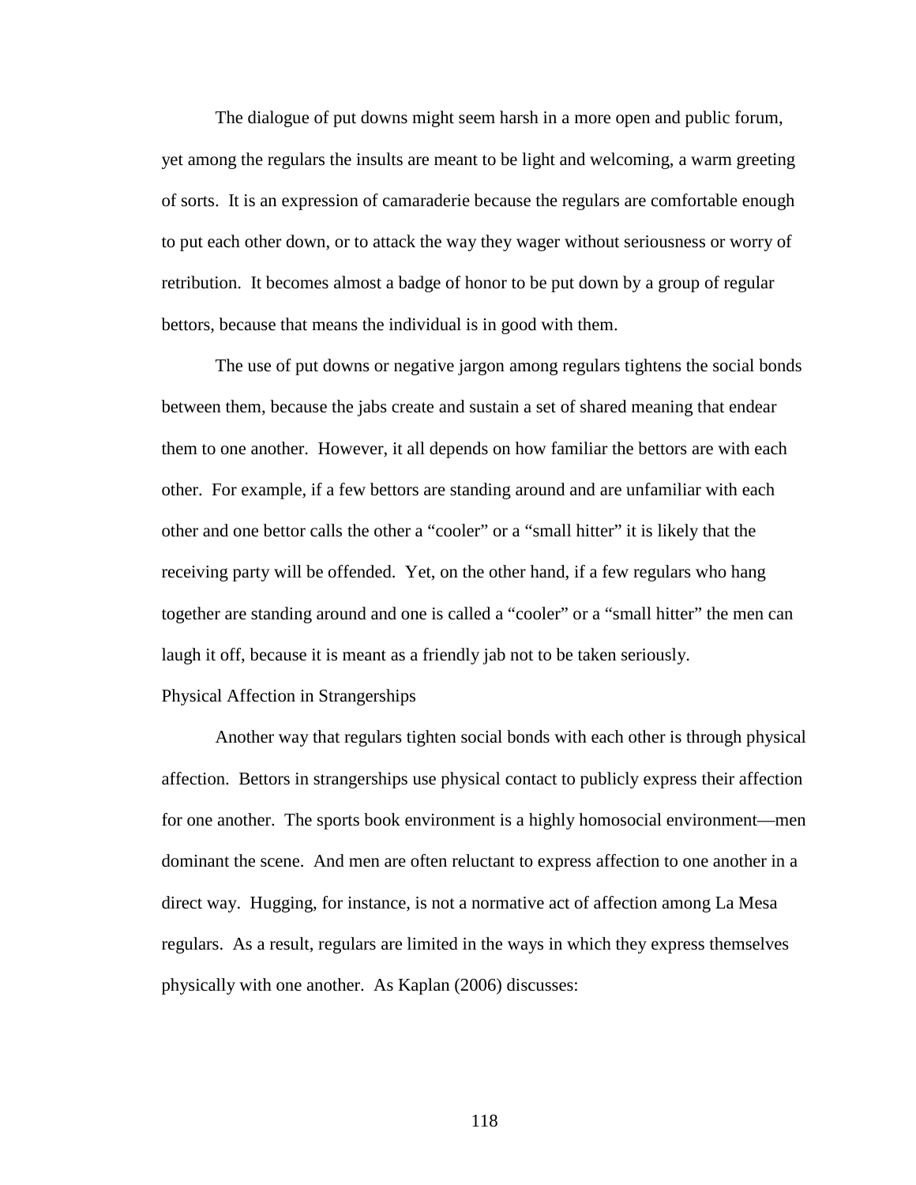The dialogue of put downs might seem harsh in a more open and public forum, yet among the regulars the insults are meant to be light and welcoming, a warm greeting of sorts. It is an expression of camaraderie because the regulars are comfortable enough to put each other down, or to attack the way they wager without seriousness or worry of retribution. It becomes almost a badge of honor to be put down by a group of regular bettors, because that means the individual is in good with them.

The use of put downs or negative jargon among regulars tightens the social bonds between them, because the jabs create and sustain a set of shared meaning that endear them to one another. However, it all depends on how familiar the bettors are with each other. For example, if a few bettors are standing around and are unfamiliar with each other and one bettor calls the other a "cooler" or a "small hitter" it is likely that the receiving party will be offended. Yet, on the other hand, if a few regulars who hang together are standing around and one is called a "cooler" or a "small hitter" the men can laugh it off, because it is meant as a friendly jab not to be taken seriously.

### Physical Affection in Strangerships

Another way that regulars tighten social bonds with each other is through physical affection. Bettors in strangerships use physical contact to publicly express their affection for one another. The sports book environment is a highly homosocial environment—men dominant the scene. And men are often reluctant to express affection to one another in a direct way. Hugging, for instance, is not a normative act of affection among La Mesa regulars. As a result, regulars are limited in the ways in which they express themselves physically with one another. As Kaplan (2006) discusses: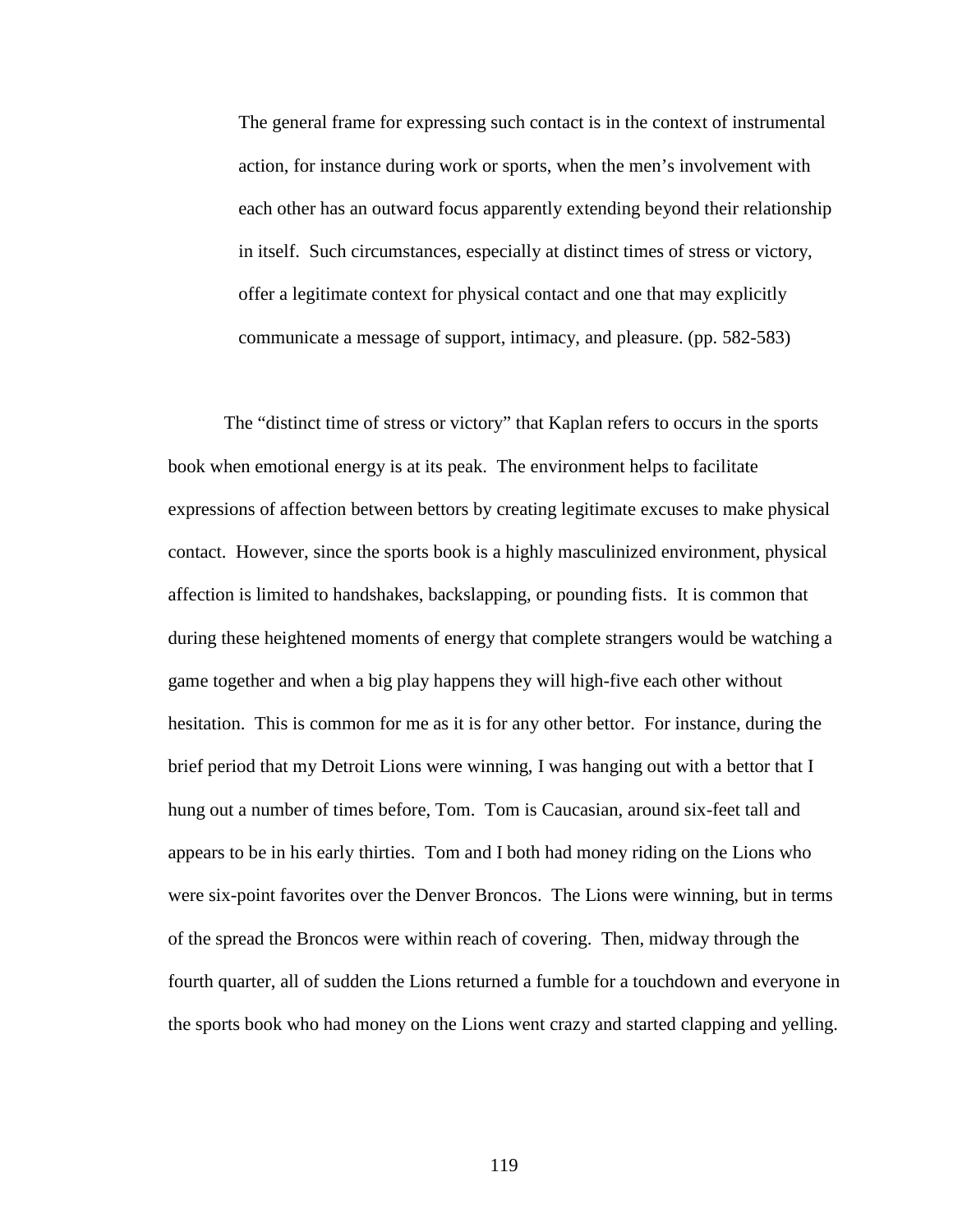> The general frame for expressing such contact is in the context of instrumental action, for instance during work or sports, when the men's involvement with each other has an outward focus apparently extending beyond their relationship in itself. Such circumstances, especially at distinct times of stress or victory, offer a legitimate context for physical contact and one that may explicitly communicate a message of support, intimacy, and pleasure. (pp. 582-583)

The "distinct time of stress or victory" that Kaplan refers to occurs in the sports book when emotional energy is at its peak. The environment helps to facilitate expressions of affection between bettors by creating legitimate excuses to make physical contact. However, since the sports book is a highly masculinized environment, physical affection is limited to handshakes, backslapping, or pounding fists. It is common that during these heightened moments of energy that complete strangers would be watching a game together and when a big play happens they will high-five each other without hesitation. This is common for me as it is for any other bettor. For instance, during the brief period that my Detroit Lions were winning, I was hanging out with a bettor that I hung out a number of times before, Tom. Tom is Caucasian, around six-feet tall and appears to be in his early thirties. Tom and I both had money riding on the Lions who were six-point favorites over the Denver Broncos. The Lions were winning, but in terms of the spread the Broncos were within reach of covering. Then, midway through the fourth quarter, all of sudden the Lions returned a fumble for a touchdown and everyone in the sports book who had money on the Lions went crazy and started clapping and yelling.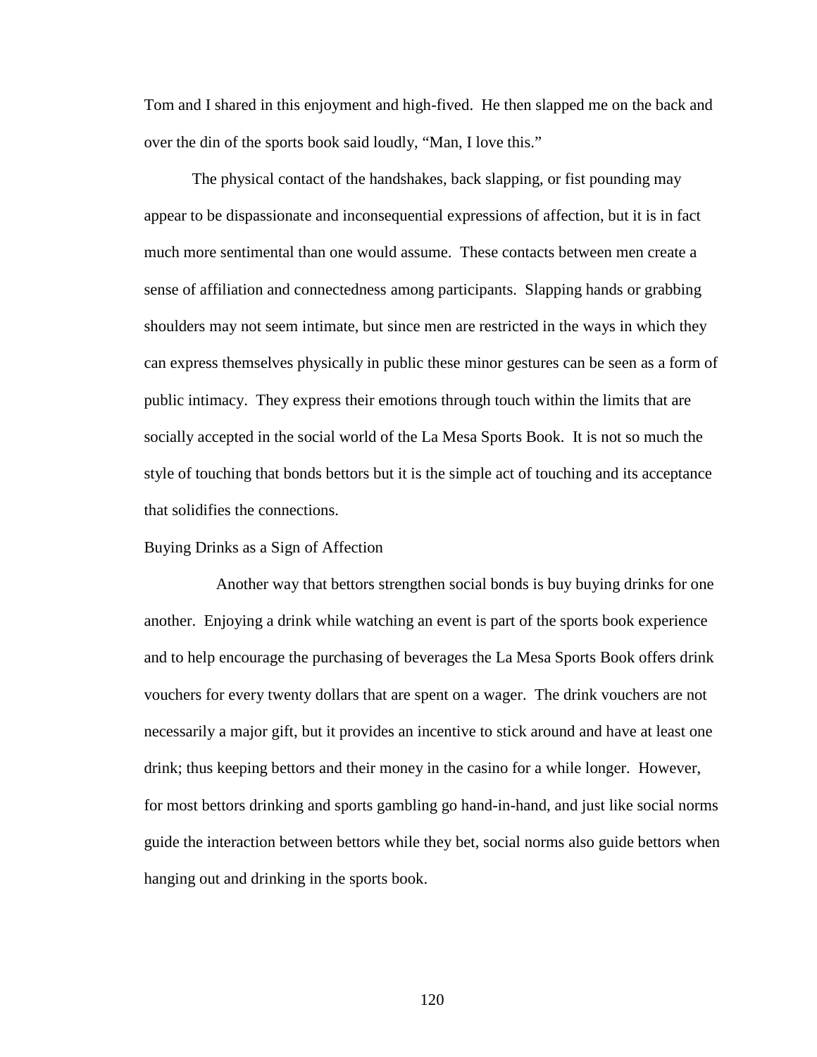Tom and I shared in this enjoyment and high-fived. He then slapped me on the back and over the din of the sports book said loudly, "Man, I love this."

The physical contact of the handshakes, back slapping, or fist pounding may appear to be dispassionate and inconsequential expressions of affection, but it is in fact much more sentimental than one would assume. These contacts between men create a sense of affiliation and connectedness among participants. Slapping hands or grabbing shoulders may not seem intimate, but since men are restricted in the ways in which they can express themselves physically in public these minor gestures can be seen as a form of public intimacy. They express their emotions through touch within the limits that are socially accepted in the social world of the La Mesa Sports Book. It is not so much the style of touching that bonds bettors but it is the simple act of touching and its acceptance that solidifies the connections.

### Buying Drinks as a Sign of Affection

Another way that bettors strengthen social bonds is buy buying drinks for one another. Enjoying a drink while watching an event is part of the sports book experience and to help encourage the purchasing of beverages the La Mesa Sports Book offers drink vouchers for every twenty dollars that are spent on a wager. The drink vouchers are not necessarily a major gift, but it provides an incentive to stick around and have at least one drink; thus keeping bettors and their money in the casino for a while longer. However, for most bettors drinking and sports gambling go hand-in-hand, and just like social norms guide the interaction between bettors while they bet, social norms also guide bettors when hanging out and drinking in the sports book.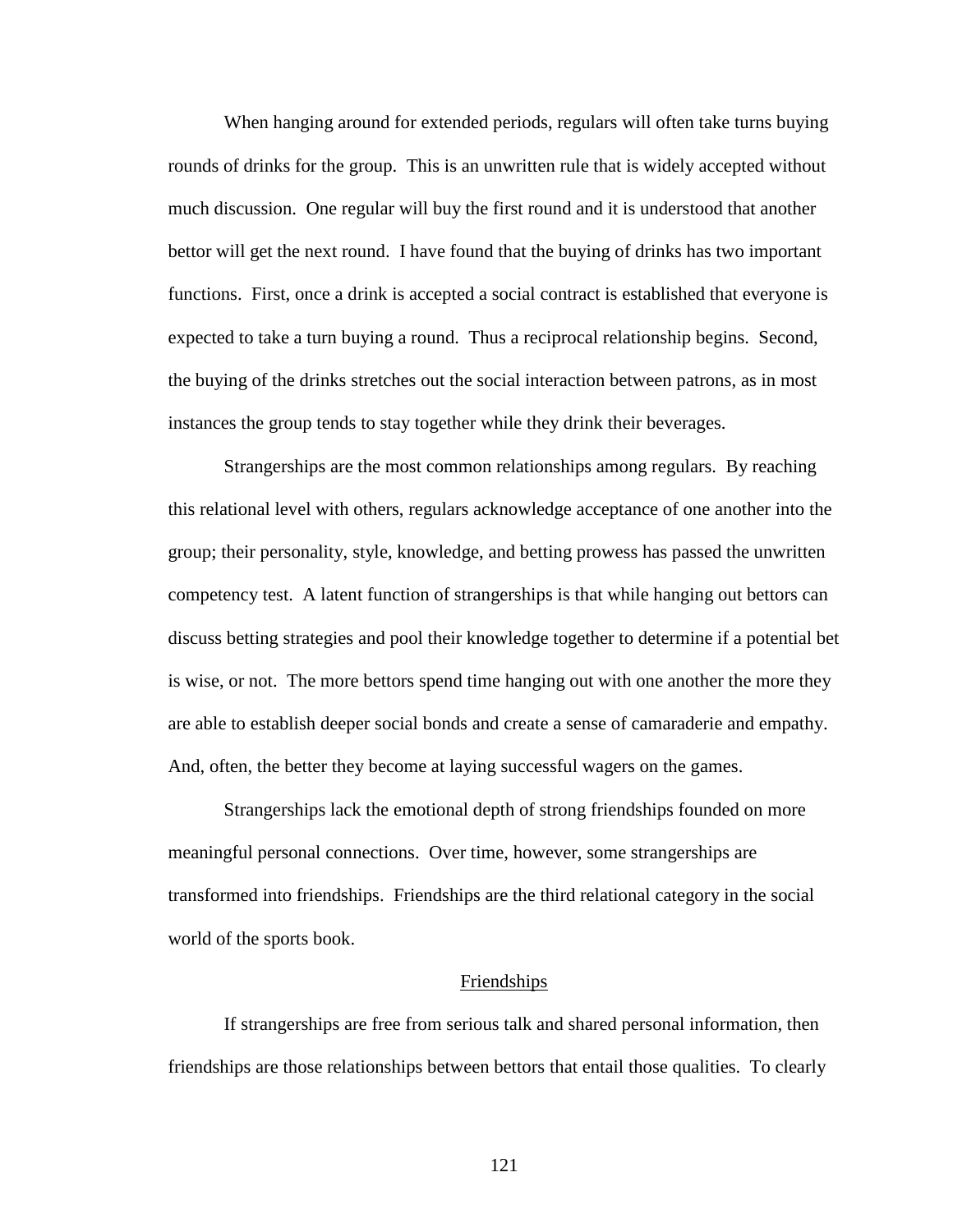When hanging around for extended periods, regulars will often take turns buying rounds of drinks for the group. This is an unwritten rule that is widely accepted without much discussion. One regular will buy the first round and it is understood that another bettor will get the next round. I have found that the buying of drinks has two important functions. First, once a drink is accepted a social contract is established that everyone is expected to take a turn buying a round. Thus a reciprocal relationship begins. Second, the buying of the drinks stretches out the social interaction between patrons, as in most instances the group tends to stay together while they drink their beverages.

Strangerships are the most common relationships among regulars. By reaching this relational level with others, regulars acknowledge acceptance of one another into the group; their personality, style, knowledge, and betting prowess has passed the unwritten competency test. A latent function of strangerships is that while hanging out bettors can discuss betting strategies and pool their knowledge together to determine if a potential bet is wise, or not. The more bettors spend time hanging out with one another the more they are able to establish deeper social bonds and create a sense of camaraderie and empathy. And, often, the better they become at laying successful wagers on the games.

Strangerships lack the emotional depth of strong friendships founded on more meaningful personal connections. Over time, however, some strangerships are transformed into friendships. Friendships are the third relational category in the social world of the sports book.

### Friendships

If strangerships are free from serious talk and shared personal information, then friendships are those relationships between bettors that entail those qualities. To clearly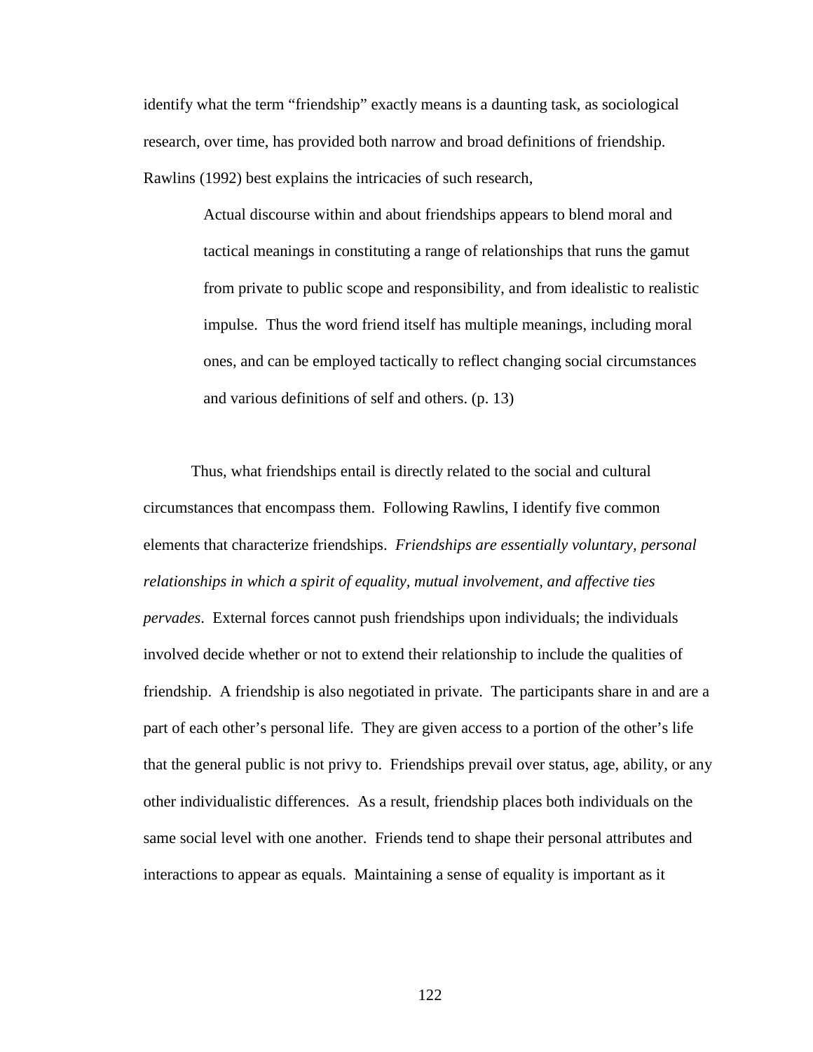identify what the term "friendship" exactly means is a daunting task, as sociological research, over time, has provided both narrow and broad definitions of friendship. Rawlins (1992) best explains the intricacies of such research,

> Actual discourse within and about friendships appears to blend moral and tactical meanings in constituting a range of relationships that runs the gamut from private to public scope and responsibility, and from idealistic to realistic impulse. Thus the word friend itself has multiple meanings, including moral ones, and can be employed tactically to reflect changing social circumstances and various definitions of self and others. (p. 13)

Thus, what friendships entail is directly related to the social and cultural circumstances that encompass them. Following Rawlins, I identify five common elements that characterize friendships. *Friendships are essentially voluntary, personal relationships in which a spirit of equality, mutual involvement, and affective ties pervades*. External forces cannot push friendships upon individuals; the individuals involved decide whether or not to extend their relationship to include the qualities of friendship. A friendship is also negotiated in private. The participants share in and are a part of each other's personal life. They are given access to a portion of the other's life that the general public is not privy to. Friendships prevail over status, age, ability, or any other individualistic differences. As a result, friendship places both individuals on the same social level with one another. Friends tend to shape their personal attributes and interactions to appear as equals. Maintaining a sense of equality is important as it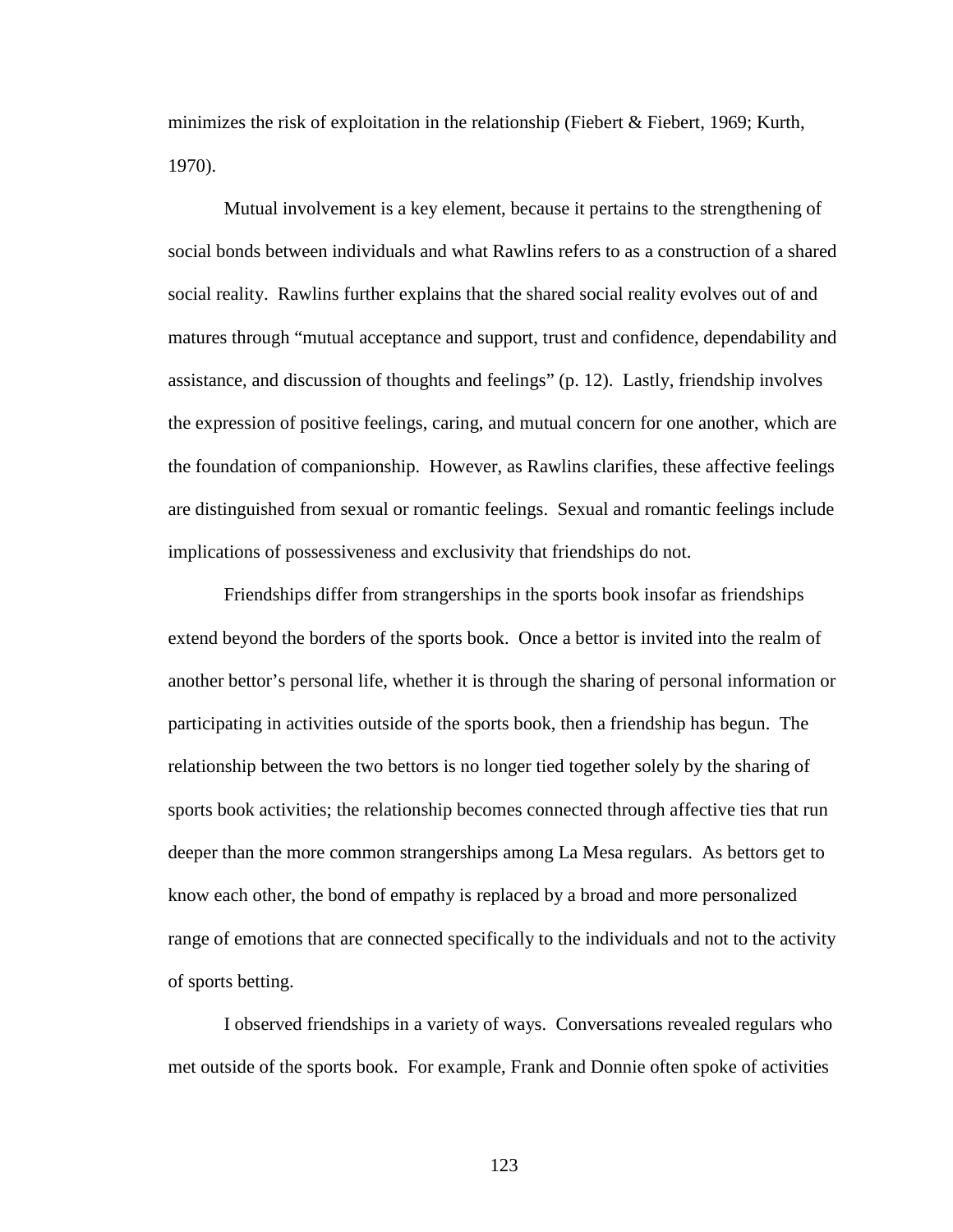minimizes the risk of exploitation in the relationship (Fiebert & Fiebert, 1969; Kurth, 1970).

Mutual involvement is a key element, because it pertains to the strengthening of social bonds between individuals and what Rawlins refers to as a construction of a shared social reality. Rawlins further explains that the shared social reality evolves out of and matures through "mutual acceptance and support, trust and confidence, dependability and assistance, and discussion of thoughts and feelings" (p. 12). Lastly, friendship involves the expression of positive feelings, caring, and mutual concern for one another, which are the foundation of companionship. However, as Rawlins clarifies, these affective feelings are distinguished from sexual or romantic feelings. Sexual and romantic feelings include implications of possessiveness and exclusivity that friendships do not.

Friendships differ from strangerships in the sports book insofar as friendships extend beyond the borders of the sports book. Once a bettor is invited into the realm of another bettor's personal life, whether it is through the sharing of personal information or participating in activities outside of the sports book, then a friendship has begun. The relationship between the two bettors is no longer tied together solely by the sharing of sports book activities; the relationship becomes connected through affective ties that run deeper than the more common strangerships among La Mesa regulars. As bettors get to know each other, the bond of empathy is replaced by a broad and more personalized range of emotions that are connected specifically to the individuals and not to the activity of sports betting.

I observed friendships in a variety of ways. Conversations revealed regulars who met outside of the sports book. For example, Frank and Donnie often spoke of activities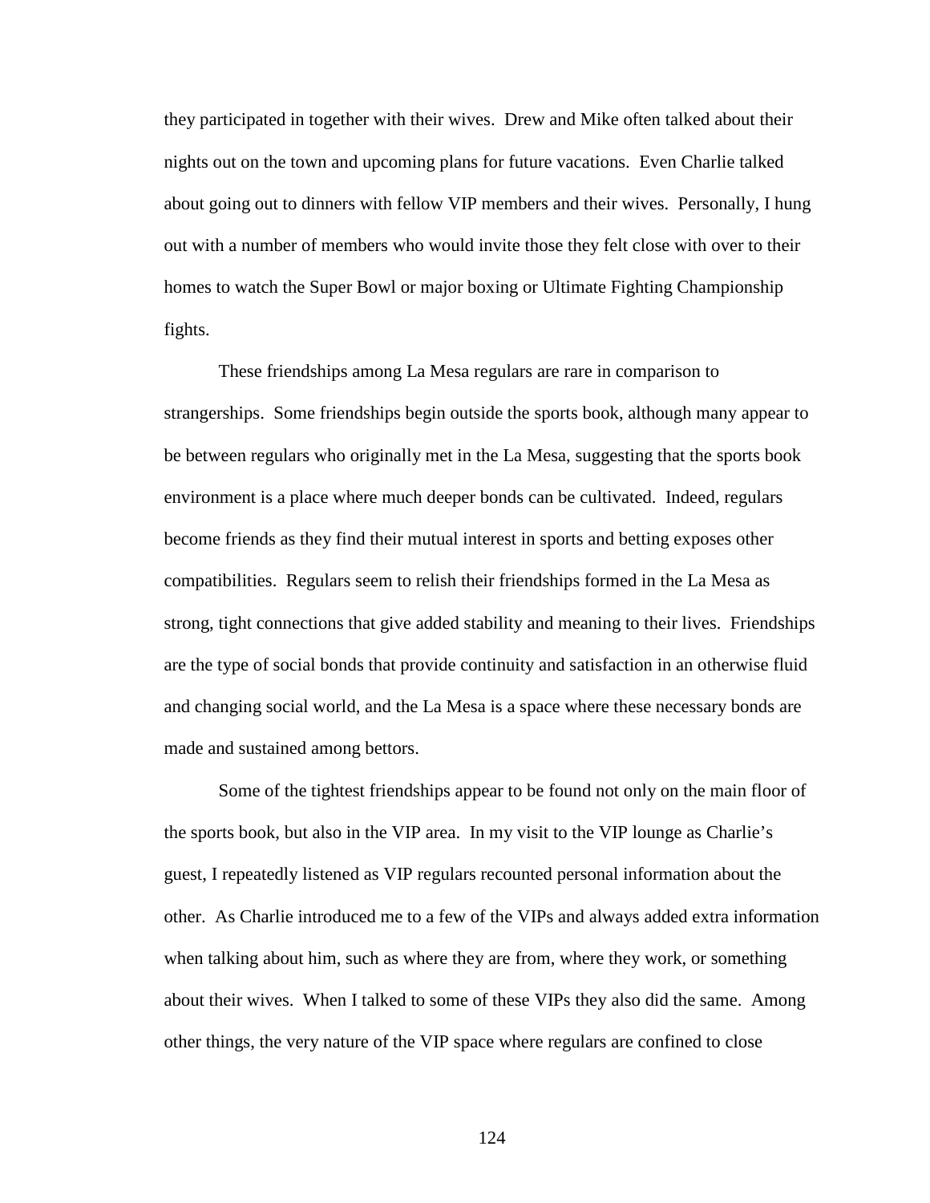they participated in together with their wives. Drew and Mike often talked about their nights out on the town and upcoming plans for future vacations. Even Charlie talked about going out to dinners with fellow VIP members and their wives. Personally, I hung out with a number of members who would invite those they felt close with over to their homes to watch the Super Bowl or major boxing or Ultimate Fighting Championship fights.

These friendships among La Mesa regulars are rare in comparison to strangerships. Some friendships begin outside the sports book, although many appear to be between regulars who originally met in the La Mesa, suggesting that the sports book environment is a place where much deeper bonds can be cultivated. Indeed, regulars become friends as they find their mutual interest in sports and betting exposes other compatibilities. Regulars seem to relish their friendships formed in the La Mesa as strong, tight connections that give added stability and meaning to their lives. Friendships are the type of social bonds that provide continuity and satisfaction in an otherwise fluid and changing social world, and the La Mesa is a space where these necessary bonds are made and sustained among bettors.

Some of the tightest friendships appear to be found not only on the main floor of the sports book, but also in the VIP area. In my visit to the VIP lounge as Charlie's guest, I repeatedly listened as VIP regulars recounted personal information about the other. As Charlie introduced me to a few of the VIPs and always added extra information when talking about him, such as where they are from, where they work, or something about their wives. When I talked to some of these VIPs they also did the same. Among other things, the very nature of the VIP space where regulars are confined to close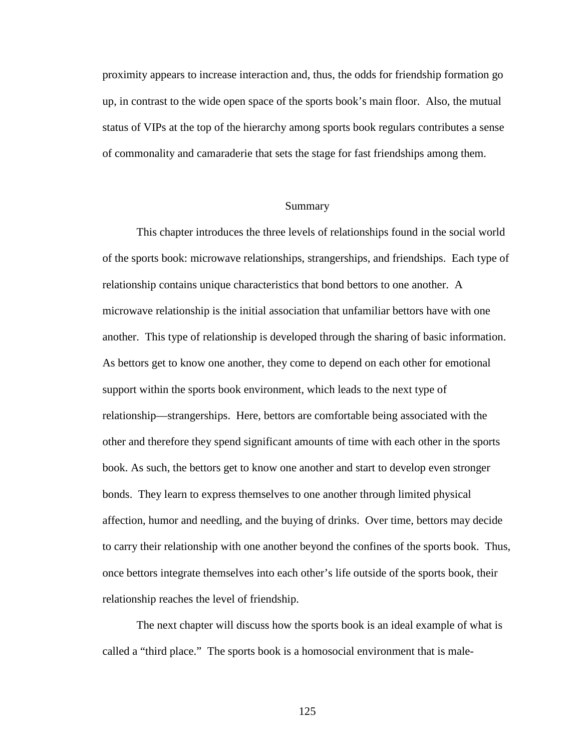proximity appears to increase interaction and, thus, the odds for friendship formation go up, in contrast to the wide open space of the sports book's main floor. Also, the mutual status of VIPs at the top of the hierarchy among sports book regulars contributes a sense of commonality and camaraderie that sets the stage for fast friendships among them.

## Summary

This chapter introduces the three levels of relationships found in the social world of the sports book: microwave relationships, strangerships, and friendships. Each type of relationship contains unique characteristics that bond bettors to one another. A microwave relationship is the initial association that unfamiliar bettors have with one another. This type of relationship is developed through the sharing of basic information. As bettors get to know one another, they come to depend on each other for emotional support within the sports book environment, which leads to the next type of relationship—strangerships. Here, bettors are comfortable being associated with the other and therefore they spend significant amounts of time with each other in the sports book. As such, the bettors get to know one another and start to develop even stronger bonds. They learn to express themselves to one another through limited physical affection, humor and needling, and the buying of drinks. Over time, bettors may decide to carry their relationship with one another beyond the confines of the sports book. Thus, once bettors integrate themselves into each other's life outside of the sports book, their relationship reaches the level of friendship.

The next chapter will discuss how the sports book is an ideal example of what is called a "third place." The sports book is a homosocial environment that is male-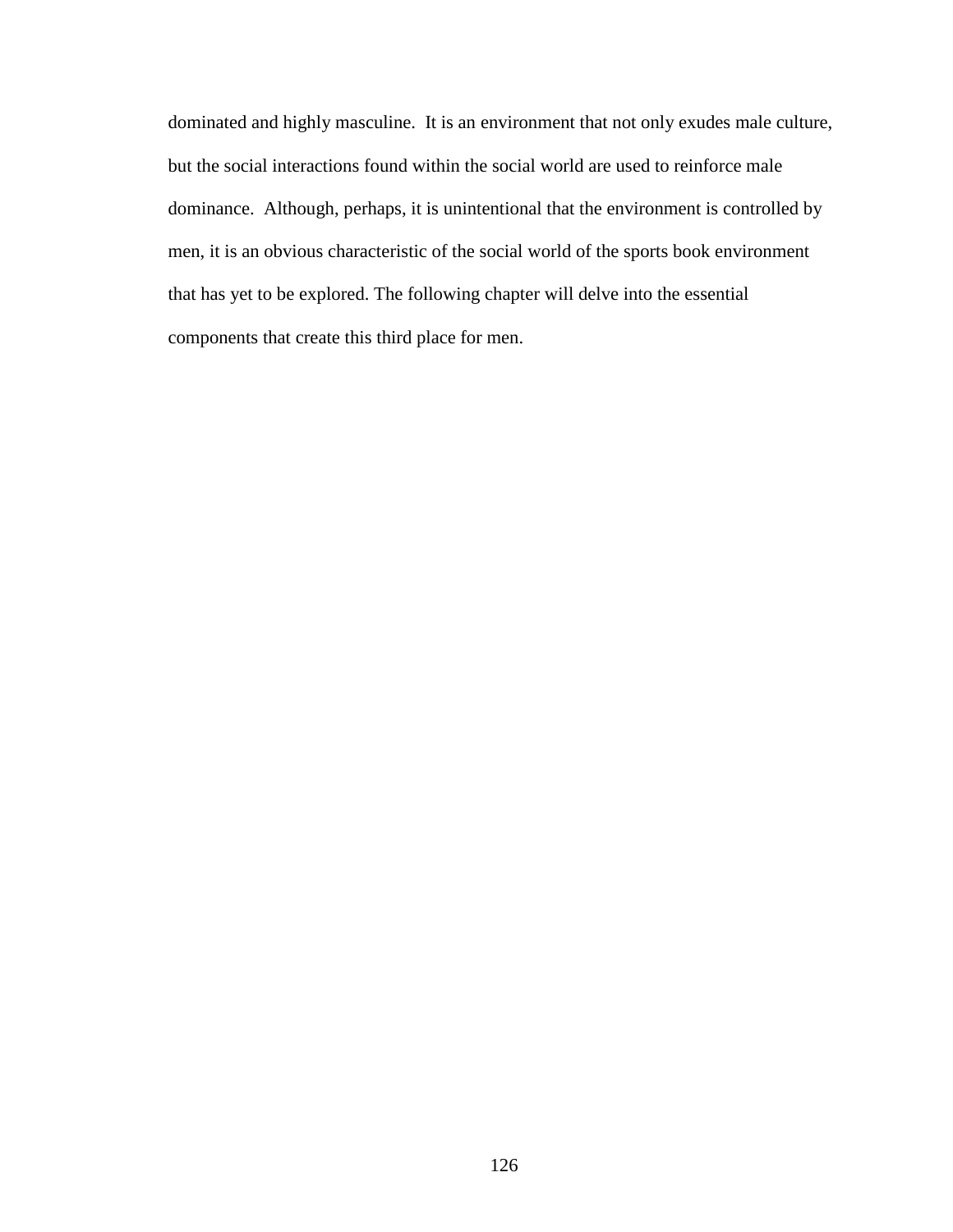dominated and highly masculine. It is an environment that not only exudes male culture, but the social interactions found within the social world are used to reinforce male dominance. Although, perhaps, it is unintentional that the environment is controlled by men, it is an obvious characteristic of the social world of the sports book environment that has yet to be explored. The following chapter will delve into the essential components that create this third place for men.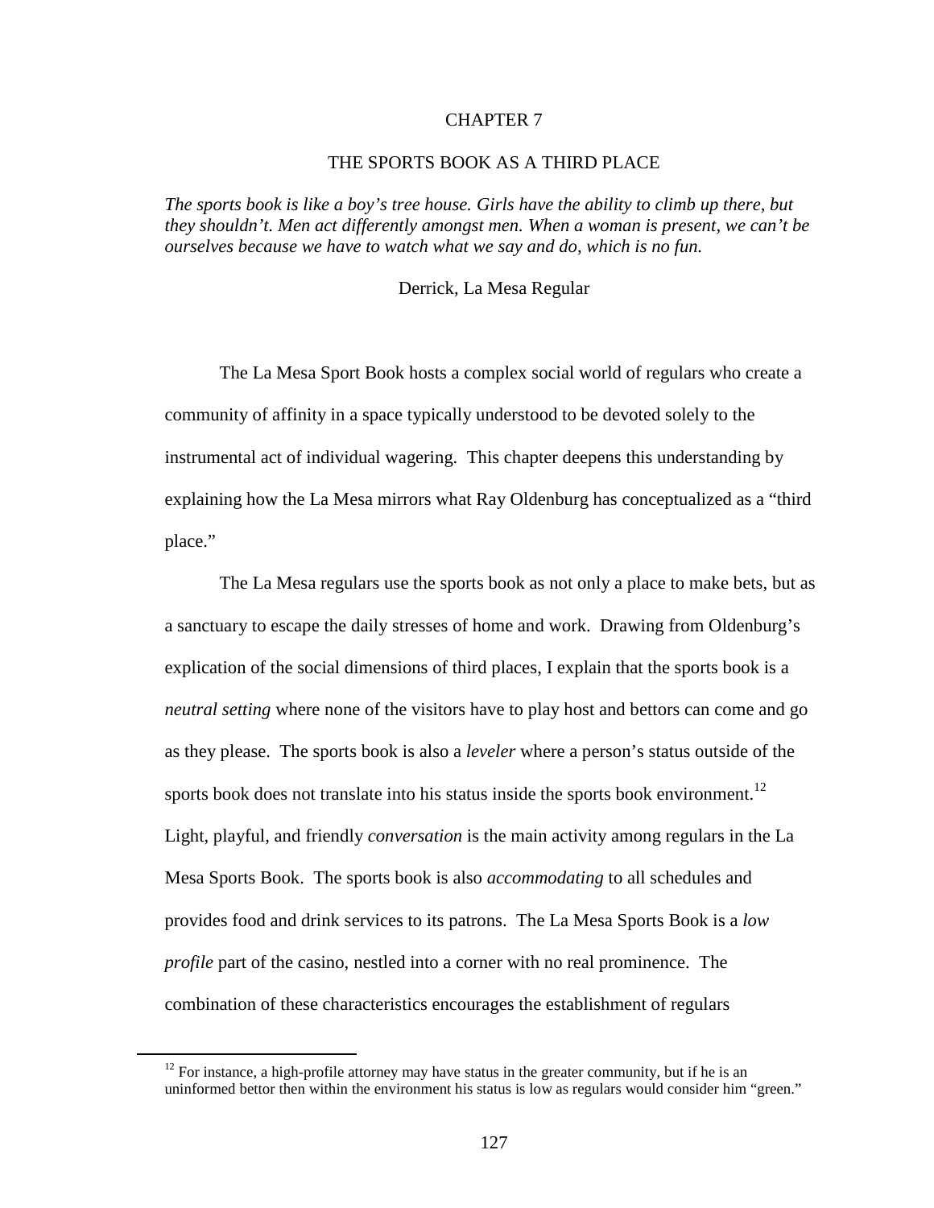# CHAPTER 7

## THE SPORTS BOOK AS A THIRD PLACE

*The sports book is like a boy's tree house. Girls have the ability to climb up there, but they shouldn't. Men act differently amongst men. When a woman is present, we can't be ourselves because we have to watch what we say and do, which is no fun.*

Derrick, La Mesa Regular

The La Mesa Sport Book hosts a complex social world of regulars who create a community of affinity in a space typically understood to be devoted solely to the instrumental act of individual wagering. This chapter deepens this understanding by explaining how the La Mesa mirrors what Ray Oldenburg has conceptualized as a "third place."

The La Mesa regulars use the sports book as not only a place to make bets, but as a sanctuary to escape the daily stresses of home and work. Drawing from Oldenburg's explication of the social dimensions of third places, I explain that the sports book is a *neutral setting* where none of the visitors have to play host and bettors can come and go as they please. The sports book is also a *leveler* where a person's status outside of the sports book does not translate into his status inside the sports book environment.[12] Light, playful, and friendly *conversation* is the main activity among regulars in the La Mesa Sports Book. The sports book is also *accommodating* to all schedules and provides food and drink services to its patrons. The La Mesa Sports Book is a *low profile* part of the casino, nestled into a corner with no real prominence. The combination of these characteristics encourages the establishment of regulars

[12] For instance, a high-profile attorney may have status in the greater community, but if he is an uninformed bettor then within the environment his status is low as regulars would consider him "green."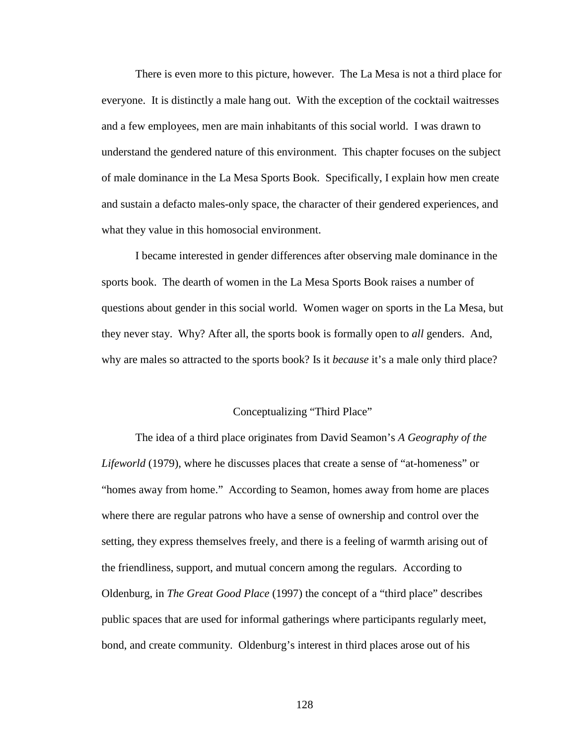There is even more to this picture, however. The La Mesa is not a third place for everyone. It is distinctly a male hang out. With the exception of the cocktail waitresses and a few employees, men are main inhabitants of this social world. I was drawn to understand the gendered nature of this environment. This chapter focuses on the subject of male dominance in the La Mesa Sports Book. Specifically, I explain how men create and sustain a defacto males-only space, the character of their gendered experiences, and what they value in this homosocial environment.

I became interested in gender differences after observing male dominance in the sports book. The dearth of women in the La Mesa Sports Book raises a number of questions about gender in this social world. Women wager on sports in the La Mesa, but they never stay. Why? After all, the sports book is formally open to *all* genders. And, why are males so attracted to the sports book? Is it *because* it's a male only third place?

## Conceptualizing "Third Place"

The idea of a third place originates from David Seamon's *A Geography of the Lifeworld* (1979), where he discusses places that create a sense of "at-homeness" or "homes away from home." According to Seamon, homes away from home are places where there are regular patrons who have a sense of ownership and control over the setting, they express themselves freely, and there is a feeling of warmth arising out of the friendliness, support, and mutual concern among the regulars. According to Oldenburg, in *The Great Good Place* (1997) the concept of a "third place" describes public spaces that are used for informal gatherings where participants regularly meet, bond, and create community. Oldenburg's interest in third places arose out of his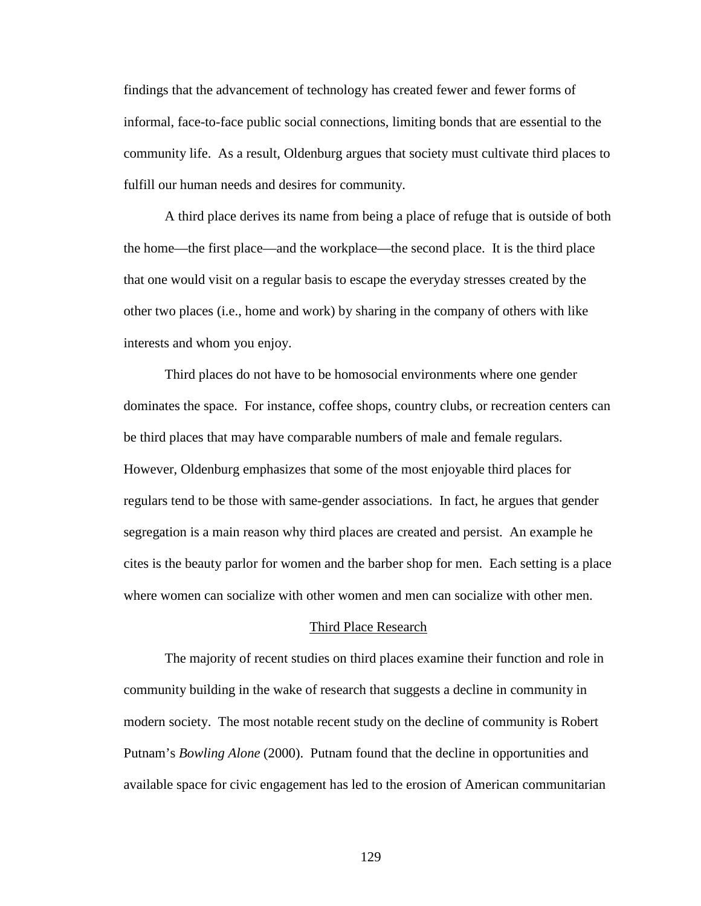findings that the advancement of technology has created fewer and fewer forms of informal, face-to-face public social connections, limiting bonds that are essential to the community life. As a result, Oldenburg argues that society must cultivate third places to fulfill our human needs and desires for community.

A third place derives its name from being a place of refuge that is outside of both the home—the first place—and the workplace—the second place. It is the third place that one would visit on a regular basis to escape the everyday stresses created by the other two places (i.e., home and work) by sharing in the company of others with like interests and whom you enjoy.

Third places do not have to be homosocial environments where one gender dominates the space. For instance, coffee shops, country clubs, or recreation centers can be third places that may have comparable numbers of male and female regulars. However, Oldenburg emphasizes that some of the most enjoyable third places for regulars tend to be those with same-gender associations. In fact, he argues that gender segregation is a main reason why third places are created and persist. An example he cites is the beauty parlor for women and the barber shop for men. Each setting is a place where women can socialize with other women and men can socialize with other men.

## Third Place Research

The majority of recent studies on third places examine their function and role in community building in the wake of research that suggests a decline in community in modern society. The most notable recent study on the decline of community is Robert Putnam's *Bowling Alone* (2000). Putnam found that the decline in opportunities and available space for civic engagement has led to the erosion of American communitarian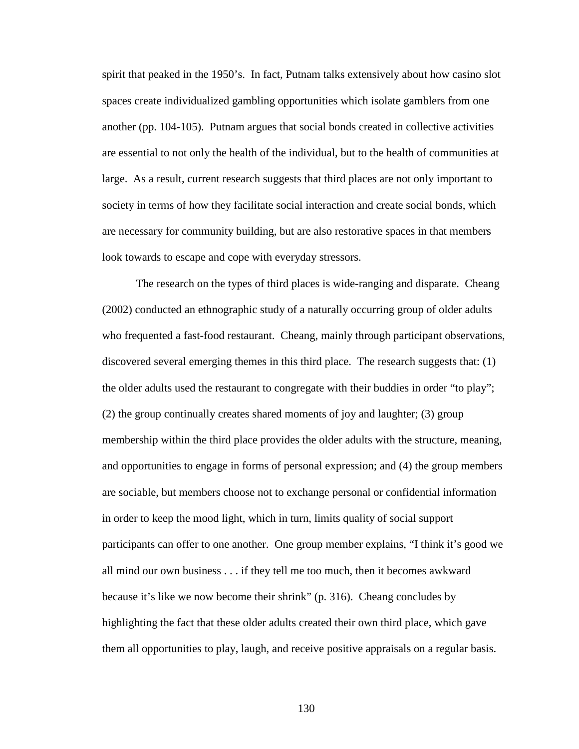spirit that peaked in the 1950's. In fact, Putnam talks extensively about how casino slot spaces create individualized gambling opportunities which isolate gamblers from one another (pp. 104-105). Putnam argues that social bonds created in collective activities are essential to not only the health of the individual, but to the health of communities at large. As a result, current research suggests that third places are not only important to society in terms of how they facilitate social interaction and create social bonds, which are necessary for community building, but are also restorative spaces in that members look towards to escape and cope with everyday stressors.

The research on the types of third places is wide-ranging and disparate. Cheang (2002) conducted an ethnographic study of a naturally occurring group of older adults who frequented a fast-food restaurant. Cheang, mainly through participant observations, discovered several emerging themes in this third place. The research suggests that: (1) the older adults used the restaurant to congregate with their buddies in order "to play"; (2) the group continually creates shared moments of joy and laughter; (3) group membership within the third place provides the older adults with the structure, meaning, and opportunities to engage in forms of personal expression; and (4) the group members are sociable, but members choose not to exchange personal or confidential information in order to keep the mood light, which in turn, limits quality of social support participants can offer to one another. One group member explains, "I think it's good we all mind our own business . . . if they tell me too much, then it becomes awkward because it's like we now become their shrink" (p. 316). Cheang concludes by highlighting the fact that these older adults created their own third place, which gave them all opportunities to play, laugh, and receive positive appraisals on a regular basis.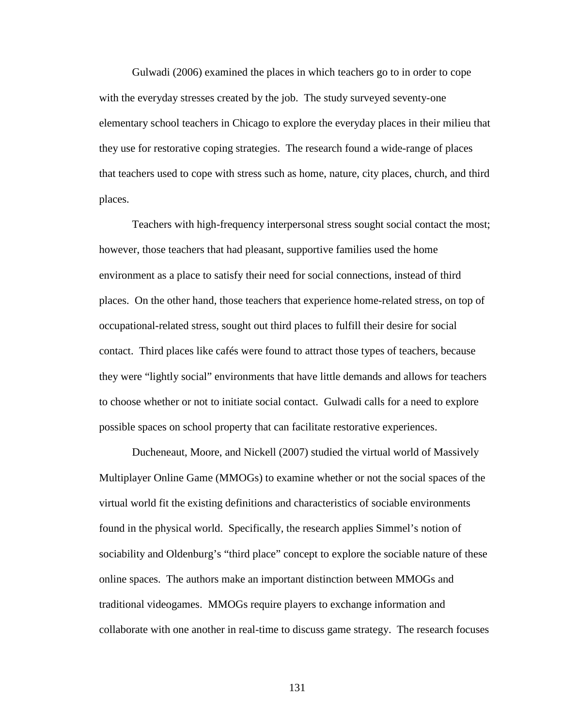Gulwadi (2006) examined the places in which teachers go to in order to cope with the everyday stresses created by the job. The study surveyed seventy-one elementary school teachers in Chicago to explore the everyday places in their milieu that they use for restorative coping strategies. The research found a wide-range of places that teachers used to cope with stress such as home, nature, city places, church, and third places.

Teachers with high-frequency interpersonal stress sought social contact the most; however, those teachers that had pleasant, supportive families used the home environment as a place to satisfy their need for social connections, instead of third places. On the other hand, those teachers that experience home-related stress, on top of occupational-related stress, sought out third places to fulfill their desire for social contact. Third places like cafés were found to attract those types of teachers, because they were "lightly social" environments that have little demands and allows for teachers to choose whether or not to initiate social contact. Gulwadi calls for a need to explore possible spaces on school property that can facilitate restorative experiences.

Ducheneaut, Moore, and Nickell (2007) studied the virtual world of Massively Multiplayer Online Game (MMOGs) to examine whether or not the social spaces of the virtual world fit the existing definitions and characteristics of sociable environments found in the physical world. Specifically, the research applies Simmel's notion of sociability and Oldenburg's "third place" concept to explore the sociable nature of these online spaces. The authors make an important distinction between MMOGs and traditional videogames. MMOGs require players to exchange information and collaborate with one another in real-time to discuss game strategy. The research focuses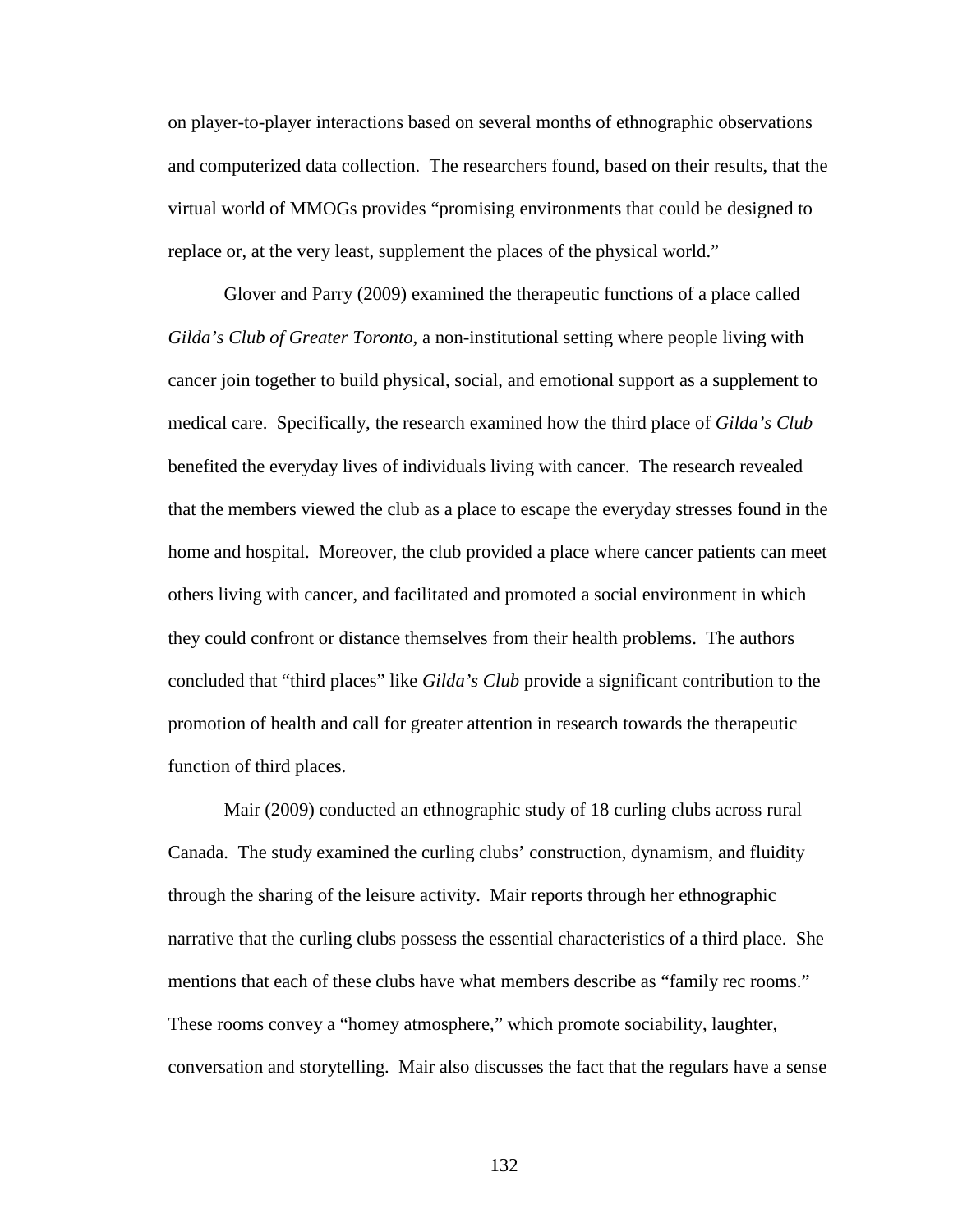on player-to-player interactions based on several months of ethnographic observations and computerized data collection. The researchers found, based on their results, that the virtual world of MMOGs provides "promising environments that could be designed to replace or, at the very least, supplement the places of the physical world."

Glover and Parry (2009) examined the therapeutic functions of a place called *Gilda's Club of Greater Toronto*, a non-institutional setting where people living with cancer join together to build physical, social, and emotional support as a supplement to medical care. Specifically, the research examined how the third place of *Gilda's Club* benefited the everyday lives of individuals living with cancer. The research revealed that the members viewed the club as a place to escape the everyday stresses found in the home and hospital. Moreover, the club provided a place where cancer patients can meet others living with cancer, and facilitated and promoted a social environment in which they could confront or distance themselves from their health problems. The authors concluded that "third places" like *Gilda's Club* provide a significant contribution to the promotion of health and call for greater attention in research towards the therapeutic function of third places.

Mair (2009) conducted an ethnographic study of 18 curling clubs across rural Canada. The study examined the curling clubs' construction, dynamism, and fluidity through the sharing of the leisure activity. Mair reports through her ethnographic narrative that the curling clubs possess the essential characteristics of a third place. She mentions that each of these clubs have what members describe as "family rec rooms." These rooms convey a "homey atmosphere," which promote sociability, laughter, conversation and storytelling. Mair also discusses the fact that the regulars have a sense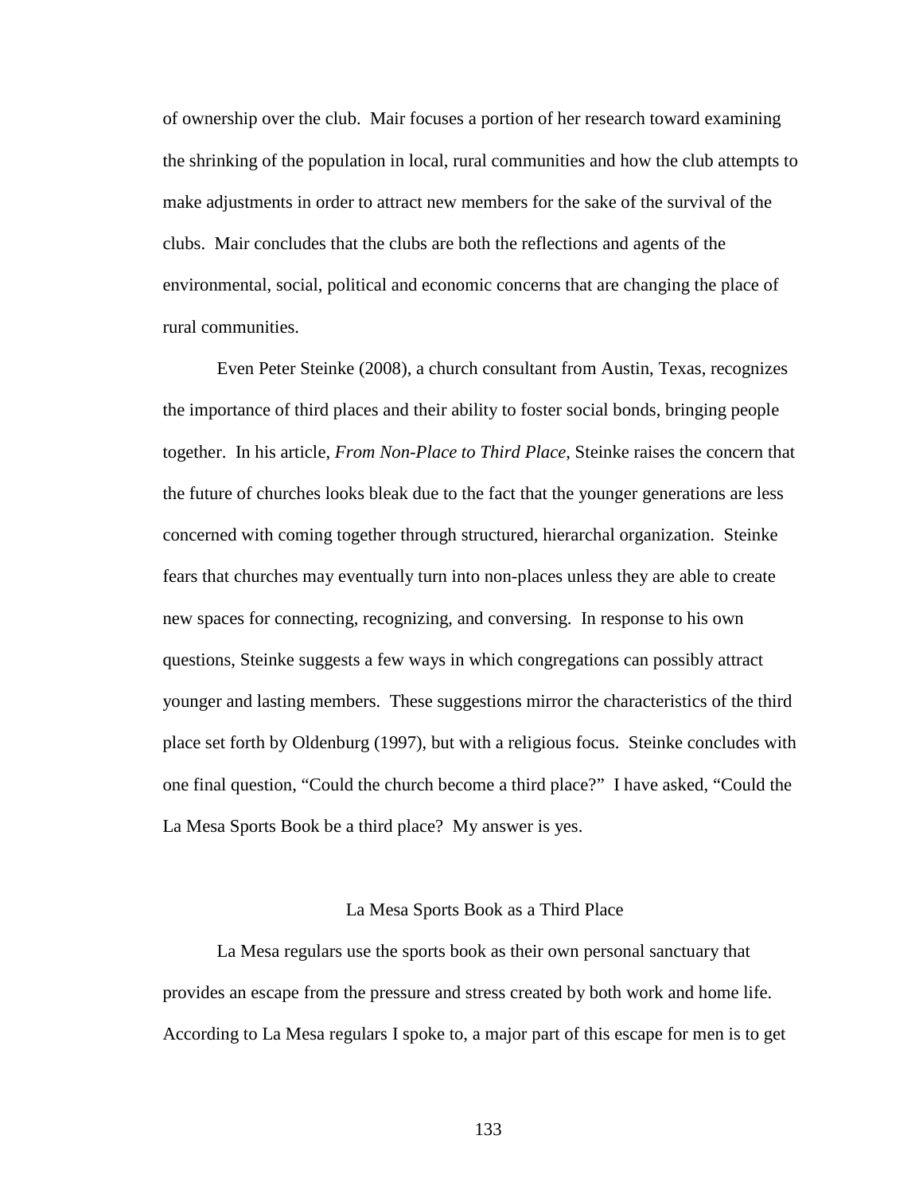of ownership over the club. Mair focuses a portion of her research toward examining the shrinking of the population in local, rural communities and how the club attempts to make adjustments in order to attract new members for the sake of the survival of the clubs. Mair concludes that the clubs are both the reflections and agents of the environmental, social, political and economic concerns that are changing the place of rural communities.

Even Peter Steinke (2008), a church consultant from Austin, Texas, recognizes the importance of third places and their ability to foster social bonds, bringing people together. In his article, *From Non-Place to Third Place*, Steinke raises the concern that the future of churches looks bleak due to the fact that the younger generations are less concerned with coming together through structured, hierarchal organization. Steinke fears that churches may eventually turn into non-places unless they are able to create new spaces for connecting, recognizing, and conversing. In response to his own questions, Steinke suggests a few ways in which congregations can possibly attract younger and lasting members. These suggestions mirror the characteristics of the third place set forth by Oldenburg (1997), but with a religious focus. Steinke concludes with one final question, "Could the church become a third place?" I have asked, "Could the La Mesa Sports Book be a third place? My answer is yes.

## La Mesa Sports Book as a Third Place

La Mesa regulars use the sports book as their own personal sanctuary that provides an escape from the pressure and stress created by both work and home life. According to La Mesa regulars I spoke to, a major part of this escape for men is to get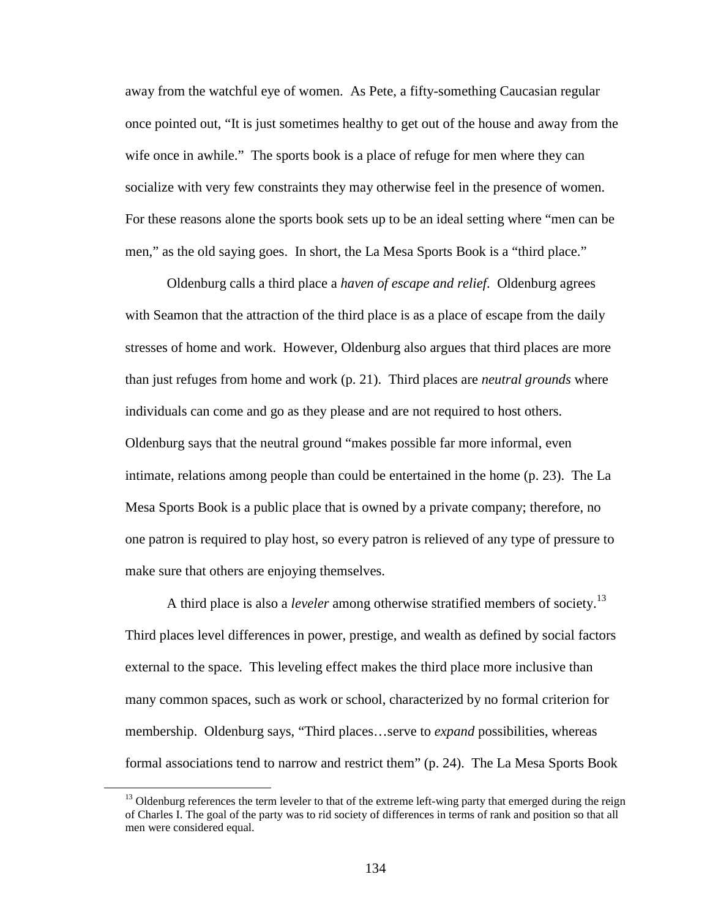away from the watchful eye of women. As Pete, a fifty-something Caucasian regular once pointed out, "It is just sometimes healthy to get out of the house and away from the wife once in awhile." The sports book is a place of refuge for men where they can socialize with very few constraints they may otherwise feel in the presence of women. For these reasons alone the sports book sets up to be an ideal setting where "men can be men," as the old saying goes. In short, the La Mesa Sports Book is a "third place."

Oldenburg calls a third place a *haven of escape and relief*. Oldenburg agrees with Seamon that the attraction of the third place is as a place of escape from the daily stresses of home and work. However, Oldenburg also argues that third places are more than just refuges from home and work (p. 21). Third places are *neutral grounds* where individuals can come and go as they please and are not required to host others. Oldenburg says that the neutral ground "makes possible far more informal, even intimate, relations among people than could be entertained in the home (p. 23). The La Mesa Sports Book is a public place that is owned by a private company; therefore, no one patron is required to play host, so every patron is relieved of any type of pressure to make sure that others are enjoying themselves.

A third place is also a *leveler* among otherwise stratified members of society.[13] Third places level differences in power, prestige, and wealth as defined by social factors external to the space. This leveling effect makes the third place more inclusive than many common spaces, such as work or school, characterized by no formal criterion for membership. Oldenburg says, "Third places…serve to *expand* possibilities, whereas formal associations tend to narrow and restrict them" (p. 24). The La Mesa Sports Book

[13] Oldenburg references the term leveler to that of the extreme left-wing party that emerged during the reign of Charles I. The goal of the party was to rid society of differences in terms of rank and position so that all men were considered equal.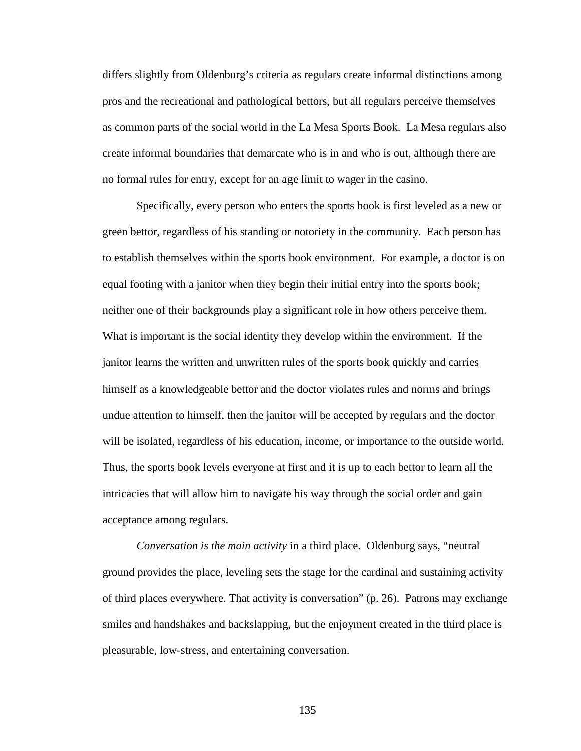differs slightly from Oldenburg's criteria as regulars create informal distinctions among pros and the recreational and pathological bettors, but all regulars perceive themselves as common parts of the social world in the La Mesa Sports Book. La Mesa regulars also create informal boundaries that demarcate who is in and who is out, although there are no formal rules for entry, except for an age limit to wager in the casino.

Specifically, every person who enters the sports book is first leveled as a new or green bettor, regardless of his standing or notoriety in the community. Each person has to establish themselves within the sports book environment. For example, a doctor is on equal footing with a janitor when they begin their initial entry into the sports book; neither one of their backgrounds play a significant role in how others perceive them. What is important is the social identity they develop within the environment. If the janitor learns the written and unwritten rules of the sports book quickly and carries himself as a knowledgeable bettor and the doctor violates rules and norms and brings undue attention to himself, then the janitor will be accepted by regulars and the doctor will be isolated, regardless of his education, income, or importance to the outside world. Thus, the sports book levels everyone at first and it is up to each bettor to learn all the intricacies that will allow him to navigate his way through the social order and gain acceptance among regulars.

*Conversation is the main activity* in a third place. Oldenburg says, "neutral ground provides the place, leveling sets the stage for the cardinal and sustaining activity of third places everywhere. That activity is conversation" (p. 26). Patrons may exchange smiles and handshakes and backslapping, but the enjoyment created in the third place is pleasurable, low-stress, and entertaining conversation.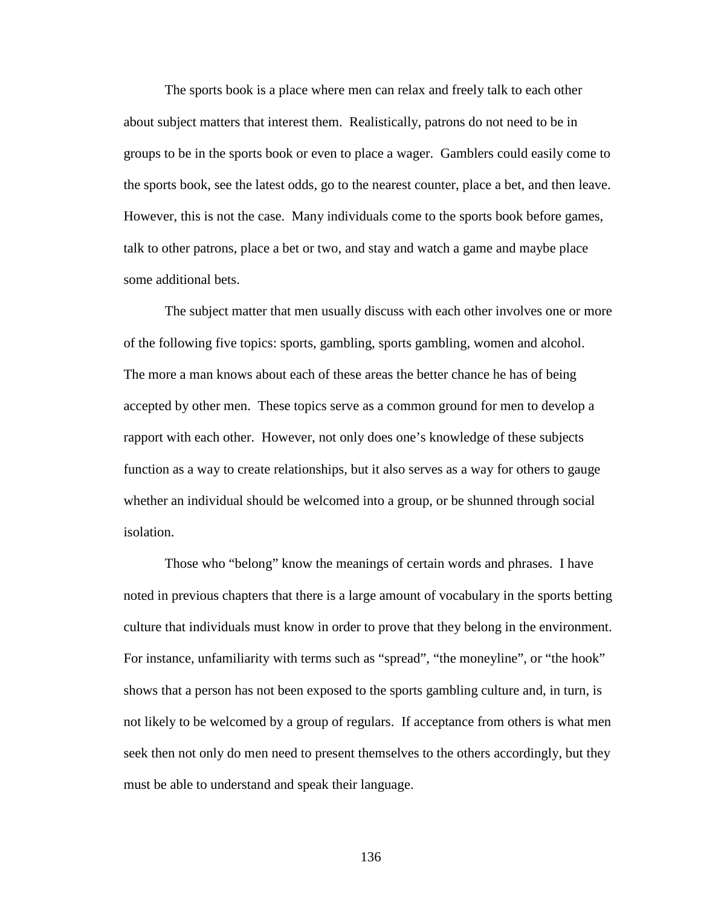The sports book is a place where men can relax and freely talk to each other about subject matters that interest them. Realistically, patrons do not need to be in groups to be in the sports book or even to place a wager. Gamblers could easily come to the sports book, see the latest odds, go to the nearest counter, place a bet, and then leave. However, this is not the case. Many individuals come to the sports book before games, talk to other patrons, place a bet or two, and stay and watch a game and maybe place some additional bets.

The subject matter that men usually discuss with each other involves one or more of the following five topics: sports, gambling, sports gambling, women and alcohol. The more a man knows about each of these areas the better chance he has of being accepted by other men. These topics serve as a common ground for men to develop a rapport with each other. However, not only does one's knowledge of these subjects function as a way to create relationships, but it also serves as a way for others to gauge whether an individual should be welcomed into a group, or be shunned through social isolation.

Those who "belong" know the meanings of certain words and phrases. I have noted in previous chapters that there is a large amount of vocabulary in the sports betting culture that individuals must know in order to prove that they belong in the environment. For instance, unfamiliarity with terms such as "spread", "the moneyline", or "the hook" shows that a person has not been exposed to the sports gambling culture and, in turn, is not likely to be welcomed by a group of regulars. If acceptance from others is what men seek then not only do men need to present themselves to the others accordingly, but they must be able to understand and speak their language.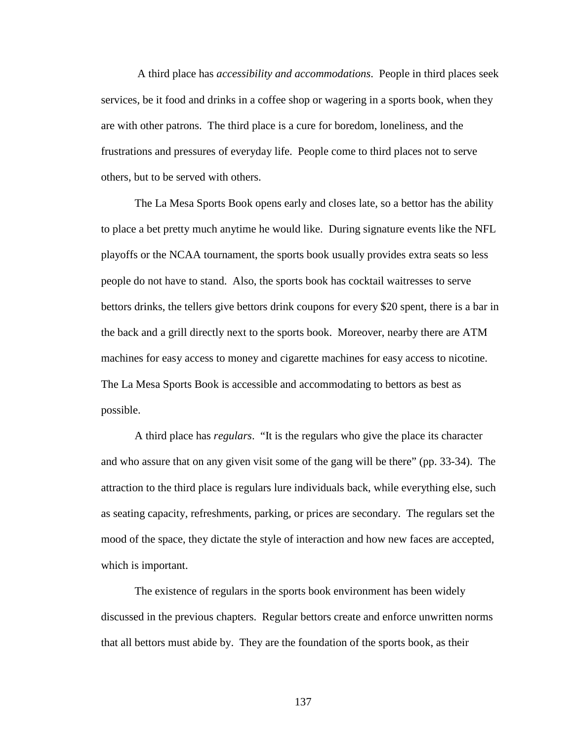A third place has *accessibility and accommodations*. People in third places seek services, be it food and drinks in a coffee shop or wagering in a sports book, when they are with other patrons. The third place is a cure for boredom, loneliness, and the frustrations and pressures of everyday life. People come to third places not to serve others, but to be served with others.

The La Mesa Sports Book opens early and closes late, so a bettor has the ability to place a bet pretty much anytime he would like. During signature events like the NFL playoffs or the NCAA tournament, the sports book usually provides extra seats so less people do not have to stand. Also, the sports book has cocktail waitresses to serve bettors drinks, the tellers give bettors drink coupons for every $20 spent, there is a bar in the back and a grill directly next to the sports book. Moreover, nearby there are ATM machines for easy access to money and cigarette machines for easy access to nicotine. The La Mesa Sports Book is accessible and accommodating to bettors as best as possible.

A third place has *regulars*. "It is the regulars who give the place its character and who assure that on any given visit some of the gang will be there" (pp. 33-34). The attraction to the third place is regulars lure individuals back, while everything else, such as seating capacity, refreshments, parking, or prices are secondary. The regulars set the mood of the space, they dictate the style of interaction and how new faces are accepted, which is important.

The existence of regulars in the sports book environment has been widely discussed in the previous chapters. Regular bettors create and enforce unwritten norms that all bettors must abide by. They are the foundation of the sports book, as their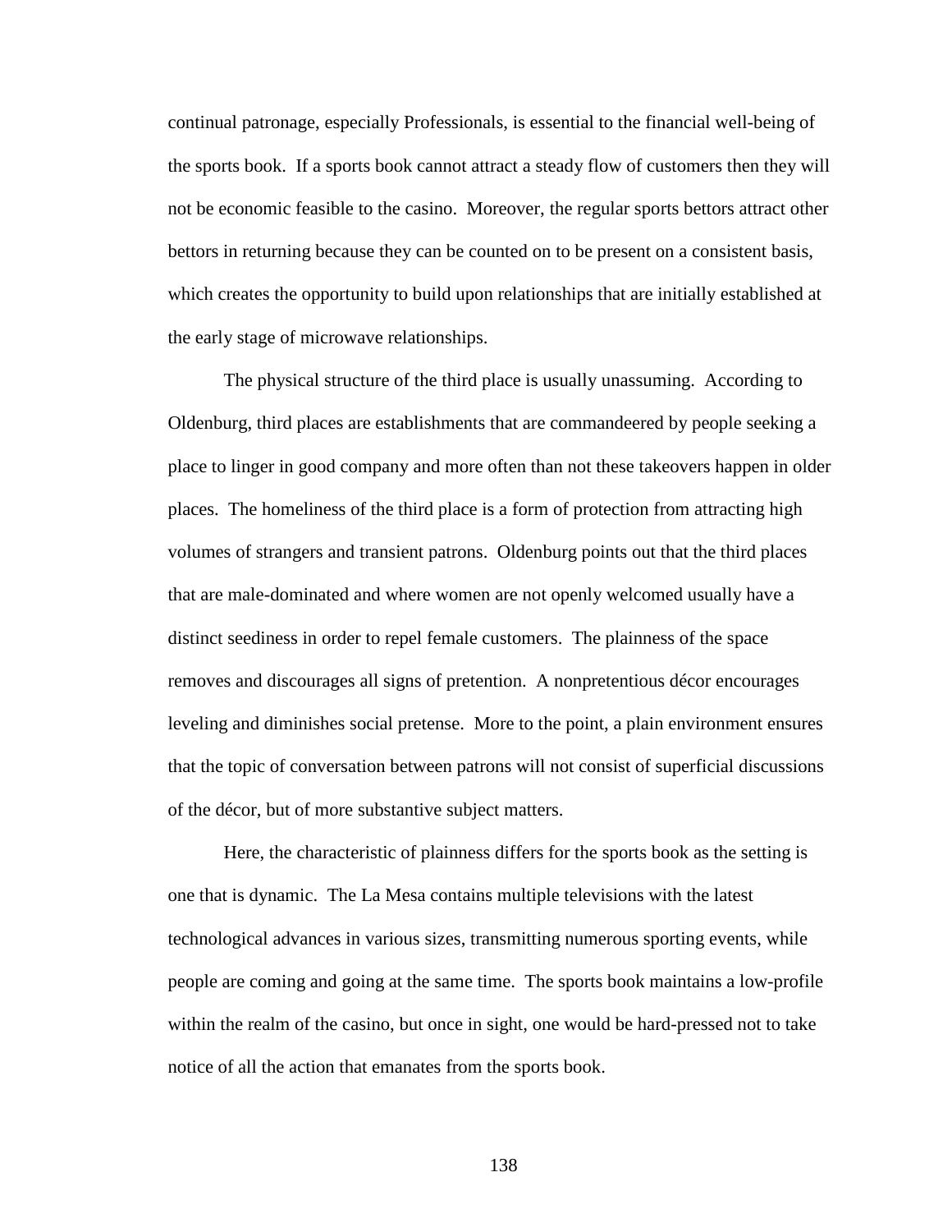continual patronage, especially Professionals, is essential to the financial well-being of the sports book. If a sports book cannot attract a steady flow of customers then they will not be economic feasible to the casino. Moreover, the regular sports bettors attract other bettors in returning because they can be counted on to be present on a consistent basis, which creates the opportunity to build upon relationships that are initially established at the early stage of microwave relationships.

The physical structure of the third place is usually unassuming. According to Oldenburg, third places are establishments that are commandeered by people seeking a place to linger in good company and more often than not these takeovers happen in older places. The homeliness of the third place is a form of protection from attracting high volumes of strangers and transient patrons. Oldenburg points out that the third places that are male-dominated and where women are not openly welcomed usually have a distinct seediness in order to repel female customers. The plainness of the space removes and discourages all signs of pretention. A nonpretentious décor encourages leveling and diminishes social pretense. More to the point, a plain environment ensures that the topic of conversation between patrons will not consist of superficial discussions of the décor, but of more substantive subject matters.

Here, the characteristic of plainness differs for the sports book as the setting is one that is dynamic. The La Mesa contains multiple televisions with the latest technological advances in various sizes, transmitting numerous sporting events, while people are coming and going at the same time. The sports book maintains a low-profile within the realm of the casino, but once in sight, one would be hard-pressed not to take notice of all the action that emanates from the sports book.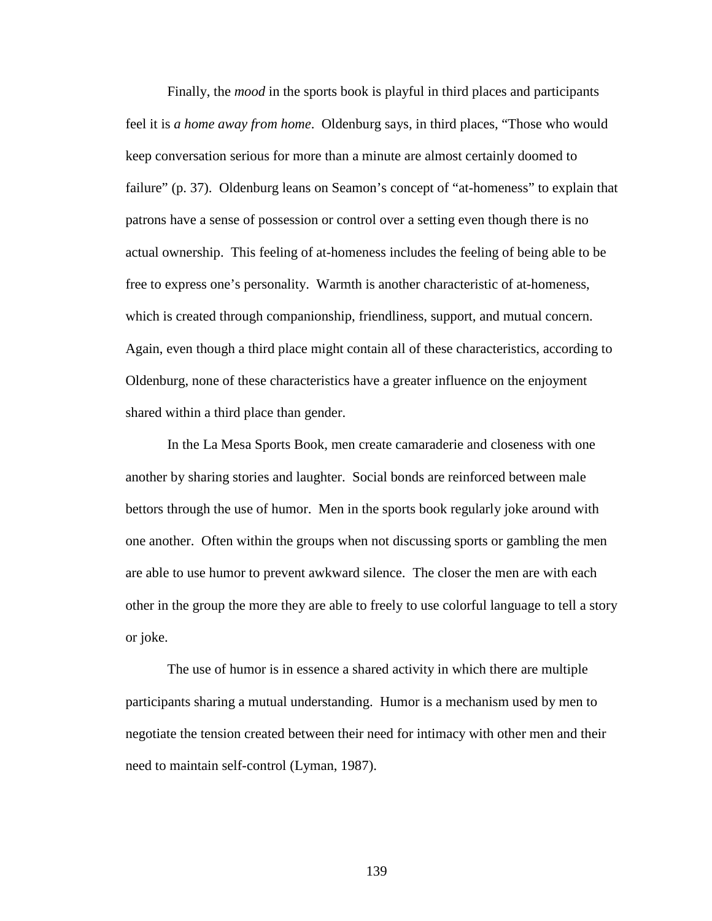Finally, the *mood* in the sports book is playful in third places and participants feel it is *a home away from home*. Oldenburg says, in third places, "Those who would keep conversation serious for more than a minute are almost certainly doomed to failure" (p. 37). Oldenburg leans on Seamon's concept of "at-homeness" to explain that patrons have a sense of possession or control over a setting even though there is no actual ownership. This feeling of at-homeness includes the feeling of being able to be free to express one's personality. Warmth is another characteristic of at-homeness, which is created through companionship, friendliness, support, and mutual concern. Again, even though a third place might contain all of these characteristics, according to Oldenburg, none of these characteristics have a greater influence on the enjoyment shared within a third place than gender.

In the La Mesa Sports Book, men create camaraderie and closeness with one another by sharing stories and laughter. Social bonds are reinforced between male bettors through the use of humor. Men in the sports book regularly joke around with one another. Often within the groups when not discussing sports or gambling the men are able to use humor to prevent awkward silence. The closer the men are with each other in the group the more they are able to freely to use colorful language to tell a story or joke.

The use of humor is in essence a shared activity in which there are multiple participants sharing a mutual understanding. Humor is a mechanism used by men to negotiate the tension created between their need for intimacy with other men and their need to maintain self-control (Lyman, 1987).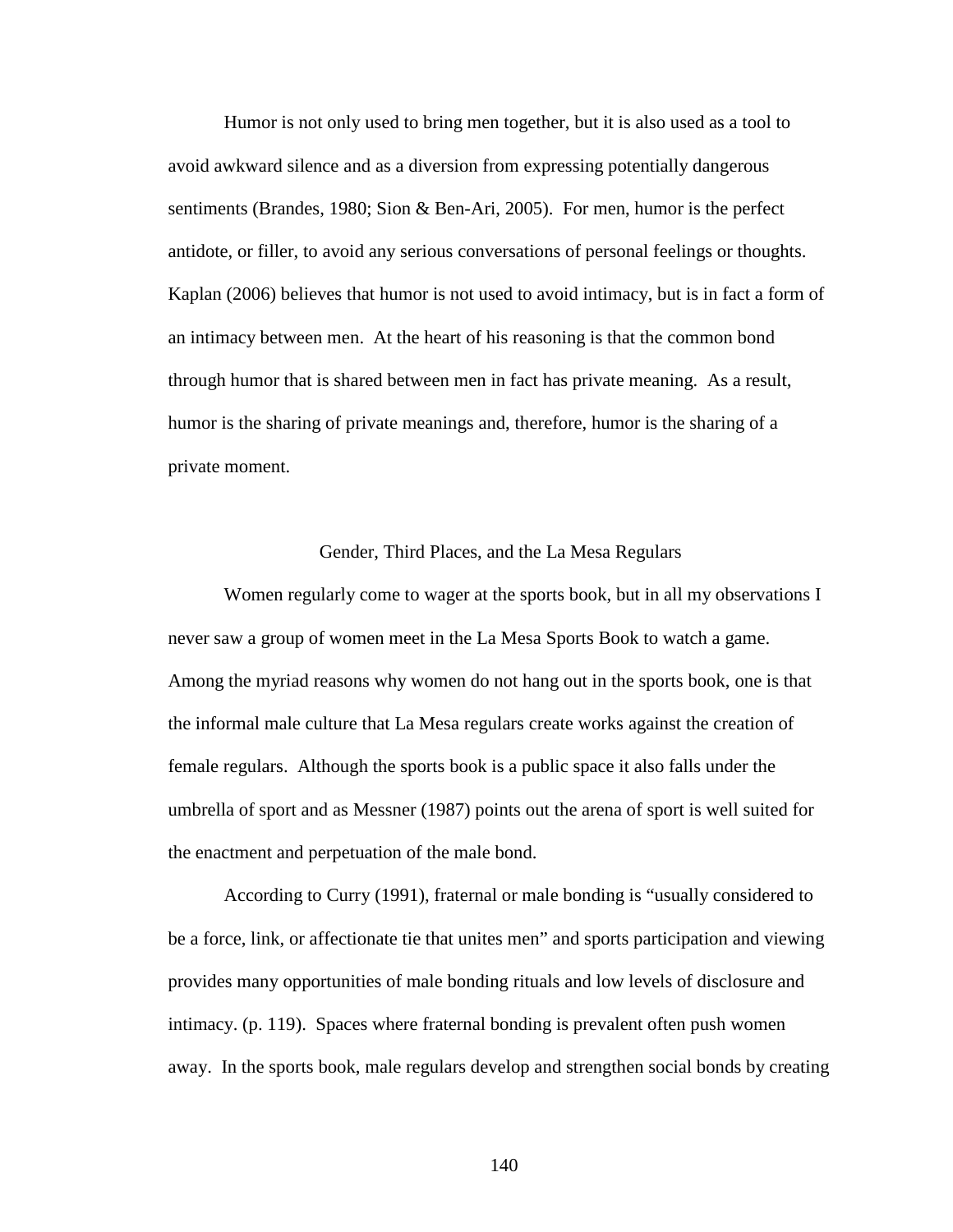Humor is not only used to bring men together, but it is also used as a tool to avoid awkward silence and as a diversion from expressing potentially dangerous sentiments (Brandes, 1980; Sion & Ben-Ari, 2005). For men, humor is the perfect antidote, or filler, to avoid any serious conversations of personal feelings or thoughts. Kaplan (2006) believes that humor is not used to avoid intimacy, but is in fact a form of an intimacy between men. At the heart of his reasoning is that the common bond through humor that is shared between men in fact has private meaning. As a result, humor is the sharing of private meanings and, therefore, humor is the sharing of a private moment.

## Gender, Third Places, and the La Mesa Regulars

Women regularly come to wager at the sports book, but in all my observations I never saw a group of women meet in the La Mesa Sports Book to watch a game. Among the myriad reasons why women do not hang out in the sports book, one is that the informal male culture that La Mesa regulars create works against the creation of female regulars. Although the sports book is a public space it also falls under the umbrella of sport and as Messner (1987) points out the arena of sport is well suited for the enactment and perpetuation of the male bond.

According to Curry (1991), fraternal or male bonding is "usually considered to be a force, link, or affectionate tie that unites men" and sports participation and viewing provides many opportunities of male bonding rituals and low levels of disclosure and intimacy. (p. 119). Spaces where fraternal bonding is prevalent often push women away. In the sports book, male regulars develop and strengthen social bonds by creating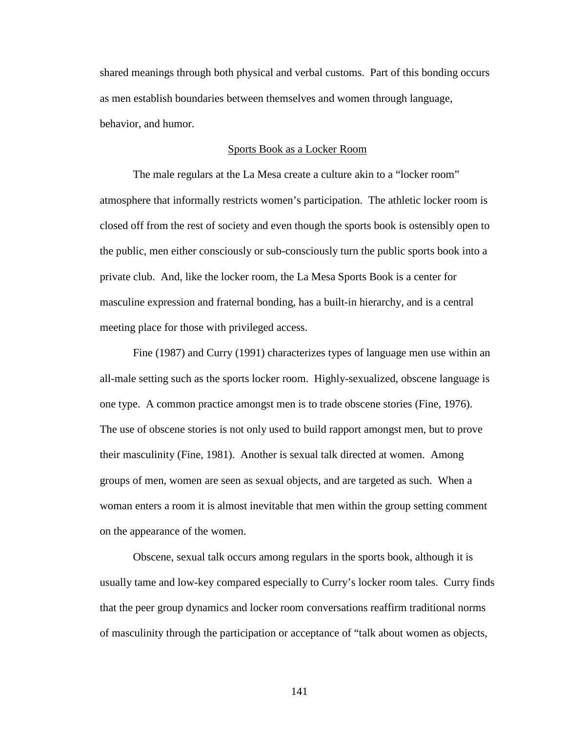shared meanings through both physical and verbal customs. Part of this bonding occurs as men establish boundaries between themselves and women through language, behavior, and humor.

## Sports Book as a Locker Room

The male regulars at the La Mesa create a culture akin to a "locker room" atmosphere that informally restricts women's participation. The athletic locker room is closed off from the rest of society and even though the sports book is ostensibly open to the public, men either consciously or sub-consciously turn the public sports book into a private club. And, like the locker room, the La Mesa Sports Book is a center for masculine expression and fraternal bonding, has a built-in hierarchy, and is a central meeting place for those with privileged access.

Fine (1987) and Curry (1991) characterizes types of language men use within an all-male setting such as the sports locker room. Highly-sexualized, obscene language is one type. A common practice amongst men is to trade obscene stories (Fine, 1976). The use of obscene stories is not only used to build rapport amongst men, but to prove their masculinity (Fine, 1981). Another is sexual talk directed at women. Among groups of men, women are seen as sexual objects, and are targeted as such. When a woman enters a room it is almost inevitable that men within the group setting comment on the appearance of the women.

Obscene, sexual talk occurs among regulars in the sports book, although it is usually tame and low-key compared especially to Curry's locker room tales. Curry finds that the peer group dynamics and locker room conversations reaffirm traditional norms of masculinity through the participation or acceptance of "talk about women as objects,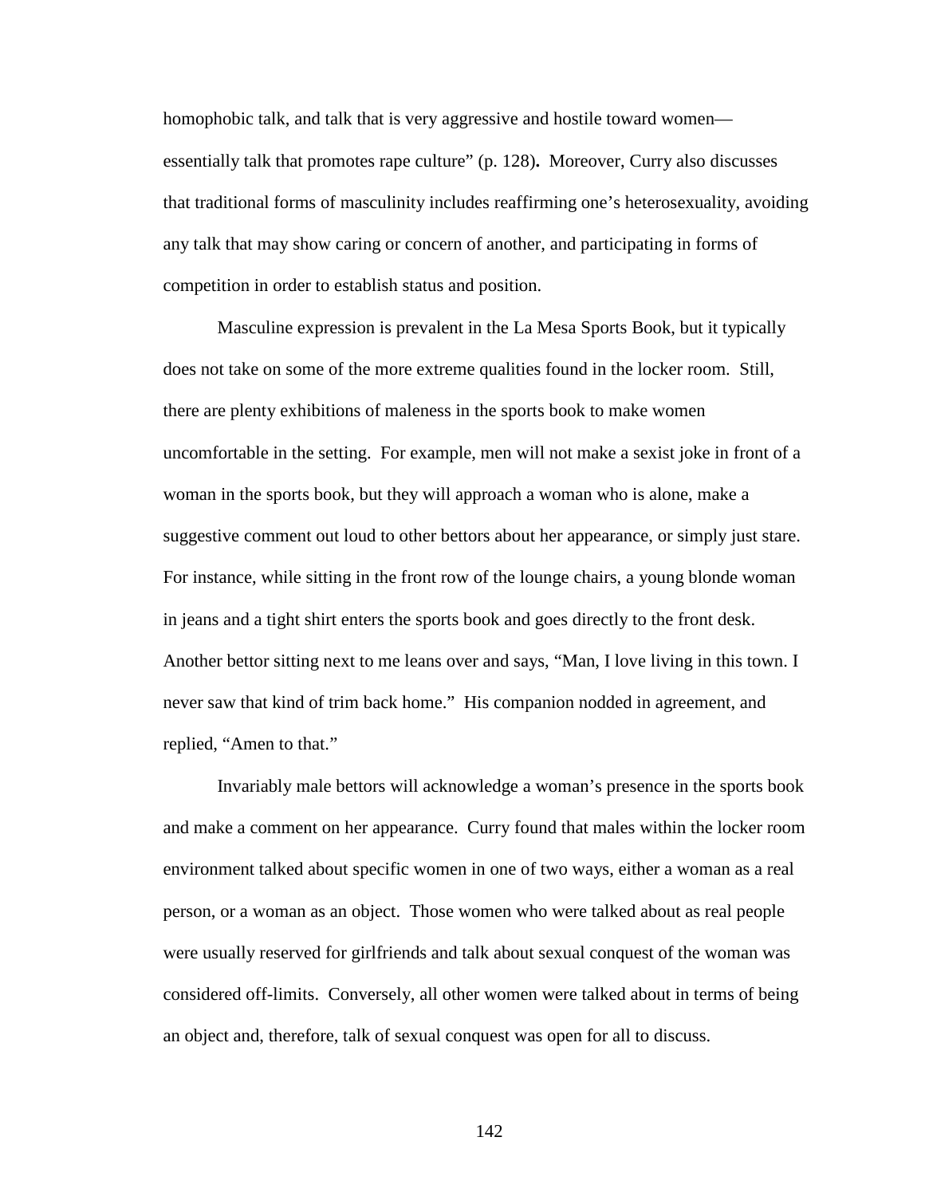homophobic talk, and talk that is very aggressive and hostile toward women—essentially talk that promotes rape culture" (p. 128). Moreover, Curry also discusses that traditional forms of masculinity includes reaffirming one's heterosexuality, avoiding any talk that may show caring or concern of another, and participating in forms of competition in order to establish status and position.

Masculine expression is prevalent in the La Mesa Sports Book, but it typically does not take on some of the more extreme qualities found in the locker room. Still, there are plenty exhibitions of maleness in the sports book to make women uncomfortable in the setting. For example, men will not make a sexist joke in front of a woman in the sports book, but they will approach a woman who is alone, make a suggestive comment out loud to other bettors about her appearance, or simply just stare. For instance, while sitting in the front row of the lounge chairs, a young blonde woman in jeans and a tight shirt enters the sports book and goes directly to the front desk. Another bettor sitting next to me leans over and says, "Man, I love living in this town. I never saw that kind of trim back home." His companion nodded in agreement, and replied, "Amen to that."

Invariably male bettors will acknowledge a woman's presence in the sports book and make a comment on her appearance. Curry found that males within the locker room environment talked about specific women in one of two ways, either a woman as a real person, or a woman as an object. Those women who were talked about as real people were usually reserved for girlfriends and talk about sexual conquest of the woman was considered off-limits. Conversely, all other women were talked about in terms of being an object and, therefore, talk of sexual conquest was open for all to discuss.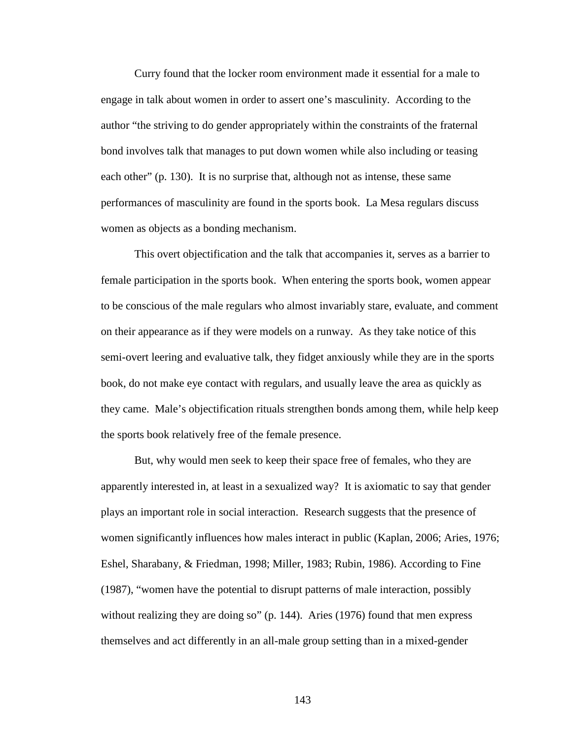Curry found that the locker room environment made it essential for a male to engage in talk about women in order to assert one's masculinity. According to the author "the striving to do gender appropriately within the constraints of the fraternal bond involves talk that manages to put down women while also including or teasing each other" (p. 130). It is no surprise that, although not as intense, these same performances of masculinity are found in the sports book. La Mesa regulars discuss women as objects as a bonding mechanism.

This overt objectification and the talk that accompanies it, serves as a barrier to female participation in the sports book. When entering the sports book, women appear to be conscious of the male regulars who almost invariably stare, evaluate, and comment on their appearance as if they were models on a runway. As they take notice of this semi-overt leering and evaluative talk, they fidget anxiously while they are in the sports book, do not make eye contact with regulars, and usually leave the area as quickly as they came. Male's objectification rituals strengthen bonds among them, while help keep the sports book relatively free of the female presence.

But, why would men seek to keep their space free of females, who they are apparently interested in, at least in a sexualized way? It is axiomatic to say that gender plays an important role in social interaction. Research suggests that the presence of women significantly influences how males interact in public (Kaplan, 2006; Aries, 1976; Eshel, Sharabany, & Friedman, 1998; Miller, 1983; Rubin, 1986). According to Fine (1987), "women have the potential to disrupt patterns of male interaction, possibly without realizing they are doing so" (p. 144). Aries (1976) found that men express themselves and act differently in an all-male group setting than in a mixed-gender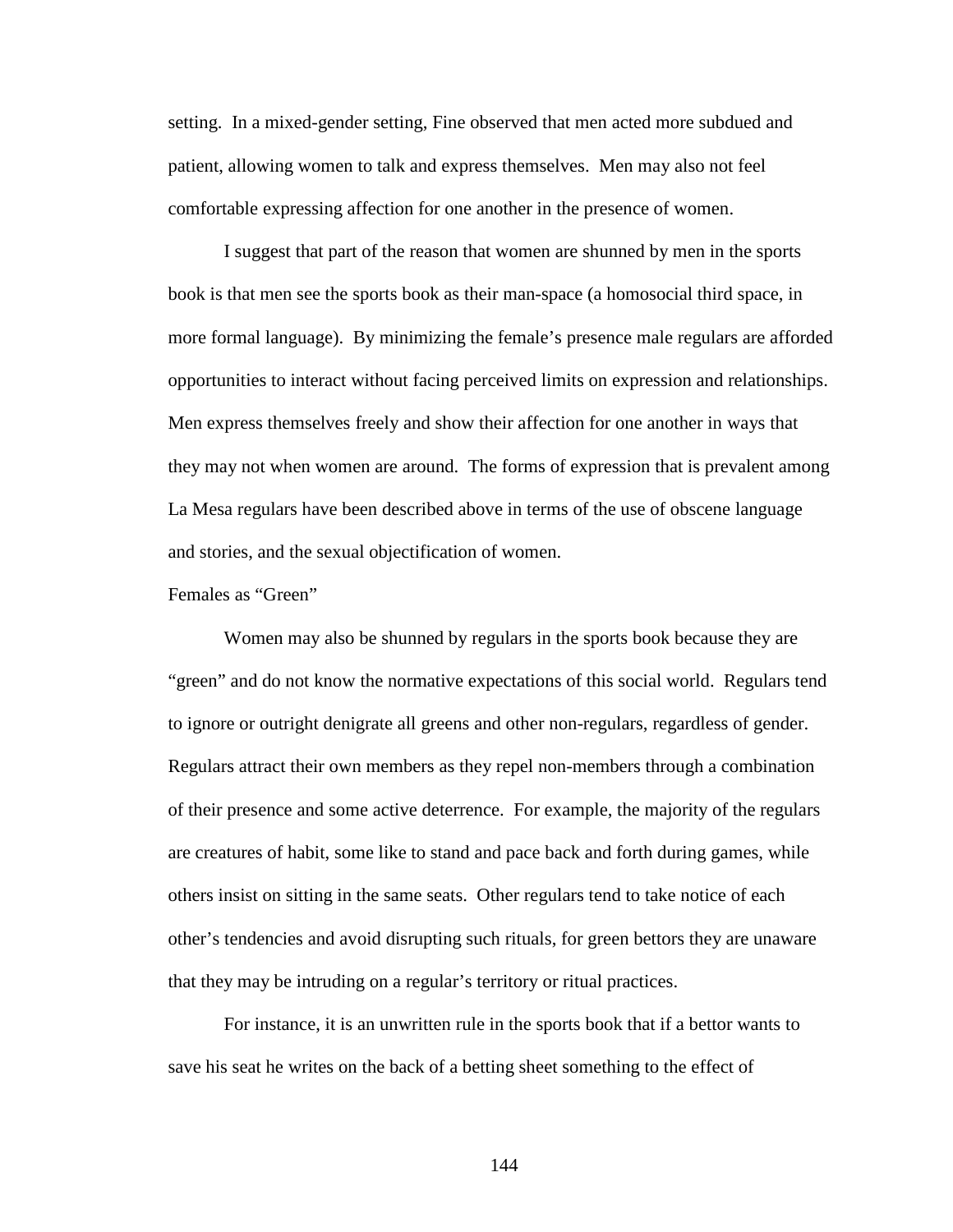setting. In a mixed-gender setting, Fine observed that men acted more subdued and patient, allowing women to talk and express themselves. Men may also not feel comfortable expressing affection for one another in the presence of women.

I suggest that part of the reason that women are shunned by men in the sports book is that men see the sports book as their man-space (a homosocial third space, in more formal language). By minimizing the female's presence male regulars are afforded opportunities to interact without facing perceived limits on expression and relationships. Men express themselves freely and show their affection for one another in ways that they may not when women are around. The forms of expression that is prevalent among La Mesa regulars have been described above in terms of the use of obscene language and stories, and the sexual objectification of women.

### Females as "Green"

Women may also be shunned by regulars in the sports book because they are "green" and do not know the normative expectations of this social world. Regulars tend to ignore or outright denigrate all greens and other non-regulars, regardless of gender. Regulars attract their own members as they repel non-members through a combination of their presence and some active deterrence. For example, the majority of the regulars are creatures of habit, some like to stand and pace back and forth during games, while others insist on sitting in the same seats. Other regulars tend to take notice of each other's tendencies and avoid disrupting such rituals, for green bettors they are unaware that they may be intruding on a regular's territory or ritual practices.

For instance, it is an unwritten rule in the sports book that if a bettor wants to save his seat he writes on the back of a betting sheet something to the effect of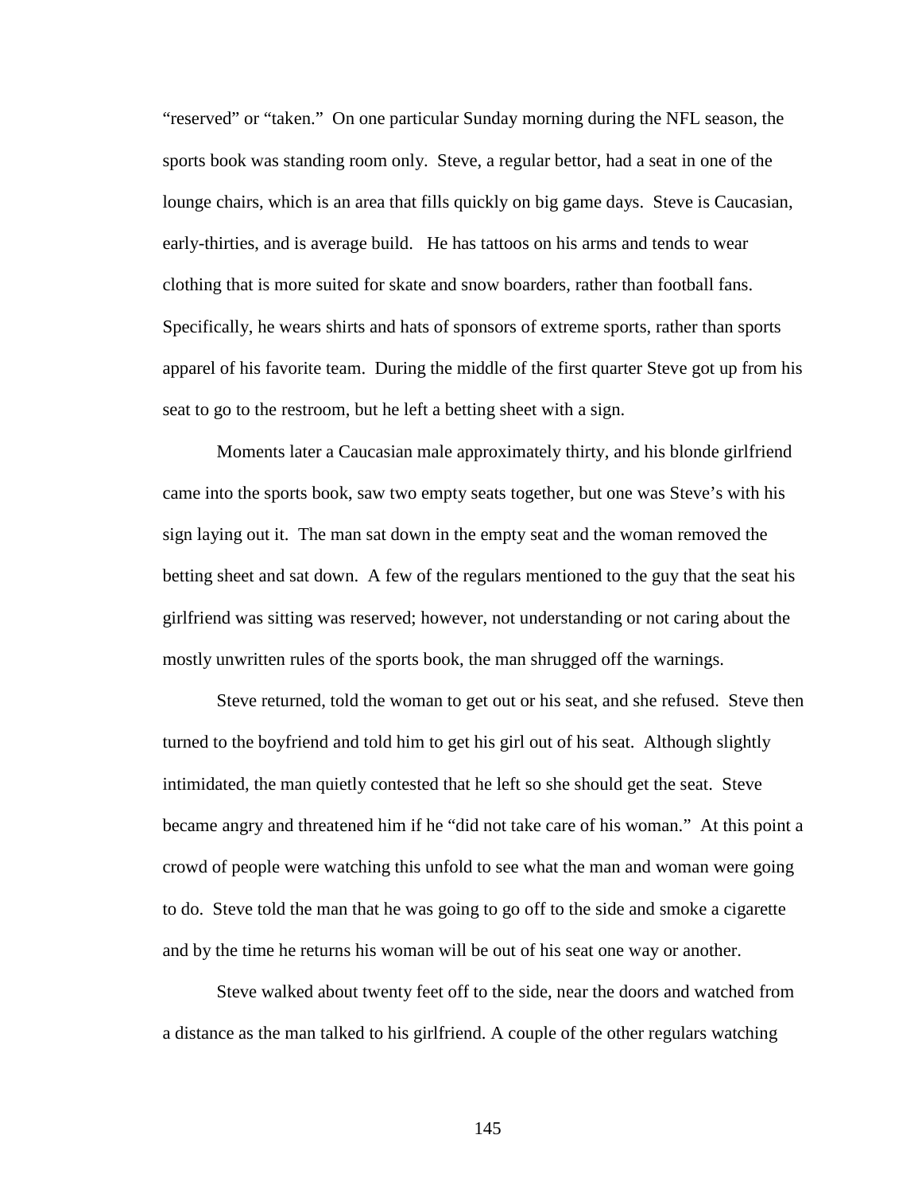"reserved" or "taken." On one particular Sunday morning during the NFL season, the sports book was standing room only. Steve, a regular bettor, had a seat in one of the lounge chairs, which is an area that fills quickly on big game days. Steve is Caucasian, early-thirties, and is average build. He has tattoos on his arms and tends to wear clothing that is more suited for skate and snow boarders, rather than football fans. Specifically, he wears shirts and hats of sponsors of extreme sports, rather than sports apparel of his favorite team. During the middle of the first quarter Steve got up from his seat to go to the restroom, but he left a betting sheet with a sign.

Moments later a Caucasian male approximately thirty, and his blonde girlfriend came into the sports book, saw two empty seats together, but one was Steve's with his sign laying out it. The man sat down in the empty seat and the woman removed the betting sheet and sat down. A few of the regulars mentioned to the guy that the seat his girlfriend was sitting was reserved; however, not understanding or not caring about the mostly unwritten rules of the sports book, the man shrugged off the warnings.

Steve returned, told the woman to get out or his seat, and she refused. Steve then turned to the boyfriend and told him to get his girl out of his seat. Although slightly intimidated, the man quietly contested that he left so she should get the seat. Steve became angry and threatened him if he "did not take care of his woman." At this point a crowd of people were watching this unfold to see what the man and woman were going to do. Steve told the man that he was going to go off to the side and smoke a cigarette and by the time he returns his woman will be out of his seat one way or another.

Steve walked about twenty feet off to the side, near the doors and watched from a distance as the man talked to his girlfriend. A couple of the other regulars watching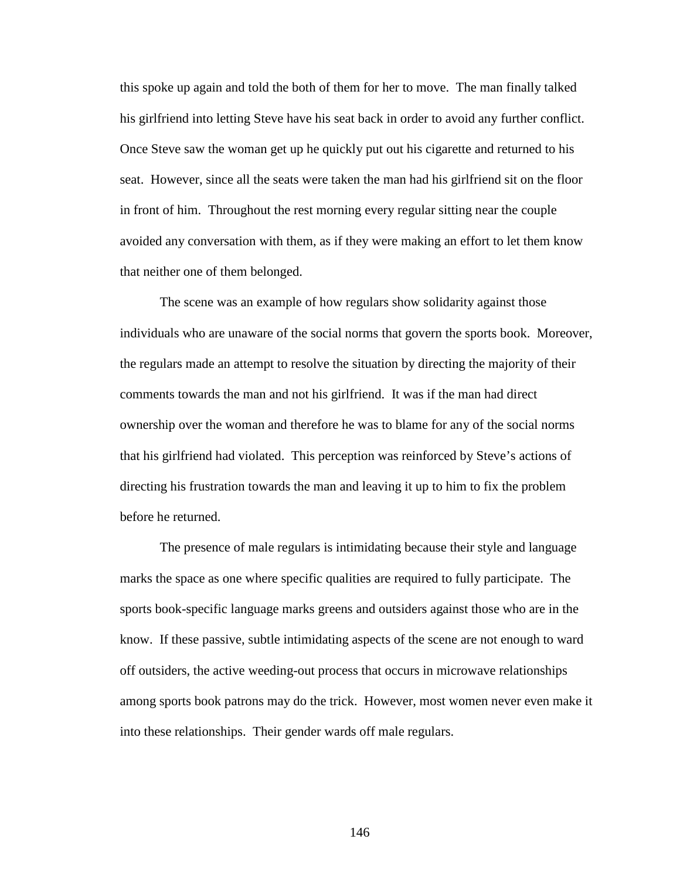this spoke up again and told the both of them for her to move. The man finally talked his girlfriend into letting Steve have his seat back in order to avoid any further conflict. Once Steve saw the woman get up he quickly put out his cigarette and returned to his seat. However, since all the seats were taken the man had his girlfriend sit on the floor in front of him. Throughout the rest morning every regular sitting near the couple avoided any conversation with them, as if they were making an effort to let them know that neither one of them belonged.

The scene was an example of how regulars show solidarity against those individuals who are unaware of the social norms that govern the sports book. Moreover, the regulars made an attempt to resolve the situation by directing the majority of their comments towards the man and not his girlfriend. It was if the man had direct ownership over the woman and therefore he was to blame for any of the social norms that his girlfriend had violated. This perception was reinforced by Steve's actions of directing his frustration towards the man and leaving it up to him to fix the problem before he returned.

The presence of male regulars is intimidating because their style and language marks the space as one where specific qualities are required to fully participate. The sports book-specific language marks greens and outsiders against those who are in the know. If these passive, subtle intimidating aspects of the scene are not enough to ward off outsiders, the active weeding-out process that occurs in microwave relationships among sports book patrons may do the trick. However, most women never even make it into these relationships. Their gender wards off male regulars.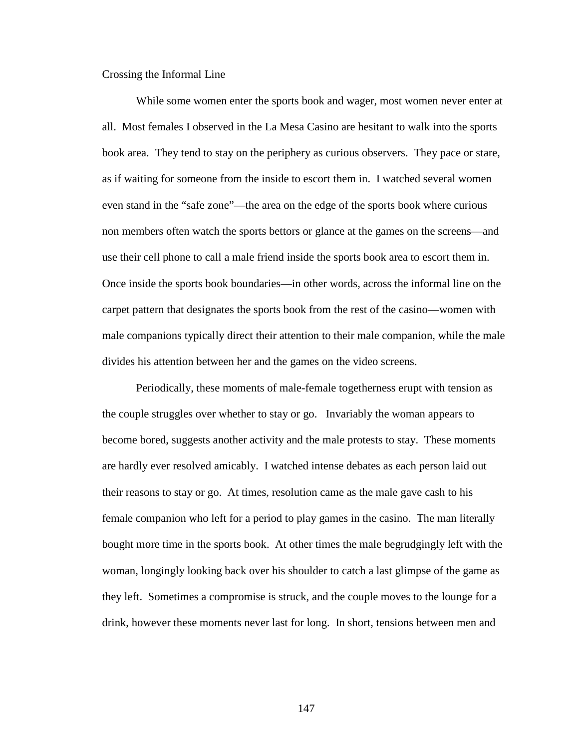### Crossing the Informal Line

While some women enter the sports book and wager, most women never enter at all. Most females I observed in the La Mesa Casino are hesitant to walk into the sports book area. They tend to stay on the periphery as curious observers. They pace or stare, as if waiting for someone from the inside to escort them in. I watched several women even stand in the "safe zone"—the area on the edge of the sports book where curious non members often watch the sports bettors or glance at the games on the screens—and use their cell phone to call a male friend inside the sports book area to escort them in. Once inside the sports book boundaries—in other words, across the informal line on the carpet pattern that designates the sports book from the rest of the casino—women with male companions typically direct their attention to their male companion, while the male divides his attention between her and the games on the video screens.

Periodically, these moments of male-female togetherness erupt with tension as the couple struggles over whether to stay or go. Invariably the woman appears to become bored, suggests another activity and the male protests to stay. These moments are hardly ever resolved amicably. I watched intense debates as each person laid out their reasons to stay or go. At times, resolution came as the male gave cash to his female companion who left for a period to play games in the casino. The man literally bought more time in the sports book. At other times the male begrudgingly left with the woman, longingly looking back over his shoulder to catch a last glimpse of the game as they left. Sometimes a compromise is struck, and the couple moves to the lounge for a drink, however these moments never last for long. In short, tensions between men and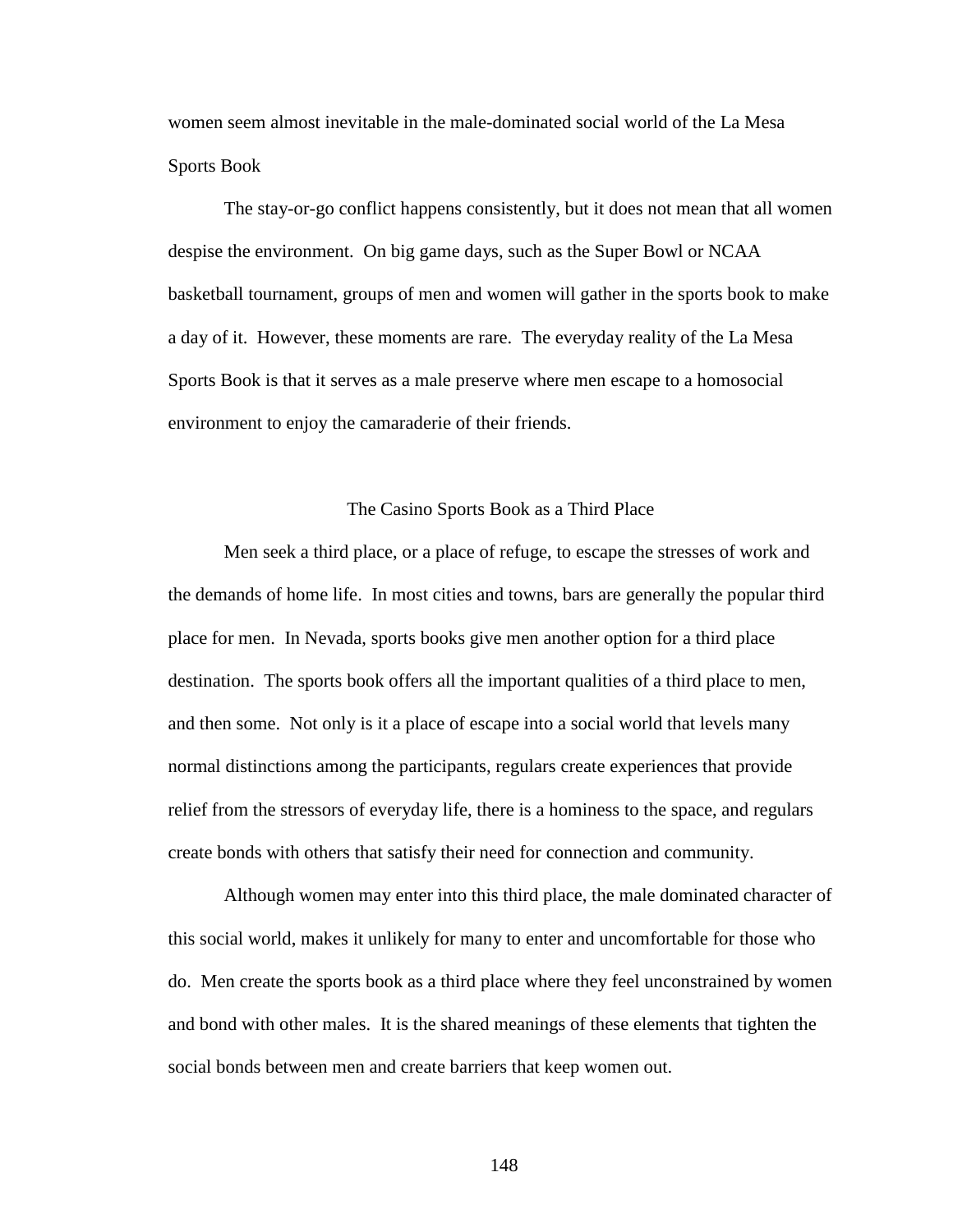women seem almost inevitable in the male-dominated social world of the La Mesa Sports Book

The stay-or-go conflict happens consistently, but it does not mean that all women despise the environment. On big game days, such as the Super Bowl or NCAA basketball tournament, groups of men and women will gather in the sports book to make a day of it. However, these moments are rare. The everyday reality of the La Mesa Sports Book is that it serves as a male preserve where men escape to a homosocial environment to enjoy the camaraderie of their friends.

## The Casino Sports Book as a Third Place

Men seek a third place, or a place of refuge, to escape the stresses of work and the demands of home life. In most cities and towns, bars are generally the popular third place for men. In Nevada, sports books give men another option for a third place destination. The sports book offers all the important qualities of a third place to men, and then some. Not only is it a place of escape into a social world that levels many normal distinctions among the participants, regulars create experiences that provide relief from the stressors of everyday life, there is a hominess to the space, and regulars create bonds with others that satisfy their need for connection and community.

Although women may enter into this third place, the male dominated character of this social world, makes it unlikely for many to enter and uncomfortable for those who do. Men create the sports book as a third place where they feel unconstrained by women and bond with other males. It is the shared meanings of these elements that tighten the social bonds between men and create barriers that keep women out.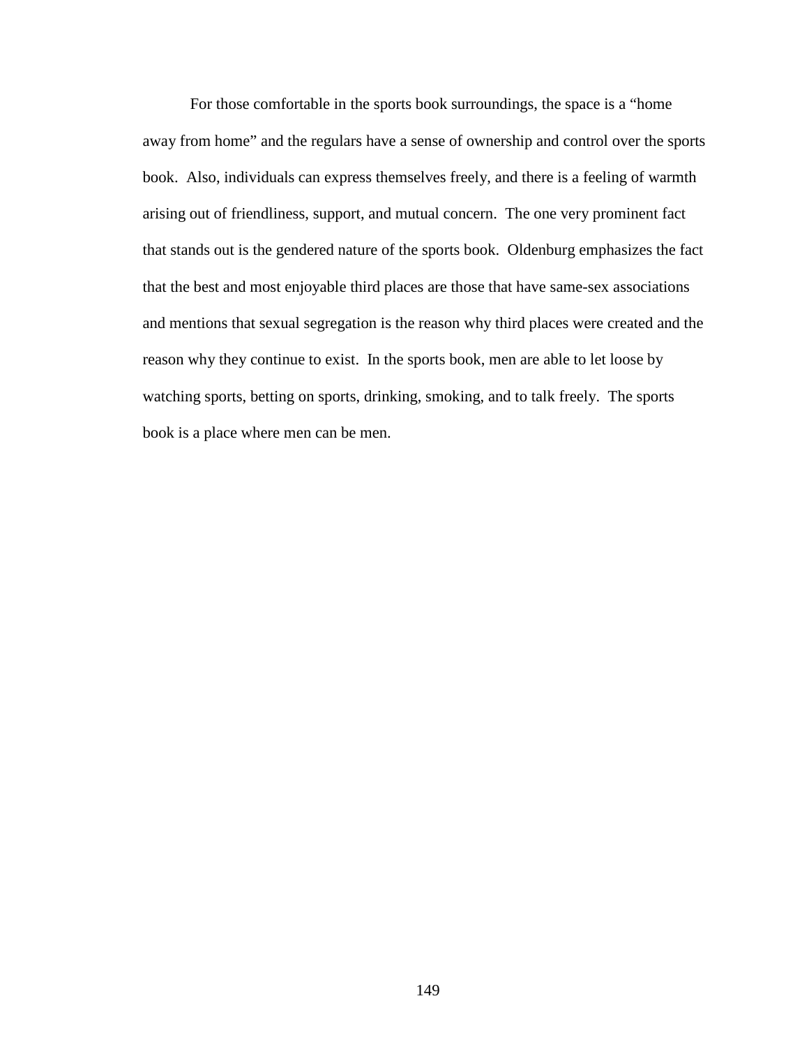For those comfortable in the sports book surroundings, the space is a "home away from home" and the regulars have a sense of ownership and control over the sports book. Also, individuals can express themselves freely, and there is a feeling of warmth arising out of friendliness, support, and mutual concern. The one very prominent fact that stands out is the gendered nature of the sports book. Oldenburg emphasizes the fact that the best and most enjoyable third places are those that have same-sex associations and mentions that sexual segregation is the reason why third places were created and the reason why they continue to exist. In the sports book, men are able to let loose by watching sports, betting on sports, drinking, smoking, and to talk freely. The sports book is a place where men can be men.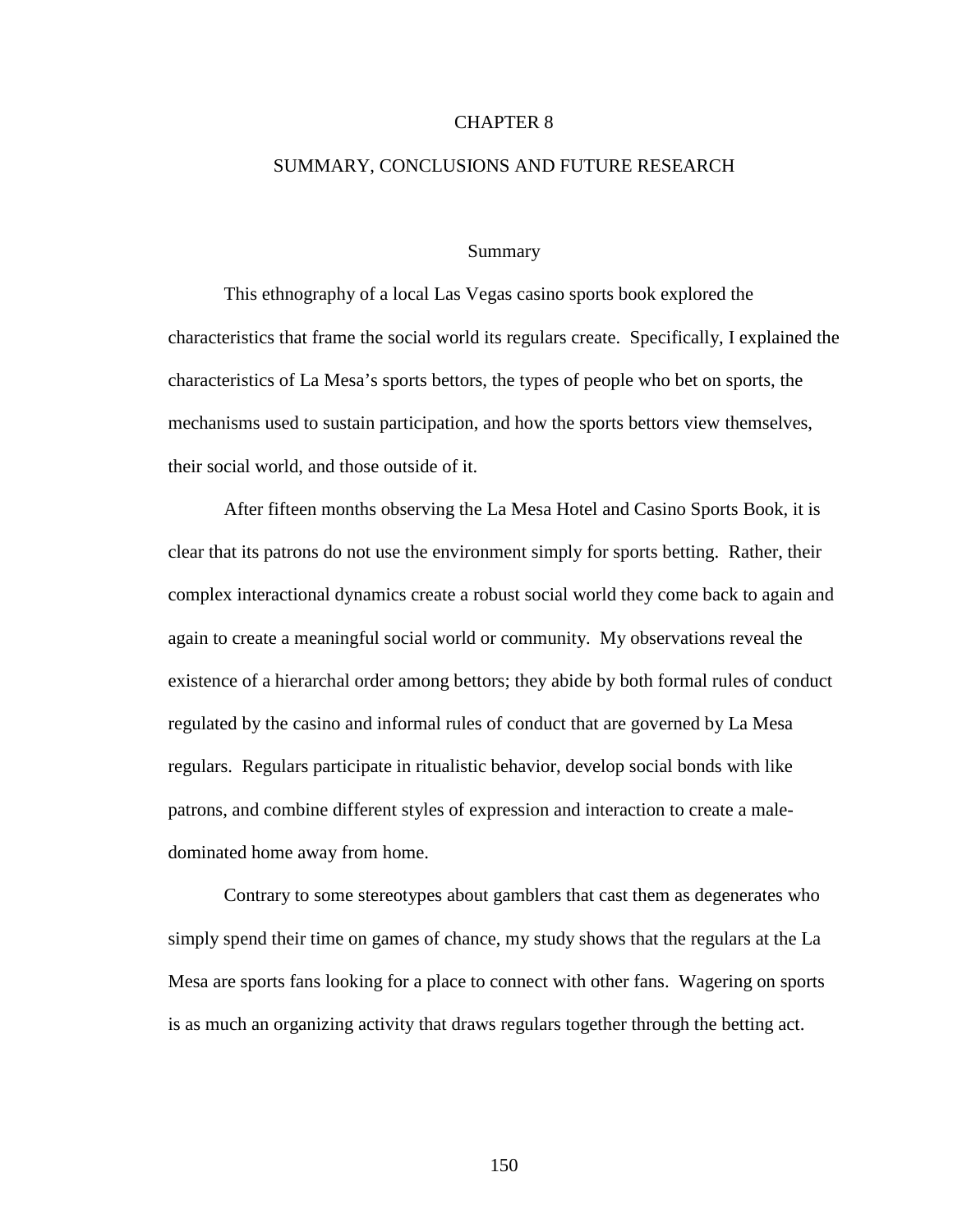# CHAPTER 8

# SUMMARY, CONCLUSIONS AND FUTURE RESEARCH

## Summary

This ethnography of a local Las Vegas casino sports book explored the characteristics that frame the social world its regulars create. Specifically, I explained the characteristics of La Mesa's sports bettors, the types of people who bet on sports, the mechanisms used to sustain participation, and how the sports bettors view themselves, their social world, and those outside of it.

After fifteen months observing the La Mesa Hotel and Casino Sports Book, it is clear that its patrons do not use the environment simply for sports betting. Rather, their complex interactional dynamics create a robust social world they come back to again and again to create a meaningful social world or community. My observations reveal the existence of a hierarchal order among bettors; they abide by both formal rules of conduct regulated by the casino and informal rules of conduct that are governed by La Mesa regulars. Regulars participate in ritualistic behavior, develop social bonds with like patrons, and combine different styles of expression and interaction to create a male-dominated home away from home.

Contrary to some stereotypes about gamblers that cast them as degenerates who simply spend their time on games of chance, my study shows that the regulars at the La Mesa are sports fans looking for a place to connect with other fans. Wagering on sports is as much an organizing activity that draws regulars together through the betting act.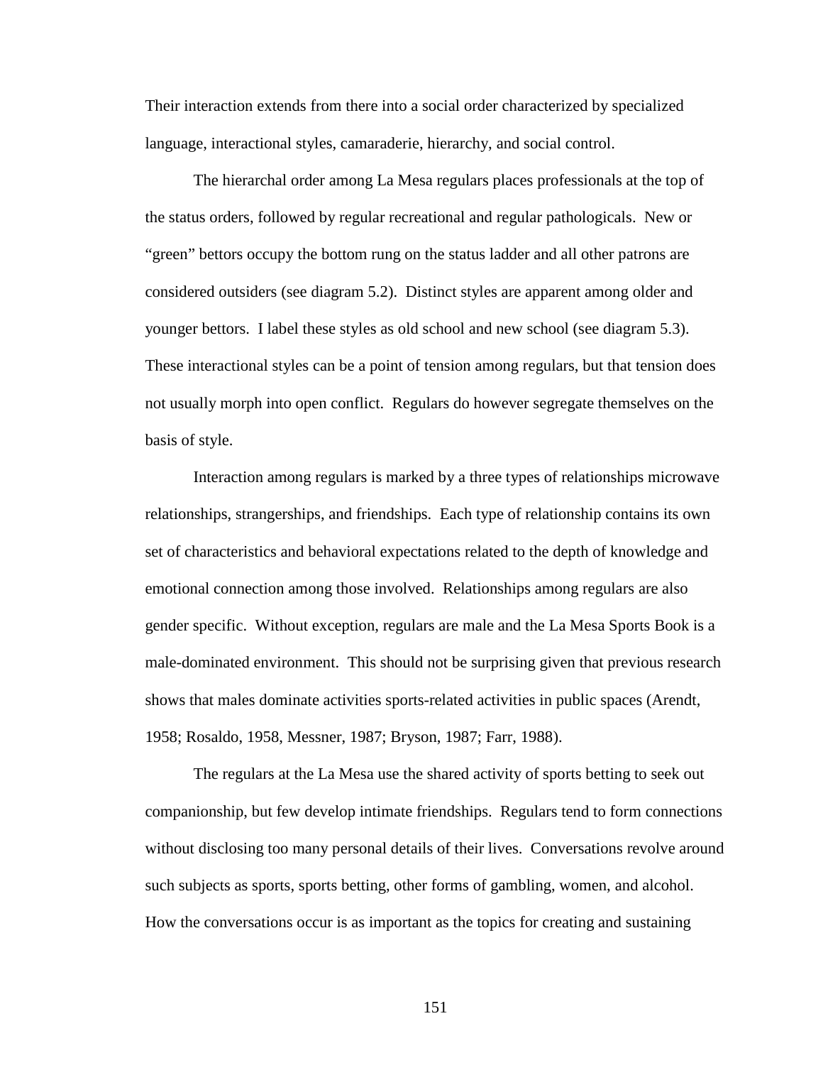Their interaction extends from there into a social order characterized by specialized language, interactional styles, camaraderie, hierarchy, and social control.

The hierarchal order among La Mesa regulars places professionals at the top of the status orders, followed by regular recreational and regular pathologicals. New or "green" bettors occupy the bottom rung on the status ladder and all other patrons are considered outsiders (see diagram 5.2). Distinct styles are apparent among older and younger bettors. I label these styles as old school and new school (see diagram 5.3). These interactional styles can be a point of tension among regulars, but that tension does not usually morph into open conflict. Regulars do however segregate themselves on the basis of style.

Interaction among regulars is marked by a three types of relationships microwave relationships, strangerships, and friendships. Each type of relationship contains its own set of characteristics and behavioral expectations related to the depth of knowledge and emotional connection among those involved. Relationships among regulars are also gender specific. Without exception, regulars are male and the La Mesa Sports Book is a male-dominated environment. This should not be surprising given that previous research shows that males dominate activities sports-related activities in public spaces (Arendt, 1958; Rosaldo, 1958, Messner, 1987; Bryson, 1987; Farr, 1988).

The regulars at the La Mesa use the shared activity of sports betting to seek out companionship, but few develop intimate friendships. Regulars tend to form connections without disclosing too many personal details of their lives. Conversations revolve around such subjects as sports, sports betting, other forms of gambling, women, and alcohol. How the conversations occur is as important as the topics for creating and sustaining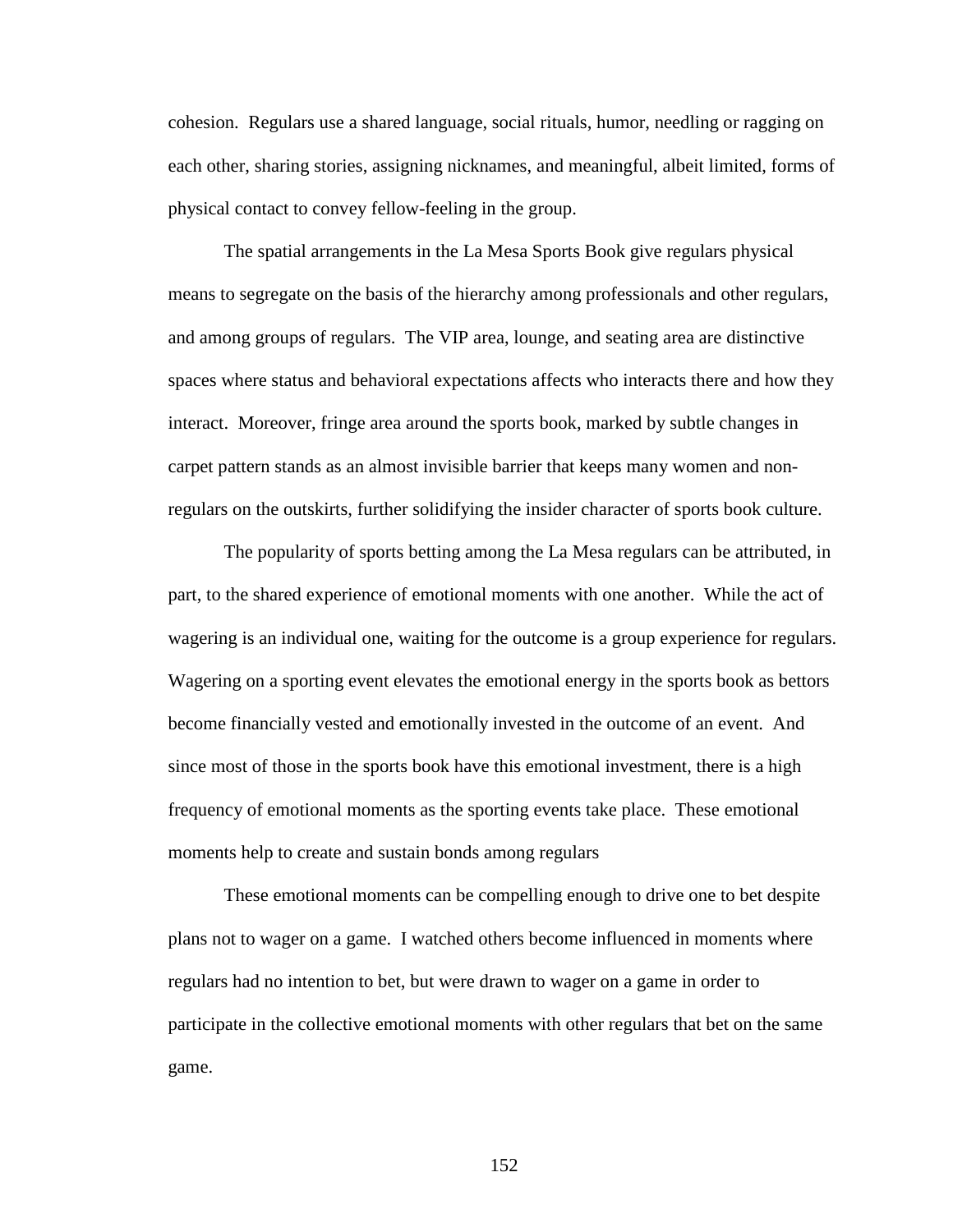cohesion. Regulars use a shared language, social rituals, humor, needling or ragging on each other, sharing stories, assigning nicknames, and meaningful, albeit limited, forms of physical contact to convey fellow-feeling in the group.

The spatial arrangements in the La Mesa Sports Book give regulars physical means to segregate on the basis of the hierarchy among professionals and other regulars, and among groups of regulars. The VIP area, lounge, and seating area are distinctive spaces where status and behavioral expectations affects who interacts there and how they interact. Moreover, fringe area around the sports book, marked by subtle changes in carpet pattern stands as an almost invisible barrier that keeps many women and non-regulars on the outskirts, further solidifying the insider character of sports book culture.

The popularity of sports betting among the La Mesa regulars can be attributed, in part, to the shared experience of emotional moments with one another. While the act of wagering is an individual one, waiting for the outcome is a group experience for regulars. Wagering on a sporting event elevates the emotional energy in the sports book as bettors become financially vested and emotionally invested in the outcome of an event. And since most of those in the sports book have this emotional investment, there is a high frequency of emotional moments as the sporting events take place. These emotional moments help to create and sustain bonds among regulars

These emotional moments can be compelling enough to drive one to bet despite plans not to wager on a game. I watched others become influenced in moments where regulars had no intention to bet, but were drawn to wager on a game in order to participate in the collective emotional moments with other regulars that bet on the same game.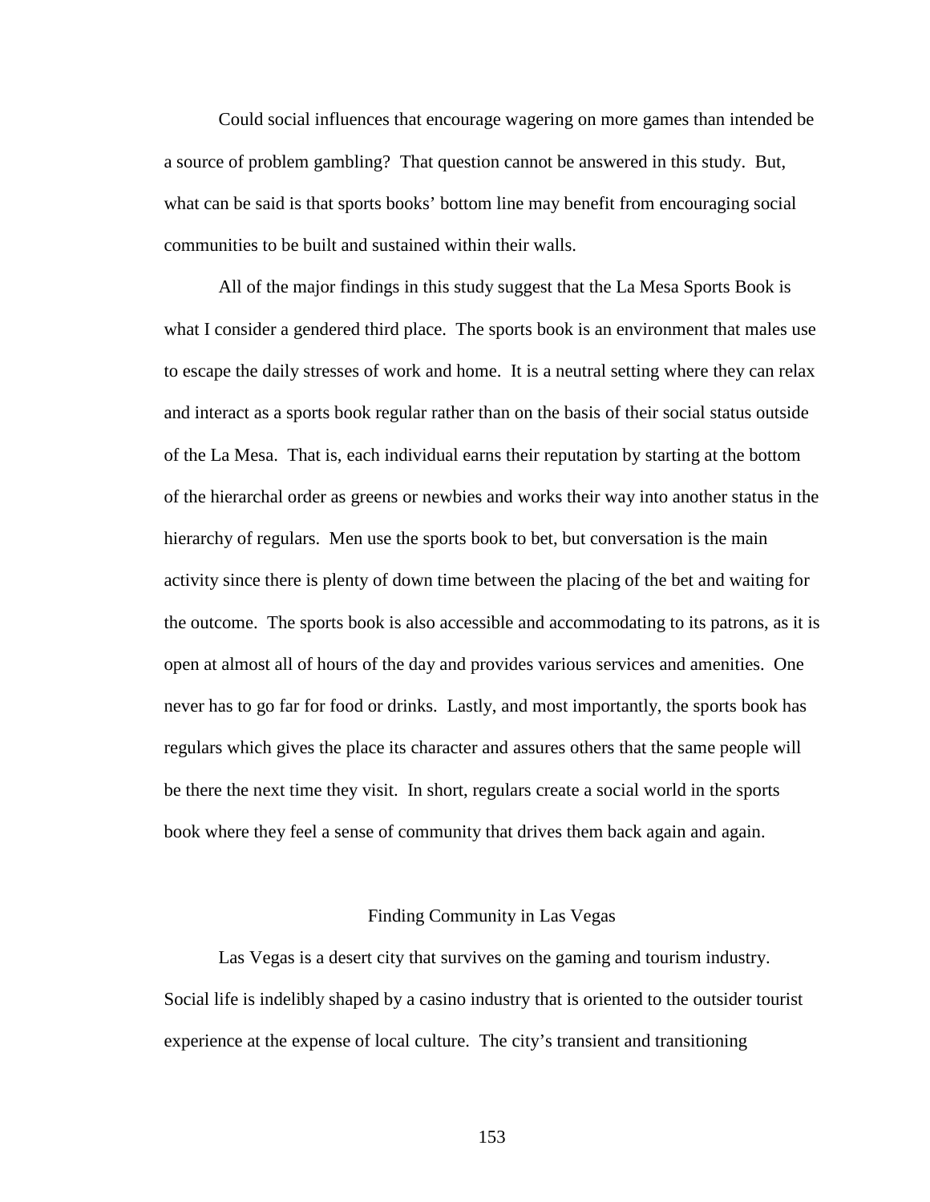Could social influences that encourage wagering on more games than intended be a source of problem gambling? That question cannot be answered in this study. But, what can be said is that sports books' bottom line may benefit from encouraging social communities to be built and sustained within their walls.

All of the major findings in this study suggest that the La Mesa Sports Book is what I consider a gendered third place. The sports book is an environment that males use to escape the daily stresses of work and home. It is a neutral setting where they can relax and interact as a sports book regular rather than on the basis of their social status outside of the La Mesa. That is, each individual earns their reputation by starting at the bottom of the hierarchal order as greens or newbies and works their way into another status in the hierarchy of regulars. Men use the sports book to bet, but conversation is the main activity since there is plenty of down time between the placing of the bet and waiting for the outcome. The sports book is also accessible and accommodating to its patrons, as it is open at almost all of hours of the day and provides various services and amenities. One never has to go far for food or drinks. Lastly, and most importantly, the sports book has regulars which gives the place its character and assures others that the same people will be there the next time they visit. In short, regulars create a social world in the sports book where they feel a sense of community that drives them back again and again.

## Finding Community in Las Vegas

Las Vegas is a desert city that survives on the gaming and tourism industry. Social life is indelibly shaped by a casino industry that is oriented to the outsider tourist experience at the expense of local culture. The city's transient and transitioning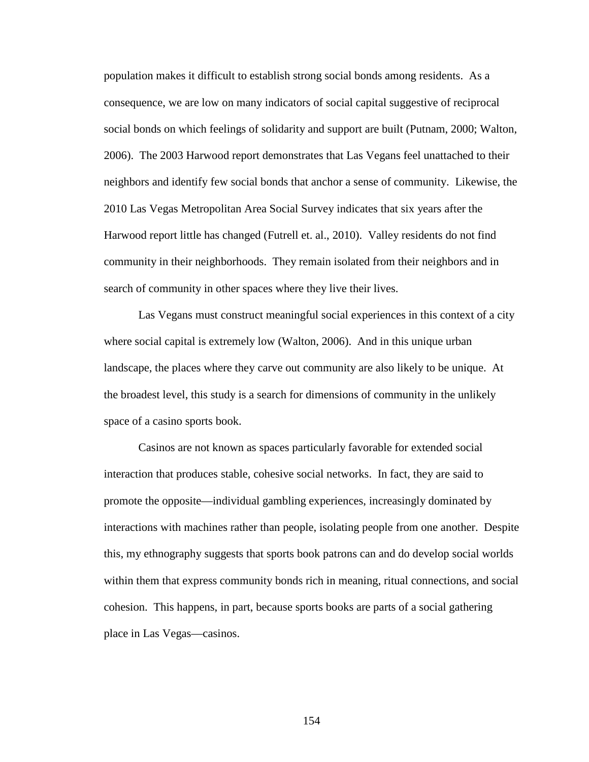population makes it difficult to establish strong social bonds among residents. As a consequence, we are low on many indicators of social capital suggestive of reciprocal social bonds on which feelings of solidarity and support are built (Putnam, 2000; Walton, 2006). The 2003 Harwood report demonstrates that Las Vegans feel unattached to their neighbors and identify few social bonds that anchor a sense of community. Likewise, the 2010 Las Vegas Metropolitan Area Social Survey indicates that six years after the Harwood report little has changed (Futrell et. al., 2010). Valley residents do not find community in their neighborhoods. They remain isolated from their neighbors and in search of community in other spaces where they live their lives.

Las Vegans must construct meaningful social experiences in this context of a city where social capital is extremely low (Walton, 2006). And in this unique urban landscape, the places where they carve out community are also likely to be unique. At the broadest level, this study is a search for dimensions of community in the unlikely space of a casino sports book.

Casinos are not known as spaces particularly favorable for extended social interaction that produces stable, cohesive social networks. In fact, they are said to promote the opposite—individual gambling experiences, increasingly dominated by interactions with machines rather than people, isolating people from one another. Despite this, my ethnography suggests that sports book patrons can and do develop social worlds within them that express community bonds rich in meaning, ritual connections, and social cohesion. This happens, in part, because sports books are parts of a social gathering place in Las Vegas—casinos.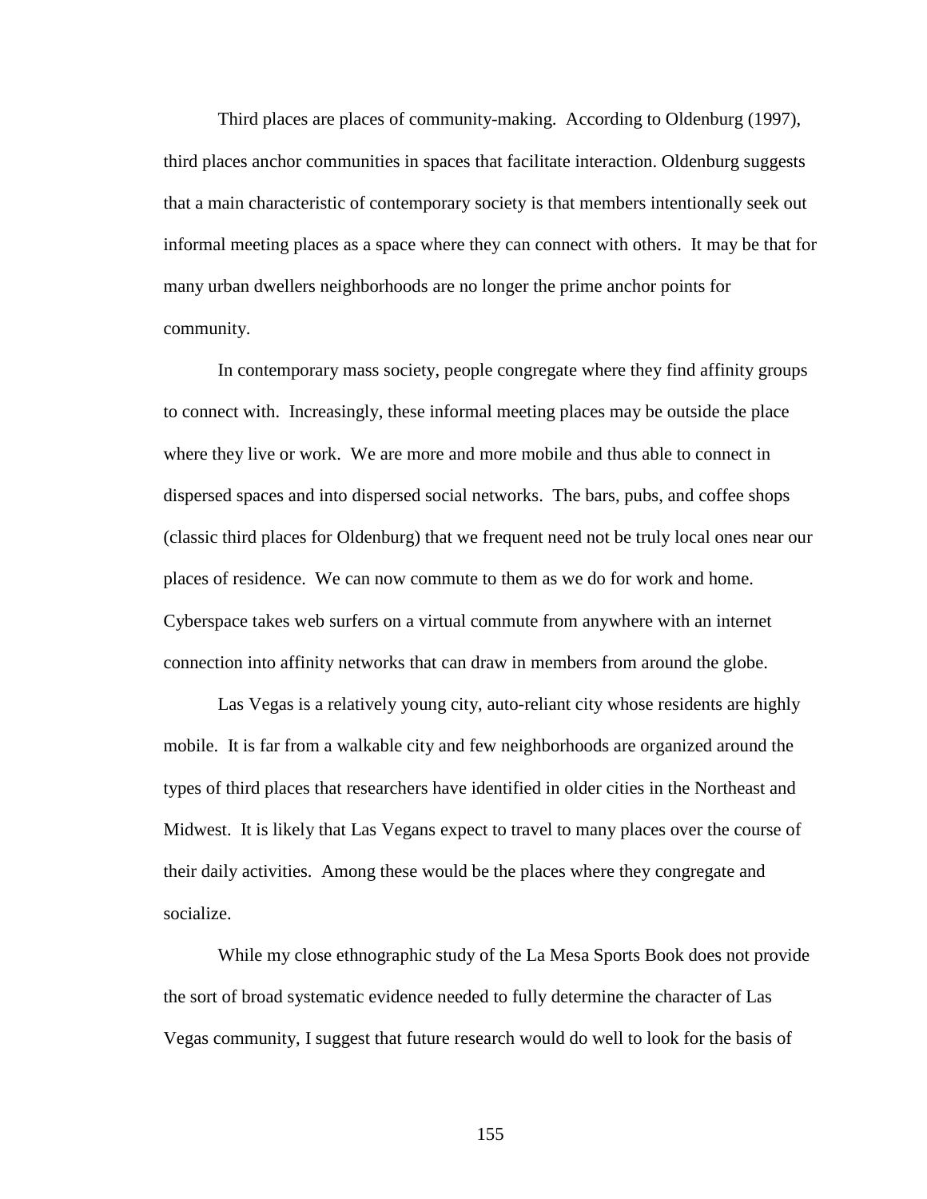Third places are places of community-making. According to Oldenburg (1997), third places anchor communities in spaces that facilitate interaction. Oldenburg suggests that a main characteristic of contemporary society is that members intentionally seek out informal meeting places as a space where they can connect with others. It may be that for many urban dwellers neighborhoods are no longer the prime anchor points for community.

In contemporary mass society, people congregate where they find affinity groups to connect with. Increasingly, these informal meeting places may be outside the place where they live or work. We are more and more mobile and thus able to connect in dispersed spaces and into dispersed social networks. The bars, pubs, and coffee shops (classic third places for Oldenburg) that we frequent need not be truly local ones near our places of residence. We can now commute to them as we do for work and home. Cyberspace takes web surfers on a virtual commute from anywhere with an internet connection into affinity networks that can draw in members from around the globe.

Las Vegas is a relatively young city, auto-reliant city whose residents are highly mobile. It is far from a walkable city and few neighborhoods are organized around the types of third places that researchers have identified in older cities in the Northeast and Midwest. It is likely that Las Vegans expect to travel to many places over the course of their daily activities. Among these would be the places where they congregate and socialize.

While my close ethnographic study of the La Mesa Sports Book does not provide the sort of broad systematic evidence needed to fully determine the character of Las Vegas community, I suggest that future research would do well to look for the basis of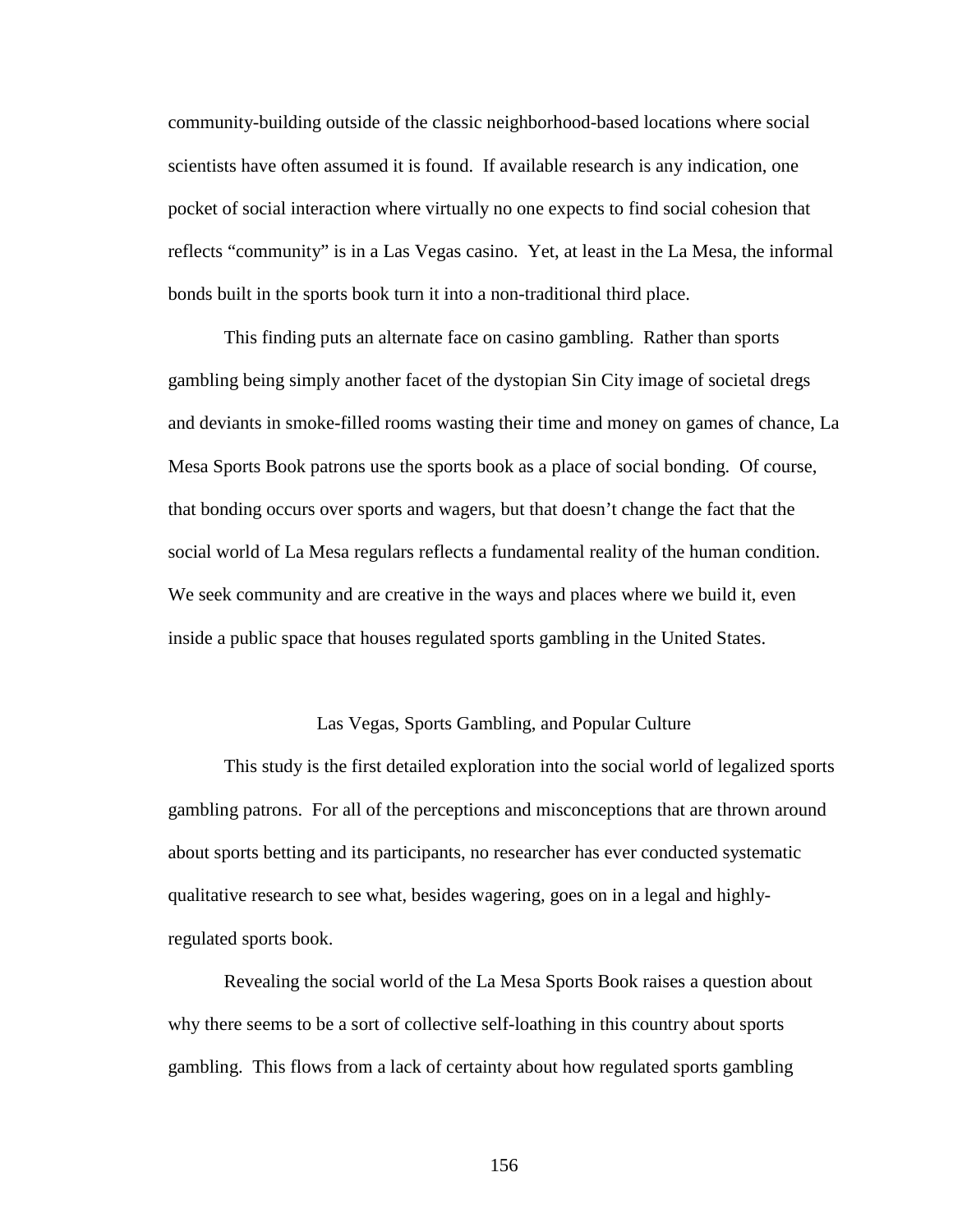community-building outside of the classic neighborhood-based locations where social scientists have often assumed it is found. If available research is any indication, one pocket of social interaction where virtually no one expects to find social cohesion that reflects "community" is in a Las Vegas casino. Yet, at least in the La Mesa, the informal bonds built in the sports book turn it into a non-traditional third place.

This finding puts an alternate face on casino gambling. Rather than sports gambling being simply another facet of the dystopian Sin City image of societal dregs and deviants in smoke-filled rooms wasting their time and money on games of chance, La Mesa Sports Book patrons use the sports book as a place of social bonding. Of course, that bonding occurs over sports and wagers, but that doesn't change the fact that the social world of La Mesa regulars reflects a fundamental reality of the human condition. We seek community and are creative in the ways and places where we build it, even inside a public space that houses regulated sports gambling in the United States.

## Las Vegas, Sports Gambling, and Popular Culture

This study is the first detailed exploration into the social world of legalized sports gambling patrons. For all of the perceptions and misconceptions that are thrown around about sports betting and its participants, no researcher has ever conducted systematic qualitative research to see what, besides wagering, goes on in a legal and highly-regulated sports book.

Revealing the social world of the La Mesa Sports Book raises a question about why there seems to be a sort of collective self-loathing in this country about sports gambling. This flows from a lack of certainty about how regulated sports gambling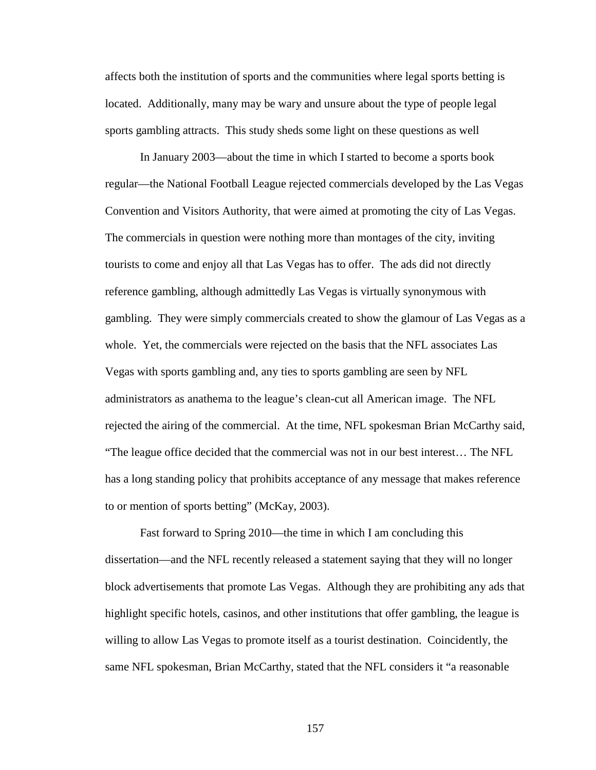affects both the institution of sports and the communities where legal sports betting is located. Additionally, many may be wary and unsure about the type of people legal sports gambling attracts. This study sheds some light on these questions as well

In January 2003—about the time in which I started to become a sports book regular—the National Football League rejected commercials developed by the Las Vegas Convention and Visitors Authority, that were aimed at promoting the city of Las Vegas. The commercials in question were nothing more than montages of the city, inviting tourists to come and enjoy all that Las Vegas has to offer. The ads did not directly reference gambling, although admittedly Las Vegas is virtually synonymous with gambling. They were simply commercials created to show the glamour of Las Vegas as a whole. Yet, the commercials were rejected on the basis that the NFL associates Las Vegas with sports gambling and, any ties to sports gambling are seen by NFL administrators as anathema to the league's clean-cut all American image. The NFL rejected the airing of the commercial. At the time, NFL spokesman Brian McCarthy said, "The league office decided that the commercial was not in our best interest… The NFL has a long standing policy that prohibits acceptance of any message that makes reference to or mention of sports betting" (McKay, 2003).

Fast forward to Spring 2010—the time in which I am concluding this dissertation—and the NFL recently released a statement saying that they will no longer block advertisements that promote Las Vegas. Although they are prohibiting any ads that highlight specific hotels, casinos, and other institutions that offer gambling, the league is willing to allow Las Vegas to promote itself as a tourist destination. Coincidently, the same NFL spokesman, Brian McCarthy, stated that the NFL considers it "a reasonable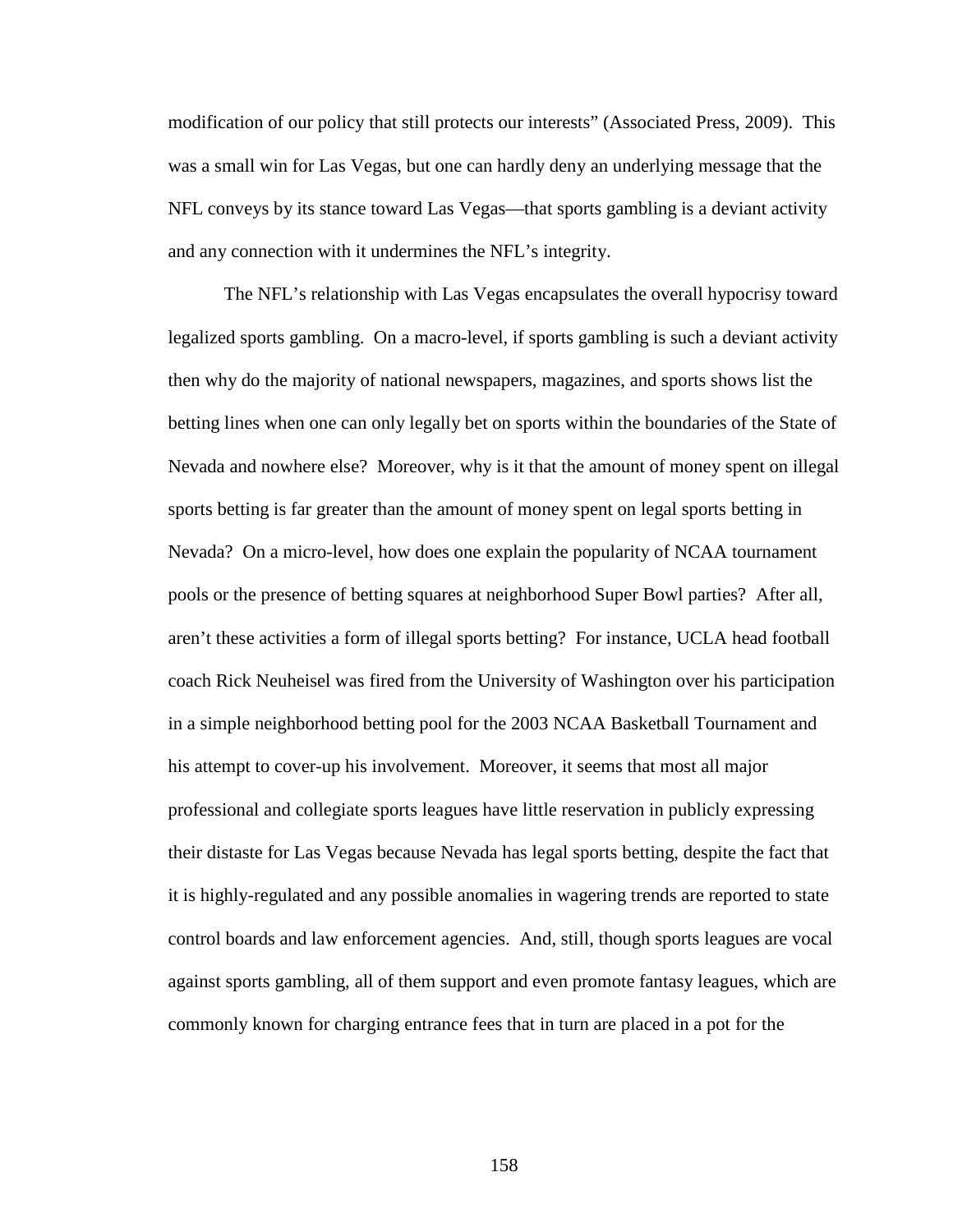modification of our policy that still protects our interests" (Associated Press, 2009). This was a small win for Las Vegas, but one can hardly deny an underlying message that the NFL conveys by its stance toward Las Vegas—that sports gambling is a deviant activity and any connection with it undermines the NFL's integrity.

The NFL's relationship with Las Vegas encapsulates the overall hypocrisy toward legalized sports gambling. On a macro-level, if sports gambling is such a deviant activity then why do the majority of national newspapers, magazines, and sports shows list the betting lines when one can only legally bet on sports within the boundaries of the State of Nevada and nowhere else? Moreover, why is it that the amount of money spent on illegal sports betting is far greater than the amount of money spent on legal sports betting in Nevada? On a micro-level, how does one explain the popularity of NCAA tournament pools or the presence of betting squares at neighborhood Super Bowl parties? After all, aren't these activities a form of illegal sports betting? For instance, UCLA head football coach Rick Neuheisel was fired from the University of Washington over his participation in a simple neighborhood betting pool for the 2003 NCAA Basketball Tournament and his attempt to cover-up his involvement. Moreover, it seems that most all major professional and collegiate sports leagues have little reservation in publicly expressing their distaste for Las Vegas because Nevada has legal sports betting, despite the fact that it is highly-regulated and any possible anomalies in wagering trends are reported to state control boards and law enforcement agencies. And, still, though sports leagues are vocal against sports gambling, all of them support and even promote fantasy leagues, which are commonly known for charging entrance fees that in turn are placed in a pot for the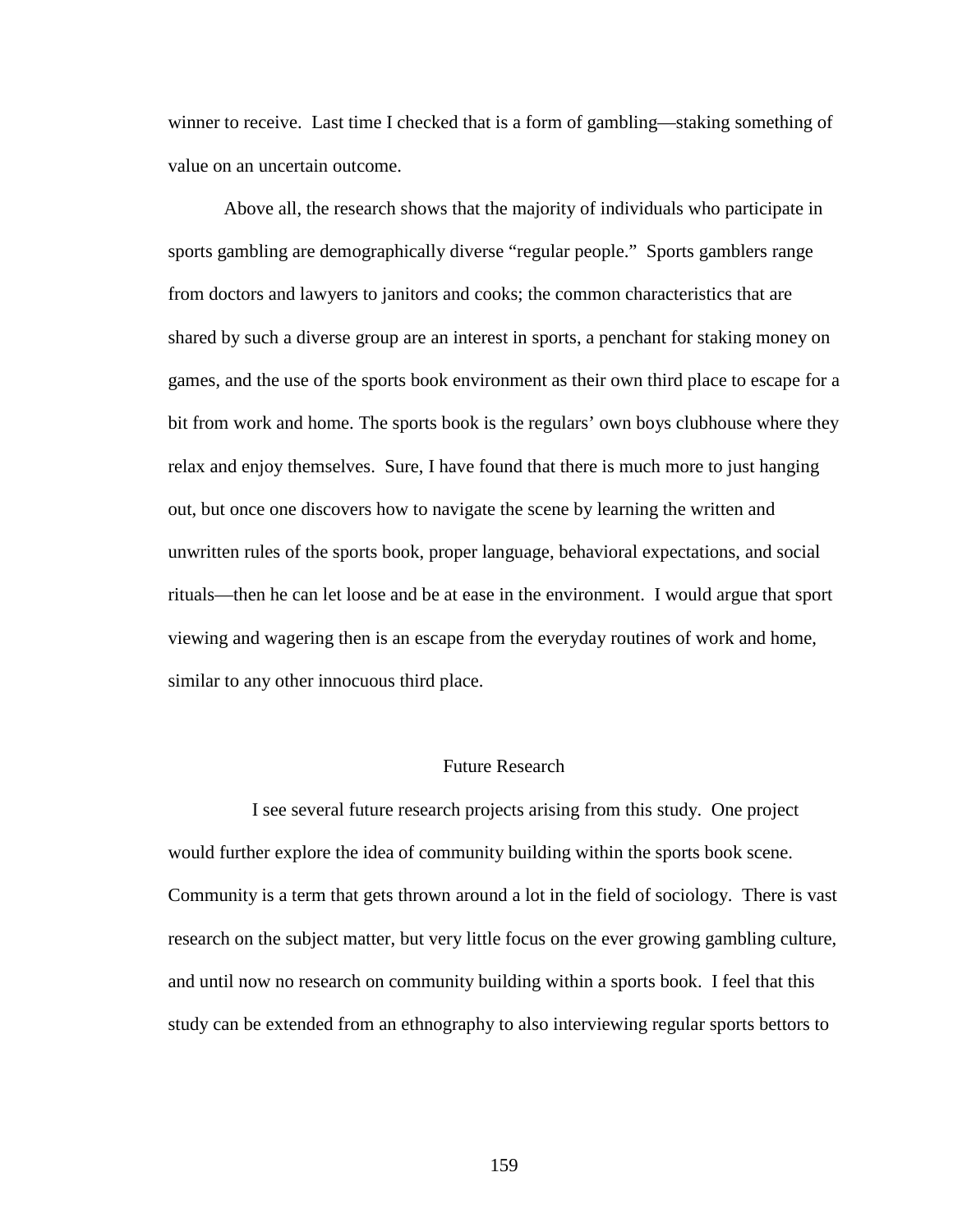winner to receive. Last time I checked that is a form of gambling—staking something of value on an uncertain outcome.

Above all, the research shows that the majority of individuals who participate in sports gambling are demographically diverse "regular people." Sports gamblers range from doctors and lawyers to janitors and cooks; the common characteristics that are shared by such a diverse group are an interest in sports, a penchant for staking money on games, and the use of the sports book environment as their own third place to escape for a bit from work and home. The sports book is the regulars' own boys clubhouse where they relax and enjoy themselves. Sure, I have found that there is much more to just hanging out, but once one discovers how to navigate the scene by learning the written and unwritten rules of the sports book, proper language, behavioral expectations, and social rituals—then he can let loose and be at ease in the environment. I would argue that sport viewing and wagering then is an escape from the everyday routines of work and home, similar to any other innocuous third place.

## Future Research

I see several future research projects arising from this study. One project would further explore the idea of community building within the sports book scene. Community is a term that gets thrown around a lot in the field of sociology. There is vast research on the subject matter, but very little focus on the ever growing gambling culture, and until now no research on community building within a sports book. I feel that this study can be extended from an ethnography to also interviewing regular sports bettors to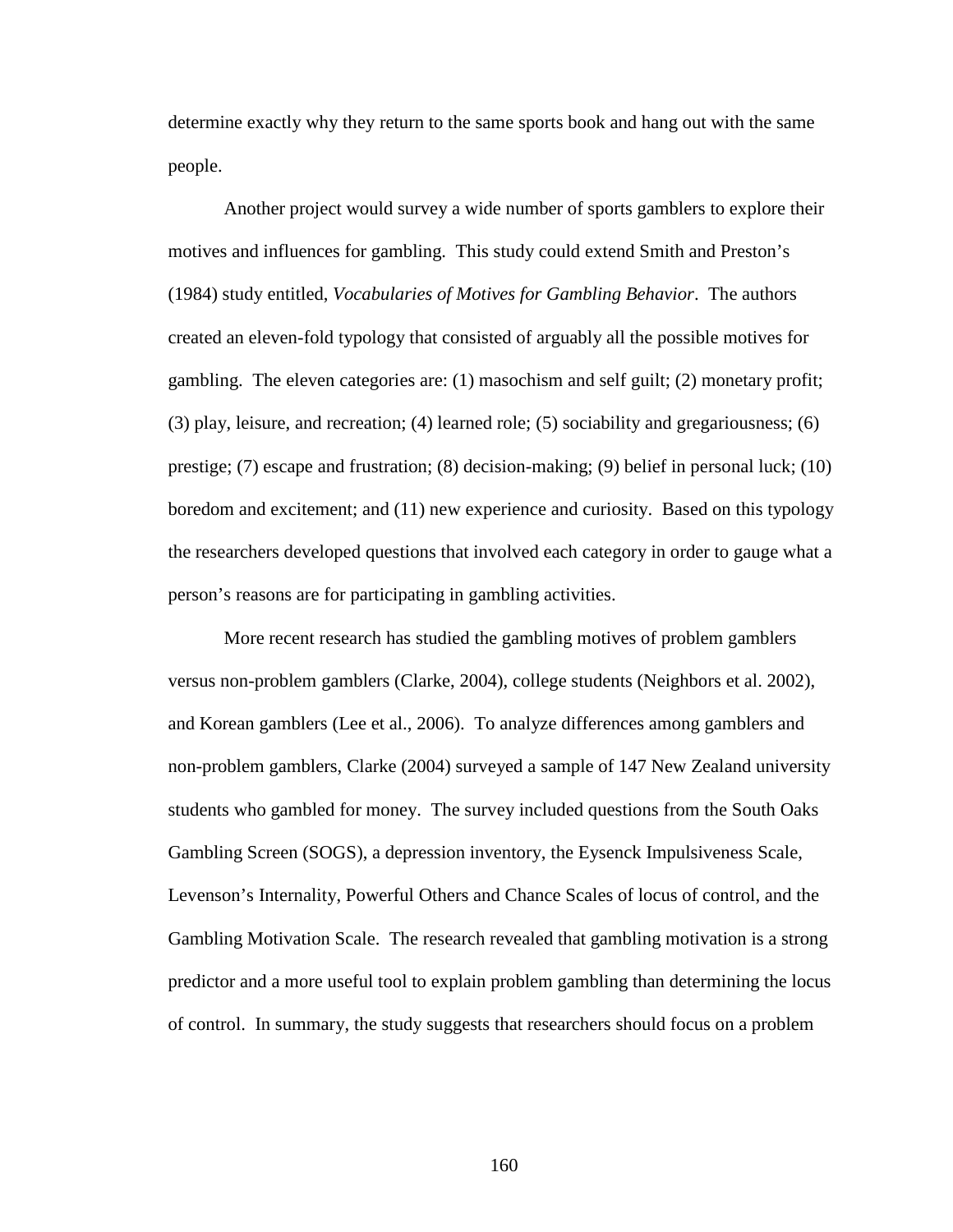determine exactly why they return to the same sports book and hang out with the same people.

Another project would survey a wide number of sports gamblers to explore their motives and influences for gambling. This study could extend Smith and Preston's (1984) study entitled, *Vocabularies of Motives for Gambling Behavior*. The authors created an eleven-fold typology that consisted of arguably all the possible motives for gambling. The eleven categories are: (1) masochism and self guilt; (2) monetary profit; (3) play, leisure, and recreation; (4) learned role; (5) sociability and gregariousness; (6) prestige; (7) escape and frustration; (8) decision-making; (9) belief in personal luck; (10) boredom and excitement; and (11) new experience and curiosity. Based on this typology the researchers developed questions that involved each category in order to gauge what a person's reasons are for participating in gambling activities.

More recent research has studied the gambling motives of problem gamblers versus non-problem gamblers (Clarke, 2004), college students (Neighbors et al. 2002), and Korean gamblers (Lee et al., 2006). To analyze differences among gamblers and non-problem gamblers, Clarke (2004) surveyed a sample of 147 New Zealand university students who gambled for money. The survey included questions from the South Oaks Gambling Screen (SOGS), a depression inventory, the Eysenck Impulsiveness Scale, Levenson's Internality, Powerful Others and Chance Scales of locus of control, and the Gambling Motivation Scale. The research revealed that gambling motivation is a strong predictor and a more useful tool to explain problem gambling than determining the locus of control. In summary, the study suggests that researchers should focus on a problem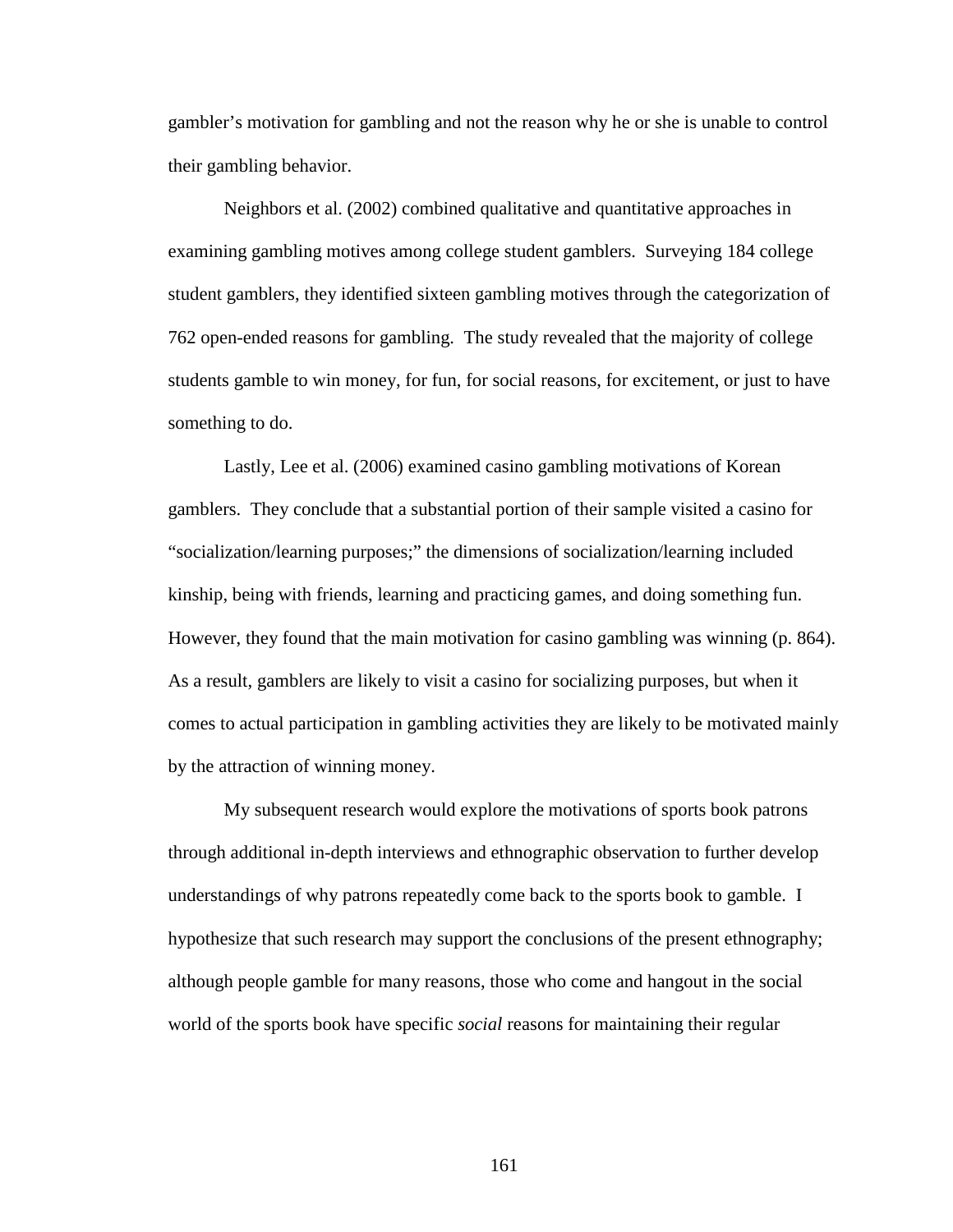gambler's motivation for gambling and not the reason why he or she is unable to control their gambling behavior.

Neighbors et al. (2002) combined qualitative and quantitative approaches in examining gambling motives among college student gamblers. Surveying 184 college student gamblers, they identified sixteen gambling motives through the categorization of 762 open-ended reasons for gambling. The study revealed that the majority of college students gamble to win money, for fun, for social reasons, for excitement, or just to have something to do.

Lastly, Lee et al. (2006) examined casino gambling motivations of Korean gamblers. They conclude that a substantial portion of their sample visited a casino for "socialization/learning purposes;" the dimensions of socialization/learning included kinship, being with friends, learning and practicing games, and doing something fun. However, they found that the main motivation for casino gambling was winning (p. 864). As a result, gamblers are likely to visit a casino for socializing purposes, but when it comes to actual participation in gambling activities they are likely to be motivated mainly by the attraction of winning money.

My subsequent research would explore the motivations of sports book patrons through additional in-depth interviews and ethnographic observation to further develop understandings of why patrons repeatedly come back to the sports book to gamble. I hypothesize that such research may support the conclusions of the present ethnography; although people gamble for many reasons, those who come and hangout in the social world of the sports book have specific *social* reasons for maintaining their regular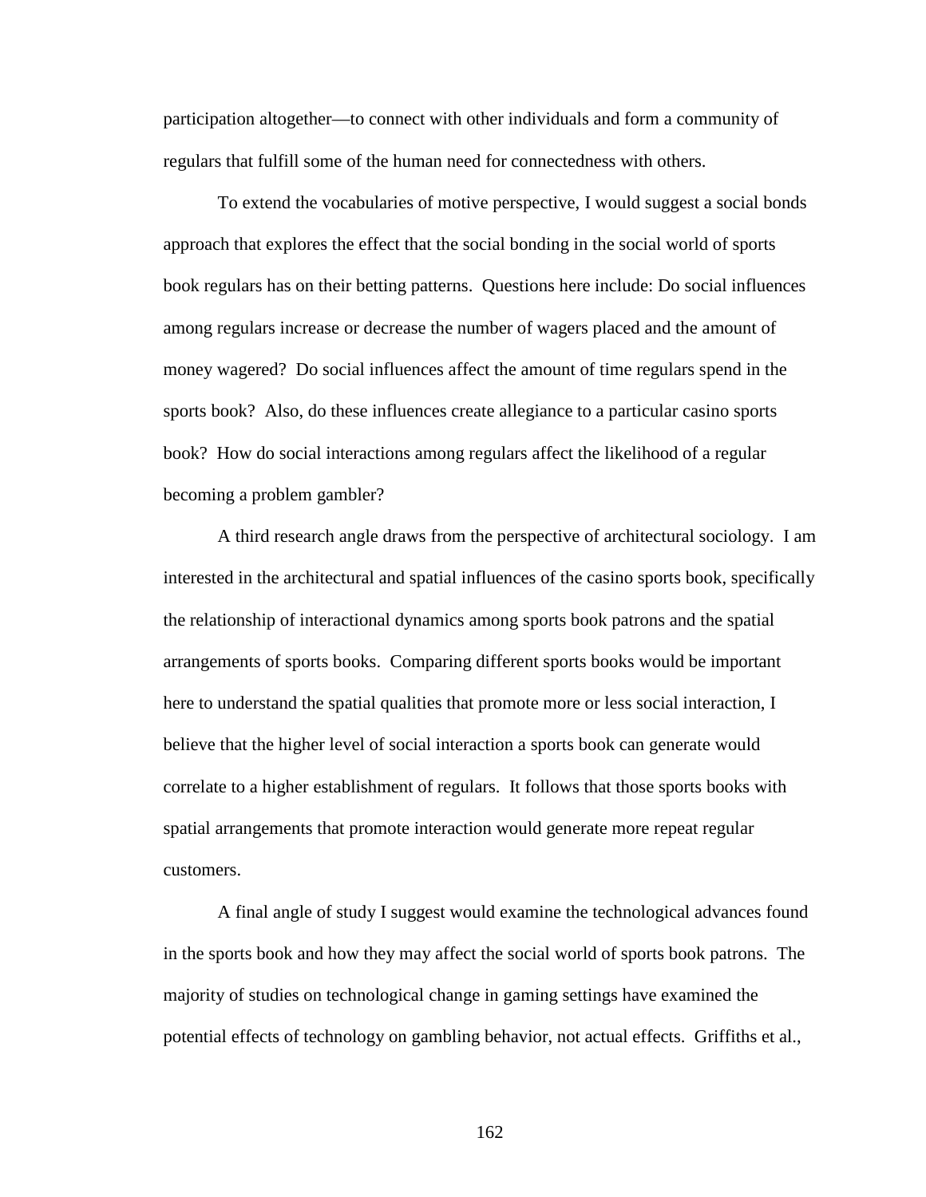participation altogether—to connect with other individuals and form a community of regulars that fulfill some of the human need for connectedness with others.

To extend the vocabularies of motive perspective, I would suggest a social bonds approach that explores the effect that the social bonding in the social world of sports book regulars has on their betting patterns. Questions here include: Do social influences among regulars increase or decrease the number of wagers placed and the amount of money wagered? Do social influences affect the amount of time regulars spend in the sports book? Also, do these influences create allegiance to a particular casino sports book? How do social interactions among regulars affect the likelihood of a regular becoming a problem gambler?

A third research angle draws from the perspective of architectural sociology. I am interested in the architectural and spatial influences of the casino sports book, specifically the relationship of interactional dynamics among sports book patrons and the spatial arrangements of sports books. Comparing different sports books would be important here to understand the spatial qualities that promote more or less social interaction, I believe that the higher level of social interaction a sports book can generate would correlate to a higher establishment of regulars. It follows that those sports books with spatial arrangements that promote interaction would generate more repeat regular customers.

A final angle of study I suggest would examine the technological advances found in the sports book and how they may affect the social world of sports book patrons. The majority of studies on technological change in gaming settings have examined the potential effects of technology on gambling behavior, not actual effects. Griffiths et al.,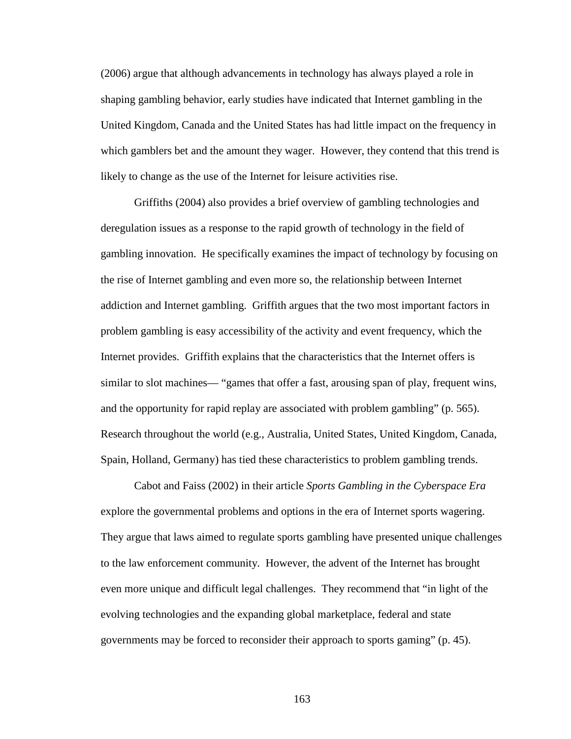(2006) argue that although advancements in technology has always played a role in shaping gambling behavior, early studies have indicated that Internet gambling in the United Kingdom, Canada and the United States has had little impact on the frequency in which gamblers bet and the amount they wager. However, they contend that this trend is likely to change as the use of the Internet for leisure activities rise.

Griffiths (2004) also provides a brief overview of gambling technologies and deregulation issues as a response to the rapid growth of technology in the field of gambling innovation. He specifically examines the impact of technology by focusing on the rise of Internet gambling and even more so, the relationship between Internet addiction and Internet gambling. Griffith argues that the two most important factors in problem gambling is easy accessibility of the activity and event frequency, which the Internet provides. Griffith explains that the characteristics that the Internet offers is similar to slot machines— "games that offer a fast, arousing span of play, frequent wins, and the opportunity for rapid replay are associated with problem gambling" (p. 565). Research throughout the world (e.g., Australia, United States, United Kingdom, Canada, Spain, Holland, Germany) has tied these characteristics to problem gambling trends.

Cabot and Faiss (2002) in their article *Sports Gambling in the Cyberspace Era* explore the governmental problems and options in the era of Internet sports wagering. They argue that laws aimed to regulate sports gambling have presented unique challenges to the law enforcement community. However, the advent of the Internet has brought even more unique and difficult legal challenges. They recommend that "in light of the evolving technologies and the expanding global marketplace, federal and state governments may be forced to reconsider their approach to sports gaming" (p. 45).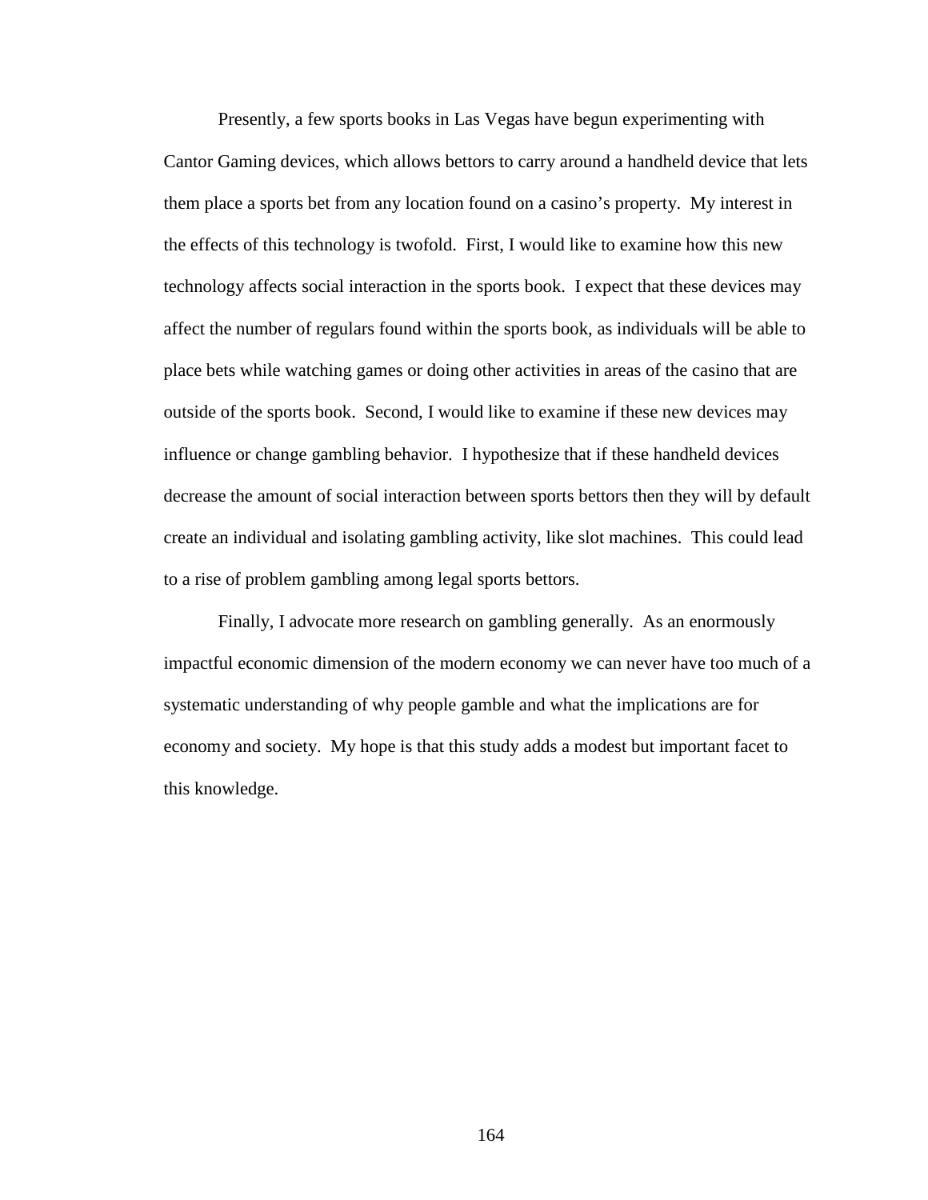Presently, a few sports books in Las Vegas have begun experimenting with Cantor Gaming devices, which allows bettors to carry around a handheld device that lets them place a sports bet from any location found on a casino's property. My interest in the effects of this technology is twofold. First, I would like to examine how this new technology affects social interaction in the sports book. I expect that these devices may affect the number of regulars found within the sports book, as individuals will be able to place bets while watching games or doing other activities in areas of the casino that are outside of the sports book. Second, I would like to examine if these new devices may influence or change gambling behavior. I hypothesize that if these handheld devices decrease the amount of social interaction between sports bettors then they will by default create an individual and isolating gambling activity, like slot machines. This could lead to a rise of problem gambling among legal sports bettors.

Finally, I advocate more research on gambling generally. As an enormously impactful economic dimension of the modern economy we can never have too much of a systematic understanding of why people gamble and what the implications are for economy and society. My hope is that this study adds a modest but important facet to this knowledge.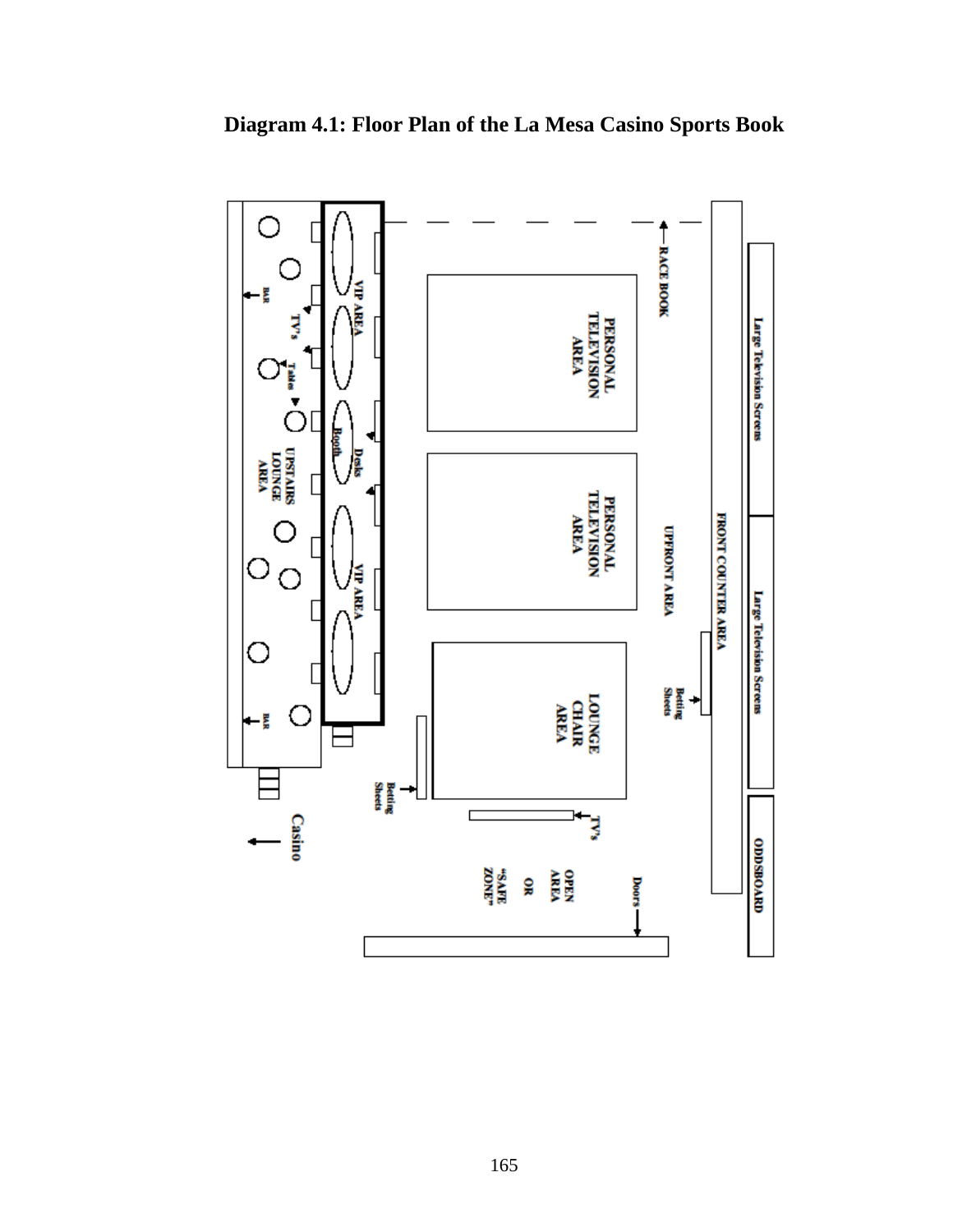**Diagram 4.1: Floor Plan of the La Mesa Casino Sports Book**

RACE BOOK

Large Television Screens

Large Television Screens

ODDSBOARD

FRONT COUNTER AREA

UPFRONT AREA

PERSONAL TELEVISION AREA

PERSONAL TELEVISION AREA

LOUNGE CHAIR AREA

Betting Sheets

Betting Sheets

TV's

Doors

OPEN AREA OR "SAFE ZONE"

VIP AREA

VIP AREA

Desks

Booth

TV's

Tables

BAR

BAR

UPSTAIRS LOUNGE AREA

Casino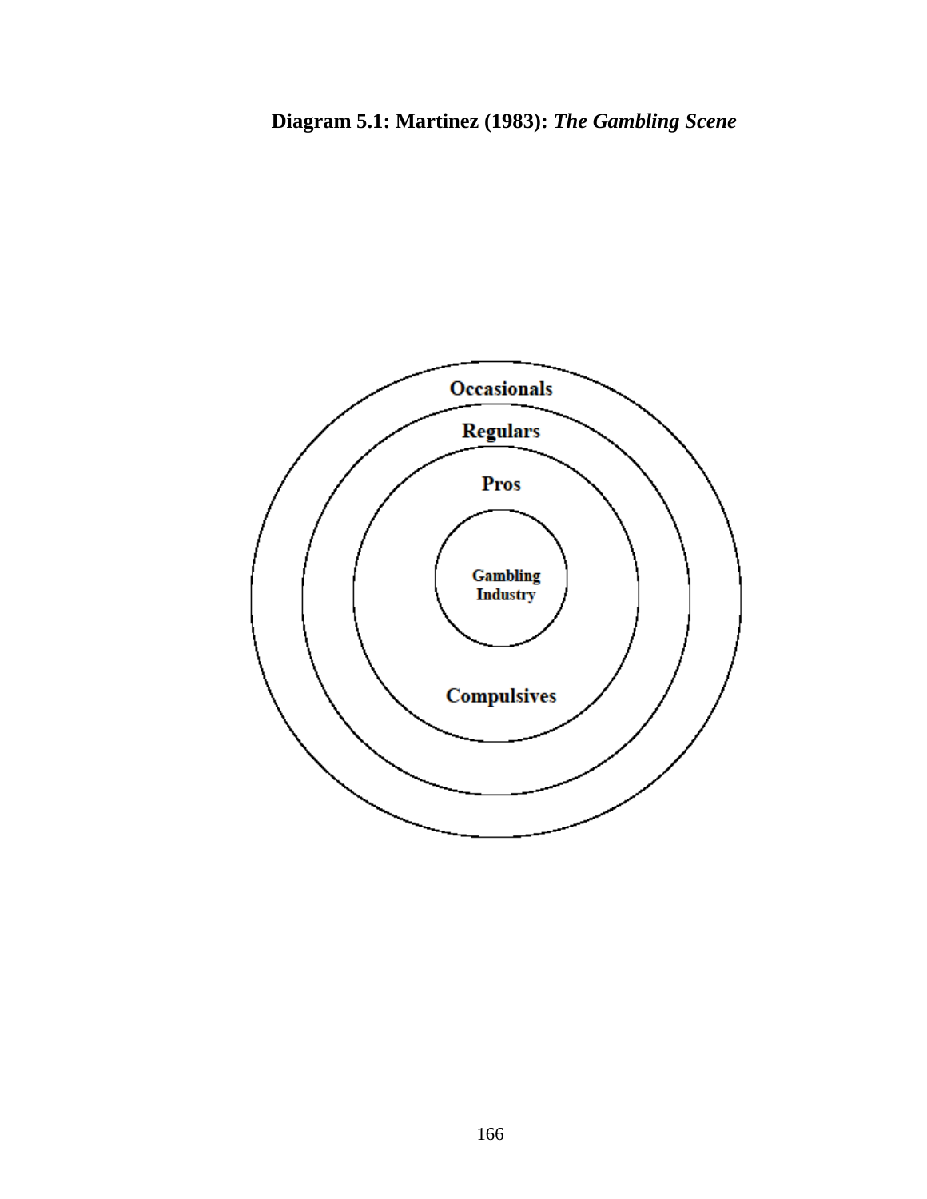**Diagram 5.1: Martinez (1983):** ***The Gambling Scene***

Occasionals

Regulars

Pros

Gambling Industry

Compulsives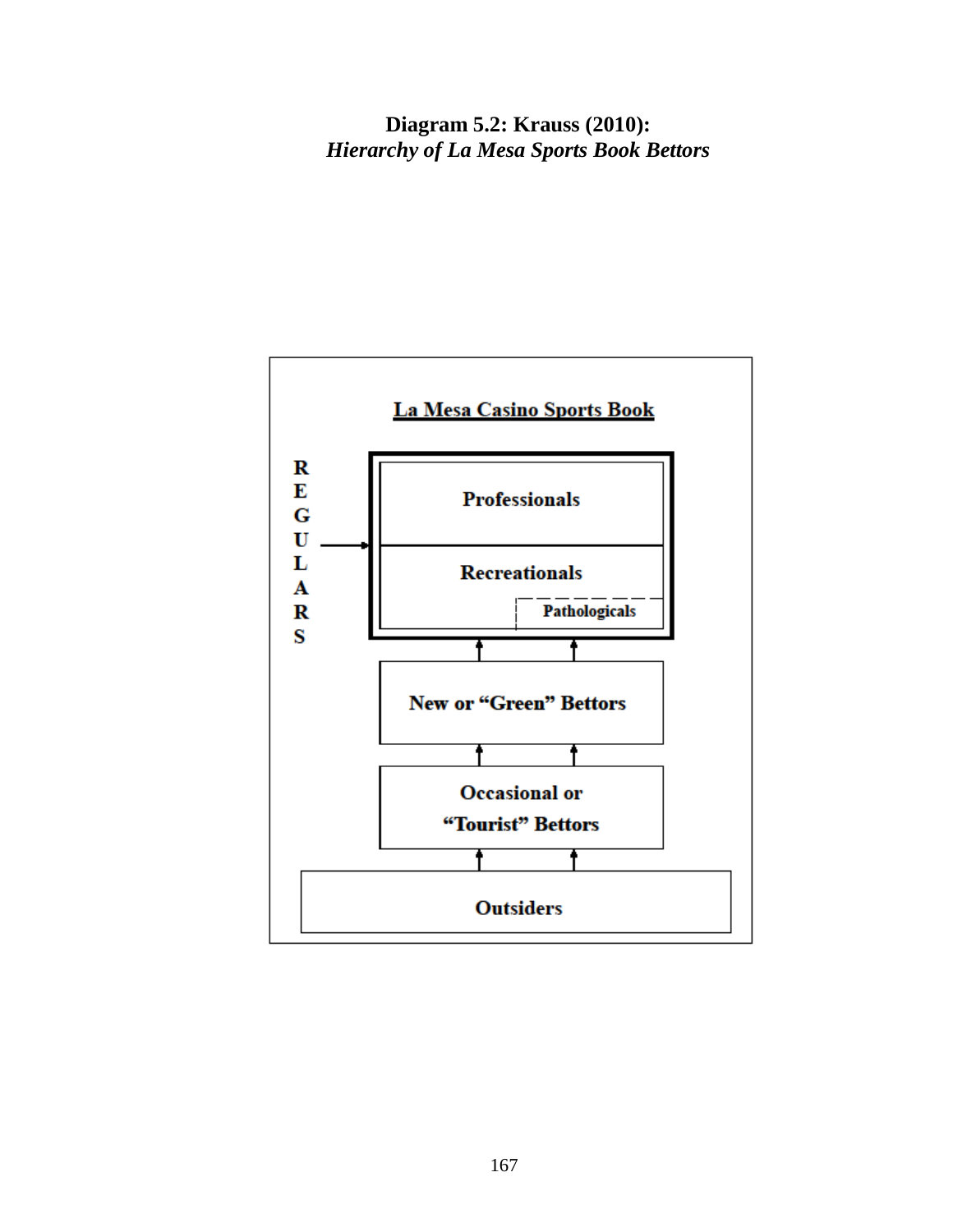**Diagram 5.2: Krauss (2010):**
***Hierarchy of La Mesa Sports Book Bettors***

La Mesa Casino Sports Book

R E G U L A R S →

Professionals

Recreationals

Pathologicals

New or "Green" Bettors

Occasional or "Tourist" Bettors

Outsiders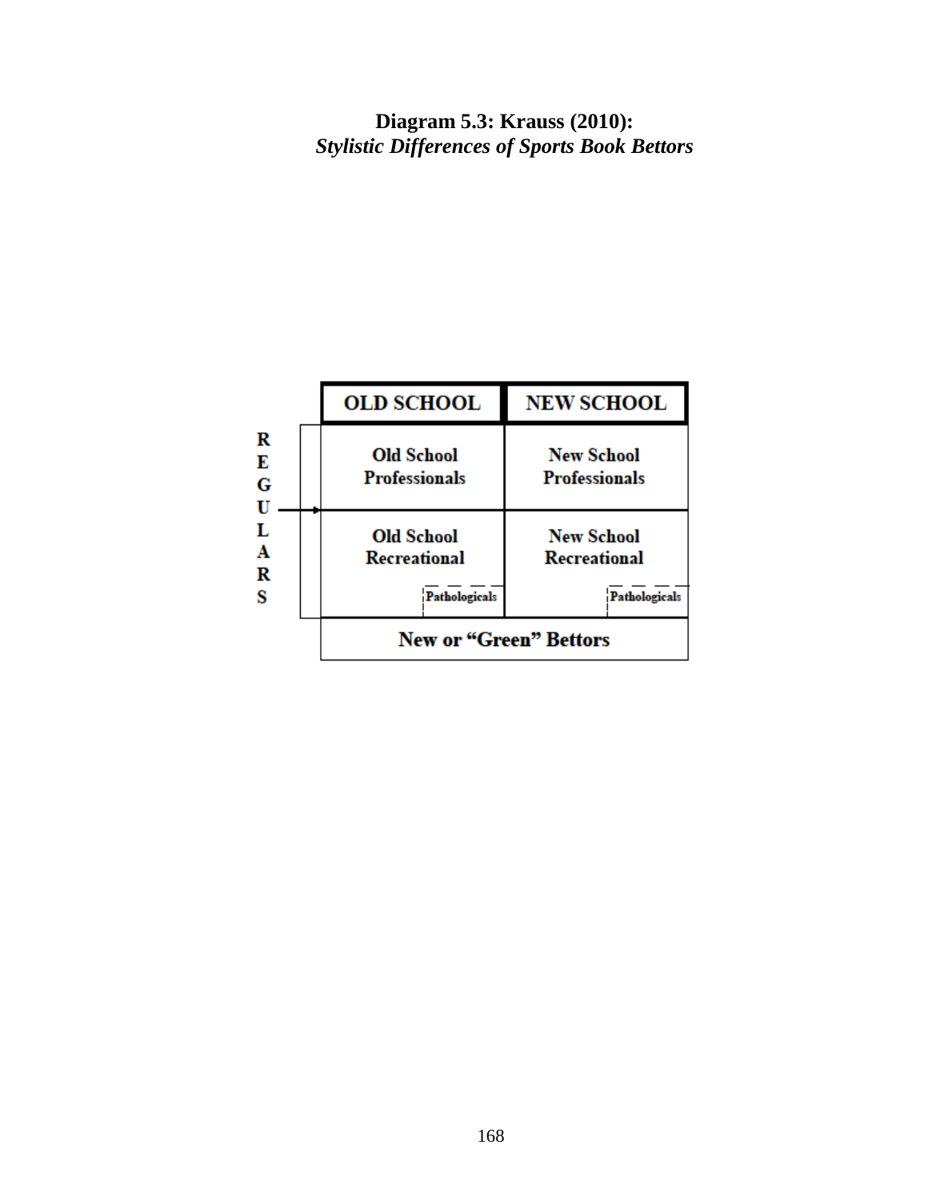**Diagram 5.3: Krauss (2010):**
***Stylistic Differences of Sports Book Bettors***

| | OLD SCHOOL | NEW SCHOOL |
|---|---|---|
| REGULARS | Old School Professionals | New School Professionals |
| | Old School Recreational (Pathologicals) | New School Recreational (Pathologicals) |
| | New or "Green" Bettors | |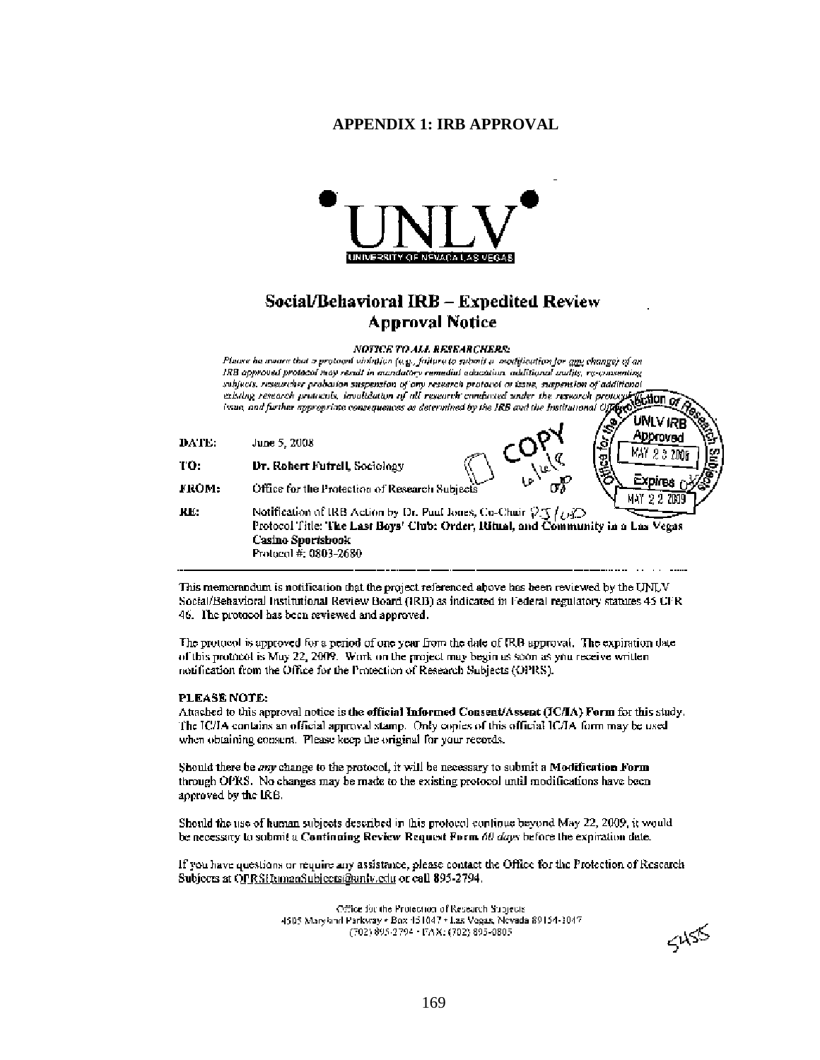## APPENDIX 1: IRB APPROVAL

UNLV
UNIVERSITY OF NEVADA LAS VEGAS

### Social/Behavioral IRB – Expedited Review
### Approval Notice

***NOTICE TO ALL RESEARCHERS:***

*Please be aware that a protocol violation (e.g., failure to submit a modification for any change) of an IRB approved protocol may result in mandatory remedial education, additional audits, re-consenting subjects, researcher probation suspension of any research protocol at issue, suspension of additional existing research protocols, invalidation of all research conducted under the research protocol at issue, and further appropriate consequences as determined by the IRB and the Institutional Officer.*

Office for the Protection of Research Subjects
UNLV IRB
Approved
MAY 2 3 2008
Expires
MAY 2 2 2009

COPY

| | |
|---|---|
| **DATE:** | June 5, 2008 |
| **TO:** | **Dr. Robert Futrell**, Sociology |
| **FROM:** | Office for the Protection of Research Subjects |
| **RE:** | Notification of IRB Action by Dr. Paul Jones, Co-Chair<br>Protocol Title: **The Last Boys' Club: Order, Ritual, and Community in a Las Vegas Casino Sportsbook**<br>Protocol #: 0803-2680 |

This memorandum is notification that the project referenced above has been reviewed by the UNLV Social/Behavioral Institutional Review Board (IRB) as indicated in Federal regulatory statutes 45 CFR 46. The protocol has been reviewed and approved.

The protocol is approved for a period of one year from the date of IRB approval. The expiration date of this protocol is May 22, 2009. Work on the project may begin as soon as you receive written notification from the Office for the Protection of Research Subjects (OPRS).

**PLEASE NOTE:**

Attached to this approval notice is **the official Informed Consent/Assent (IC/IA) Form** for this study. The IC/IA contains an **official** approval stamp. Only copies of this official IC/IA form may be used when obtaining consent. Please keep the original for your records.

Should there be *any* change to the protocol, it will be necessary to submit a **Modification Form** through OPRS. No changes may be made to the existing protocol until modifications have been approved by the IRB.

Should the use of human subjects described in this protocol continue beyond May 22, 2009, it would be necessary to submit a **Continuing Review Request Form** *60 days* before the expiration date.

If you have questions or require any assistance, please contact the Office for the Protection of Research Subjects at OPRSHumanSubjects@unlv.edu or call 895-2794.

Office for the Protection of Research Subjects
4505 Maryland Parkway • Box 451047 • Las Vegas, Nevada 89154-1047
(702) 895-2794 • FAX: (702) 895-0805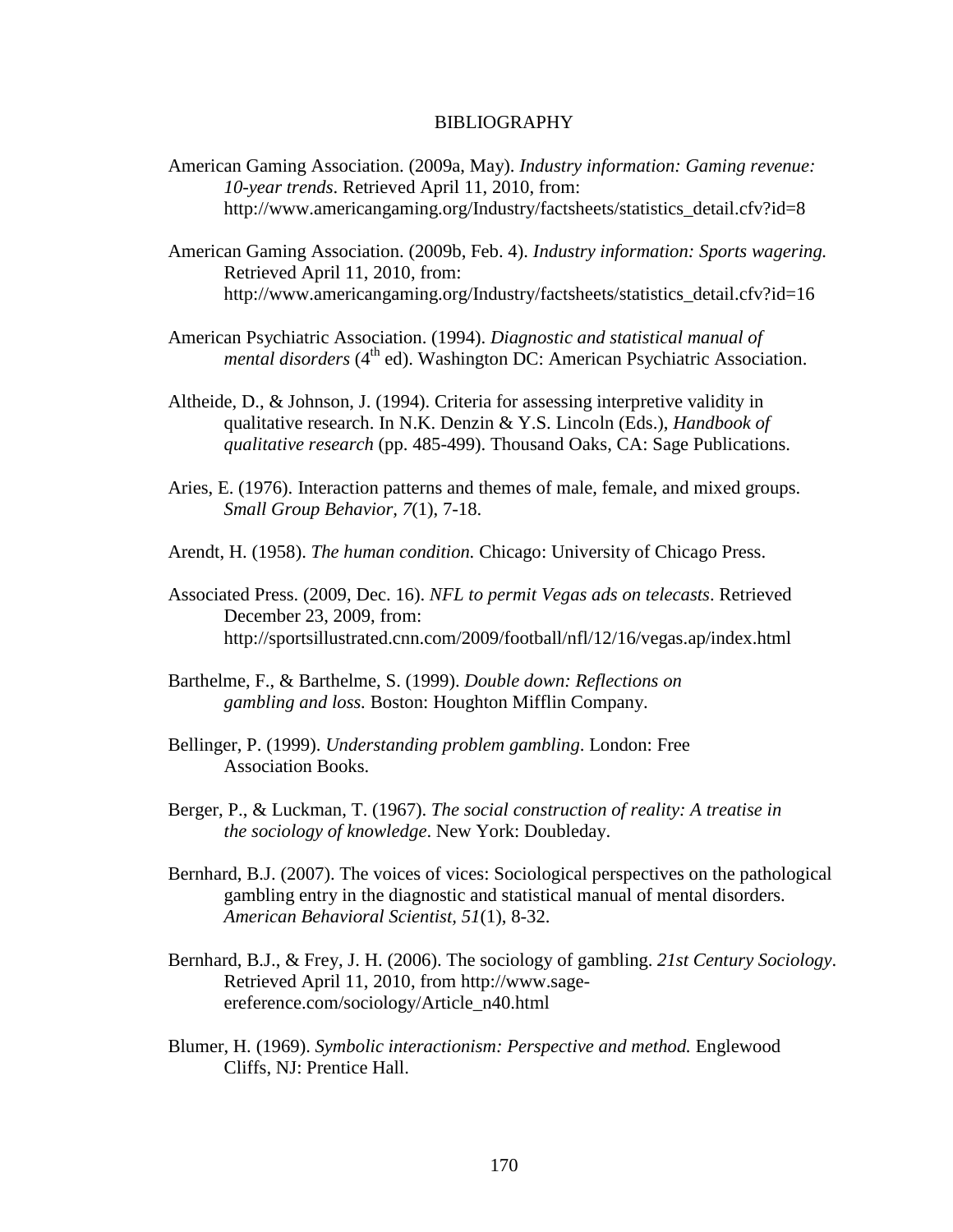# BIBLIOGRAPHY

American Gaming Association. (2009a, May). *Industry information: Gaming revenue: 10-year trends*. Retrieved April 11, 2010, from: http://www.americangaming.org/Industry/factsheets/statistics_detail.cfv?id=8

American Gaming Association. (2009b, Feb. 4). *Industry information: Sports wagering.* Retrieved April 11, 2010, from: http://www.americangaming.org/Industry/factsheets/statistics_detail.cfv?id=16

American Psychiatric Association. (1994). *Diagnostic and statistical manual of mental disorders* (4th ed). Washington DC: American Psychiatric Association.

Altheide, D., & Johnson, J. (1994). Criteria for assessing interpretive validity in qualitative research. In N.K. Denzin & Y.S. Lincoln (Eds.), *Handbook of qualitative research* (pp. 485-499). Thousand Oaks, CA: Sage Publications.

Aries, E. (1976). Interaction patterns and themes of male, female, and mixed groups. *Small Group Behavior, 7*(1), 7-18.

Arendt, H. (1958). *The human condition.* Chicago: University of Chicago Press.

Associated Press. (2009, Dec. 16). *NFL to permit Vegas ads on telecasts*. Retrieved December 23, 2009, from: http://sportsillustrated.cnn.com/2009/football/nfl/12/16/vegas.ap/index.html

Barthelme, F., & Barthelme, S. (1999). *Double down: Reflections on gambling and loss.* Boston: Houghton Mifflin Company.

Bellinger, P. (1999). *Understanding problem gambling*. London: Free Association Books.

Berger, P., & Luckman, T. (1967). *The social construction of reality: A treatise in the sociology of knowledge*. New York: Doubleday.

Bernhard, B.J. (2007). The voices of vices: Sociological perspectives on the pathological gambling entry in the diagnostic and statistical manual of mental disorders. *American Behavioral Scientist, 51*(1), 8-32.

Bernhard, B.J., & Frey, J. H. (2006). The sociology of gambling. *21st Century Sociology*. Retrieved April 11, 2010, from http://www.sage-ereference.com/sociology/Article_n40.html

Blumer, H. (1969). *Symbolic interactionism: Perspective and method.* Englewood Cliffs, NJ: Prentice Hall.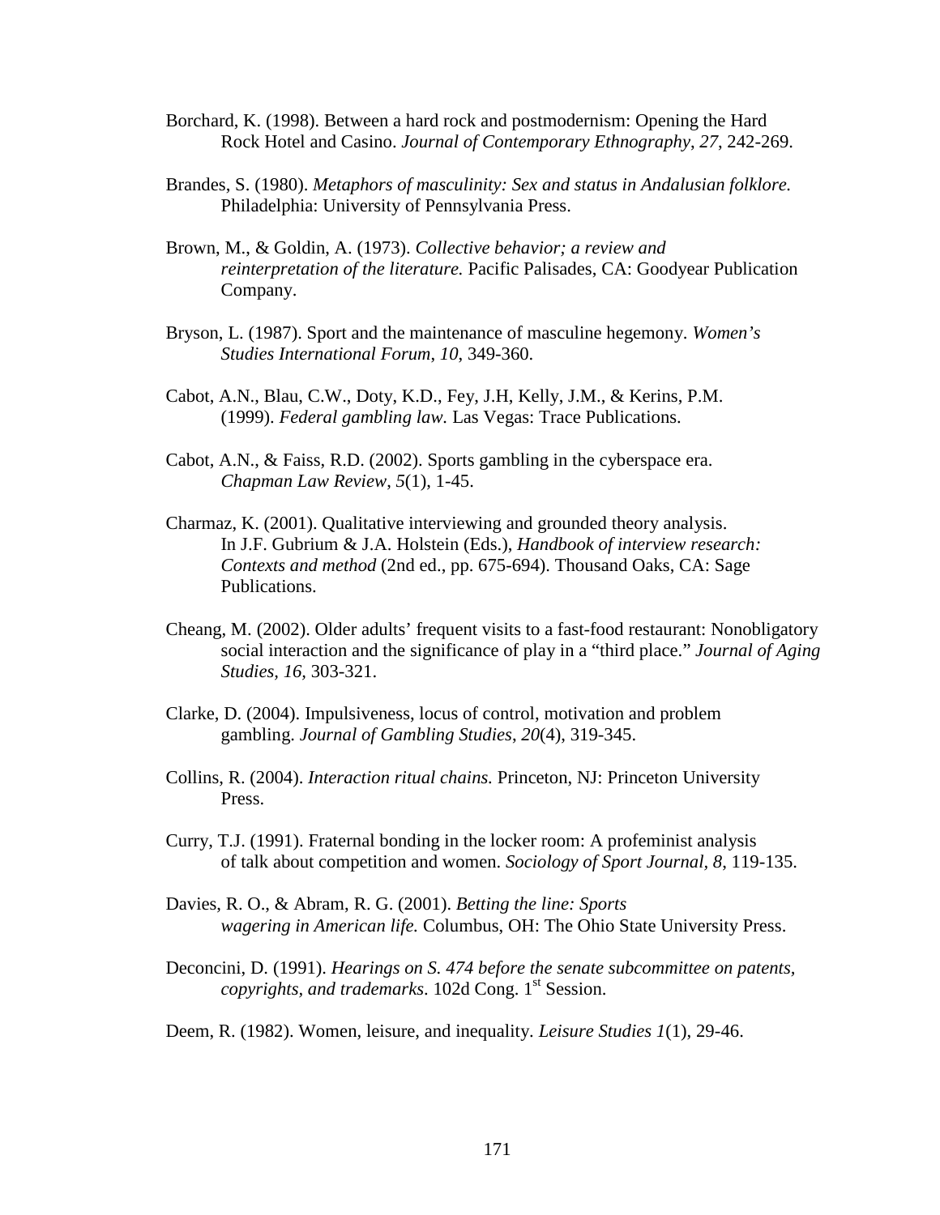Borchard, K. (1998). Between a hard rock and postmodernism: Opening the Hard Rock Hotel and Casino. *Journal of Contemporary Ethnography, 27*, 242-269.

Brandes, S. (1980). *Metaphors of masculinity: Sex and status in Andalusian folklore.* Philadelphia: University of Pennsylvania Press.

Brown, M., & Goldin, A. (1973). *Collective behavior; a review and reinterpretation of the literature.* Pacific Palisades, CA: Goodyear Publication Company.

Bryson, L. (1987). Sport and the maintenance of masculine hegemony. *Women's Studies International Forum*, *10*, 349-360.

Cabot, A.N., Blau, C.W., Doty, K.D., Fey, J.H, Kelly, J.M., & Kerins, P.M. (1999). *Federal gambling law.* Las Vegas: Trace Publications.

Cabot, A.N., & Faiss, R.D. (2002). Sports gambling in the cyberspace era. *Chapman Law Review*, *5*(1), 1-45.

Charmaz, K. (2001). Qualitative interviewing and grounded theory analysis. In J.F. Gubrium & J.A. Holstein (Eds.), *Handbook of interview research: Contexts and method* (2nd ed., pp. 675-694). Thousand Oaks, CA: Sage Publications.

Cheang, M. (2002). Older adults' frequent visits to a fast-food restaurant: Nonobligatory social interaction and the significance of play in a "third place." *Journal of Aging Studies, 16,* 303-321.

Clarke, D. (2004). Impulsiveness, locus of control, motivation and problem gambling. *Journal of Gambling Studies*, *20*(4), 319-345.

Collins, R. (2004). *Interaction ritual chains.* Princeton, NJ: Princeton University Press.

Curry, T.J. (1991). Fraternal bonding in the locker room: A profeminist analysis of talk about competition and women. *Sociology of Sport Journal, 8*, 119-135.

Davies, R. O., & Abram, R. G. (2001). *Betting the line: Sports wagering in American life.* Columbus, OH: The Ohio State University Press.

Deconcini, D. (1991). *Hearings on S. 474 before the senate subcommittee on patents, copyrights, and trademarks*. 102d Cong. 1st Session.

Deem, R. (1982). Women, leisure, and inequality. *Leisure Studies 1*(1), 29-46.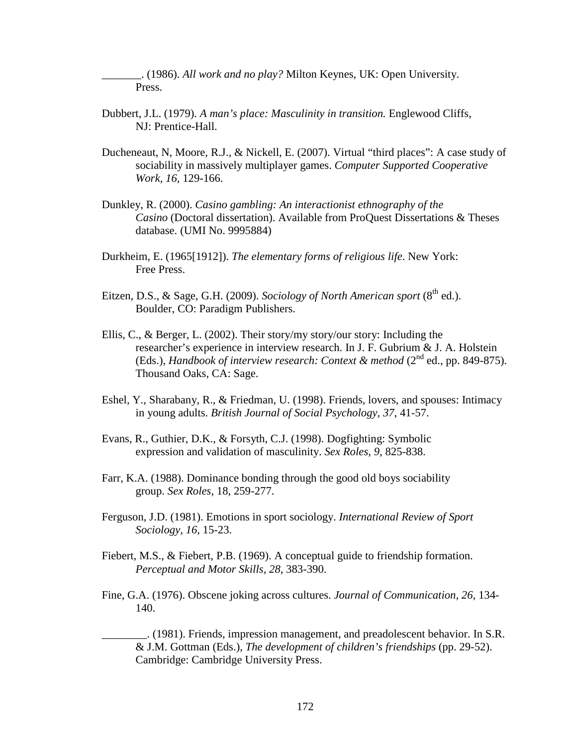_______. (1986). *All work and no play?* Milton Keynes, UK: Open University. Press.

Dubbert, J.L. (1979). *A man's place: Masculinity in transition.* Englewood Cliffs, NJ: Prentice-Hall.

Ducheneaut, N, Moore, R.J., & Nickell, E. (2007). Virtual "third places": A case study of sociability in massively multiplayer games. *Computer Supported Cooperative Work, 16*, 129-166.

Dunkley, R. (2000). *Casino gambling: An interactionist ethnography of the Casino* (Doctoral dissertation). Available from ProQuest Dissertations & Theses database. (UMI No. 9995884)

Durkheim, E. (1965[1912]). *The elementary forms of religious life*. New York: Free Press.

Eitzen, D.S., & Sage, G.H. (2009). *Sociology of North American sport* (8th ed.). Boulder, CO: Paradigm Publishers.

Ellis, C., & Berger, L. (2002). Their story/my story/our story: Including the researcher's experience in interview research. In J. F. Gubrium & J. A. Holstein (Eds.), *Handbook of interview research: Context & method* (2nd ed., pp. 849-875). Thousand Oaks, CA: Sage.

Eshel, Y., Sharabany, R., & Friedman, U. (1998). Friends, lovers, and spouses: Intimacy in young adults. *British Journal of Social Psychology, 37*, 41-57.

Evans, R., Guthier, D.K., & Forsyth, C.J. (1998). Dogfighting: Symbolic expression and validation of masculinity. *Sex Roles, 9*, 825-838.

Farr, K.A. (1988). Dominance bonding through the good old boys sociability group. *Sex Roles,* 18, 259-277.

Ferguson, J.D. (1981). Emotions in sport sociology. *International Review of Sport Sociology, 16,* 15-23.

Fiebert, M.S., & Fiebert, P.B. (1969). A conceptual guide to friendship formation. *Perceptual and Motor Skills, 28*, 383-390.

Fine, G.A. (1976). Obscene joking across cultures. *Journal of Communication, 26,* 134-140.

________. (1981). Friends, impression management, and preadolescent behavior. In S.R. & J.M. Gottman (Eds.), *The development of children's friendships* (pp. 29-52). Cambridge: Cambridge University Press.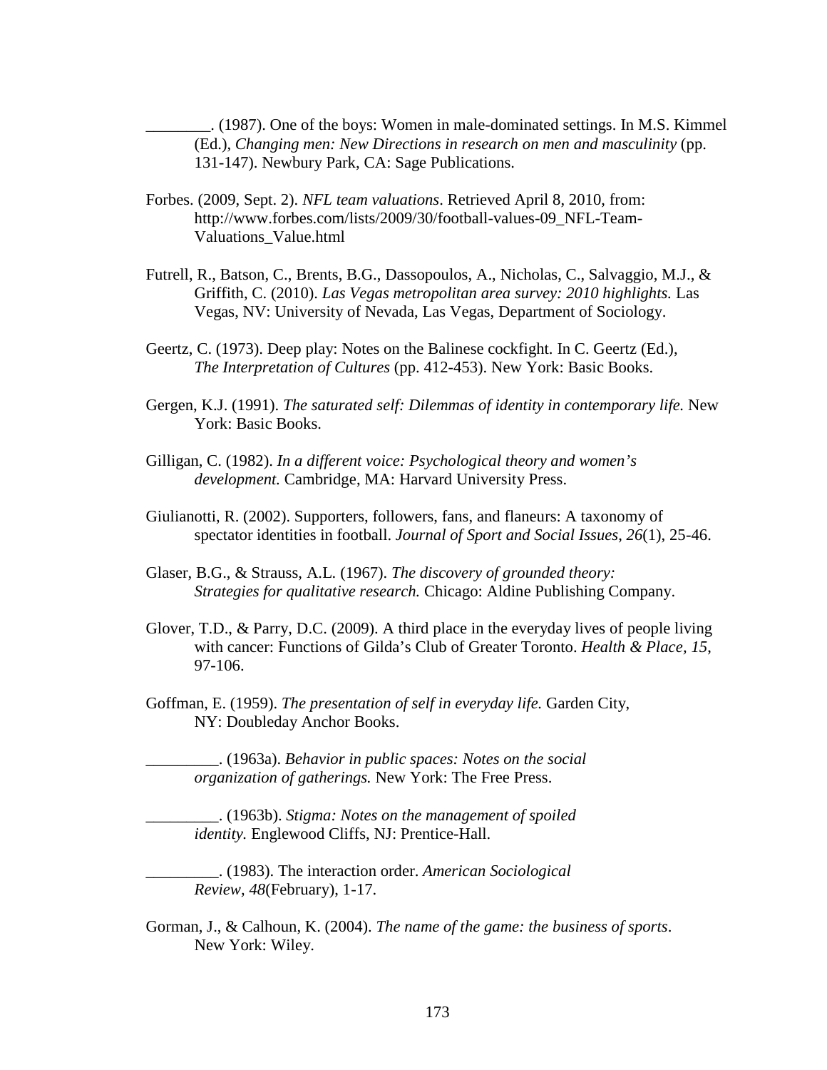________. (1987). One of the boys: Women in male-dominated settings. In M.S. Kimmel (Ed.), *Changing men: New Directions in research on men and masculinity* (pp. 131-147). Newbury Park, CA: Sage Publications.

Forbes. (2009, Sept. 2). *NFL team valuations*. Retrieved April 8, 2010, from: http://www.forbes.com/lists/2009/30/football-values-09_NFL-Team-Valuations_Value.html

Futrell, R., Batson, C., Brents, B.G., Dassopoulos, A., Nicholas, C., Salvaggio, M.J., & Griffith, C. (2010). *Las Vegas metropolitan area survey: 2010 highlights.* Las Vegas, NV: University of Nevada, Las Vegas, Department of Sociology.

Geertz, C. (1973). Deep play: Notes on the Balinese cockfight. In C. Geertz (Ed.), *The Interpretation of Cultures* (pp. 412-453). New York: Basic Books.

Gergen, K.J. (1991). *The saturated self: Dilemmas of identity in contemporary life.* New York: Basic Books.

Gilligan, C. (1982). *In a different voice: Psychological theory and women's development.* Cambridge, MA: Harvard University Press.

Giulianotti, R. (2002). Supporters, followers, fans, and flaneurs: A taxonomy of spectator identities in football. *Journal of Sport and Social Issues*, *26*(1), 25-46.

Glaser, B.G., & Strauss, A.L. (1967). *The discovery of grounded theory: Strategies for qualitative research.* Chicago: Aldine Publishing Company.

Glover, T.D., & Parry, D.C. (2009). A third place in the everyday lives of people living with cancer: Functions of Gilda's Club of Greater Toronto. *Health & Place*, *15*, 97-106.

Goffman, E. (1959). *The presentation of self in everyday life.* Garden City, NY: Doubleday Anchor Books.

_________. (1963a). *Behavior in public spaces: Notes on the social organization of gatherings.* New York: The Free Press.

_________. (1963b). *Stigma: Notes on the management of spoiled identity.* Englewood Cliffs, NJ: Prentice-Hall.

_________. (1983). The interaction order. *American Sociological Review*, *48*(February), 1-17.

Gorman, J., & Calhoun, K. (2004). *The name of the game: the business of sports*. New York: Wiley.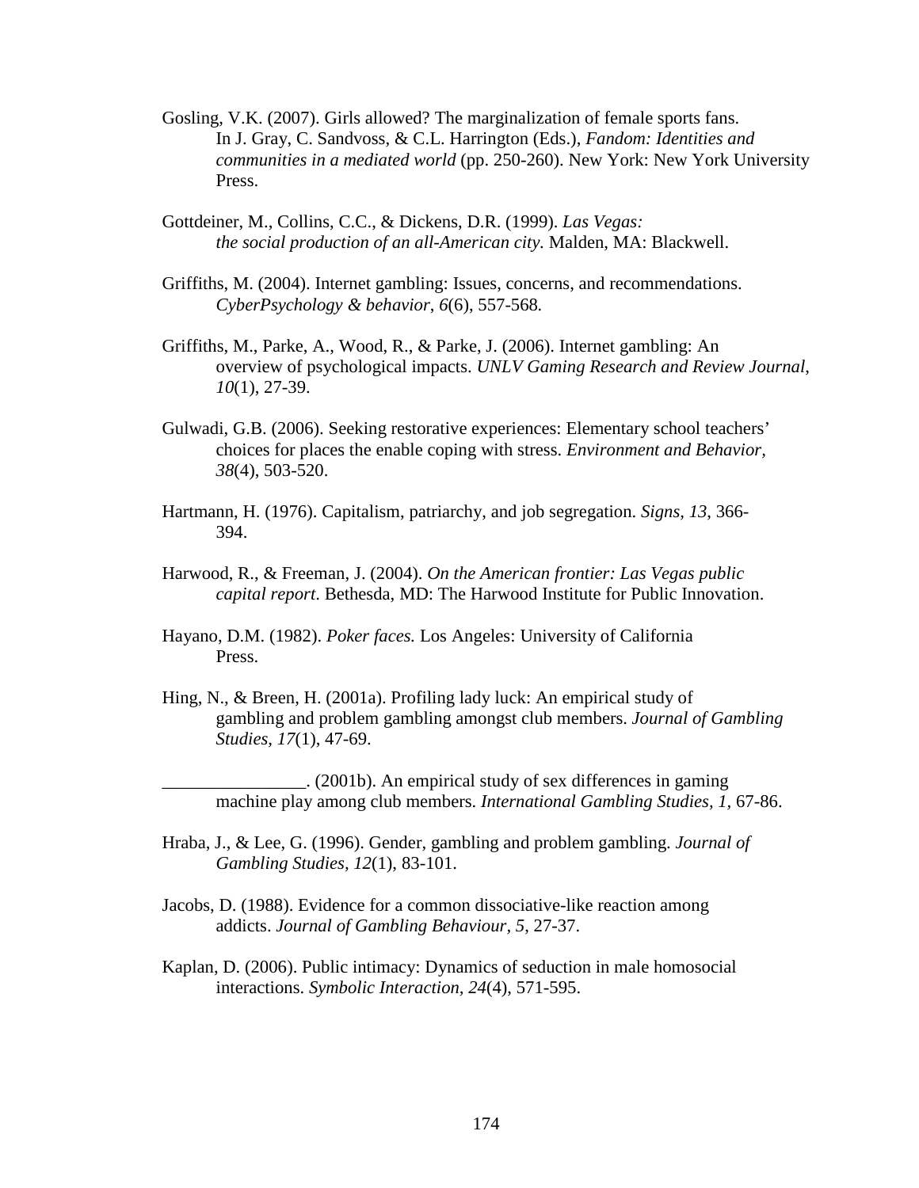Gosling, V.K. (2007). Girls allowed? The marginalization of female sports fans. In J. Gray, C. Sandvoss, & C.L. Harrington (Eds.), *Fandom: Identities and communities in a mediated world* (pp. 250-260). New York: New York University Press.

Gottdeiner, M., Collins, C.C., & Dickens, D.R. (1999). *Las Vegas: the social production of an all-American city.* Malden, MA: Blackwell.

Griffiths, M. (2004). Internet gambling: Issues, concerns, and recommendations. *CyberPsychology & behavior*, *6*(6), 557-568.

Griffiths, M., Parke, A., Wood, R., & Parke, J. (2006). Internet gambling: An overview of psychological impacts. *UNLV Gaming Research and Review Journal*, *10*(1), 27-39.

Gulwadi, G.B. (2006). Seeking restorative experiences: Elementary school teachers' choices for places the enable coping with stress. *Environment and Behavior, 38*(4), 503-520.

Hartmann, H. (1976). Capitalism, patriarchy, and job segregation. *Signs, 13*, 366-394.

Harwood, R., & Freeman, J. (2004). *On the American frontier: Las Vegas public capital report*. Bethesda, MD: The Harwood Institute for Public Innovation.

Hayano, D.M. (1982). *Poker faces.* Los Angeles: University of California Press.

Hing, N., & Breen, H. (2001a). Profiling lady luck: An empirical study of gambling and problem gambling amongst club members. *Journal of Gambling Studies, 17*(1), 47-69.

________________. (2001b). An empirical study of sex differences in gaming machine play among club members. *International Gambling Studies, 1*, 67-86.

Hraba, J., & Lee, G. (1996). Gender, gambling and problem gambling. *Journal of Gambling Studies, 12*(1), 83-101.

Jacobs, D. (1988). Evidence for a common dissociative-like reaction among addicts. *Journal of Gambling Behaviour, 5*, 27-37.

Kaplan, D. (2006). Public intimacy: Dynamics of seduction in male homosocial interactions. *Symbolic Interaction, 24*(4), 571-595.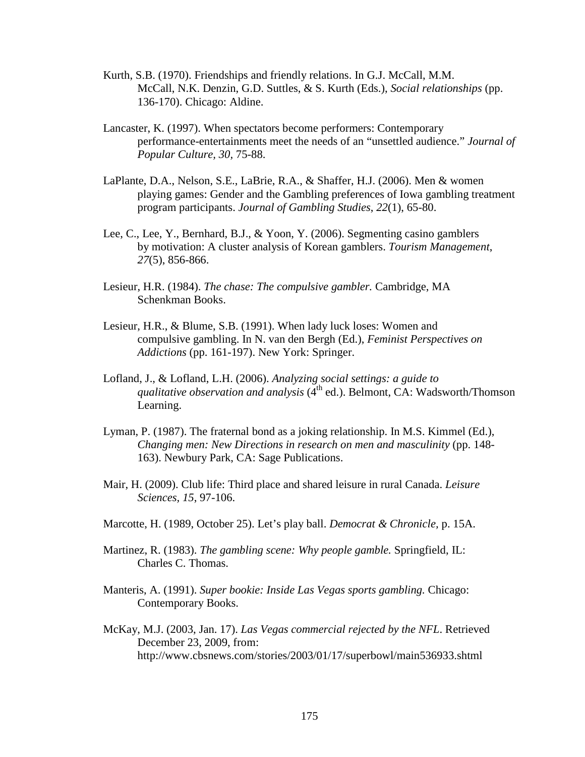Kurth, S.B. (1970). Friendships and friendly relations. In G.J. McCall, M.M. McCall, N.K. Denzin, G.D. Suttles, & S. Kurth (Eds.), *Social relationships* (pp. 136-170). Chicago: Aldine.

Lancaster, K. (1997). When spectators become performers: Contemporary performance-entertainments meet the needs of an "unsettled audience." *Journal of Popular Culture, 30,* 75-88.

LaPlante, D.A., Nelson, S.E., LaBrie, R.A., & Shaffer, H.J. (2006). Men & women playing games: Gender and the Gambling preferences of Iowa gambling treatment program participants. *Journal of Gambling Studies*, *22*(1), 65-80.

Lee, C., Lee, Y., Bernhard, B.J., & Yoon, Y. (2006). Segmenting casino gamblers by motivation: A cluster analysis of Korean gamblers. *Tourism Management*, *27*(5), 856-866.

Lesieur, H.R. (1984). *The chase: The compulsive gambler.* Cambridge, MA Schenkman Books.

Lesieur, H.R., & Blume, S.B. (1991). When lady luck loses: Women and compulsive gambling. In N. van den Bergh (Ed.), *Feminist Perspectives on Addictions* (pp. 161-197). New York: Springer.

Lofland, J., & Lofland, L.H. (2006). *Analyzing social settings: a guide to qualitative observation and analysis* (4th ed.). Belmont, CA: Wadsworth/Thomson Learning.

Lyman, P. (1987). The fraternal bond as a joking relationship. In M.S. Kimmel (Ed.), *Changing men: New Directions in research on men and masculinity* (pp. 148-163). Newbury Park, CA: Sage Publications.

Mair, H. (2009). Club life: Third place and shared leisure in rural Canada. *Leisure Sciences*, *15*, 97-106.

Marcotte, H. (1989, October 25). Let's play ball. *Democrat & Chronicle*, p. 15A.

Martinez, R. (1983). *The gambling scene: Why people gamble.* Springfield, IL: Charles C. Thomas.

Manteris, A. (1991). *Super bookie: Inside Las Vegas sports gambling.* Chicago: Contemporary Books.

McKay, M.J. (2003, Jan. 17). *Las Vegas commercial rejected by the NFL*. Retrieved December 23, 2009, from: http://www.cbsnews.com/stories/2003/01/17/superbowl/main536933.shtml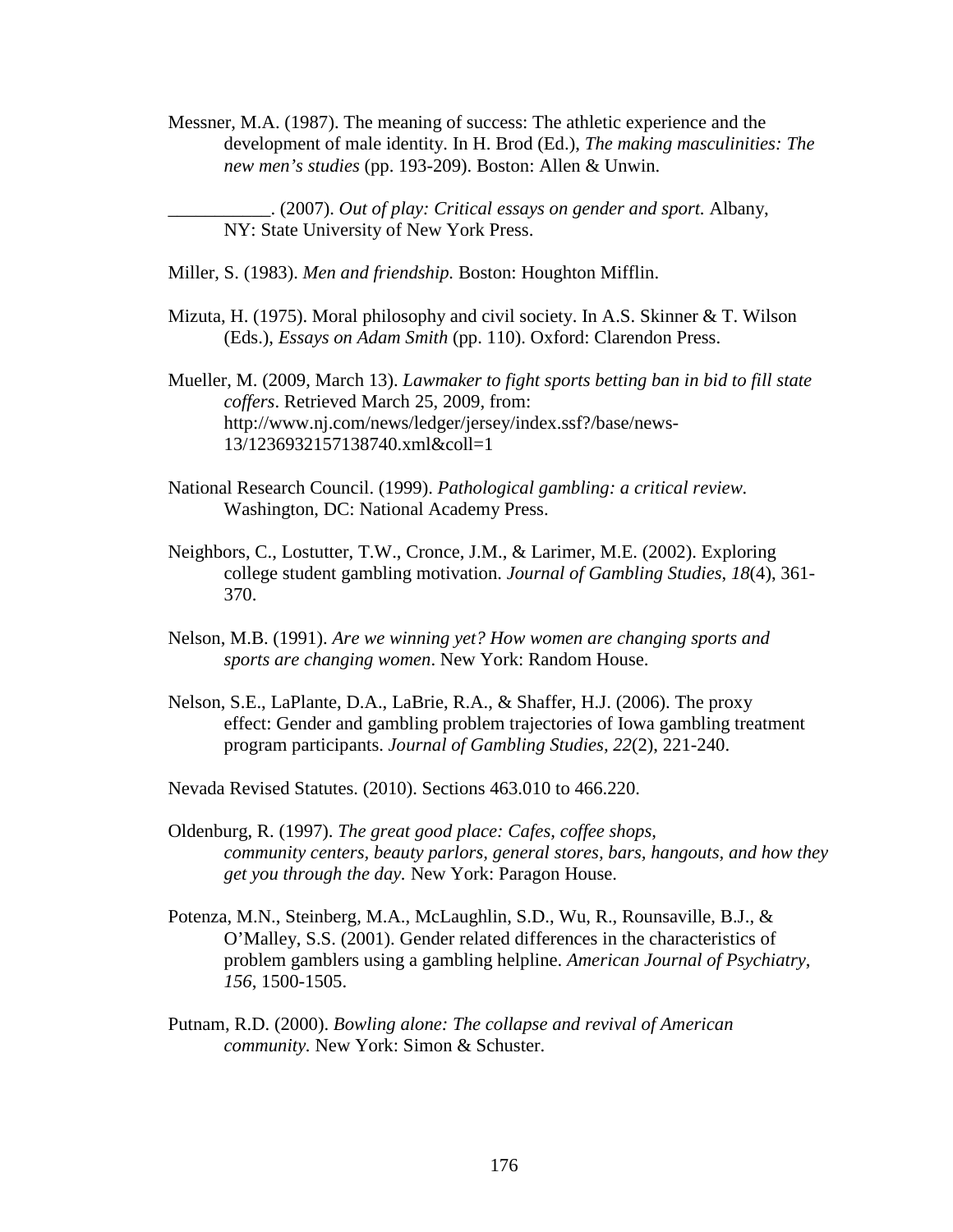Messner, M.A. (1987). The meaning of success: The athletic experience and the development of male identity. In H. Brod (Ed.), *The making masculinities: The new men's studies* (pp. 193-209). Boston: Allen & Unwin.

___________. (2007). *Out of play: Critical essays on gender and sport.* Albany, NY: State University of New York Press.

Miller, S. (1983). *Men and friendship.* Boston: Houghton Mifflin.

Mizuta, H. (1975). Moral philosophy and civil society. In A.S. Skinner & T. Wilson (Eds.), *Essays on Adam Smith* (pp. 110). Oxford: Clarendon Press.

Mueller, M. (2009, March 13). *Lawmaker to fight sports betting ban in bid to fill state coffers*. Retrieved March 25, 2009, from: http://www.nj.com/news/ledger/jersey/index.ssf?/base/news-13/1236932157138740.xml&coll=1

National Research Council. (1999). *Pathological gambling: a critical review.* Washington, DC: National Academy Press.

Neighbors, C., Lostutter, T.W., Cronce, J.M., & Larimer, M.E. (2002). Exploring college student gambling motivation. *Journal of Gambling Studies*, *18*(4), 361-370.

Nelson, M.B. (1991). *Are we winning yet? How women are changing sports and sports are changing women*. New York: Random House.

Nelson, S.E., LaPlante, D.A., LaBrie, R.A., & Shaffer, H.J. (2006). The proxy effect: Gender and gambling problem trajectories of Iowa gambling treatment program participants. *Journal of Gambling Studies, 22*(2), 221-240.

Nevada Revised Statutes. (2010). Sections 463.010 to 466.220.

Oldenburg, R. (1997). *The great good place: Cafes, coffee shops, community centers, beauty parlors, general stores, bars, hangouts, and how they get you through the day.* New York: Paragon House.

Potenza, M.N., Steinberg, M.A., McLaughlin, S.D., Wu, R., Rounsaville, B.J., & O'Malley, S.S. (2001). Gender related differences in the characteristics of problem gamblers using a gambling helpline. *American Journal of Psychiatry*, *156*, 1500-1505.

Putnam, R.D. (2000). *Bowling alone: The collapse and revival of American community.* New York: Simon & Schuster.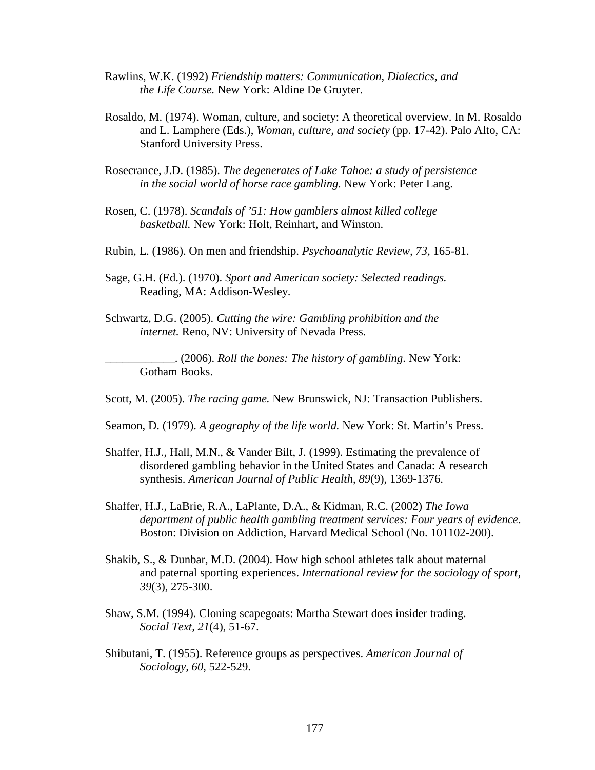Rawlins, W.K. (1992) *Friendship matters: Communication, Dialectics, and the Life Course.* New York: Aldine De Gruyter.

Rosaldo, M. (1974). Woman, culture, and society: A theoretical overview. In M. Rosaldo and L. Lamphere (Eds.), *Woman, culture, and society* (pp. 17-42). Palo Alto, CA: Stanford University Press.

Rosecrance, J.D. (1985). *The degenerates of Lake Tahoe: a study of persistence in the social world of horse race gambling.* New York: Peter Lang.

Rosen, C. (1978). *Scandals of '51: How gamblers almost killed college basketball.* New York: Holt, Reinhart, and Winston.

Rubin, L. (1986). On men and friendship. *Psychoanalytic Review, 73,* 165-81.

Sage, G.H. (Ed.). (1970). *Sport and American society: Selected readings.* Reading, MA: Addison-Wesley.

Schwartz, D.G. (2005). *Cutting the wire: Gambling prohibition and the internet.* Reno, NV: University of Nevada Press.

____________. (2006). *Roll the bones: The history of gambling*. New York: Gotham Books.

Scott, M. (2005). *The racing game.* New Brunswick, NJ: Transaction Publishers.

Seamon, D. (1979). *A geography of the life world.* New York: St. Martin's Press.

Shaffer, H.J., Hall, M.N., & Vander Bilt, J. (1999). Estimating the prevalence of disordered gambling behavior in the United States and Canada: A research synthesis. *American Journal of Public Health*, *89*(9), 1369-1376.

Shaffer, H.J., LaBrie, R.A., LaPlante, D.A., & Kidman, R.C. (2002) *The Iowa department of public health gambling treatment services: Four years of evidence*. Boston: Division on Addiction, Harvard Medical School (No. 101102-200).

Shakib, S., & Dunbar, M.D. (2004). How high school athletes talk about maternal and paternal sporting experiences. *International review for the sociology of sport*, *39*(3), 275-300.

Shaw, S.M. (1994). Cloning scapegoats: Martha Stewart does insider trading. *Social Text*, *21*(4), 51-67.

Shibutani, T. (1955). Reference groups as perspectives. *American Journal of Sociology*, *60*, 522-529.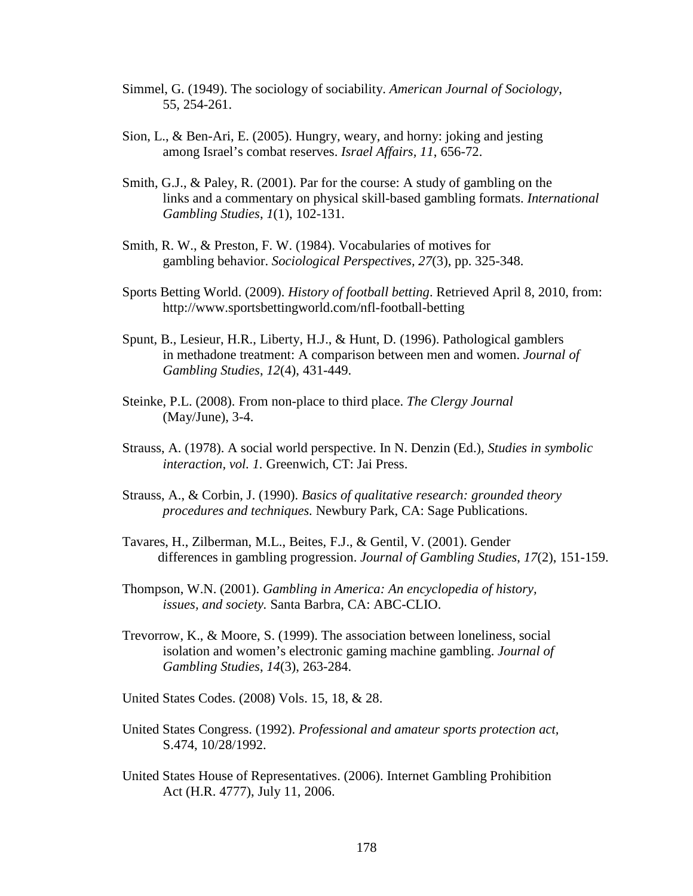Simmel, G. (1949). The sociology of sociability. *American Journal of Sociology*, 55, 254-261.

Sion, L., & Ben-Ari, E. (2005). Hungry, weary, and horny: joking and jesting among Israel's combat reserves. *Israel Affairs, 11*, 656-72.

Smith, G.J., & Paley, R. (2001). Par for the course: A study of gambling on the links and a commentary on physical skill-based gambling formats. *International Gambling Studies*, *1*(1), 102-131.

Smith, R. W., & Preston, F. W. (1984). Vocabularies of motives for gambling behavior. *Sociological Perspectives*, *27*(3), pp. 325-348.

Sports Betting World. (2009). *History of football betting*. Retrieved April 8, 2010, from: http://www.sportsbettingworld.com/nfl-football-betting

Spunt, B., Lesieur, H.R., Liberty, H.J., & Hunt, D. (1996). Pathological gamblers in methadone treatment: A comparison between men and women. *Journal of Gambling Studies*, *12*(4), 431-449.

Steinke, P.L. (2008). From non-place to third place. *The Clergy Journal* (May/June), 3-4.

Strauss, A. (1978). A social world perspective. In N. Denzin (Ed.), *Studies in symbolic interaction, vol. 1.* Greenwich, CT: Jai Press.

Strauss, A., & Corbin, J. (1990). *Basics of qualitative research: grounded theory procedures and techniques.* Newbury Park, CA: Sage Publications.

Tavares, H., Zilberman, M.L., Beites, F.J., & Gentil, V. (2001). Gender differences in gambling progression. *Journal of Gambling Studies*, *17*(2), 151-159.

Thompson, W.N. (2001). *Gambling in America: An encyclopedia of history, issues, and society.* Santa Barbra, CA: ABC-CLIO.

Trevorrow, K., & Moore, S. (1999). The association between loneliness, social isolation and women's electronic gaming machine gambling. *Journal of Gambling Studies*, *14*(3), 263-284.

United States Codes. (2008) Vols. 15, 18, & 28.

United States Congress. (1992). *Professional and amateur sports protection act,* S.474, 10/28/1992.

United States House of Representatives. (2006). Internet Gambling Prohibition Act (H.R. 4777), July 11, 2006.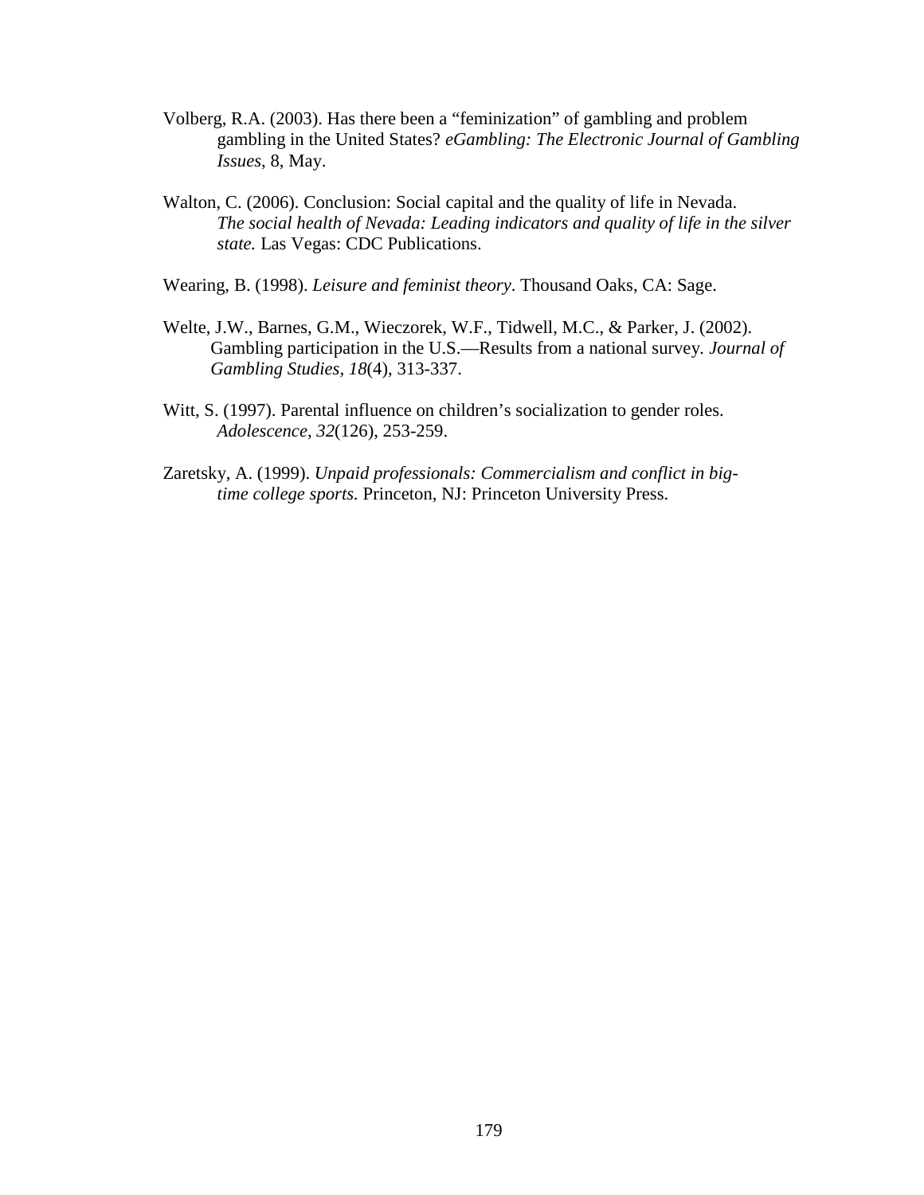Volberg, R.A. (2003). Has there been a "feminization" of gambling and problem gambling in the United States? *eGambling: The Electronic Journal of Gambling Issues*, 8, May.

Walton, C. (2006). Conclusion: Social capital and the quality of life in Nevada. *The social health of Nevada: Leading indicators and quality of life in the silver state.* Las Vegas: CDC Publications.

Wearing, B. (1998). *Leisure and feminist theory*. Thousand Oaks, CA: Sage.

Welte, J.W., Barnes, G.M., Wieczorek, W.F., Tidwell, M.C., & Parker, J. (2002). Gambling participation in the U.S.—Results from a national survey. *Journal of Gambling Studies*, *18*(4), 313-337.

Witt, S. (1997). Parental influence on children's socialization to gender roles. *Adolescence, 32*(126), 253-259.

Zaretsky, A. (1999). *Unpaid professionals: Commercialism and conflict in big-time college sports.* Princeton, NJ: Princeton University Press.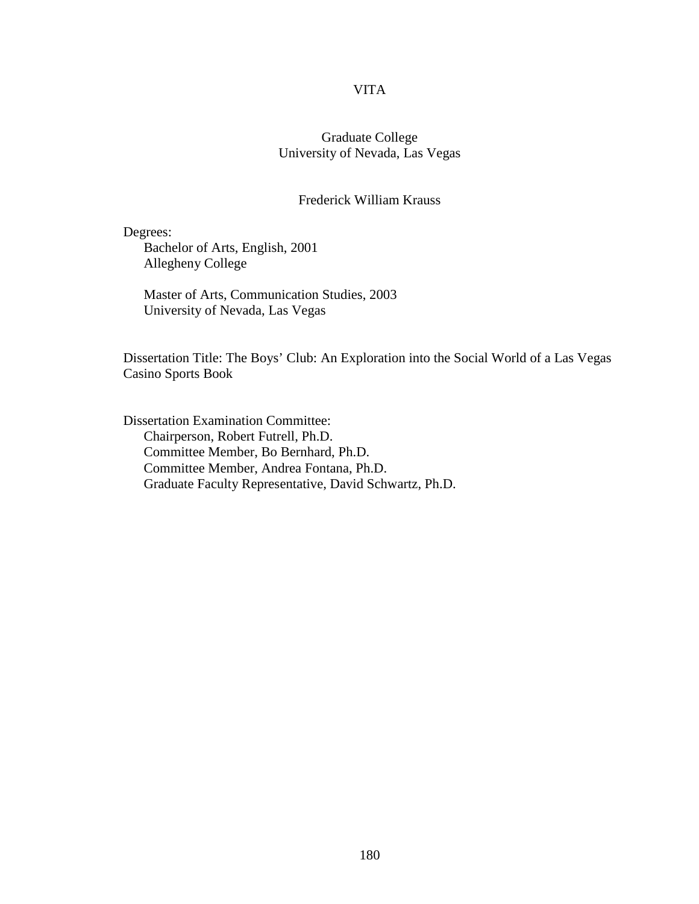# VITA

Graduate College
University of Nevada, Las Vegas

Frederick William Krauss

Degrees:

Bachelor of Arts, English, 2001
Allegheny College

Master of Arts, Communication Studies, 2003
University of Nevada, Las Vegas

Dissertation Title: The Boys' Club: An Exploration into the Social World of a Las Vegas Casino Sports Book

Dissertation Examination Committee:

Chairperson, Robert Futrell, Ph.D.
Committee Member, Bo Bernhard, Ph.D.
Committee Member, Andrea Fontana, Ph.D.
Graduate Faculty Representative, David Schwartz, Ph.D.